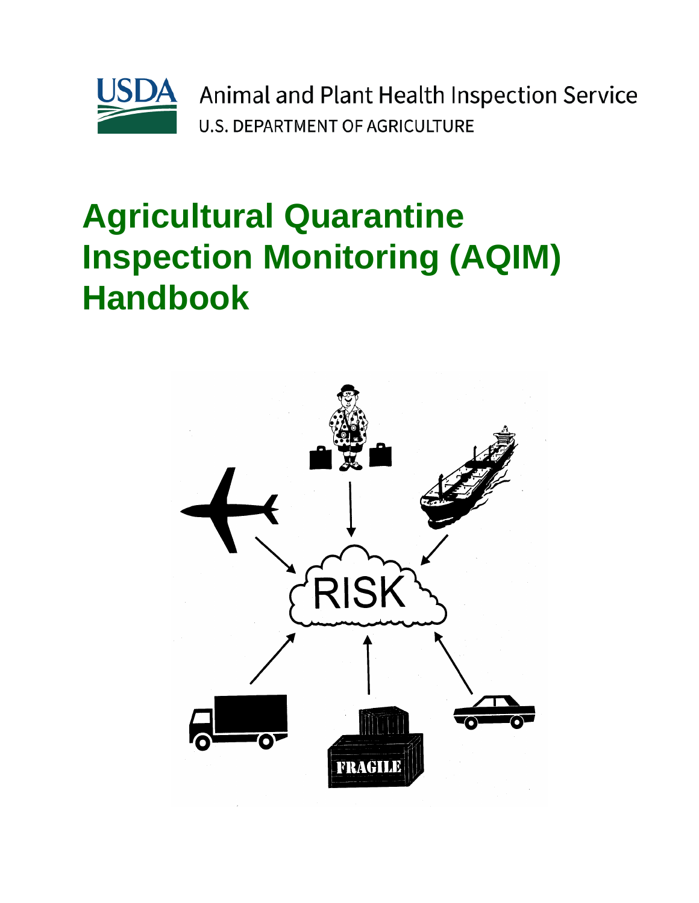USDA Animal and Plant Health Inspection Service
U.S. DEPARTMENT OF AGRICULTURE

# Agricultural Quarantine Inspection Monitoring (AQIM) Handbook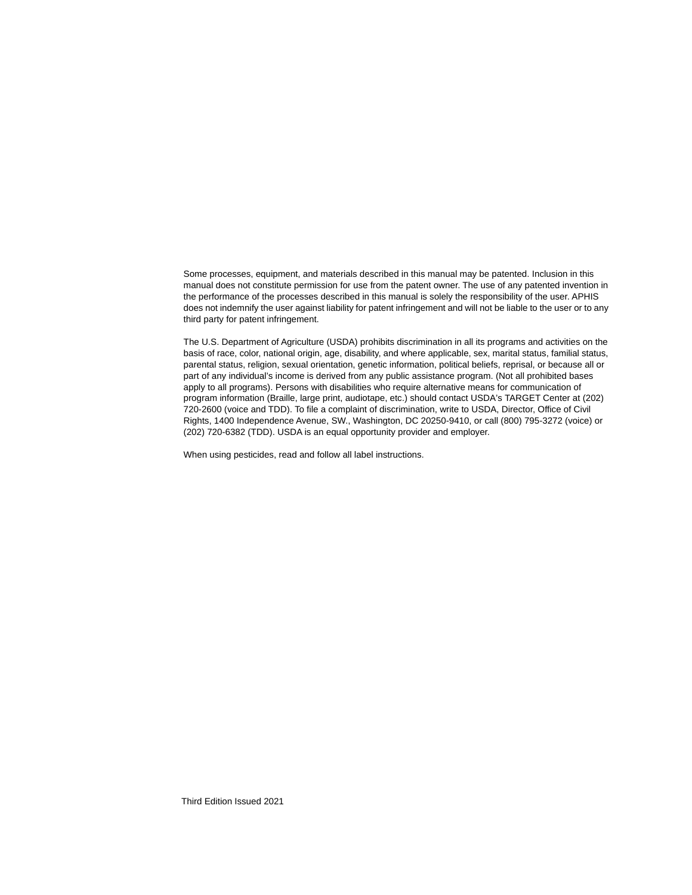Some processes, equipment, and materials described in this manual may be patented. Inclusion in this manual does not constitute permission for use from the patent owner. The use of any patented invention in the performance of the processes described in this manual is solely the responsibility of the user. APHIS does not indemnify the user against liability for patent infringement and will not be liable to the user or to any third party for patent infringement.

The U.S. Department of Agriculture (USDA) prohibits discrimination in all its programs and activities on the basis of race, color, national origin, age, disability, and where applicable, sex, marital status, familial status, parental status, religion, sexual orientation, genetic information, political beliefs, reprisal, or because all or part of any individual's income is derived from any public assistance program. (Not all prohibited bases apply to all programs). Persons with disabilities who require alternative means for communication of program information (Braille, large print, audiotape, etc.) should contact USDA's TARGET Center at (202) 720-2600 (voice and TDD). To file a complaint of discrimination, write to USDA, Director, Office of Civil Rights, 1400 Independence Avenue, SW., Washington, DC 20250-9410, or call (800) 795-3272 (voice) or (202) 720-6382 (TDD). USDA is an equal opportunity provider and employer.

When using pesticides, read and follow all label instructions.

Third Edition Issued 2021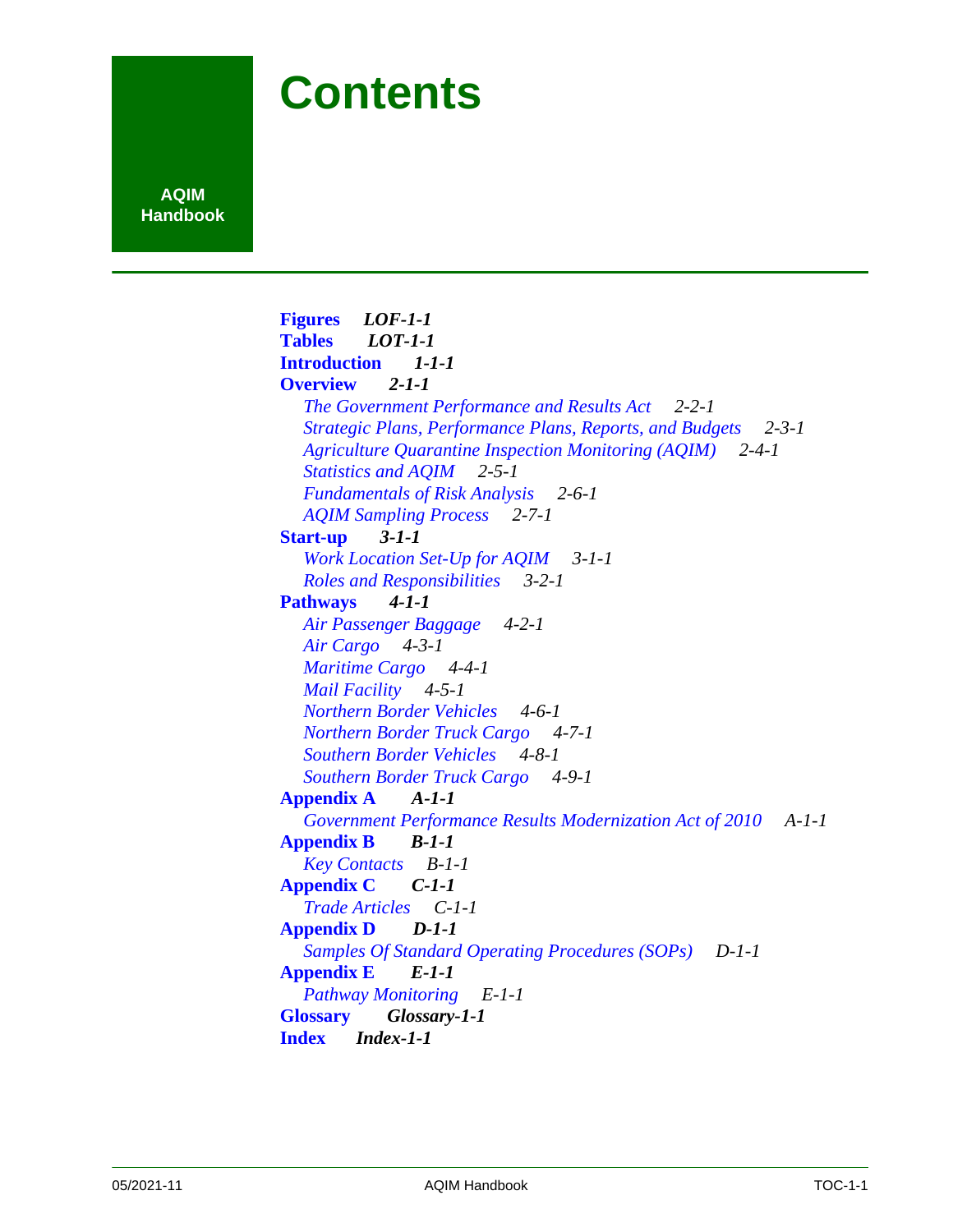# Contents

**AQIM Handbook**

**Figures** ***LOF-1-1***
**Tables** ***LOT-1-1***
**Introduction** ***1-1-1***
**Overview** ***2-1-1***
- *The Government Performance and Results Act* *2-2-1*
- *Strategic Plans, Performance Plans, Reports, and Budgets* *2-3-1*
- *Agriculture Quarantine Inspection Monitoring (AQIM)* *2-4-1*
- *Statistics and AQIM* *2-5-1*
- *Fundamentals of Risk Analysis* *2-6-1*
- *AQIM Sampling Process* *2-7-1*

**Start-up** ***3-1-1***
- *Work Location Set-Up for AQIM* *3-1-1*
- *Roles and Responsibilities* *3-2-1*

**Pathways** ***4-1-1***
- *Air Passenger Baggage* *4-2-1*
- *Air Cargo* *4-3-1*
- *Maritime Cargo* *4-4-1*
- *Mail Facility* *4-5-1*
- *Northern Border Vehicles* *4-6-1*
- *Northern Border Truck Cargo* *4-7-1*
- *Southern Border Vehicles* *4-8-1*
- *Southern Border Truck Cargo* *4-9-1*

**Appendix A** ***A-1-1***
- *Government Performance Results Modernization Act of 2010* *A-1-1*

**Appendix B** ***B-1-1***
- *Key Contacts* *B-1-1*

**Appendix C** ***C-1-1***
- *Trade Articles* *C-1-1*

**Appendix D** ***D-1-1***
- *Samples Of Standard Operating Procedures (SOPs)* *D-1-1*

**Appendix E** ***E-1-1***
- *Pathway Monitoring* *E-1-1*

**Glossary** ***Glossary-1-1***
**Index** ***Index-1-1***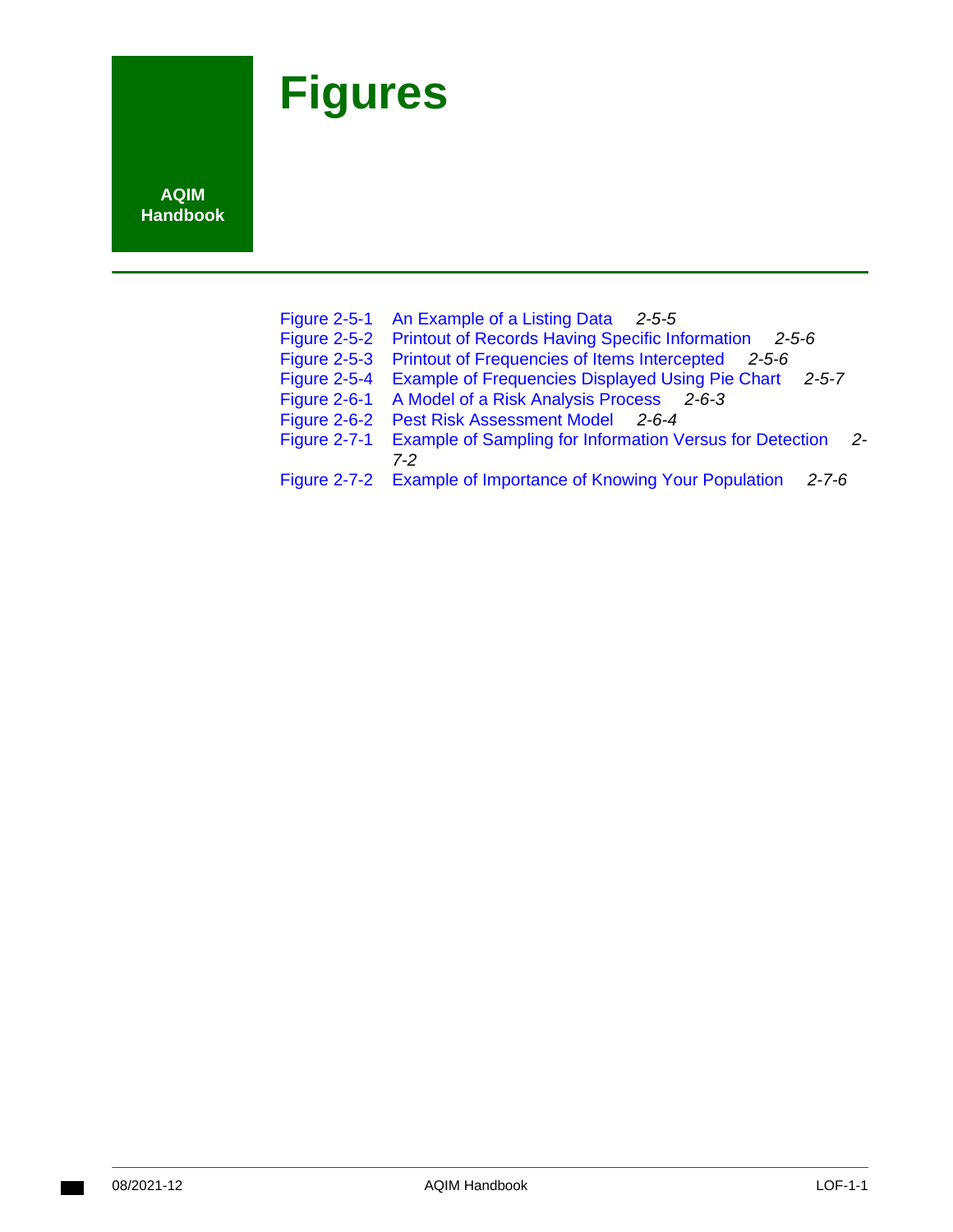# Figures

**AQIM Handbook**

| | | |
|---|---|---|
| Figure 2-5-1 | An Example of a Listing Data | *2-5-5* |
| Figure 2-5-2 | Printout of Records Having Specific Information | *2-5-6* |
| Figure 2-5-3 | Printout of Frequencies of Items Intercepted | *2-5-6* |
| Figure 2-5-4 | Example of Frequencies Displayed Using Pie Chart | *2-5-7* |
| Figure 2-6-1 | A Model of a Risk Analysis Process | *2-6-3* |
| Figure 2-6-2 | Pest Risk Assessment Model | *2-6-4* |
| Figure 2-7-1 | Example of Sampling for Information Versus for Detection | *2-7-2* |
| Figure 2-7-2 | Example of Importance of Knowing Your Population | *2-7-6* |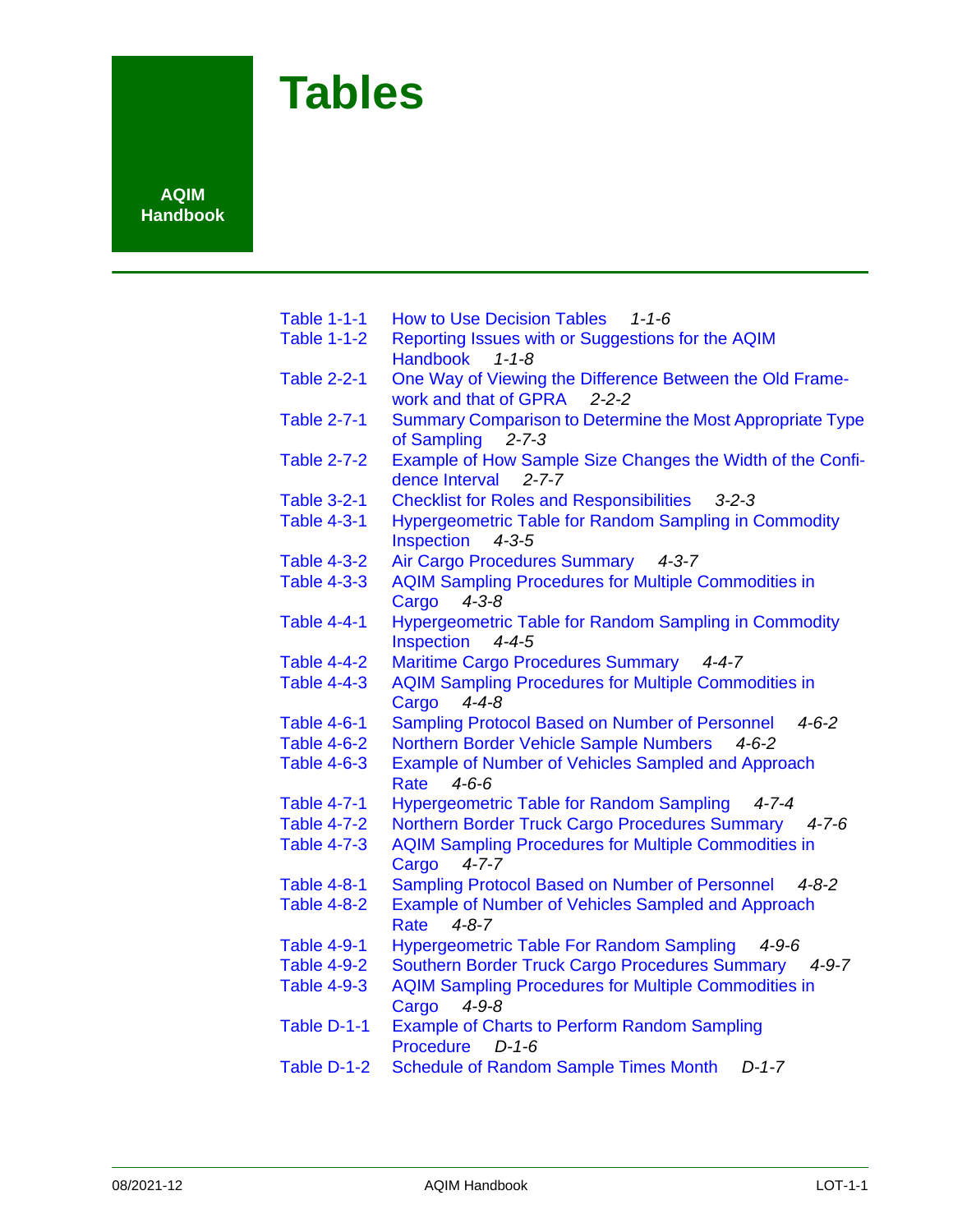# Tables

| | | |
|---|---|---|
| Table 1-1-1 | How to Use Decision Tables | *1-1-6* |
| Table 1-1-2 | Reporting Issues with or Suggestions for the AQIM Handbook | *1-1-8* |
| Table 2-2-1 | One Way of Viewing the Difference Between the Old Framework and that of GPRA | *2-2-2* |
| Table 2-7-1 | Summary Comparison to Determine the Most Appropriate Type of Sampling | *2-7-3* |
| Table 2-7-2 | Example of How Sample Size Changes the Width of the Confidence Interval | *2-7-7* |
| Table 3-2-1 | Checklist for Roles and Responsibilities | *3-2-3* |
| Table 4-3-1 | Hypergeometric Table for Random Sampling in Commodity Inspection | *4-3-5* |
| Table 4-3-2 | Air Cargo Procedures Summary | *4-3-7* |
| Table 4-3-3 | AQIM Sampling Procedures for Multiple Commodities in Cargo | *4-3-8* |
| Table 4-4-1 | Hypergeometric Table for Random Sampling in Commodity Inspection | *4-4-5* |
| Table 4-4-2 | Maritime Cargo Procedures Summary | *4-4-7* |
| Table 4-4-3 | AQIM Sampling Procedures for Multiple Commodities in Cargo | *4-4-8* |
| Table 4-6-1 | Sampling Protocol Based on Number of Personnel | *4-6-2* |
| Table 4-6-2 | Northern Border Vehicle Sample Numbers | *4-6-2* |
| Table 4-6-3 | Example of Number of Vehicles Sampled and Approach Rate | *4-6-6* |
| Table 4-7-1 | Hypergeometric Table for Random Sampling | *4-7-4* |
| Table 4-7-2 | Northern Border Truck Cargo Procedures Summary | *4-7-6* |
| Table 4-7-3 | AQIM Sampling Procedures for Multiple Commodities in Cargo | *4-7-7* |
| Table 4-8-1 | Sampling Protocol Based on Number of Personnel | *4-8-2* |
| Table 4-8-2 | Example of Number of Vehicles Sampled and Approach Rate | *4-8-7* |
| Table 4-9-1 | Hypergeometric Table For Random Sampling | *4-9-6* |
| Table 4-9-2 | Southern Border Truck Cargo Procedures Summary | *4-9-7* |
| Table 4-9-3 | AQIM Sampling Procedures for Multiple Commodities in Cargo | *4-9-8* |
| Table D-1-1 | Example of Charts to Perform Random Sampling Procedure | *D-1-6* |
| Table D-1-2 | Schedule of Random Sample Times Month | *D-1-7* |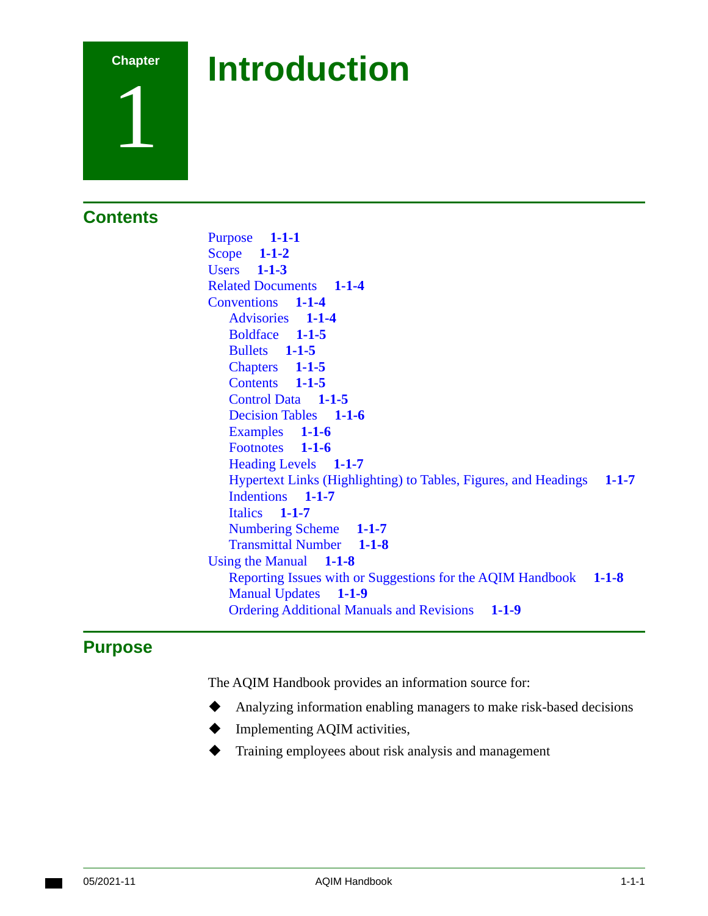# Chapter 1 Introduction

## Contents

- Purpose **1-1-1**
- Scope **1-1-2**
- Users **1-1-3**
- Related Documents **1-1-4**
- Conventions **1-1-4**
  - Advisories **1-1-4**
  - Boldface **1-1-5**
  - Bullets **1-1-5**
  - Chapters **1-1-5**
  - Contents **1-1-5**
  - Control Data **1-1-5**
  - Decision Tables **1-1-6**
  - Examples **1-1-6**
  - Footnotes **1-1-6**
  - Heading Levels **1-1-7**
  - Hypertext Links (Highlighting) to Tables, Figures, and Headings **1-1-7**
  - Indentions **1-1-7**
  - Italics **1-1-7**
  - Numbering Scheme **1-1-7**
  - Transmittal Number **1-1-8**
- Using the Manual **1-1-8**
  - Reporting Issues with or Suggestions for the AQIM Handbook **1-1-8**
  - Manual Updates **1-1-9**
  - Ordering Additional Manuals and Revisions **1-1-9**

## Purpose

The AQIM Handbook provides an information source for:

- Analyzing information enabling managers to make risk-based decisions
- Implementing AQIM activities,
- Training employees about risk analysis and management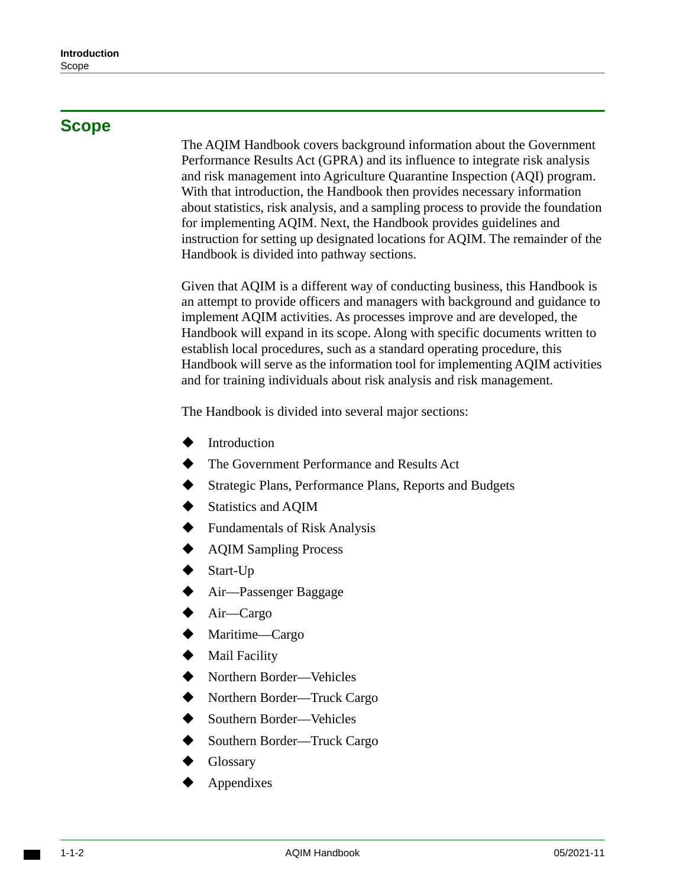## Scope

The AQIM Handbook covers background information about the Government Performance Results Act (GPRA) and its influence to integrate risk analysis and risk management into Agriculture Quarantine Inspection (AQI) program. With that introduction, the Handbook then provides necessary information about statistics, risk analysis, and a sampling process to provide the foundation for implementing AQIM. Next, the Handbook provides guidelines and instruction for setting up designated locations for AQIM. The remainder of the Handbook is divided into pathway sections.

Given that AQIM is a different way of conducting business, this Handbook is an attempt to provide officers and managers with background and guidance to implement AQIM activities. As processes improve and are developed, the Handbook will expand in its scope. Along with specific documents written to establish local procedures, such as a standard operating procedure, this Handbook will serve as the information tool for implementing AQIM activities and for training individuals about risk analysis and risk management.

The Handbook is divided into several major sections:

- Introduction
- The Government Performance and Results Act
- Strategic Plans, Performance Plans, Reports and Budgets
- Statistics and AQIM
- Fundamentals of Risk Analysis
- AQIM Sampling Process
- Start-Up
- Air—Passenger Baggage
- Air—Cargo
- Maritime—Cargo
- Mail Facility
- Northern Border—Vehicles
- Northern Border—Truck Cargo
- Southern Border—Vehicles
- Southern Border—Truck Cargo
- Glossary
- Appendixes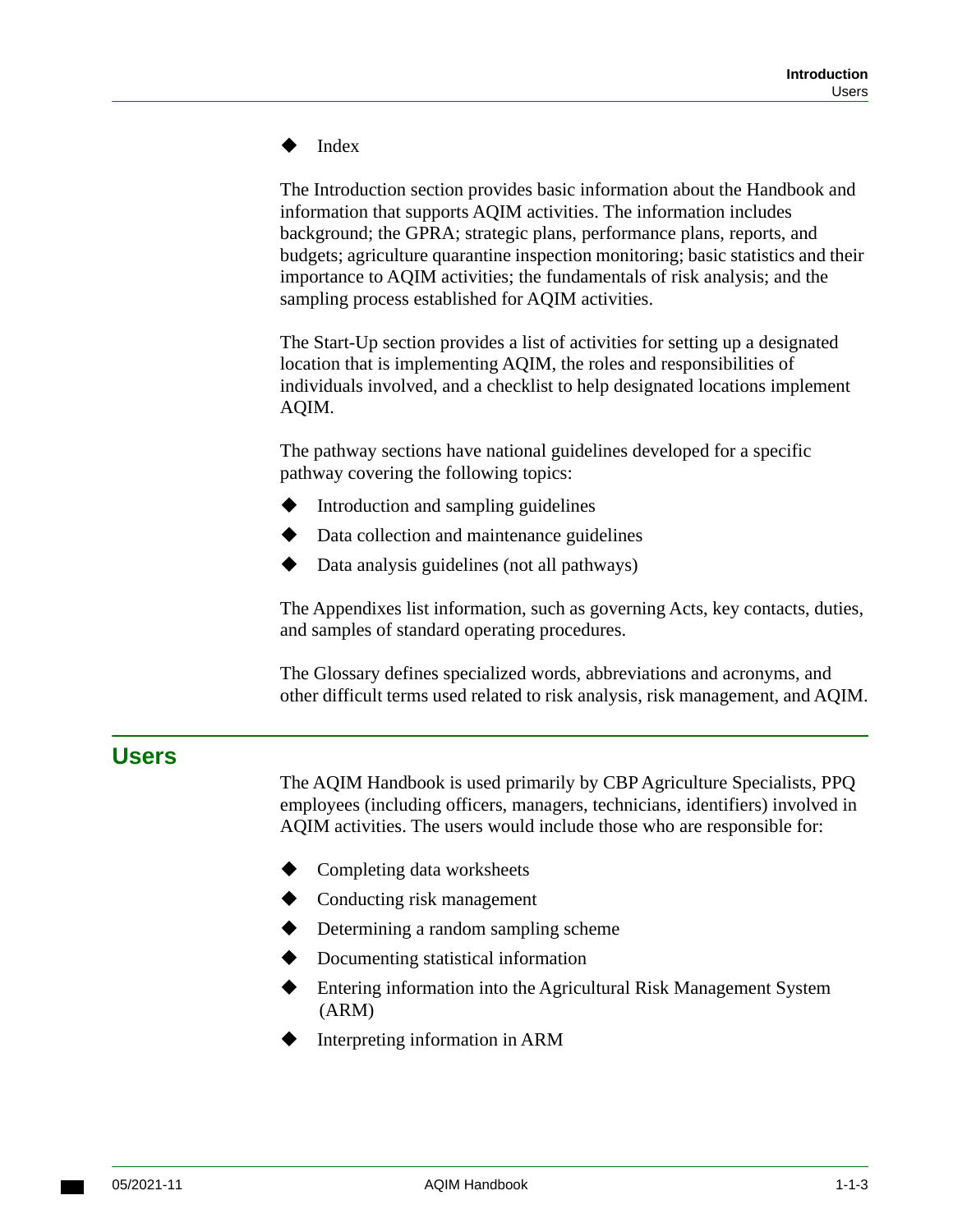- Index

The Introduction section provides basic information about the Handbook and information that supports AQIM activities. The information includes background; the GPRA; strategic plans, performance plans, reports, and budgets; agriculture quarantine inspection monitoring; basic statistics and their importance to AQIM activities; the fundamentals of risk analysis; and the sampling process established for AQIM activities.

The Start-Up section provides a list of activities for setting up a designated location that is implementing AQIM, the roles and responsibilities of individuals involved, and a checklist to help designated locations implement AQIM.

The pathway sections have national guidelines developed for a specific pathway covering the following topics:

- Introduction and sampling guidelines
- Data collection and maintenance guidelines
- Data analysis guidelines (not all pathways)

The Appendixes list information, such as governing Acts, key contacts, duties, and samples of standard operating procedures.

The Glossary defines specialized words, abbreviations and acronyms, and other difficult terms used related to risk analysis, risk management, and AQIM.

## Users

The AQIM Handbook is used primarily by CBP Agriculture Specialists, PPQ employees (including officers, managers, technicians, identifiers) involved in AQIM activities. The users would include those who are responsible for:

- Completing data worksheets
- Conducting risk management
- Determining a random sampling scheme
- Documenting statistical information
- Entering information into the Agricultural Risk Management System (ARM)
- Interpreting information in ARM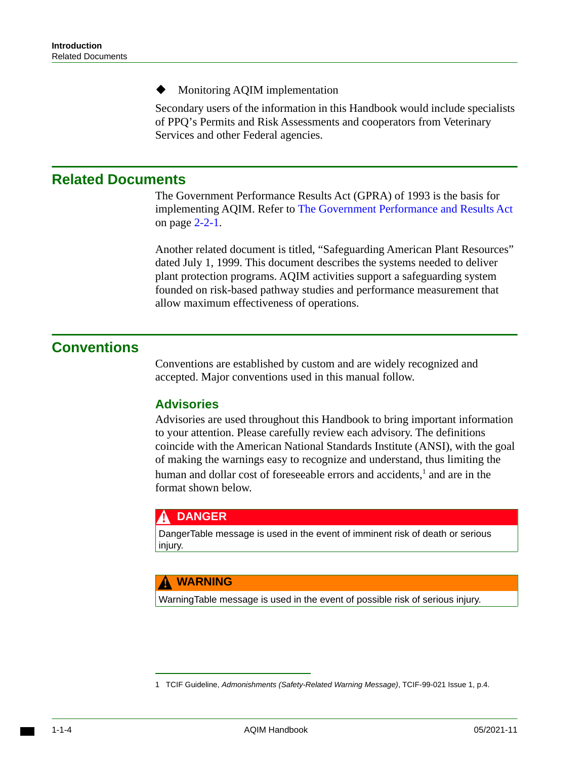- Monitoring AQIM implementation

Secondary users of the information in this Handbook would include specialists of PPQ’s Permits and Risk Assessments and cooperators from Veterinary Services and other Federal agencies.

## Related Documents

The Government Performance Results Act (GPRA) of 1993 is the basis for implementing AQIM. Refer to The Government Performance and Results Act on page 2-2-1.

Another related document is titled, “Safeguarding American Plant Resources” dated July 1, 1999. This document describes the systems needed to deliver plant protection programs. AQIM activities support a safeguarding system founded on risk-based pathway studies and performance measurement that allow maximum effectiveness of operations.

## Conventions

Conventions are established by custom and are widely recognized and accepted. Major conventions used in this manual follow.

### Advisories

Advisories are used throughout this Handbook to bring important information to your attention. Please carefully review each advisory. The definitions coincide with the American National Standards Institute (ANSI), with the goal of making the warnings easy to recognize and understand, thus limiting the human and dollar cost of foreseeable errors and accidents,[1] and are in the format shown below.

| ⚠ DANGER |
| --- |
| DangerTable message is used in the event of imminent risk of death or serious injury. |

| ⚠ WARNING |
| --- |
| WarningTable message is used in the event of possible risk of serious injury. |

1 TCIF Guideline, *Admonishments (Safety-Related Warning Message)*, TCIF-99-021 Issue 1, p.4.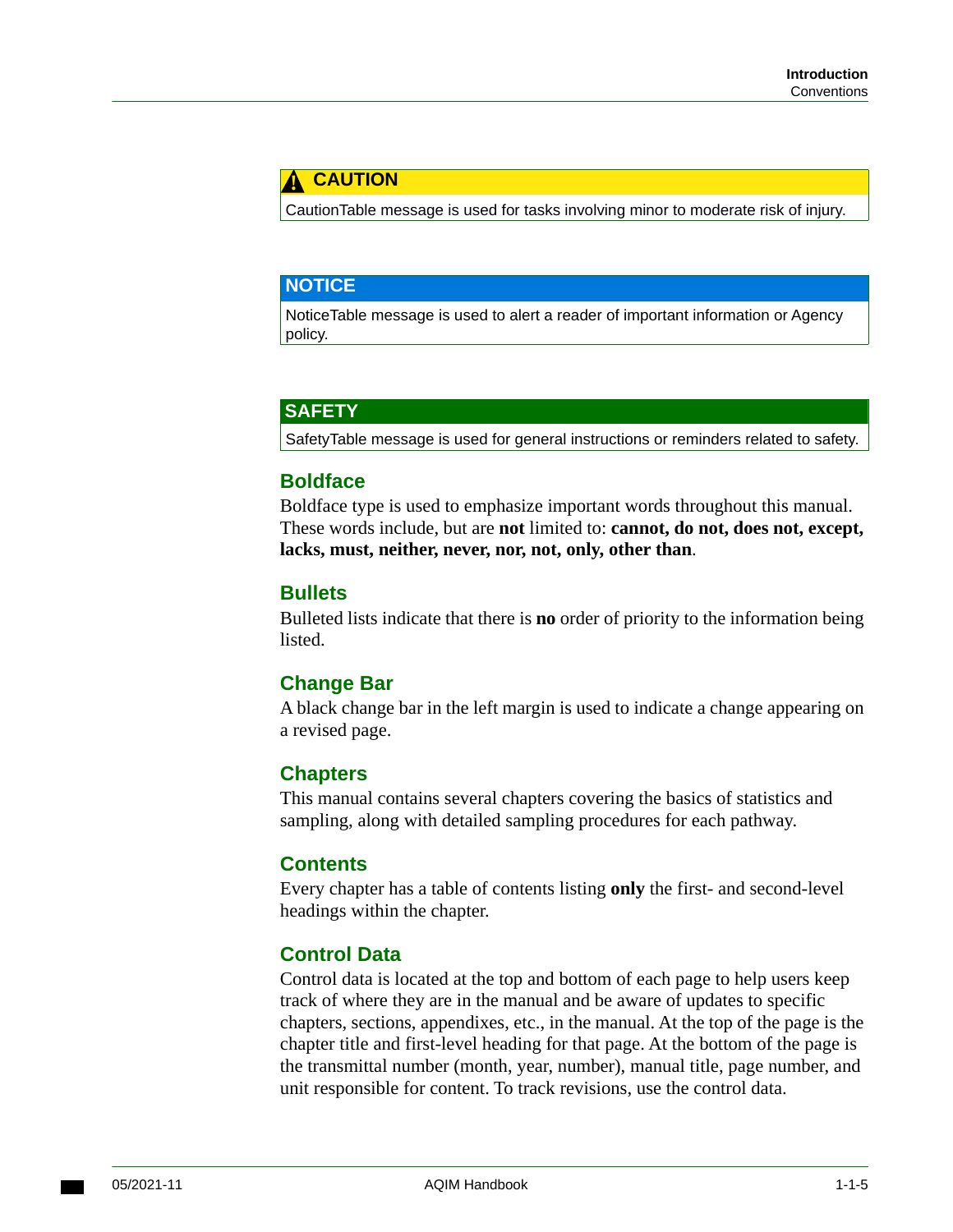| ⚠ CAUTION |
| --- |
| CautionTable message is used for tasks involving minor to moderate risk of injury. |

| NOTICE |
| --- |
| NoticeTable message is used to alert a reader of important information or Agency policy. |

| SAFETY |
| --- |
| SafetyTable message is used for general instructions or reminders related to safety. |

### Boldface

Boldface type is used to emphasize important words throughout this manual. These words include, but are **not** limited to: **cannot, do not, does not, except, lacks, must, neither, never, nor, not, only, other than**.

### Bullets

Bulleted lists indicate that there is **no** order of priority to the information being listed.

### Change Bar

A black change bar in the left margin is used to indicate a change appearing on a revised page.

### Chapters

This manual contains several chapters covering the basics of statistics and sampling, along with detailed sampling procedures for each pathway.

### Contents

Every chapter has a table of contents listing **only** the first- and second-level headings within the chapter.

### Control Data

Control data is located at the top and bottom of each page to help users keep track of where they are in the manual and be aware of updates to specific chapters, sections, appendixes, etc., in the manual. At the top of the page is the chapter title and first-level heading for that page. At the bottom of the page is the transmittal number (month, year, number), manual title, page number, and unit responsible for content. To track revisions, use the control data.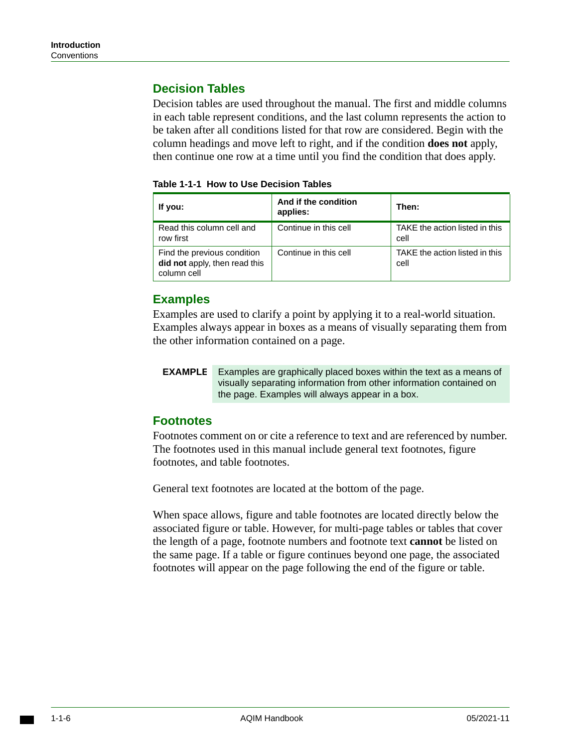## Decision Tables

Decision tables are used throughout the manual. The first and middle columns in each table represent conditions, and the last column represents the action to be taken after all conditions listed for that row are considered. Begin with the column headings and move left to right, and if the condition **does not** apply, then continue one row at a time until you find the condition that does apply.

**Table 1-1-1 How to Use Decision Tables**

| If you: | And if the condition applies: | Then: |
|---|---|---|
| Read this column cell and row first | Continue in this cell | TAKE the action listed in this cell |
| Find the previous condition **did not** apply, then read this column cell | Continue in this cell | TAKE the action listed in this cell |

## Examples

Examples are used to clarify a point by applying it to a real-world situation. Examples always appear in boxes as a means of visually separating them from the other information contained on a page.

**EXAMPLE** Examples are graphically placed boxes within the text as a means of visually separating information from other information contained on the page. Examples will always appear in a box.

## Footnotes

Footnotes comment on or cite a reference to text and are referenced by number. The footnotes used in this manual include general text footnotes, figure footnotes, and table footnotes.

General text footnotes are located at the bottom of the page.

When space allows, figure and table footnotes are located directly below the associated figure or table. However, for multi-page tables or tables that cover the length of a page, footnote numbers and footnote text **cannot** be listed on the same page. If a table or figure continues beyond one page, the associated footnotes will appear on the page following the end of the figure or table.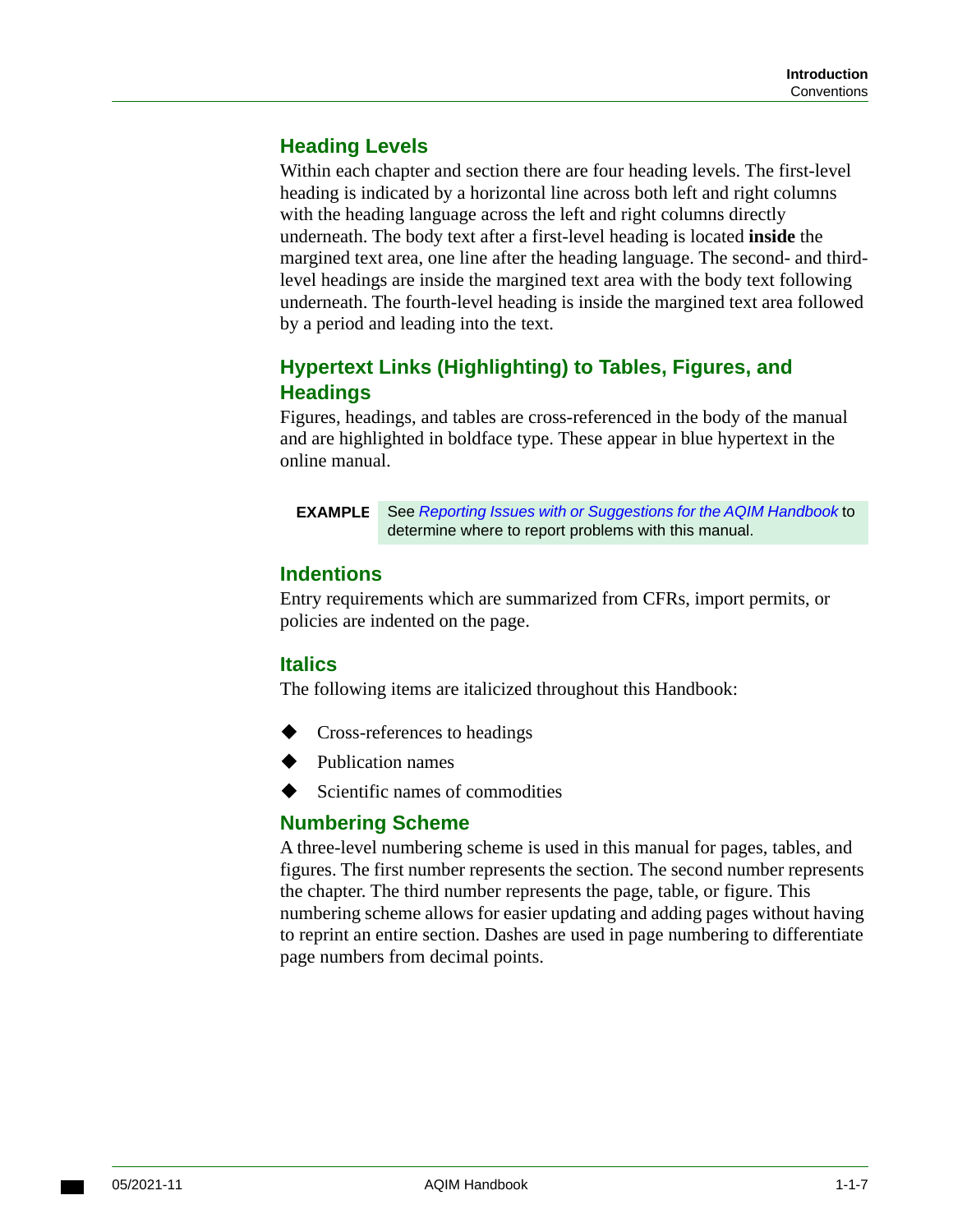## Heading Levels

Within each chapter and section there are four heading levels. The first-level heading is indicated by a horizontal line across both left and right columns with the heading language across the left and right columns directly underneath. The body text after a first-level heading is located **inside** the margined text area, one line after the heading language. The second- and third-level headings are inside the margined text area with the body text following underneath. The fourth-level heading is inside the margined text area followed by a period and leading into the text.

## Hypertext Links (Highlighting) to Tables, Figures, and Headings

Figures, headings, and tables are cross-referenced in the body of the manual and are highlighted in boldface type. These appear in blue hypertext in the online manual.

**EXAMPLE** See *Reporting Issues with or Suggestions for the AQIM Handbook* to determine where to report problems with this manual.

## Indentions

Entry requirements which are summarized from CFRs, import permits, or policies are indented on the page.

## Italics

The following items are italicized throughout this Handbook:

- Cross-references to headings
- Publication names
- Scientific names of commodities

## Numbering Scheme

A three-level numbering scheme is used in this manual for pages, tables, and figures. The first number represents the section. The second number represents the chapter. The third number represents the page, table, or figure. This numbering scheme allows for easier updating and adding pages without having to reprint an entire section. Dashes are used in page numbering to differentiate page numbers from decimal points.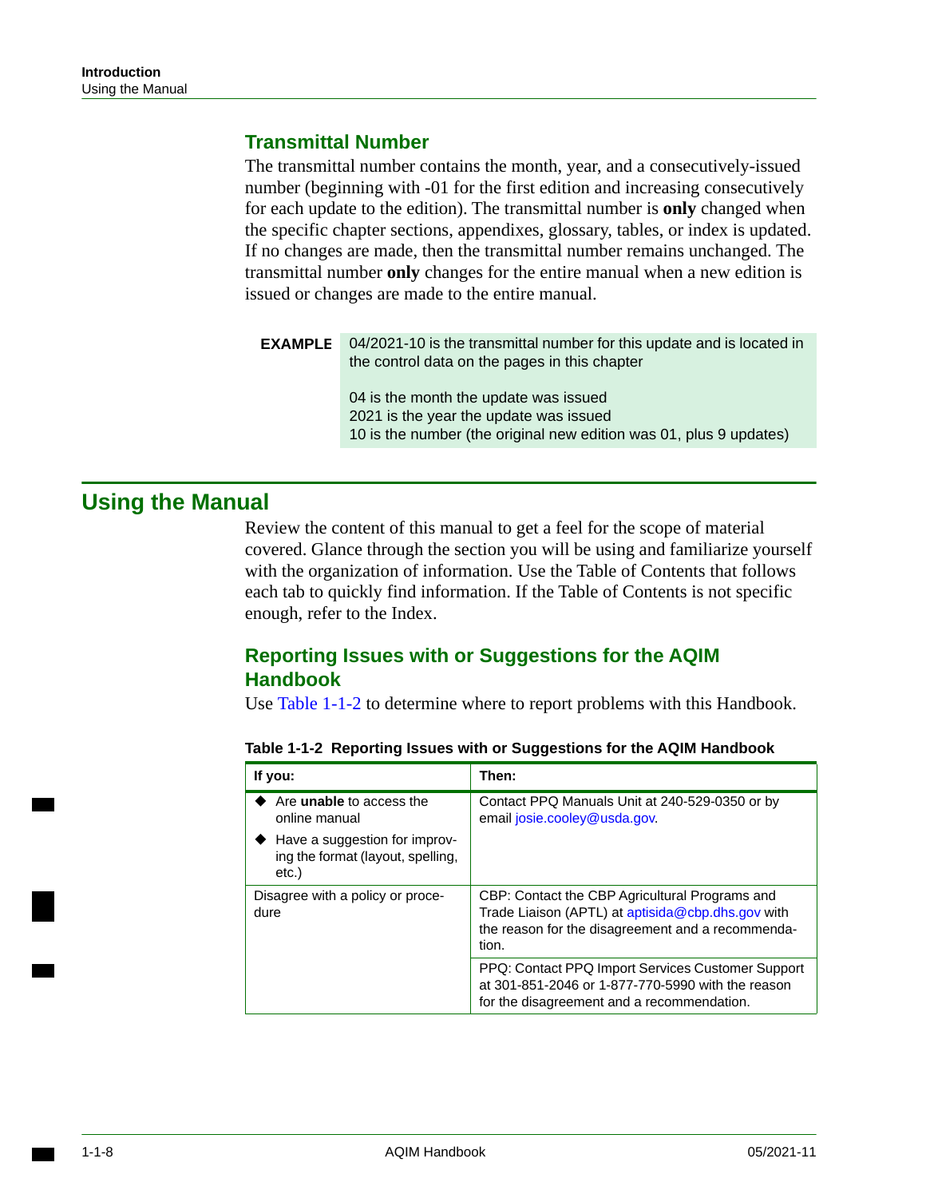### Transmittal Number

The transmittal number contains the month, year, and a consecutively-issued number (beginning with -01 for the first edition and increasing consecutively for each update to the edition). The transmittal number is **only** changed when the specific chapter sections, appendixes, glossary, tables, or index is updated. If no changes are made, then the transmittal number remains unchanged. The transmittal number **only** changes for the entire manual when a new edition is issued or changes are made to the entire manual.

**EXAMPLE** 04/2021-10 is the transmittal number for this update and is located in the control data on the pages in this chapter

04 is the month the update was issued
2021 is the year the update was issued
10 is the number (the original new edition was 01, plus 9 updates)

## Using the Manual

Review the content of this manual to get a feel for the scope of material covered. Glance through the section you will be using and familiarize yourself with the organization of information. Use the Table of Contents that follows each tab to quickly find information. If the Table of Contents is not specific enough, refer to the Index.

### Reporting Issues with or Suggestions for the AQIM Handbook

Use Table 1-1-2 to determine where to report problems with this Handbook.

**Table 1-1-2 Reporting Issues with or Suggestions for the AQIM Handbook**

| If you: | Then: |
|---|---|
| ◆ Are **unable** to access the online manual<br>◆ Have a suggestion for improving the format (layout, spelling, etc.) | Contact PPQ Manuals Unit at 240-529-0350 or by email josie.cooley@usda.gov. |
| Disagree with a policy or procedure | CBP: Contact the CBP Agricultural Programs and Trade Liaison (APTL) at aptisida@cbp.dhs.gov with the reason for the disagreement and a recommendation. |
| | PPQ: Contact PPQ Import Services Customer Support at 301-851-2046 or 1-877-770-5990 with the reason for the disagreement and a recommendation. |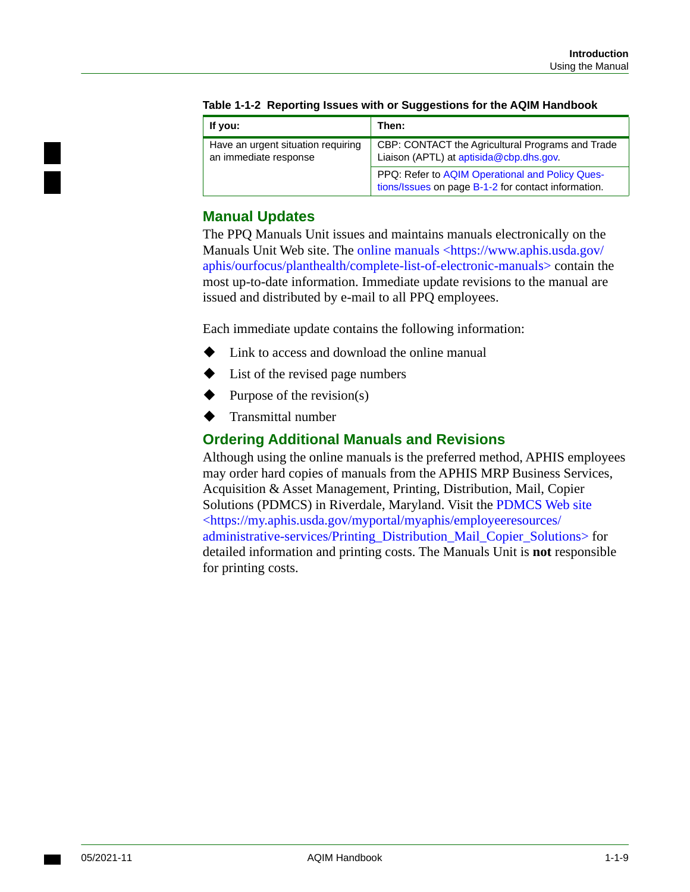**Table 1-1-2 Reporting Issues with or Suggestions for the AQIM Handbook**

| If you: | Then: |
|---|---|
| Have an urgent situation requiring an immediate response | CBP: CONTACT the Agricultural Programs and Trade Liaison (APTL) at aptisida@cbp.dhs.gov. |
| | PPQ: Refer to AQIM Operational and Policy Questions/Issues on page B-1-2 for contact information. |

## Manual Updates

The PPQ Manuals Unit issues and maintains manuals electronically on the Manuals Unit Web site. The online manuals <https://www.aphis.usda.gov/aphis/ourfocus/planthealth/complete-list-of-electronic-manuals> contain the most up-to-date information. Immediate update revisions to the manual are issued and distributed by e-mail to all PPQ employees.

Each immediate update contains the following information:

- Link to access and download the online manual
- List of the revised page numbers
- Purpose of the revision(s)
- Transmittal number

## Ordering Additional Manuals and Revisions

Although using the online manuals is the preferred method, APHIS employees may order hard copies of manuals from the APHIS MRP Business Services, Acquisition & Asset Management, Printing, Distribution, Mail, Copier Solutions (PDMCS) in Riverdale, Maryland. Visit the PDMCS Web site <https://my.aphis.usda.gov/myportal/myaphis/employeeresources/administrative-services/Printing_Distribution_Mail_Copier_Solutions> for detailed information and printing costs. The Manuals Unit is **not** responsible for printing costs.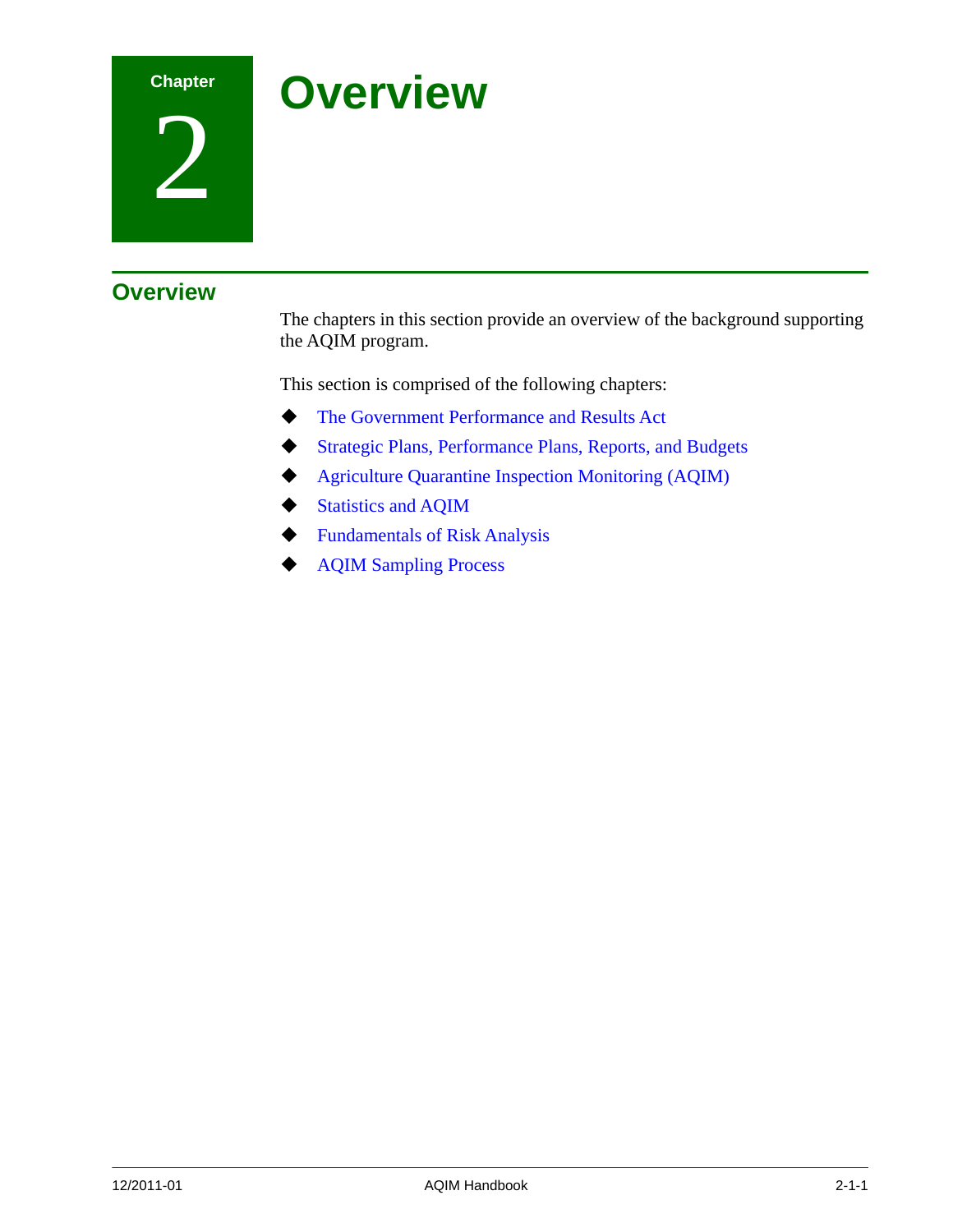# Chapter 2 Overview

## Overview

The chapters in this section provide an overview of the background supporting the AQIM program.

This section is comprised of the following chapters:

- The Government Performance and Results Act
- Strategic Plans, Performance Plans, Reports, and Budgets
- Agriculture Quarantine Inspection Monitoring (AQIM)
- Statistics and AQIM
- Fundamentals of Risk Analysis
- AQIM Sampling Process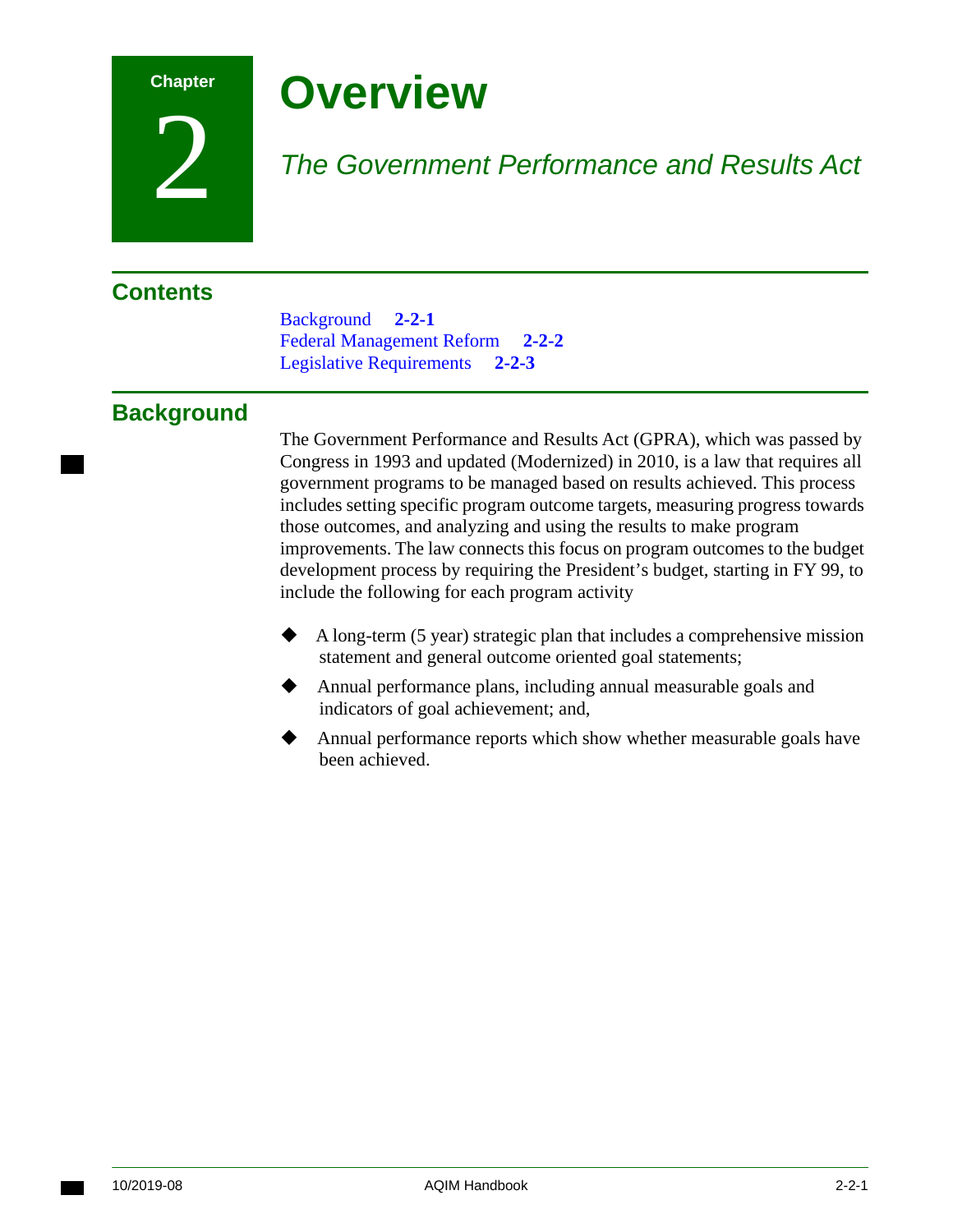# Chapter 2 Overview

## *The Government Performance and Results Act*

## Contents

Background 2-2-1
Federal Management Reform 2-2-2
Legislative Requirements 2-2-3

## Background

The Government Performance and Results Act (GPRA), which was passed by Congress in 1993 and updated (Modernized) in 2010, is a law that requires all government programs to be managed based on results achieved. This process includes setting specific program outcome targets, measuring progress towards those outcomes, and analyzing and using the results to make program improvements. The law connects this focus on program outcomes to the budget development process by requiring the President's budget, starting in FY 99, to include the following for each program activity

- A long-term (5 year) strategic plan that includes a comprehensive mission statement and general outcome oriented goal statements;
- Annual performance plans, including annual measurable goals and indicators of goal achievement; and,
- Annual performance reports which show whether measurable goals have been achieved.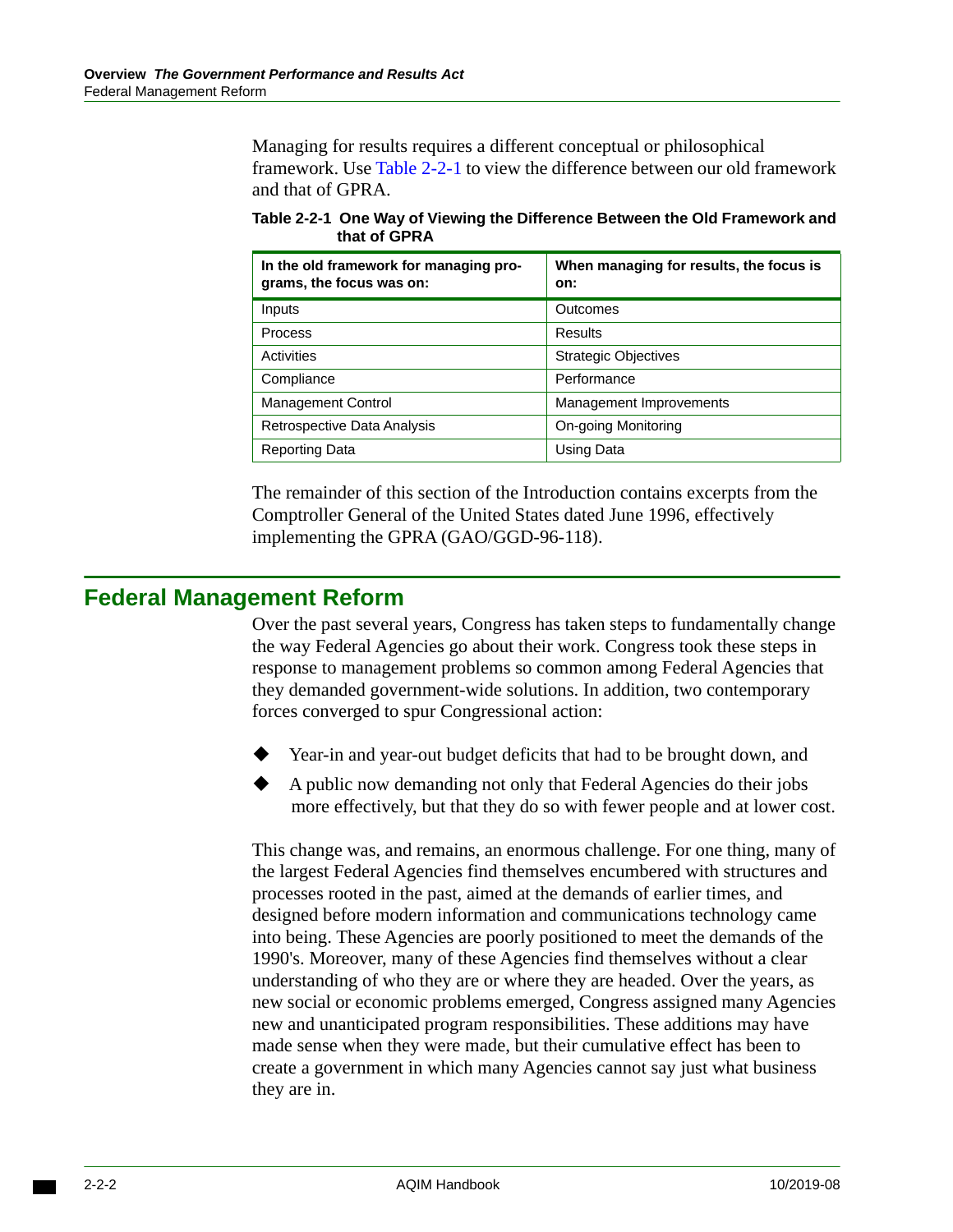Managing for results requires a different conceptual or philosophical framework. Use Table 2-2-1 to view the difference between our old framework and that of GPRA.

**Table 2-2-1 One Way of Viewing the Difference Between the Old Framework and that of GPRA**

| In the old framework for managing programs, the focus was on: | When managing for results, the focus is on: |
|---|---|
| Inputs | Outcomes |
| Process | Results |
| Activities | Strategic Objectives |
| Compliance | Performance |
| Management Control | Management Improvements |
| Retrospective Data Analysis | On-going Monitoring |
| Reporting Data | Using Data |

The remainder of this section of the Introduction contains excerpts from the Comptroller General of the United States dated June 1996, effectively implementing the GPRA (GAO/GGD-96-118).

## Federal Management Reform

Over the past several years, Congress has taken steps to fundamentally change the way Federal Agencies go about their work. Congress took these steps in response to management problems so common among Federal Agencies that they demanded government-wide solutions. In addition, two contemporary forces converged to spur Congressional action:

- Year-in and year-out budget deficits that had to be brought down, and
- A public now demanding not only that Federal Agencies do their jobs more effectively, but that they do so with fewer people and at lower cost.

This change was, and remains, an enormous challenge. For one thing, many of the largest Federal Agencies find themselves encumbered with structures and processes rooted in the past, aimed at the demands of earlier times, and designed before modern information and communications technology came into being. These Agencies are poorly positioned to meet the demands of the 1990's. Moreover, many of these Agencies find themselves without a clear understanding of who they are or where they are headed. Over the years, as new social or economic problems emerged, Congress assigned many Agencies new and unanticipated program responsibilities. These additions may have made sense when they were made, but their cumulative effect has been to create a government in which many Agencies cannot say just what business they are in.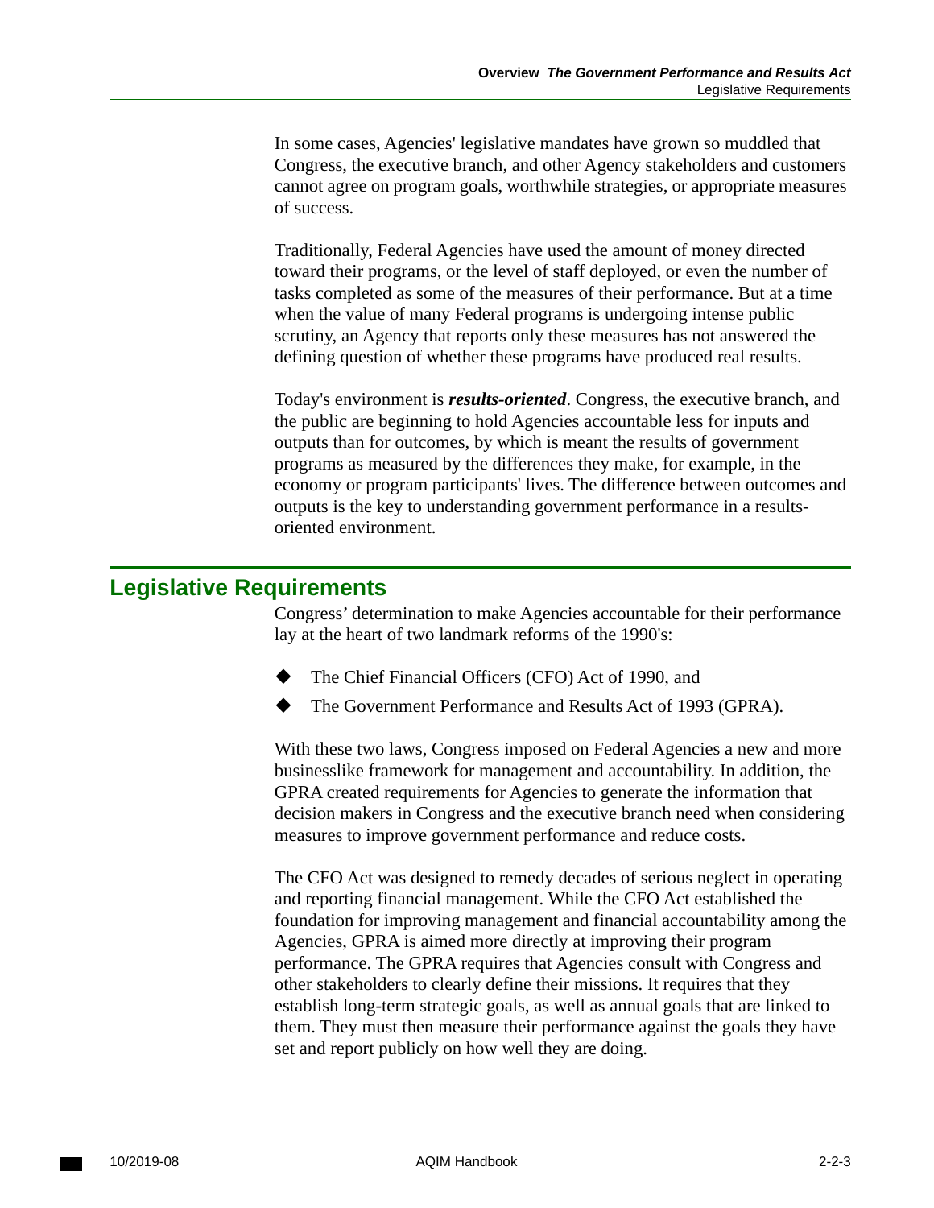In some cases, Agencies' legislative mandates have grown so muddled that Congress, the executive branch, and other Agency stakeholders and customers cannot agree on program goals, worthwhile strategies, or appropriate measures of success.

Traditionally, Federal Agencies have used the amount of money directed toward their programs, or the level of staff deployed, or even the number of tasks completed as some of the measures of their performance. But at a time when the value of many Federal programs is undergoing intense public scrutiny, an Agency that reports only these measures has not answered the defining question of whether these programs have produced real results.

Today's environment is ***results-oriented***. Congress, the executive branch, and the public are beginning to hold Agencies accountable less for inputs and outputs than for outcomes, by which is meant the results of government programs as measured by the differences they make, for example, in the economy or program participants' lives. The difference between outcomes and outputs is the key to understanding government performance in a results-oriented environment.

## Legislative Requirements

Congress' determination to make Agencies accountable for their performance lay at the heart of two landmark reforms of the 1990's:

- The Chief Financial Officers (CFO) Act of 1990, and
- The Government Performance and Results Act of 1993 (GPRA).

With these two laws, Congress imposed on Federal Agencies a new and more businesslike framework for management and accountability. In addition, the GPRA created requirements for Agencies to generate the information that decision makers in Congress and the executive branch need when considering measures to improve government performance and reduce costs.

The CFO Act was designed to remedy decades of serious neglect in operating and reporting financial management. While the CFO Act established the foundation for improving management and financial accountability among the Agencies, GPRA is aimed more directly at improving their program performance. The GPRA requires that Agencies consult with Congress and other stakeholders to clearly define their missions. It requires that they establish long-term strategic goals, as well as annual goals that are linked to them. They must then measure their performance against the goals they have set and report publicly on how well they are doing.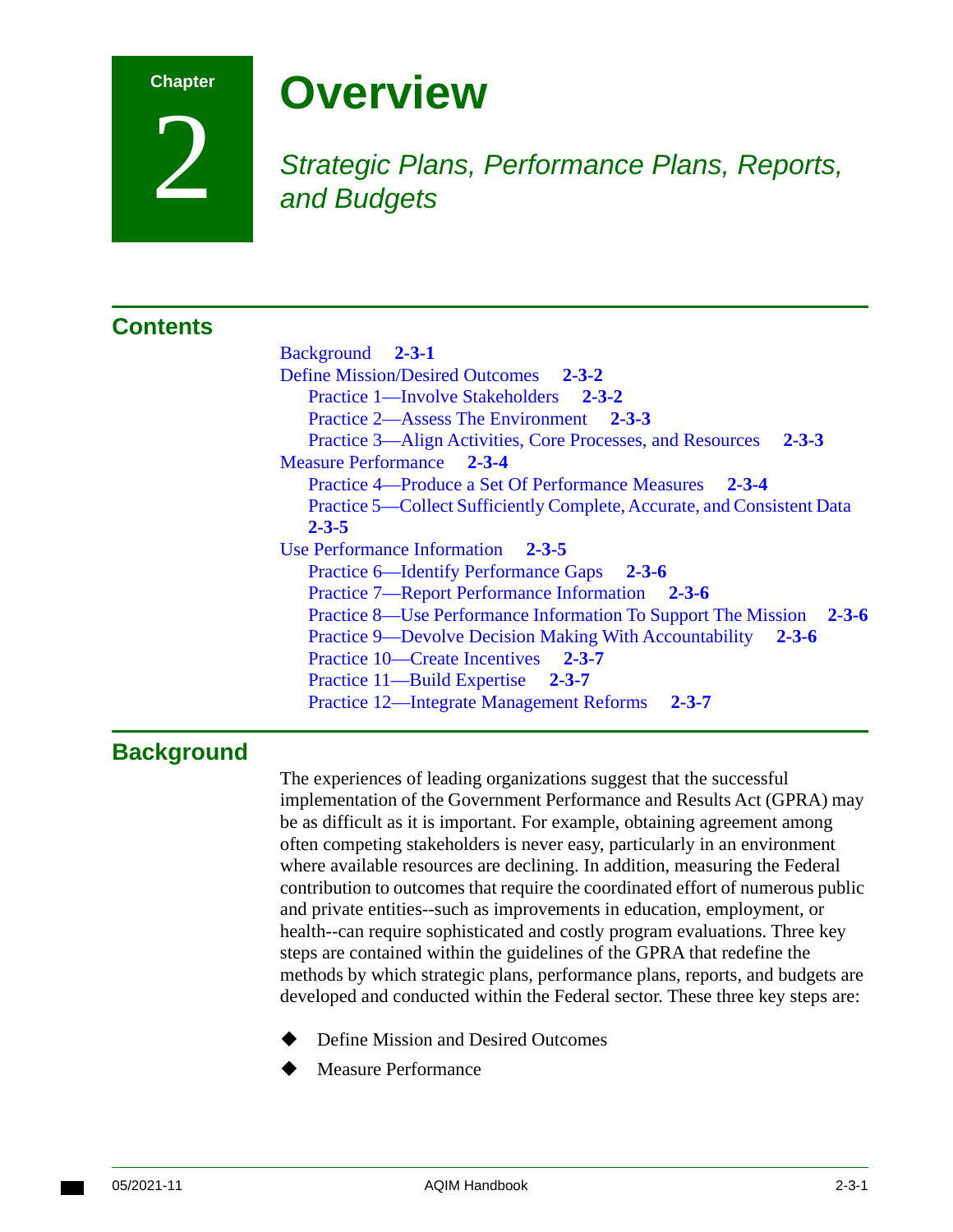# Chapter 2

# Overview

*Strategic Plans, Performance Plans, Reports, and Budgets*

## Contents

Background **2-3-1**
Define Mission/Desired Outcomes **2-3-2**
- Practice 1—Involve Stakeholders **2-3-2**
- Practice 2—Assess The Environment **2-3-3**
- Practice 3—Align Activities, Core Processes, and Resources **2-3-3**

Measure Performance **2-3-4**
- Practice 4—Produce a Set Of Performance Measures **2-3-4**
- Practice 5—Collect Sufficiently Complete, Accurate, and Consistent Data **2-3-5**

Use Performance Information **2-3-5**
- Practice 6—Identify Performance Gaps **2-3-6**
- Practice 7—Report Performance Information **2-3-6**
- Practice 8—Use Performance Information To Support The Mission **2-3-6**
- Practice 9—Devolve Decision Making With Accountability **2-3-6**
- Practice 10—Create Incentives **2-3-7**
- Practice 11—Build Expertise **2-3-7**
- Practice 12—Integrate Management Reforms **2-3-7**

## Background

The experiences of leading organizations suggest that the successful implementation of the Government Performance and Results Act (GPRA) may be as difficult as it is important. For example, obtaining agreement among often competing stakeholders is never easy, particularly in an environment where available resources are declining. In addition, measuring the Federal contribution to outcomes that require the coordinated effort of numerous public and private entities--such as improvements in education, employment, or health--can require sophisticated and costly program evaluations. Three key steps are contained within the guidelines of the GPRA that redefine the methods by which strategic plans, performance plans, reports, and budgets are developed and conducted within the Federal sector. These three key steps are:

- Define Mission and Desired Outcomes
- Measure Performance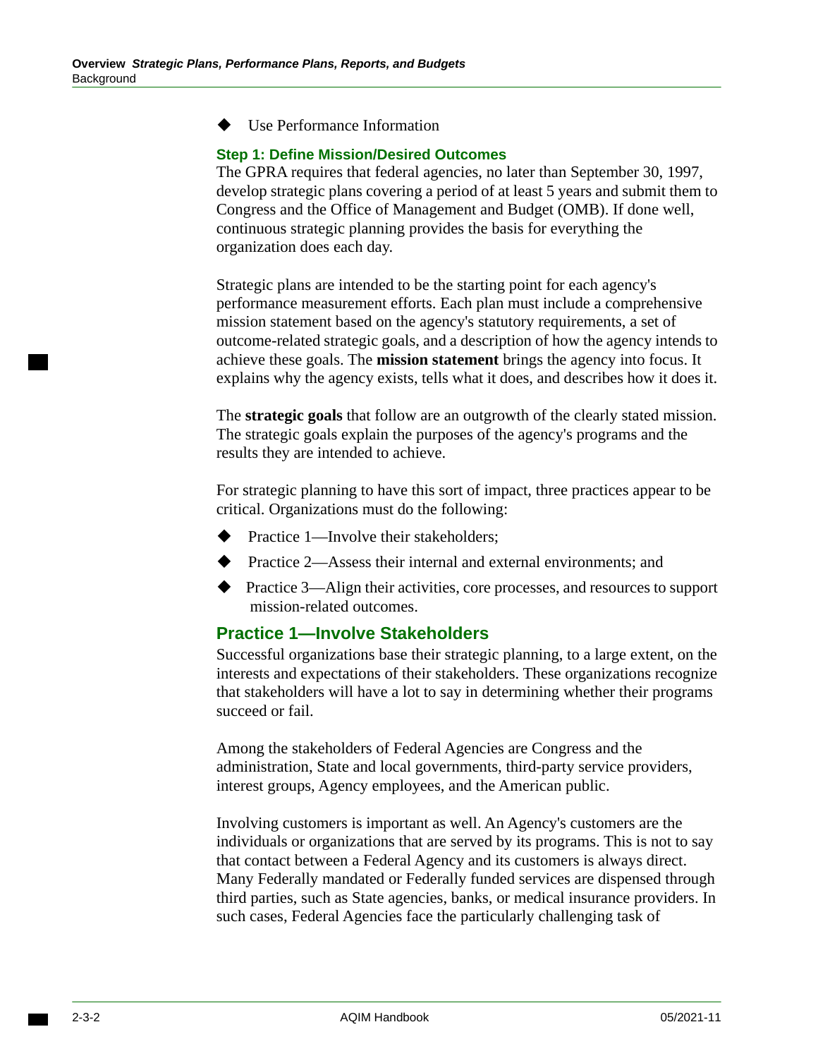- Use Performance Information

### Step 1: Define Mission/Desired Outcomes

The GPRA requires that federal agencies, no later than September 30, 1997, develop strategic plans covering a period of at least 5 years and submit them to Congress and the Office of Management and Budget (OMB). If done well, continuous strategic planning provides the basis for everything the organization does each day.

Strategic plans are intended to be the starting point for each agency's performance measurement efforts. Each plan must include a comprehensive mission statement based on the agency's statutory requirements, a set of outcome-related strategic goals, and a description of how the agency intends to achieve these goals. The **mission statement** brings the agency into focus. It explains why the agency exists, tells what it does, and describes how it does it.

The **strategic goals** that follow are an outgrowth of the clearly stated mission. The strategic goals explain the purposes of the agency's programs and the results they are intended to achieve.

For strategic planning to have this sort of impact, three practices appear to be critical. Organizations must do the following:

- Practice 1—Involve their stakeholders;
- Practice 2—Assess their internal and external environments; and
- Practice 3—Align their activities, core processes, and resources to support mission-related outcomes.

## Practice 1—Involve Stakeholders

Successful organizations base their strategic planning, to a large extent, on the interests and expectations of their stakeholders. These organizations recognize that stakeholders will have a lot to say in determining whether their programs succeed or fail.

Among the stakeholders of Federal Agencies are Congress and the administration, State and local governments, third-party service providers, interest groups, Agency employees, and the American public.

Involving customers is important as well. An Agency's customers are the individuals or organizations that are served by its programs. This is not to say that contact between a Federal Agency and its customers is always direct. Many Federally mandated or Federally funded services are dispensed through third parties, such as State agencies, banks, or medical insurance providers. In such cases, Federal Agencies face the particularly challenging task of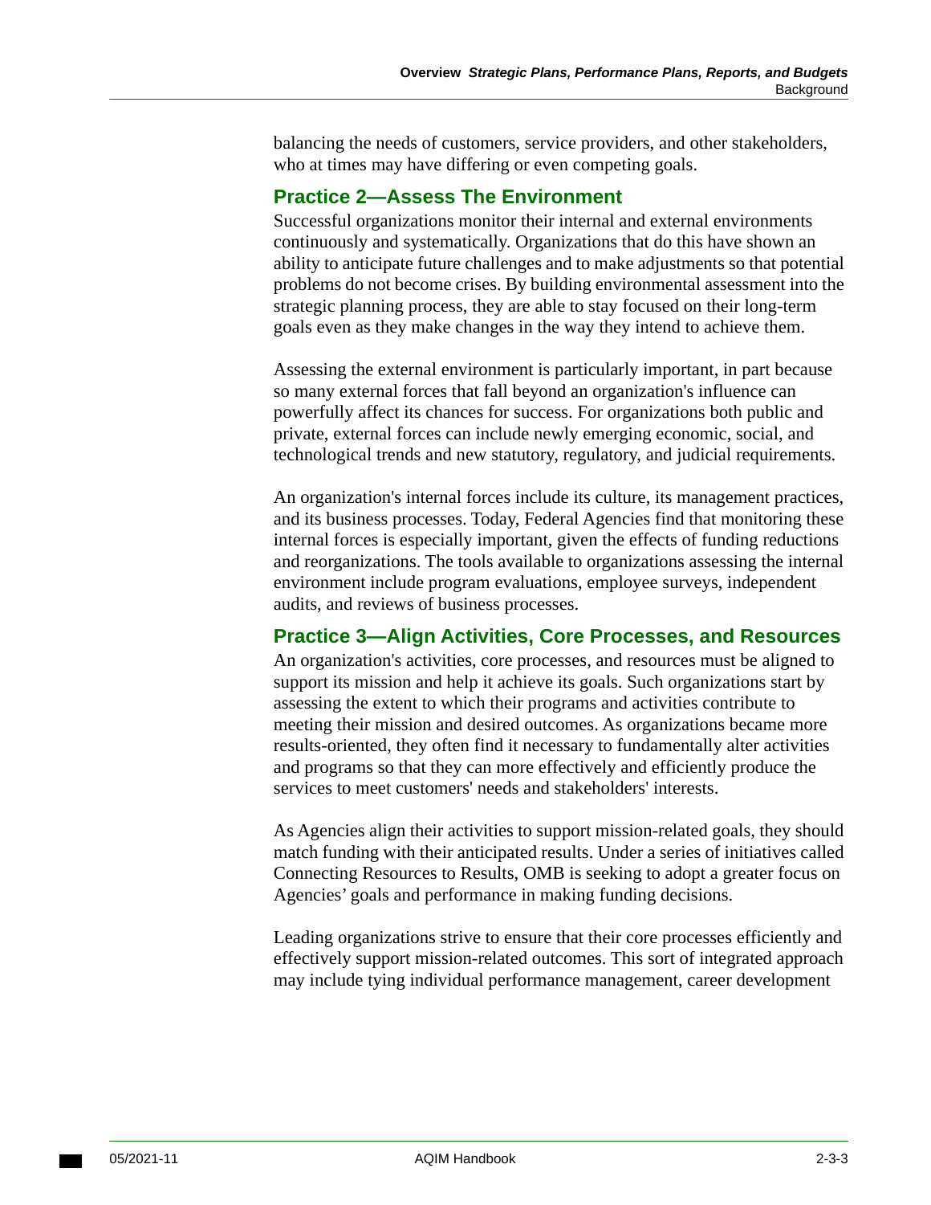balancing the needs of customers, service providers, and other stakeholders, who at times may have differing or even competing goals.

### Practice 2—Assess The Environment

Successful organizations monitor their internal and external environments continuously and systematically. Organizations that do this have shown an ability to anticipate future challenges and to make adjustments so that potential problems do not become crises. By building environmental assessment into the strategic planning process, they are able to stay focused on their long-term goals even as they make changes in the way they intend to achieve them.

Assessing the external environment is particularly important, in part because so many external forces that fall beyond an organization's influence can powerfully affect its chances for success. For organizations both public and private, external forces can include newly emerging economic, social, and technological trends and new statutory, regulatory, and judicial requirements.

An organization's internal forces include its culture, its management practices, and its business processes. Today, Federal Agencies find that monitoring these internal forces is especially important, given the effects of funding reductions and reorganizations. The tools available to organizations assessing the internal environment include program evaluations, employee surveys, independent audits, and reviews of business processes.

### Practice 3—Align Activities, Core Processes, and Resources

An organization's activities, core processes, and resources must be aligned to support its mission and help it achieve its goals. Such organizations start by assessing the extent to which their programs and activities contribute to meeting their mission and desired outcomes. As organizations became more results-oriented, they often find it necessary to fundamentally alter activities and programs so that they can more effectively and efficiently produce the services to meet customers' needs and stakeholders' interests.

As Agencies align their activities to support mission-related goals, they should match funding with their anticipated results. Under a series of initiatives called Connecting Resources to Results, OMB is seeking to adopt a greater focus on Agencies' goals and performance in making funding decisions.

Leading organizations strive to ensure that their core processes efficiently and effectively support mission-related outcomes. This sort of integrated approach may include tying individual performance management, career development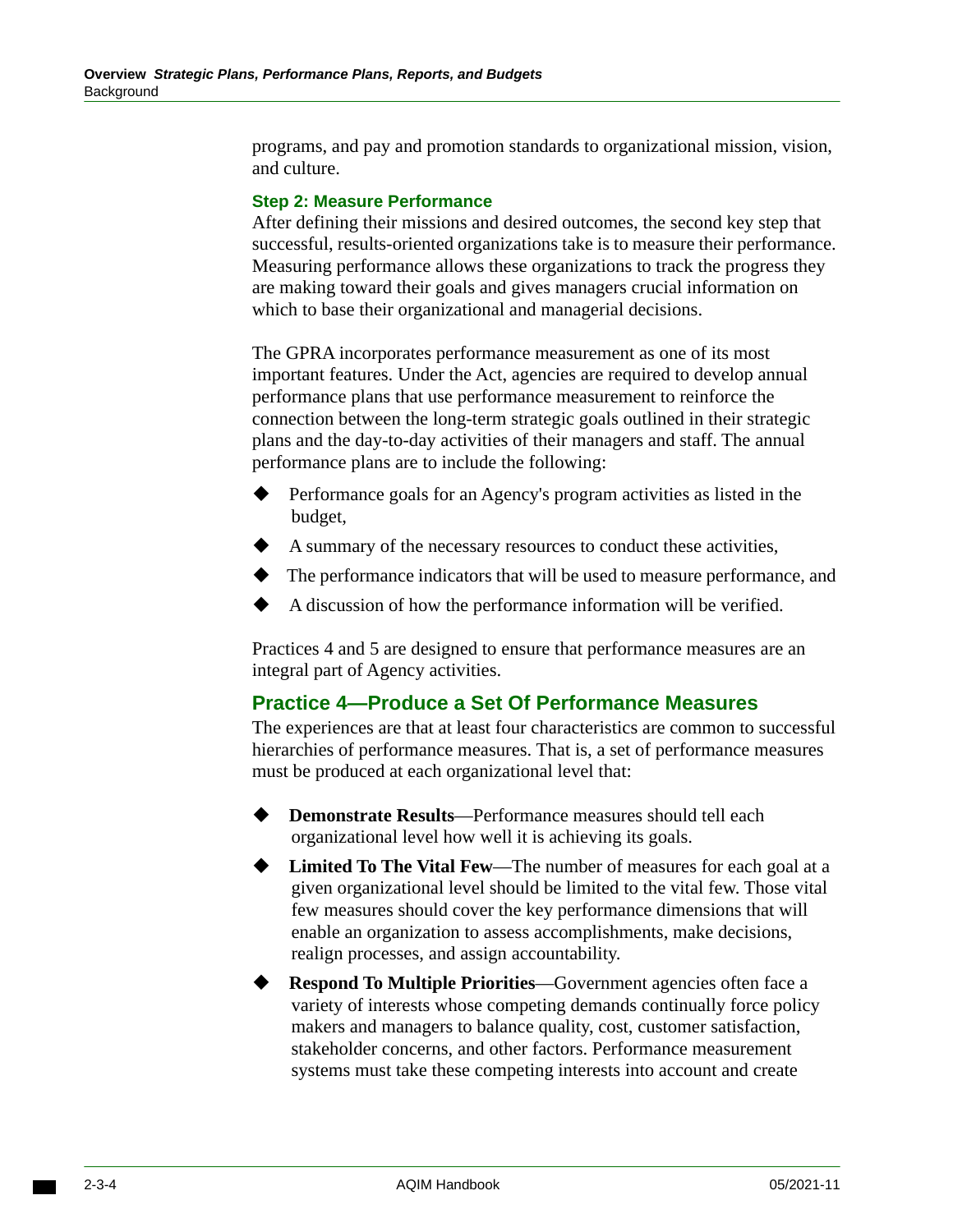programs, and pay and promotion standards to organizational mission, vision, and culture.

### Step 2: Measure Performance

After defining their missions and desired outcomes, the second key step that successful, results-oriented organizations take is to measure their performance. Measuring performance allows these organizations to track the progress they are making toward their goals and gives managers crucial information on which to base their organizational and managerial decisions.

The GPRA incorporates performance measurement as one of its most important features. Under the Act, agencies are required to develop annual performance plans that use performance measurement to reinforce the connection between the long-term strategic goals outlined in their strategic plans and the day-to-day activities of their managers and staff. The annual performance plans are to include the following:

- Performance goals for an Agency's program activities as listed in the budget,
- A summary of the necessary resources to conduct these activities,
- The performance indicators that will be used to measure performance, and
- A discussion of how the performance information will be verified.

Practices 4 and 5 are designed to ensure that performance measures are an integral part of Agency activities.

## Practice 4—Produce a Set Of Performance Measures

The experiences are that at least four characteristics are common to successful hierarchies of performance measures. That is, a set of performance measures must be produced at each organizational level that:

- **Demonstrate Results**—Performance measures should tell each organizational level how well it is achieving its goals.
- **Limited To The Vital Few**—The number of measures for each goal at a given organizational level should be limited to the vital few. Those vital few measures should cover the key performance dimensions that will enable an organization to assess accomplishments, make decisions, realign processes, and assign accountability.
- **Respond To Multiple Priorities**—Government agencies often face a variety of interests whose competing demands continually force policy makers and managers to balance quality, cost, customer satisfaction, stakeholder concerns, and other factors. Performance measurement systems must take these competing interests into account and create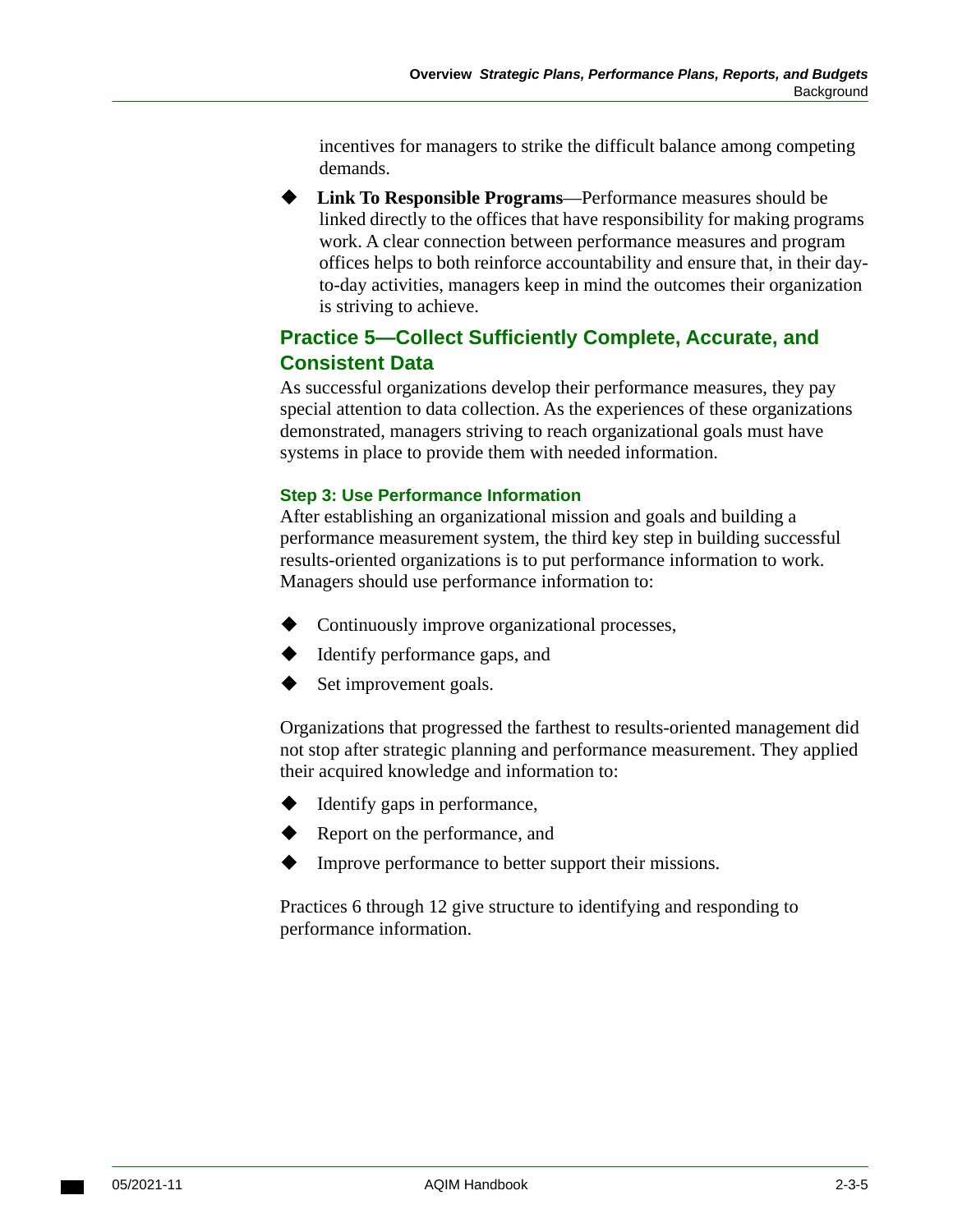incentives for managers to strike the difficult balance among competing demands.

- **Link To Responsible Programs**—Performance measures should be linked directly to the offices that have responsibility for making programs work. A clear connection between performance measures and program offices helps to both reinforce accountability and ensure that, in their day-to-day activities, managers keep in mind the outcomes their organization is striving to achieve.

## Practice 5—Collect Sufficiently Complete, Accurate, and Consistent Data

As successful organizations develop their performance measures, they pay special attention to data collection. As the experiences of these organizations demonstrated, managers striving to reach organizational goals must have systems in place to provide them with needed information.

### Step 3: Use Performance Information

After establishing an organizational mission and goals and building a performance measurement system, the third key step in building successful results-oriented organizations is to put performance information to work. Managers should use performance information to:

- Continuously improve organizational processes,
- Identify performance gaps, and
- Set improvement goals.

Organizations that progressed the farthest to results-oriented management did not stop after strategic planning and performance measurement. They applied their acquired knowledge and information to:

- Identify gaps in performance,
- Report on the performance, and
- Improve performance to better support their missions.

Practices 6 through 12 give structure to identifying and responding to performance information.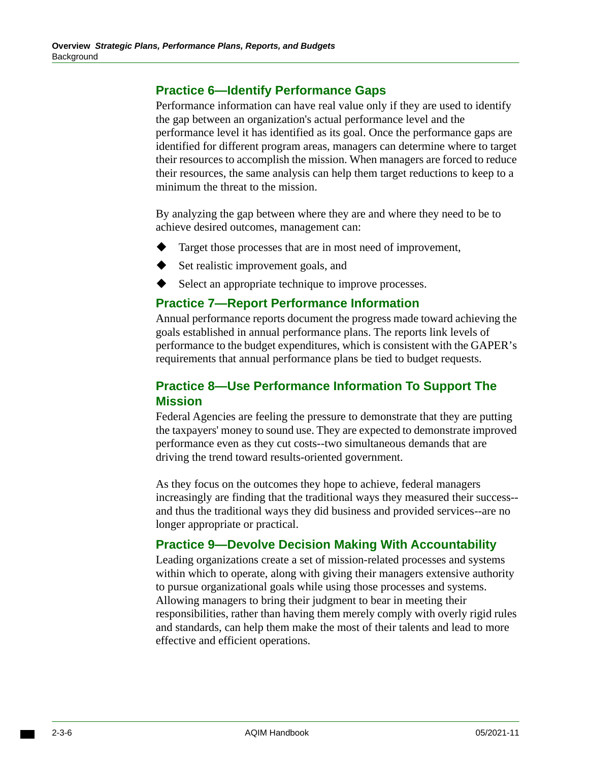## Practice 6—Identify Performance Gaps

Performance information can have real value only if they are used to identify the gap between an organization's actual performance level and the performance level it has identified as its goal. Once the performance gaps are identified for different program areas, managers can determine where to target their resources to accomplish the mission. When managers are forced to reduce their resources, the same analysis can help them target reductions to keep to a minimum the threat to the mission.

By analyzing the gap between where they are and where they need to be to achieve desired outcomes, management can:

- Target those processes that are in most need of improvement,
- Set realistic improvement goals, and
- Select an appropriate technique to improve processes.

## Practice 7—Report Performance Information

Annual performance reports document the progress made toward achieving the goals established in annual performance plans. The reports link levels of performance to the budget expenditures, which is consistent with the GAPER's requirements that annual performance plans be tied to budget requests.

## Practice 8—Use Performance Information To Support The Mission

Federal Agencies are feeling the pressure to demonstrate that they are putting the taxpayers' money to sound use. They are expected to demonstrate improved performance even as they cut costs--two simultaneous demands that are driving the trend toward results-oriented government.

As they focus on the outcomes they hope to achieve, federal managers increasingly are finding that the traditional ways they measured their success--and thus the traditional ways they did business and provided services--are no longer appropriate or practical.

## Practice 9—Devolve Decision Making With Accountability

Leading organizations create a set of mission-related processes and systems within which to operate, along with giving their managers extensive authority to pursue organizational goals while using those processes and systems. Allowing managers to bring their judgment to bear in meeting their responsibilities, rather than having them merely comply with overly rigid rules and standards, can help them make the most of their talents and lead to more effective and efficient operations.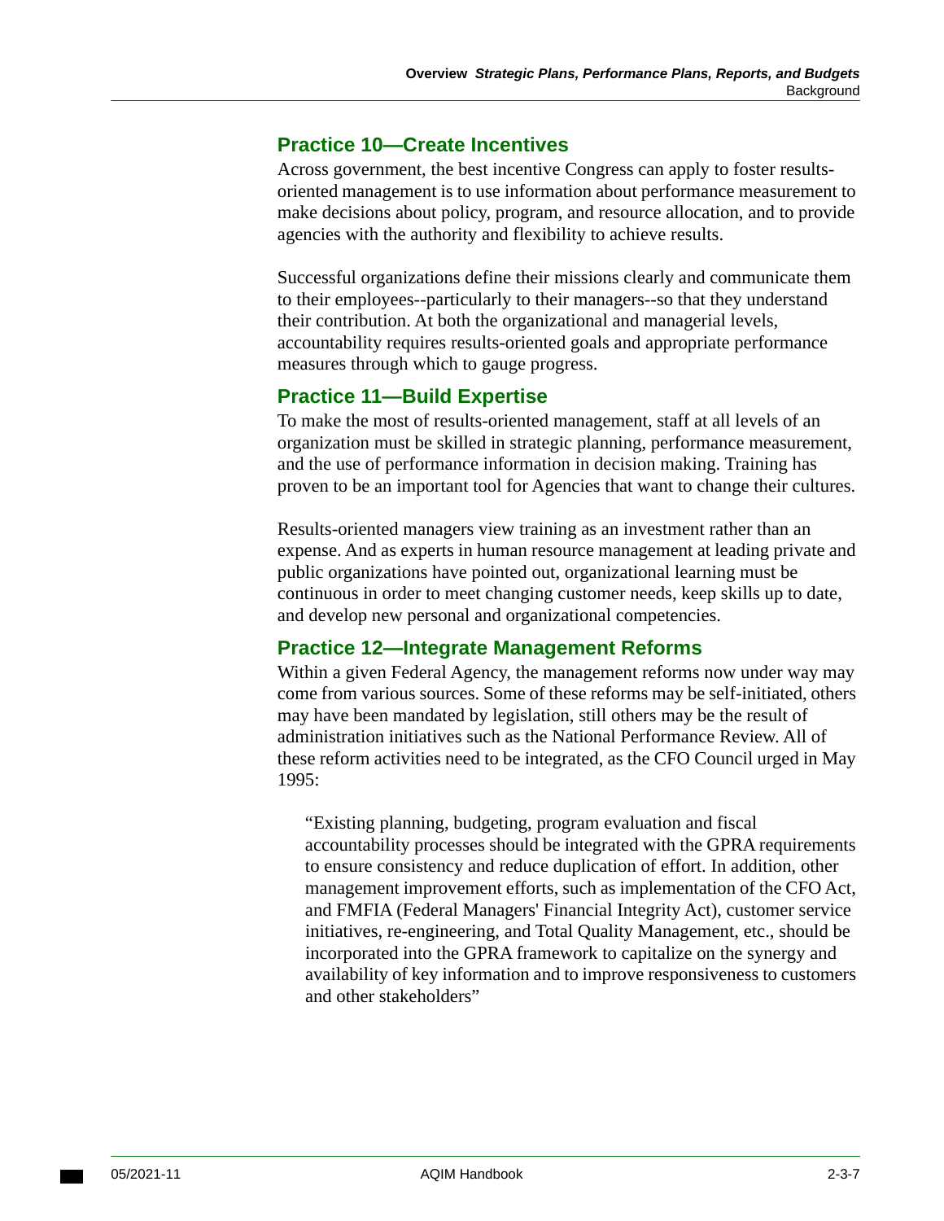## Practice 10—Create Incentives

Across government, the best incentive Congress can apply to foster results-oriented management is to use information about performance measurement to make decisions about policy, program, and resource allocation, and to provide agencies with the authority and flexibility to achieve results.

Successful organizations define their missions clearly and communicate them to their employees--particularly to their managers--so that they understand their contribution. At both the organizational and managerial levels, accountability requires results-oriented goals and appropriate performance measures through which to gauge progress.

## Practice 11—Build Expertise

To make the most of results-oriented management, staff at all levels of an organization must be skilled in strategic planning, performance measurement, and the use of performance information in decision making. Training has proven to be an important tool for Agencies that want to change their cultures.

Results-oriented managers view training as an investment rather than an expense. And as experts in human resource management at leading private and public organizations have pointed out, organizational learning must be continuous in order to meet changing customer needs, keep skills up to date, and develop new personal and organizational competencies.

## Practice 12—Integrate Management Reforms

Within a given Federal Agency, the management reforms now under way may come from various sources. Some of these reforms may be self-initiated, others may have been mandated by legislation, still others may be the result of administration initiatives such as the National Performance Review. All of these reform activities need to be integrated, as the CFO Council urged in May 1995:

> "Existing planning, budgeting, program evaluation and fiscal accountability processes should be integrated with the GPRA requirements to ensure consistency and reduce duplication of effort. In addition, other management improvement efforts, such as implementation of the CFO Act, and FMFIA (Federal Managers' Financial Integrity Act), customer service initiatives, re-engineering, and Total Quality Management, etc., should be incorporated into the GPRA framework to capitalize on the synergy and availability of key information and to improve responsiveness to customers and other stakeholders"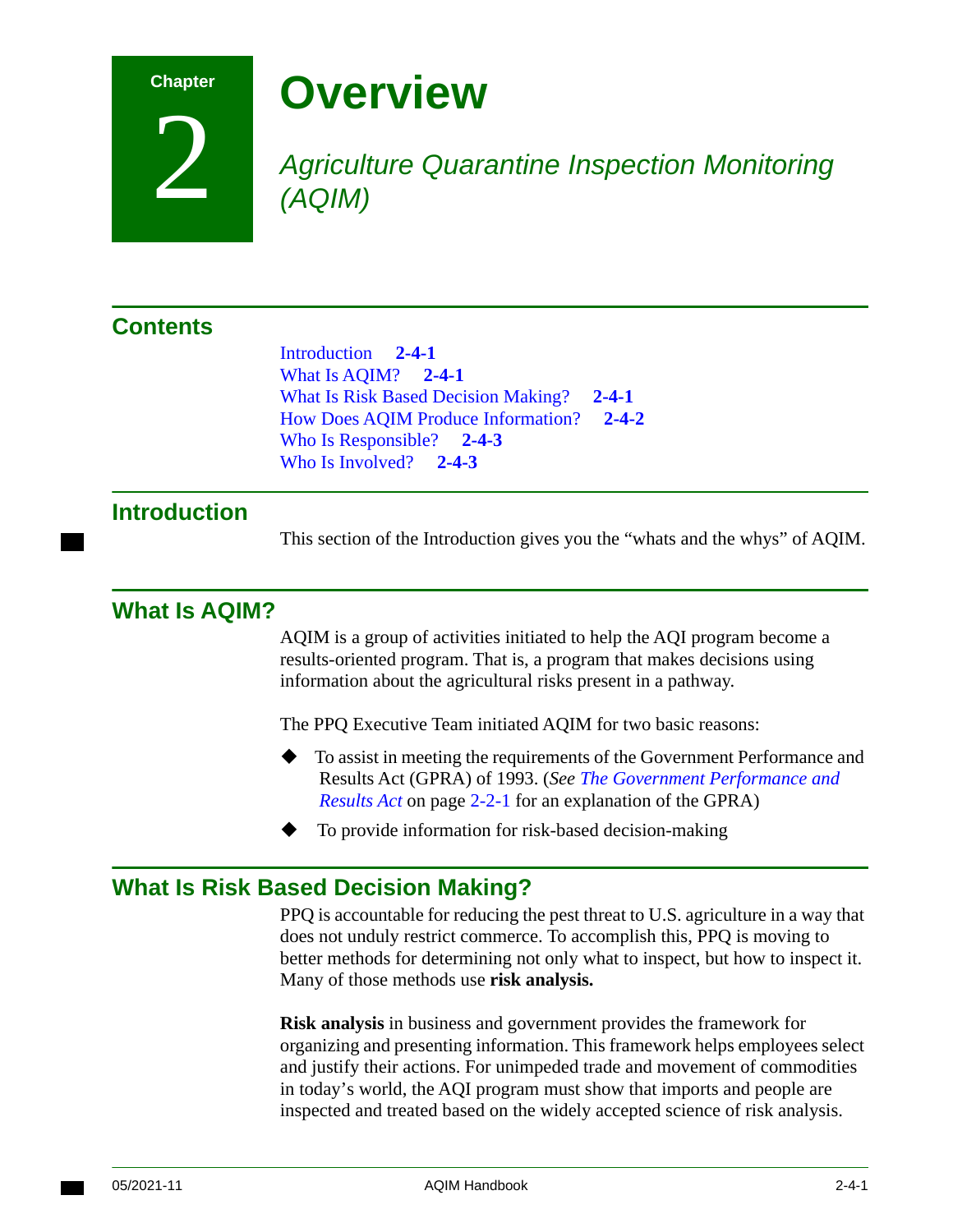Chapter 2

# Overview

## *Agriculture Quarantine Inspection Monitoring (AQIM)*

## Contents

Introduction **2-4-1**
What Is AQIM? **2-4-1**
What Is Risk Based Decision Making? **2-4-1**
How Does AQIM Produce Information? **2-4-2**
Who Is Responsible? **2-4-3**
Who Is Involved? **2-4-3**

## Introduction

This section of the Introduction gives you the “whats and the whys” of AQIM.

## What Is AQIM?

AQIM is a group of activities initiated to help the AQI program become a results-oriented program. That is, a program that makes decisions using information about the agricultural risks present in a pathway.

The PPQ Executive Team initiated AQIM for two basic reasons:

- ◆ To assist in meeting the requirements of the Government Performance and Results Act (GPRA) of 1993. (*See The Government Performance and Results Act* on page 2-2-1 for an explanation of the GPRA)
- ◆ To provide information for risk-based decision-making

## What Is Risk Based Decision Making?

PPQ is accountable for reducing the pest threat to U.S. agriculture in a way that does not unduly restrict commerce. To accomplish this, PPQ is moving to better methods for determining not only what to inspect, but how to inspect it. Many of those methods use **risk analysis.**

**Risk analysis** in business and government provides the framework for organizing and presenting information. This framework helps employees select and justify their actions. For unimpeded trade and movement of commodities in today’s world, the AQI program must show that imports and people are inspected and treated based on the widely accepted science of risk analysis.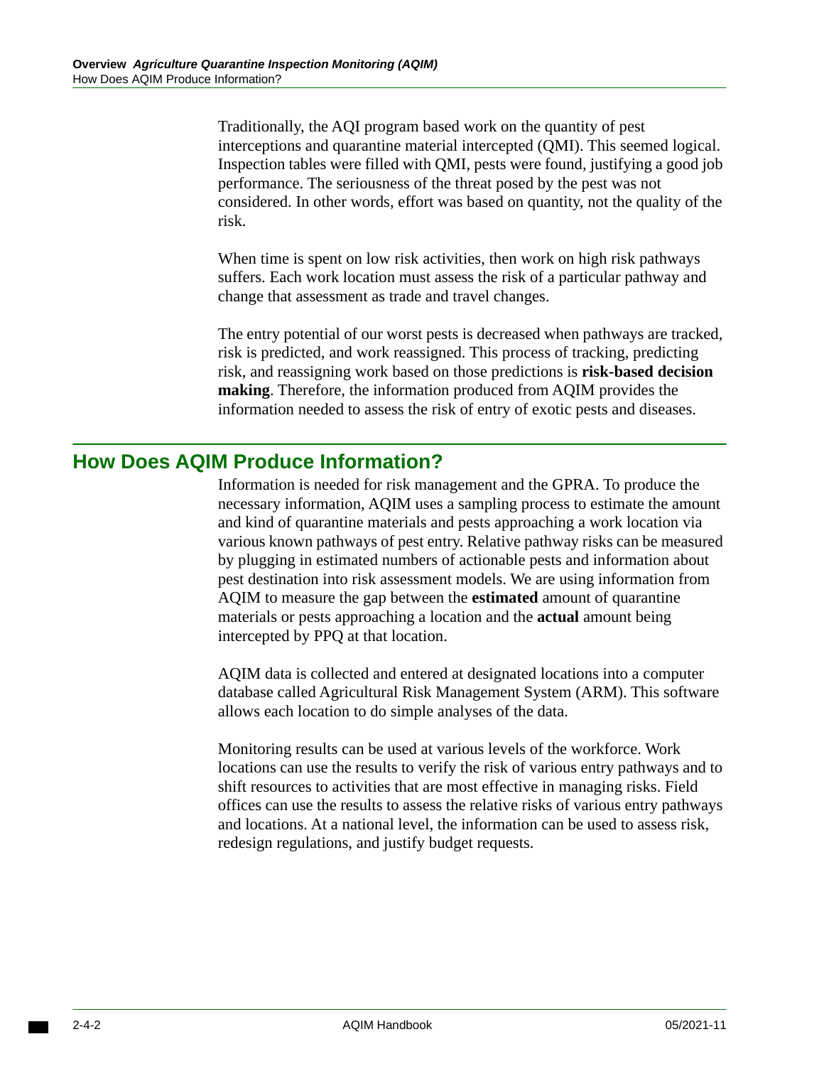Traditionally, the AQI program based work on the quantity of pest interceptions and quarantine material intercepted (QMI). This seemed logical. Inspection tables were filled with QMI, pests were found, justifying a good job performance. The seriousness of the threat posed by the pest was not considered. In other words, effort was based on quantity, not the quality of the risk.

When time is spent on low risk activities, then work on high risk pathways suffers. Each work location must assess the risk of a particular pathway and change that assessment as trade and travel changes.

The entry potential of our worst pests is decreased when pathways are tracked, risk is predicted, and work reassigned. This process of tracking, predicting risk, and reassigning work based on those predictions is **risk-based decision making**. Therefore, the information produced from AQIM provides the information needed to assess the risk of entry of exotic pests and diseases.

## How Does AQIM Produce Information?

Information is needed for risk management and the GPRA. To produce the necessary information, AQIM uses a sampling process to estimate the amount and kind of quarantine materials and pests approaching a work location via various known pathways of pest entry. Relative pathway risks can be measured by plugging in estimated numbers of actionable pests and information about pest destination into risk assessment models. We are using information from AQIM to measure the gap between the **estimated** amount of quarantine materials or pests approaching a location and the **actual** amount being intercepted by PPQ at that location.

AQIM data is collected and entered at designated locations into a computer database called Agricultural Risk Management System (ARM). This software allows each location to do simple analyses of the data.

Monitoring results can be used at various levels of the workforce. Work locations can use the results to verify the risk of various entry pathways and to shift resources to activities that are most effective in managing risks. Field offices can use the results to assess the relative risks of various entry pathways and locations. At a national level, the information can be used to assess risk, redesign regulations, and justify budget requests.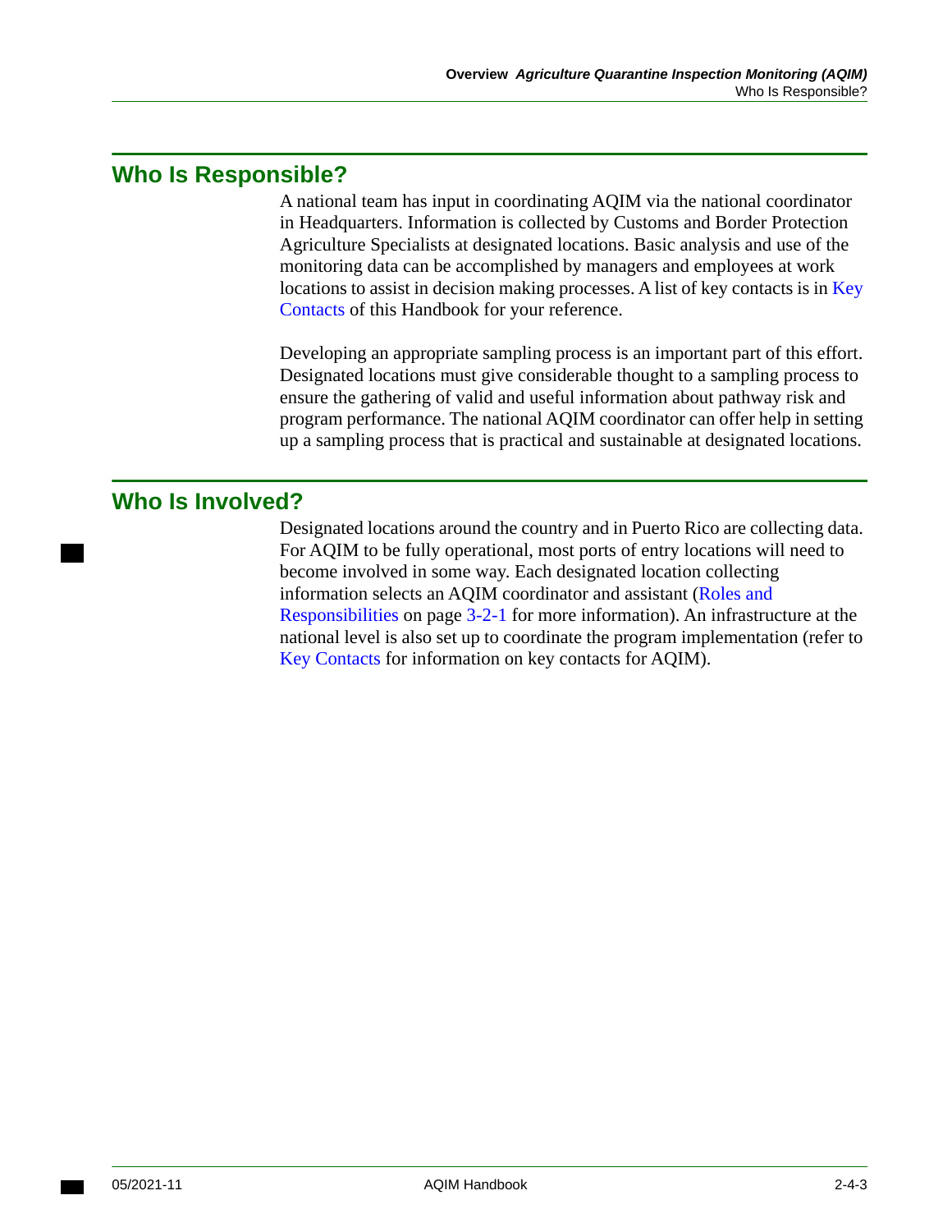## Who Is Responsible?

A national team has input in coordinating AQIM via the national coordinator in Headquarters. Information is collected by Customs and Border Protection Agriculture Specialists at designated locations. Basic analysis and use of the monitoring data can be accomplished by managers and employees at work locations to assist in decision making processes. A list of key contacts is in Key Contacts of this Handbook for your reference.

Developing an appropriate sampling process is an important part of this effort. Designated locations must give considerable thought to a sampling process to ensure the gathering of valid and useful information about pathway risk and program performance. The national AQIM coordinator can offer help in setting up a sampling process that is practical and sustainable at designated locations.

## Who Is Involved?

Designated locations around the country and in Puerto Rico are collecting data. For AQIM to be fully operational, most ports of entry locations will need to become involved in some way. Each designated location collecting information selects an AQIM coordinator and assistant (Roles and Responsibilities on page 3-2-1 for more information). An infrastructure at the national level is also set up to coordinate the program implementation (refer to Key Contacts for information on key contacts for AQIM).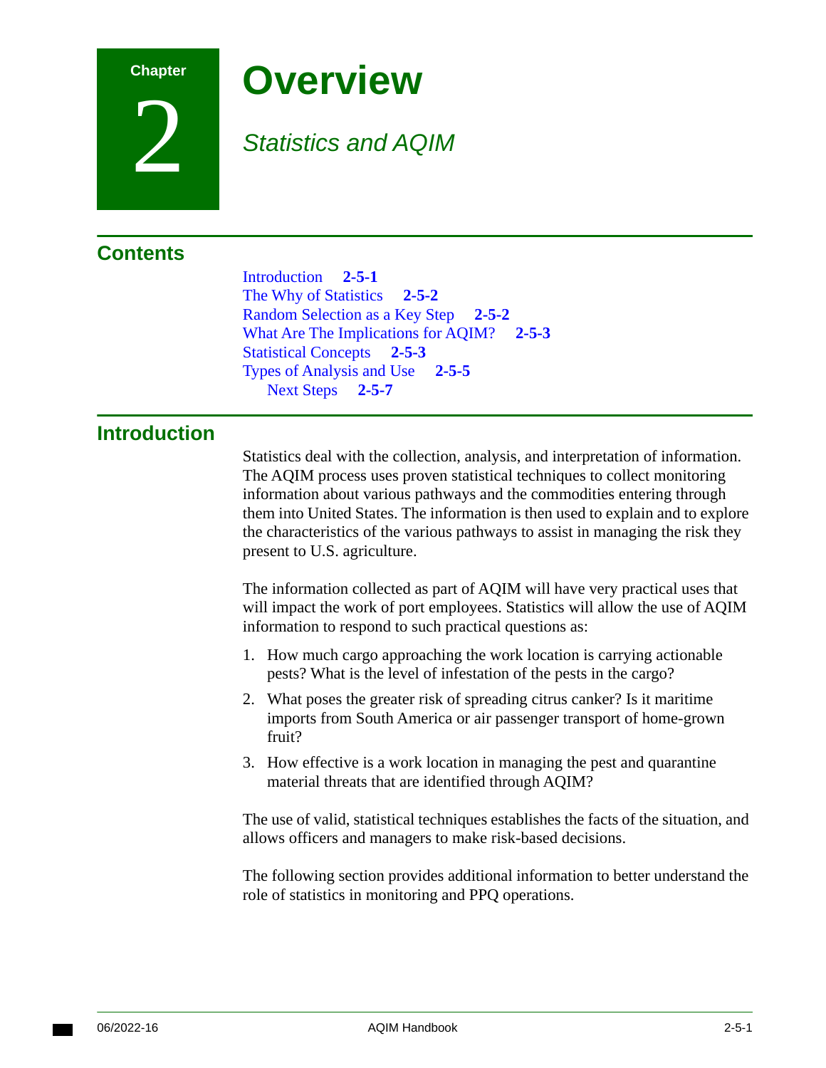# Chapter 2

# Overview

*Statistics and AQIM*

## Contents

Introduction **2-5-1**
The Why of Statistics **2-5-2**
Random Selection as a Key Step **2-5-2**
What Are The Implications for AQIM? **2-5-3**
Statistical Concepts **2-5-3**
Types of Analysis and Use **2-5-5**
  Next Steps **2-5-7**

## Introduction

Statistics deal with the collection, analysis, and interpretation of information. The AQIM process uses proven statistical techniques to collect monitoring information about various pathways and the commodities entering through them into United States. The information is then used to explain and to explore the characteristics of the various pathways to assist in managing the risk they present to U.S. agriculture.

The information collected as part of AQIM will have very practical uses that will impact the work of port employees. Statistics will allow the use of AQIM information to respond to such practical questions as:

1. How much cargo approaching the work location is carrying actionable pests? What is the level of infestation of the pests in the cargo?
2. What poses the greater risk of spreading citrus canker? Is it maritime imports from South America or air passenger transport of home-grown fruit?
3. How effective is a work location in managing the pest and quarantine material threats that are identified through AQIM?

The use of valid, statistical techniques establishes the facts of the situation, and allows officers and managers to make risk-based decisions.

The following section provides additional information to better understand the role of statistics in monitoring and PPQ operations.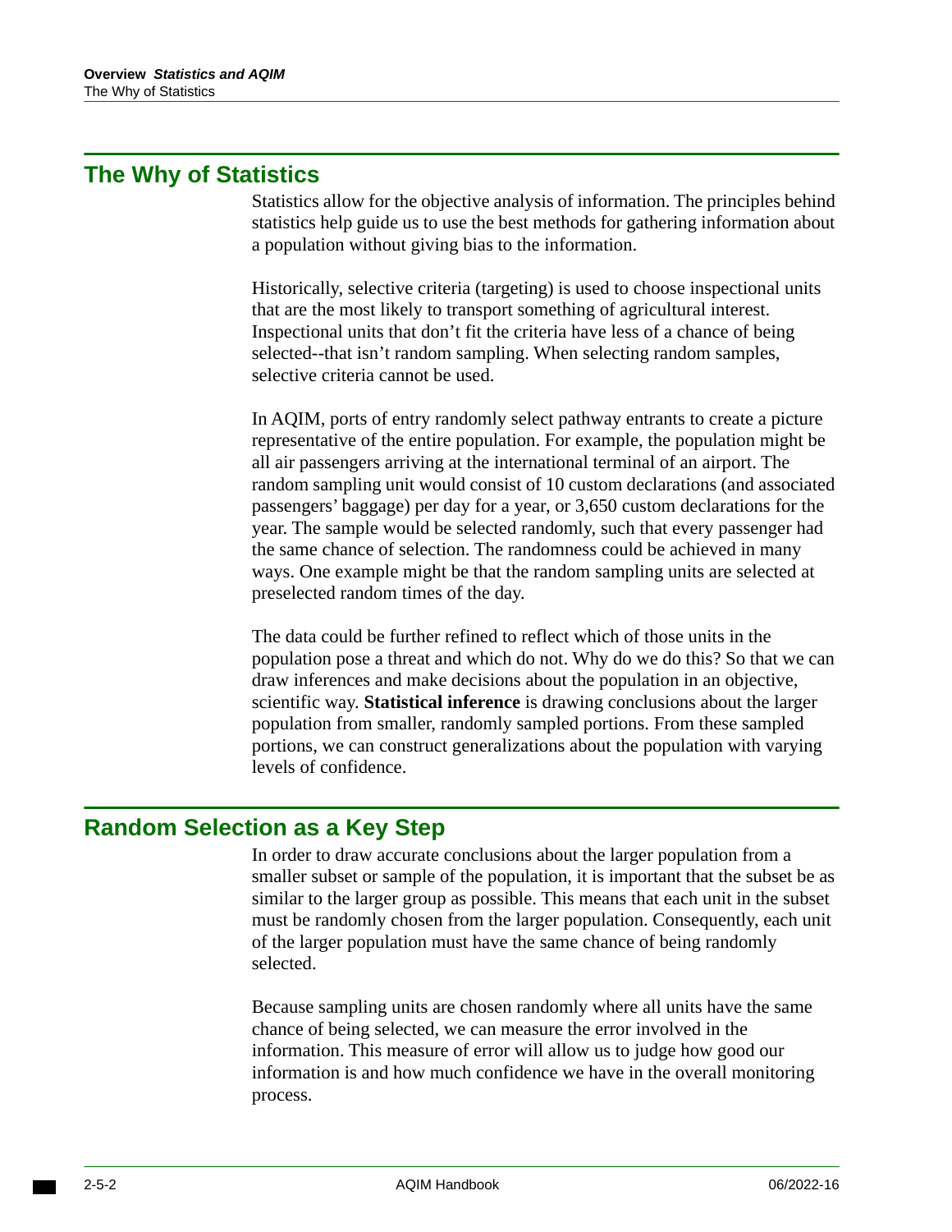## The Why of Statistics

Statistics allow for the objective analysis of information. The principles behind statistics help guide us to use the best methods for gathering information about a population without giving bias to the information.

Historically, selective criteria (targeting) is used to choose inspectional units that are the most likely to transport something of agricultural interest. Inspectional units that don't fit the criteria have less of a chance of being selected--that isn't random sampling. When selecting random samples, selective criteria cannot be used.

In AQIM, ports of entry randomly select pathway entrants to create a picture representative of the entire population. For example, the population might be all air passengers arriving at the international terminal of an airport. The random sampling unit would consist of 10 custom declarations (and associated passengers' baggage) per day for a year, or 3,650 custom declarations for the year. The sample would be selected randomly, such that every passenger had the same chance of selection. The randomness could be achieved in many ways. One example might be that the random sampling units are selected at preselected random times of the day.

The data could be further refined to reflect which of those units in the population pose a threat and which do not. Why do we do this? So that we can draw inferences and make decisions about the population in an objective, scientific way. **Statistical inference** is drawing conclusions about the larger population from smaller, randomly sampled portions. From these sampled portions, we can construct generalizations about the population with varying levels of confidence.

## Random Selection as a Key Step

In order to draw accurate conclusions about the larger population from a smaller subset or sample of the population, it is important that the subset be as similar to the larger group as possible. This means that each unit in the subset must be randomly chosen from the larger population. Consequently, each unit of the larger population must have the same chance of being randomly selected.

Because sampling units are chosen randomly where all units have the same chance of being selected, we can measure the error involved in the information. This measure of error will allow us to judge how good our information is and how much confidence we have in the overall monitoring process.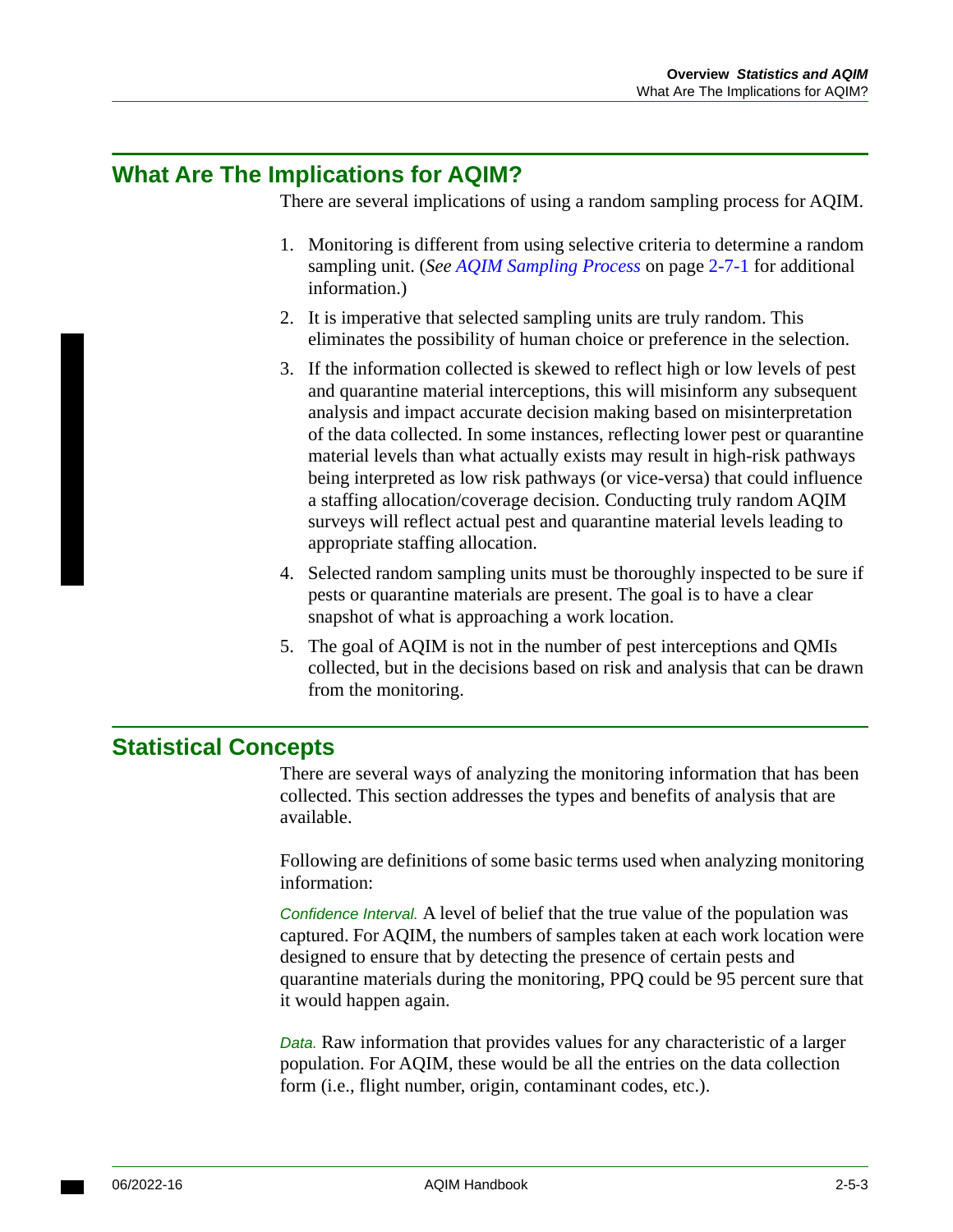## What Are The Implications for AQIM?

There are several implications of using a random sampling process for AQIM.

1. Monitoring is different from using selective criteria to determine a random sampling unit. (*See AQIM Sampling Process* on page 2-7-1 for additional information.)
2. It is imperative that selected sampling units are truly random. This eliminates the possibility of human choice or preference in the selection.
3. If the information collected is skewed to reflect high or low levels of pest and quarantine material interceptions, this will misinform any subsequent analysis and impact accurate decision making based on misinterpretation of the data collected. In some instances, reflecting lower pest or quarantine material levels than what actually exists may result in high-risk pathways being interpreted as low risk pathways (or vice-versa) that could influence a staffing allocation/coverage decision. Conducting truly random AQIM surveys will reflect actual pest and quarantine material levels leading to appropriate staffing allocation.
4. Selected random sampling units must be thoroughly inspected to be sure if pests or quarantine materials are present. The goal is to have a clear snapshot of what is approaching a work location.
5. The goal of AQIM is not in the number of pest interceptions and QMIs collected, but in the decisions based on risk and analysis that can be drawn from the monitoring.

## Statistical Concepts

There are several ways of analyzing the monitoring information that has been collected. This section addresses the types and benefits of analysis that are available.

Following are definitions of some basic terms used when analyzing monitoring information:

*Confidence Interval.* A level of belief that the true value of the population was captured. For AQIM, the numbers of samples taken at each work location were designed to ensure that by detecting the presence of certain pests and quarantine materials during the monitoring, PPQ could be 95 percent sure that it would happen again.

*Data.* Raw information that provides values for any characteristic of a larger population. For AQIM, these would be all the entries on the data collection form (i.e., flight number, origin, contaminant codes, etc.).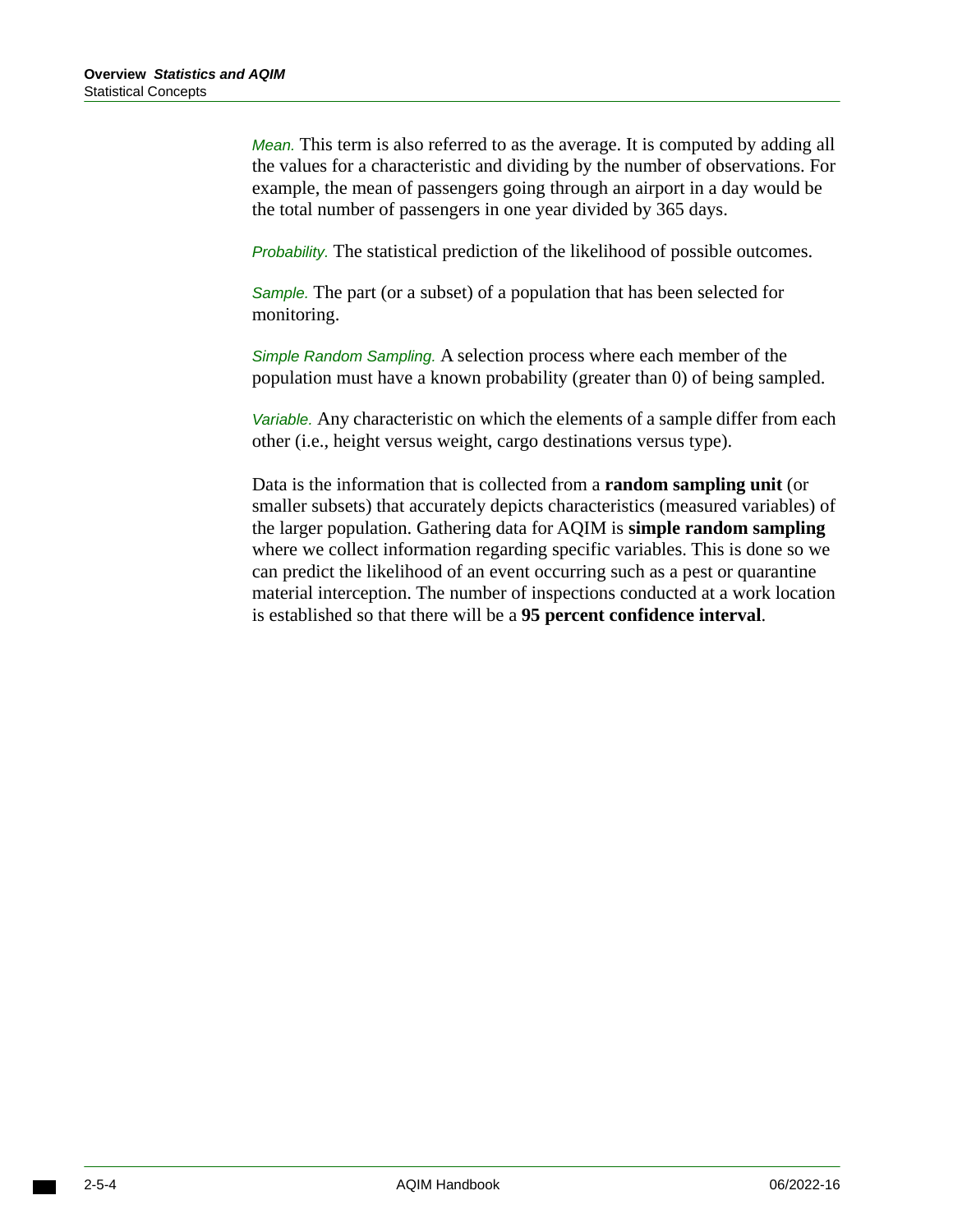*Mean.* This term is also referred to as the average. It is computed by adding all the values for a characteristic and dividing by the number of observations. For example, the mean of passengers going through an airport in a day would be the total number of passengers in one year divided by 365 days.

*Probability.* The statistical prediction of the likelihood of possible outcomes.

*Sample.* The part (or a subset) of a population that has been selected for monitoring.

*Simple Random Sampling.* A selection process where each member of the population must have a known probability (greater than 0) of being sampled.

*Variable.* Any characteristic on which the elements of a sample differ from each other (i.e., height versus weight, cargo destinations versus type).

Data is the information that is collected from a **random sampling unit** (or smaller subsets) that accurately depicts characteristics (measured variables) of the larger population. Gathering data for AQIM is **simple random sampling** where we collect information regarding specific variables. This is done so we can predict the likelihood of an event occurring such as a pest or quarantine material interception. The number of inspections conducted at a work location is established so that there will be a **95 percent confidence interval**.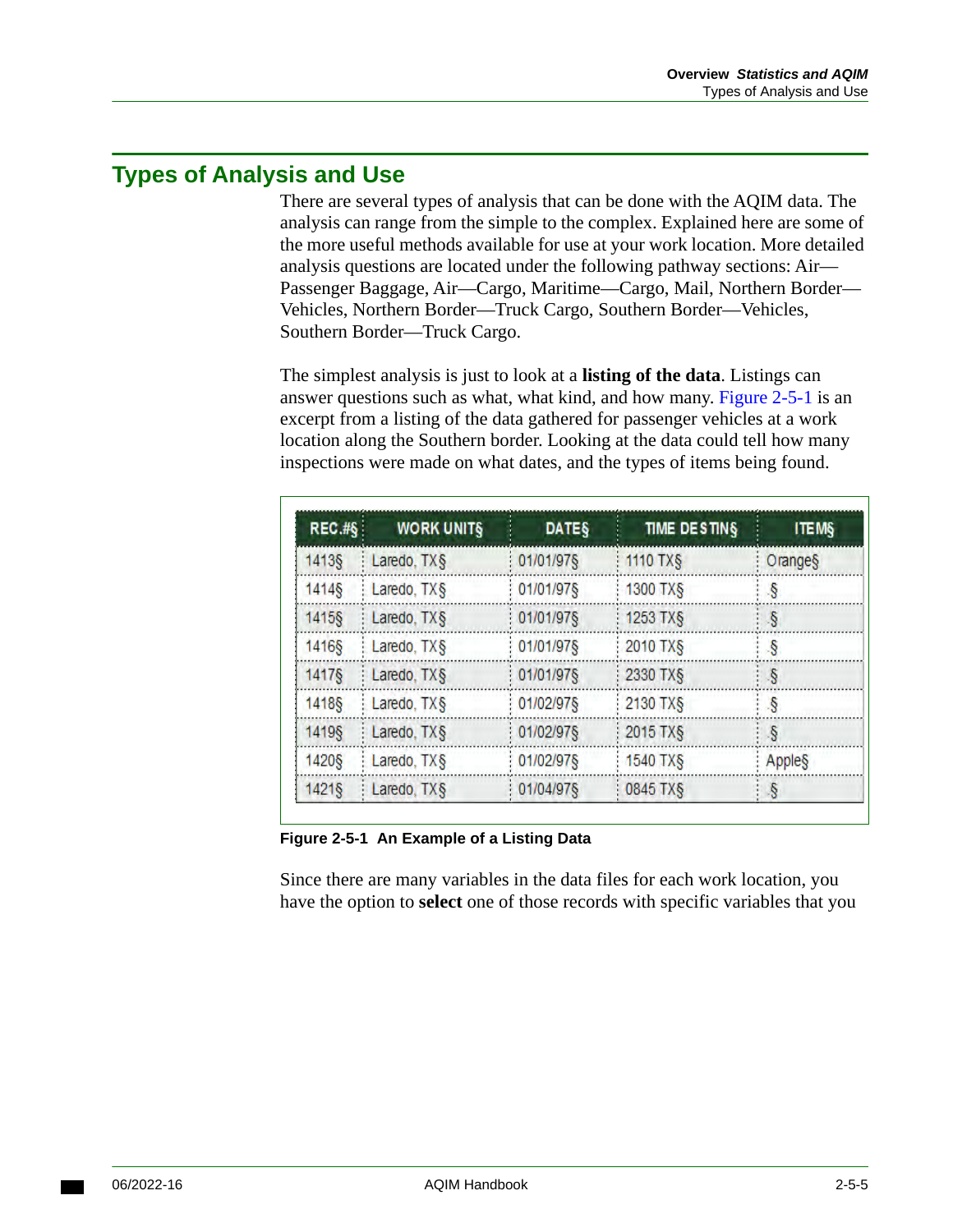## Types of Analysis and Use

There are several types of analysis that can be done with the AQIM data. The analysis can range from the simple to the complex. Explained here are some of the more useful methods available for use at your work location. More detailed analysis questions are located under the following pathway sections: Air—Passenger Baggage, Air—Cargo, Maritime—Cargo, Mail, Northern Border—Vehicles, Northern Border—Truck Cargo, Southern Border—Vehicles, Southern Border—Truck Cargo.

The simplest analysis is just to look at a **listing of the data**. Listings can answer questions such as what, what kind, and how many. Figure 2-5-1 is an excerpt from a listing of the data gathered for passenger vehicles at a work location along the Southern border. Looking at the data could tell how many inspections were made on what dates, and the types of items being found.

| REC.#§ | WORK UNIT§ | DATE§ | TIME DESTIN§ | ITEM§ |
|---|---|---|---|---|
| 1413§ | Laredo, TX§ | 01/01/97§ | 1110 TX§ | Orange§ |
| 1414§ | Laredo, TX§ | 01/01/97§ | 1300 TX§ | § |
| 1415§ | Laredo, TX§ | 01/01/97§ | 1253 TX§ | § |
| 1416§ | Laredo, TX§ | 01/01/97§ | 2010 TX§ | § |
| 1417§ | Laredo, TX§ | 01/01/97§ | 2330 TX§ | § |
| 1418§ | Laredo, TX§ | 01/02/97§ | 2130 TX§ | § |
| 1419§ | Laredo, TX§ | 01/02/97§ | 2015 TX§ | § |
| 1420§ | Laredo, TX§ | 01/02/97§ | 1540 TX§ | Apple§ |
| 1421§ | Laredo, TX§ | 01/04/97§ | 0845 TX§ | § |

**Figure 2-5-1 An Example of a Listing Data**

Since there are many variables in the data files for each work location, you have the option to **select** one of those records with specific variables that you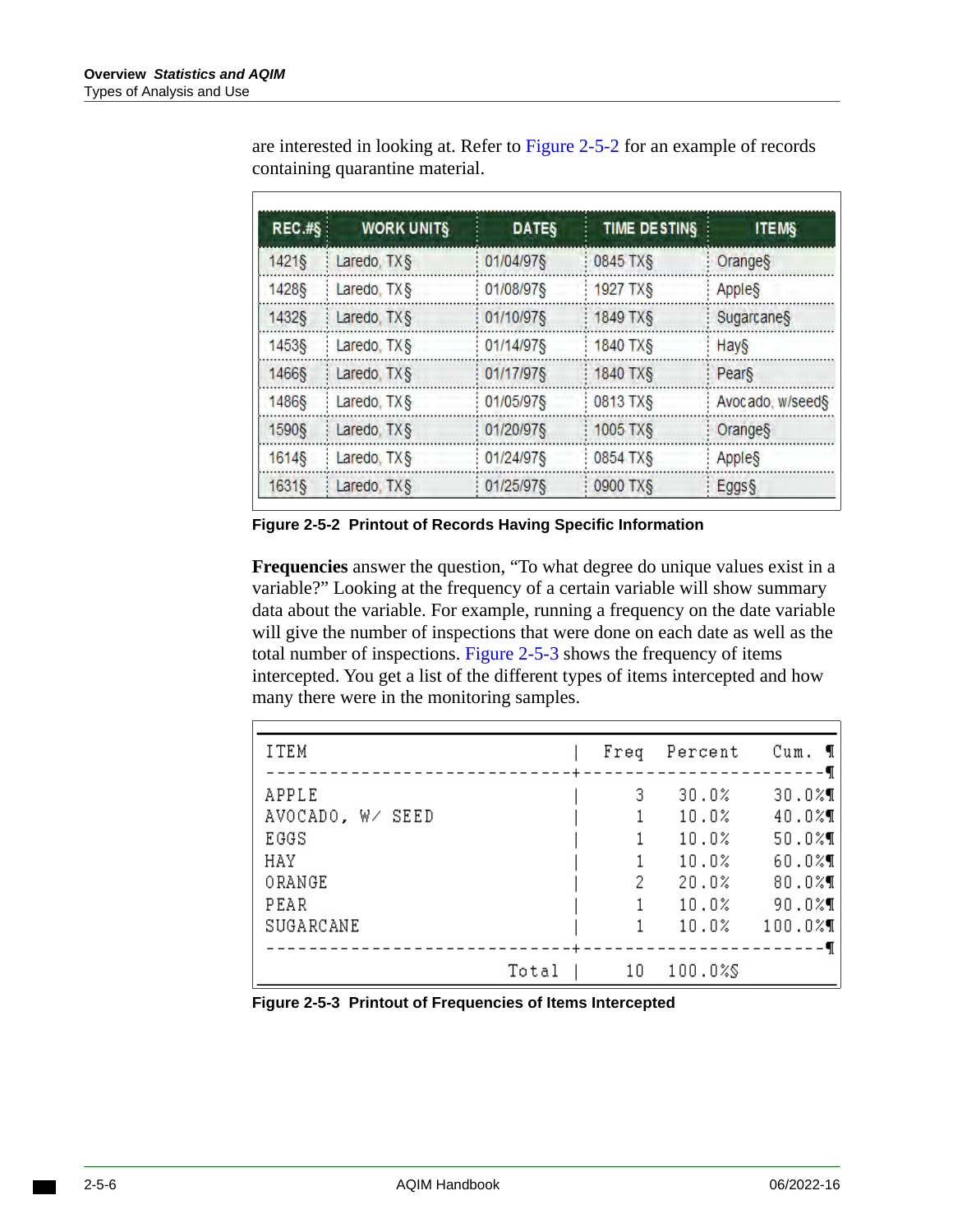are interested in looking at. Refer to Figure 2-5-2 for an example of records containing quarantine material.

| REC.#§ | WORK UNIT§ | DATE§ | TIME DESTIN§ | ITEM§ |
|---|---|---|---|---|
| 1421§ | Laredo, TX§ | 01/04/97§ | 0845 TX§ | Orange§ |
| 1428§ | Laredo, TX§ | 01/08/97§ | 1927 TX§ | Apple§ |
| 1432§ | Laredo, TX§ | 01/10/97§ | 1849 TX§ | Sugarcane§ |
| 1453§ | Laredo, TX§ | 01/14/97§ | 1840 TX§ | Hay§ |
| 1466§ | Laredo, TX§ | 01/17/97§ | 1840 TX§ | Pear§ |
| 1486§ | Laredo, TX§ | 01/05/97§ | 0813 TX§ | Avocado, w/seed§ |
| 1590§ | Laredo, TX§ | 01/20/97§ | 1005 TX§ | Orange§ |
| 1614§ | Laredo, TX§ | 01/24/97§ | 0854 TX§ | Apple§ |
| 1631§ | Laredo, TX§ | 01/25/97§ | 0900 TX§ | Eggs§ |

**Figure 2-5-2 Printout of Records Having Specific Information**

**Frequencies** answer the question, "To what degree do unique values exist in a variable?" Looking at the frequency of a certain variable will show summary data about the variable. For example, running a frequency on the date variable will give the number of inspections that were done on each date as well as the total number of inspections. Figure 2-5-3 shows the frequency of items intercepted. You get a list of the different types of items intercepted and how many there were in the monitoring samples.

```
ITEM                        |   Freq   Percent      Cum. ¶
----------------------------+-----------------------------¶
APPLE                       |      3    30.0%      30.0%¶
AVOCADO, W/ SEED            |      1    10.0%      40.0%¶
EGGS                        |      1    10.0%      50.0%¶
HAY                         |      1    10.0%      60.0%¶
ORANGE                      |      2    20.0%      80.0%¶
PEAR                        |      1    10.0%      90.0%¶
SUGARCANE                   |      1    10.0%     100.0%¶
----------------------------+-----------------------------¶
                      Total |     10   100.0%§
```

**Figure 2-5-3 Printout of Frequencies of Items Intercepted**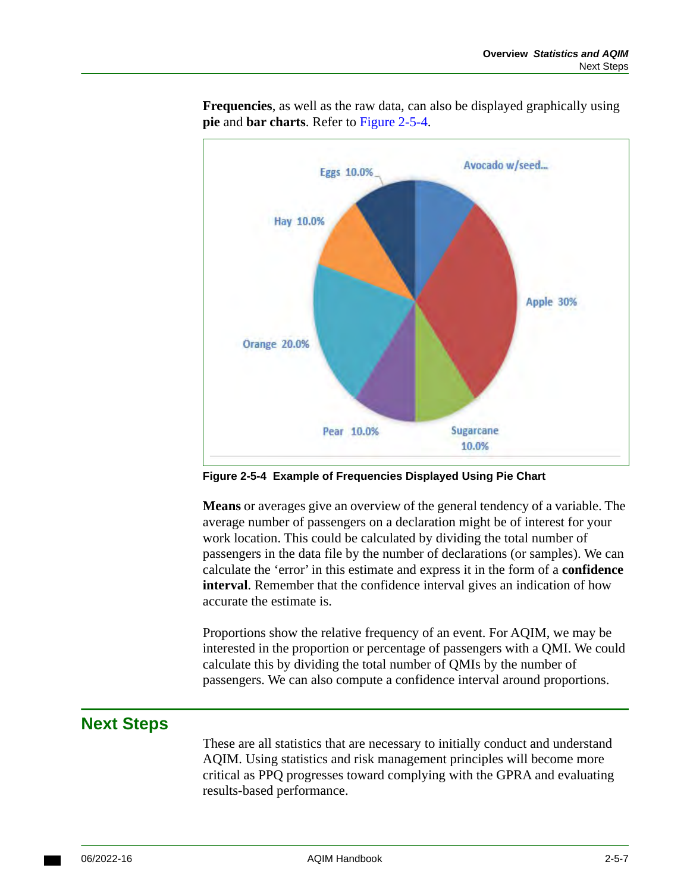**Frequencies**, as well as the raw data, can also be displayed graphically using **pie** and **bar charts**. Refer to Figure 2-5-4.

Avocado w/seed...
Apple 30%
Sugarcane 10.0%
Pear 10.0%
Orange 20.0%
Hay 10.0%
Eggs 10.0%

**Figure 2-5-4 Example of Frequencies Displayed Using Pie Chart**

**Means** or averages give an overview of the general tendency of a variable. The average number of passengers on a declaration might be of interest for your work location. This could be calculated by dividing the total number of passengers in the data file by the number of declarations (or samples). We can calculate the 'error' in this estimate and express it in the form of a **confidence interval**. Remember that the confidence interval gives an indication of how accurate the estimate is.

Proportions show the relative frequency of an event. For AQIM, we may be interested in the proportion or percentage of passengers with a QMI. We could calculate this by dividing the total number of QMIs by the number of passengers. We can also compute a confidence interval around proportions.

## Next Steps

These are all statistics that are necessary to initially conduct and understand AQIM. Using statistics and risk management principles will become more critical as PPQ progresses toward complying with the GPRA and evaluating results-based performance.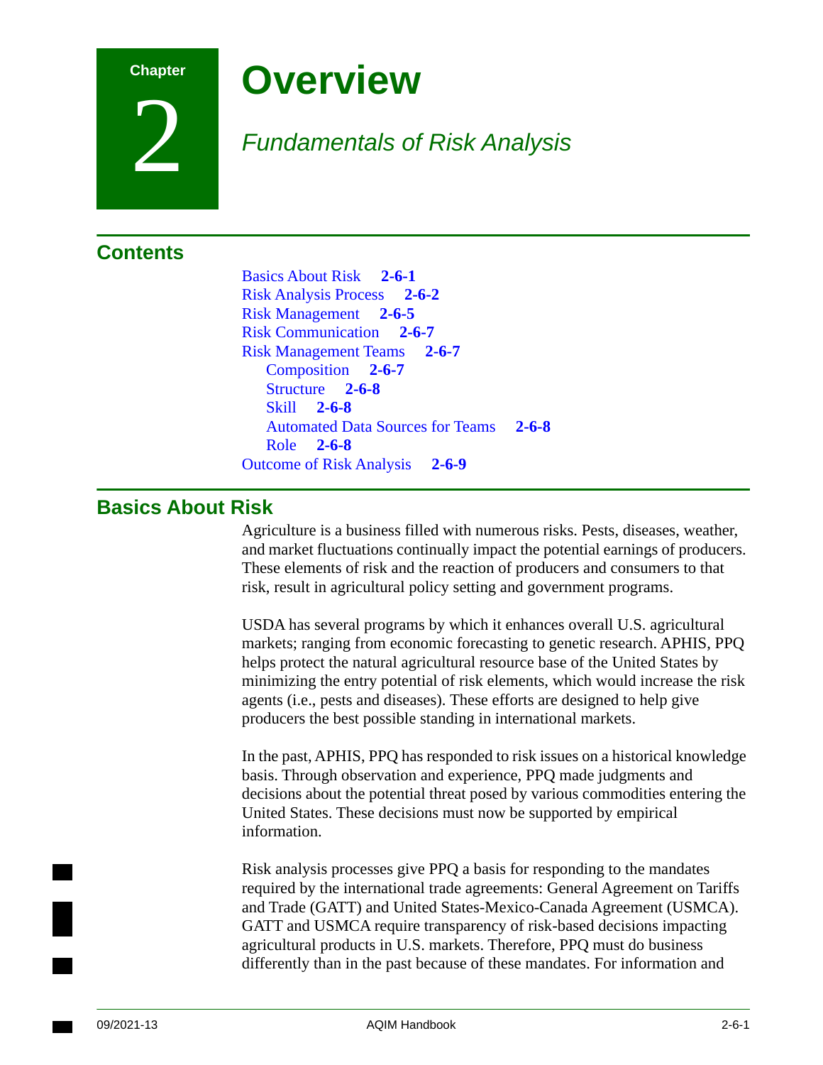Chapter 2

# Overview

*Fundamentals of Risk Analysis*

## Contents

- Basics About Risk **2-6-1**
- Risk Analysis Process **2-6-2**
- Risk Management **2-6-5**
- Risk Communication **2-6-7**
- Risk Management Teams **2-6-7**
  - Composition **2-6-7**
  - Structure **2-6-8**
  - Skill **2-6-8**
  - Automated Data Sources for Teams **2-6-8**
  - Role **2-6-8**
- Outcome of Risk Analysis **2-6-9**

## Basics About Risk

Agriculture is a business filled with numerous risks. Pests, diseases, weather, and market fluctuations continually impact the potential earnings of producers. These elements of risk and the reaction of producers and consumers to that risk, result in agricultural policy setting and government programs.

USDA has several programs by which it enhances overall U.S. agricultural markets; ranging from economic forecasting to genetic research. APHIS, PPQ helps protect the natural agricultural resource base of the United States by minimizing the entry potential of risk elements, which would increase the risk agents (i.e., pests and diseases). These efforts are designed to help give producers the best possible standing in international markets.

In the past, APHIS, PPQ has responded to risk issues on a historical knowledge basis. Through observation and experience, PPQ made judgments and decisions about the potential threat posed by various commodities entering the United States. These decisions must now be supported by empirical information.

Risk analysis processes give PPQ a basis for responding to the mandates required by the international trade agreements: General Agreement on Tariffs and Trade (GATT) and United States-Mexico-Canada Agreement (USMCA). GATT and USMCA require transparency of risk-based decisions impacting agricultural products in U.S. markets. Therefore, PPQ must do business differently than in the past because of these mandates. For information and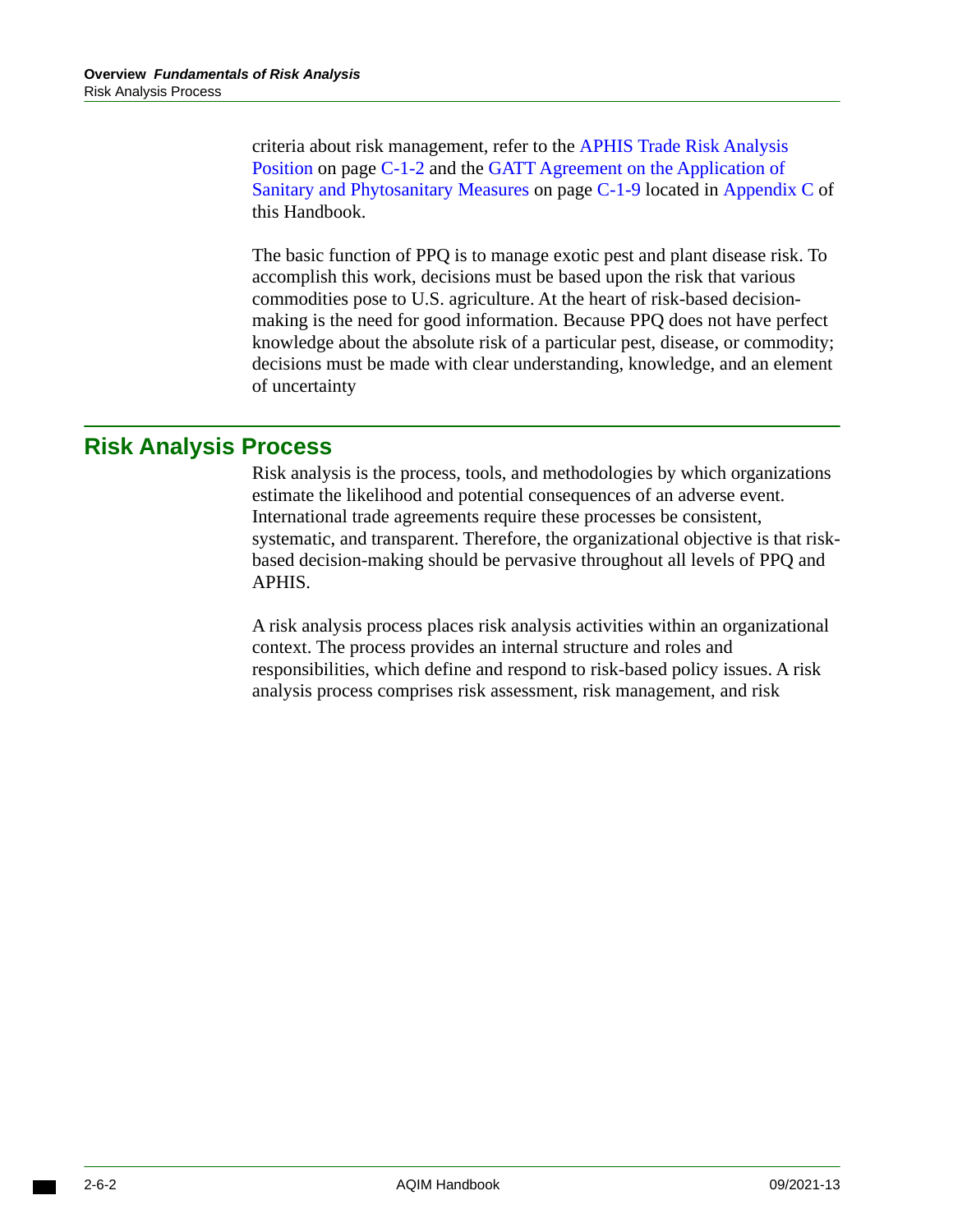criteria about risk management, refer to the APHIS Trade Risk Analysis Position on page C-1-2 and the GATT Agreement on the Application of Sanitary and Phytosanitary Measures on page C-1-9 located in Appendix C of this Handbook.

The basic function of PPQ is to manage exotic pest and plant disease risk. To accomplish this work, decisions must be based upon the risk that various commodities pose to U.S. agriculture. At the heart of risk-based decision-making is the need for good information. Because PPQ does not have perfect knowledge about the absolute risk of a particular pest, disease, or commodity; decisions must be made with clear understanding, knowledge, and an element of uncertainty

## Risk Analysis Process

Risk analysis is the process, tools, and methodologies by which organizations estimate the likelihood and potential consequences of an adverse event. International trade agreements require these processes be consistent, systematic, and transparent. Therefore, the organizational objective is that risk-based decision-making should be pervasive throughout all levels of PPQ and APHIS.

A risk analysis process places risk analysis activities within an organizational context. The process provides an internal structure and roles and responsibilities, which define and respond to risk-based policy issues. A risk analysis process comprises risk assessment, risk management, and risk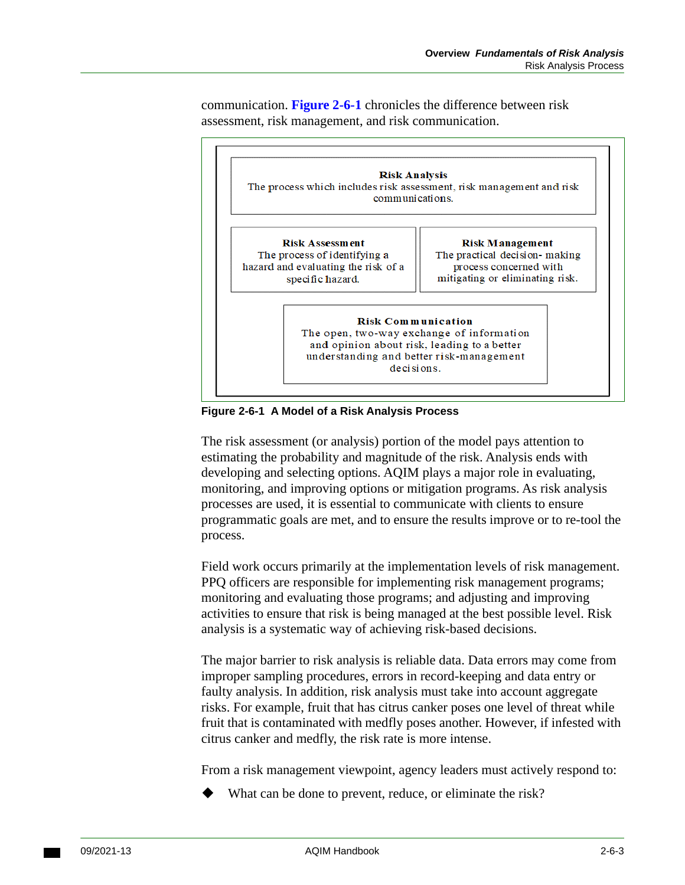communication. **Figure 2-6-1** chronicles the difference between risk assessment, risk management, and risk communication.

**Risk Analysis**
The process which includes risk assessment, risk management and risk communications.

**Risk Assessment**
The process of identifying a hazard and evaluating the risk of a specific hazard.

**Risk Management**
The practical decision- making process concerned with mitigating or eliminating risk.

**Risk Communication**
The open, two-way exchange of information and opinion about risk, leading to a better understanding and better risk-management decisions.

**Figure 2-6-1 A Model of a Risk Analysis Process**

The risk assessment (or analysis) portion of the model pays attention to estimating the probability and magnitude of the risk. Analysis ends with developing and selecting options. AQIM plays a major role in evaluating, monitoring, and improving options or mitigation programs. As risk analysis processes are used, it is essential to communicate with clients to ensure programmatic goals are met, and to ensure the results improve or to re-tool the process.

Field work occurs primarily at the implementation levels of risk management. PPQ officers are responsible for implementing risk management programs; monitoring and evaluating those programs; and adjusting and improving activities to ensure that risk is being managed at the best possible level. Risk analysis is a systematic way of achieving risk-based decisions.

The major barrier to risk analysis is reliable data. Data errors may come from improper sampling procedures, errors in record-keeping and data entry or faulty analysis. In addition, risk analysis must take into account aggregate risks. For example, fruit that has citrus canker poses one level of threat while fruit that is contaminated with medfly poses another. However, if infested with citrus canker and medfly, the risk rate is more intense.

From a risk management viewpoint, agency leaders must actively respond to:

- What can be done to prevent, reduce, or eliminate the risk?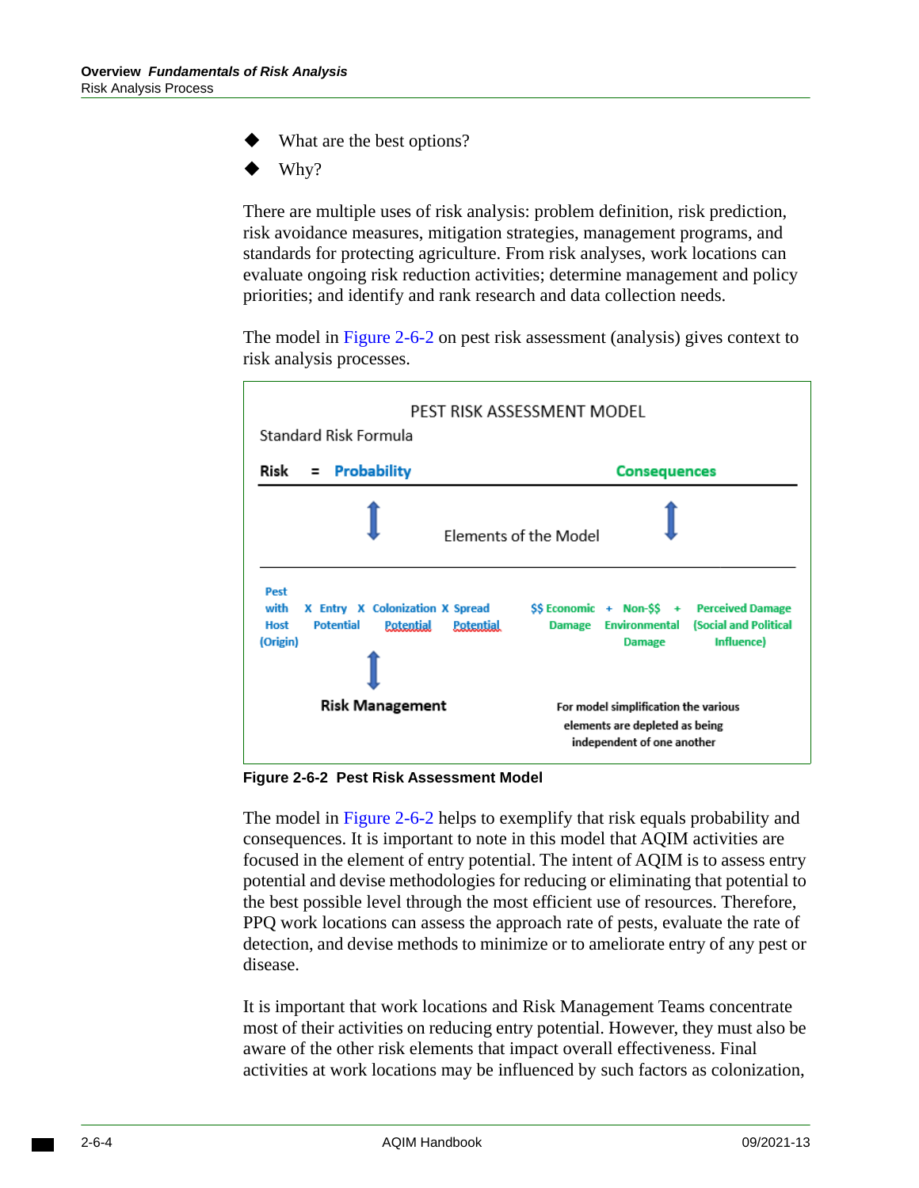- What are the best options?
- Why?

There are multiple uses of risk analysis: problem definition, risk prediction, risk avoidance measures, mitigation strategies, management programs, and standards for protecting agriculture. From risk analyses, work locations can evaluate ongoing risk reduction activities; determine management and policy priorities; and identify and rank research and data collection needs.

The model in Figure 2-6-2 on pest risk assessment (analysis) gives context to risk analysis processes.

PEST RISK ASSESSMENT MODEL

Standard Risk Formula

**Risk = Probability ... Consequences**

Elements of the Model

**Pest with Host (Origin) X Entry Potential X Colonization Potential X Spread Potential**

**$$ Economic Damage + Non-$$ Environmental Damage + Perceived Damage (Social and Political Influence)**

**Risk Management**

For model simplification the various elements are depleted as being independent of one another

**Figure 2-6-2 Pest Risk Assessment Model**

The model in Figure 2-6-2 helps to exemplify that risk equals probability and consequences. It is important to note in this model that AQIM activities are focused in the element of entry potential. The intent of AQIM is to assess entry potential and devise methodologies for reducing or eliminating that potential to the best possible level through the most efficient use of resources. Therefore, PPQ work locations can assess the approach rate of pests, evaluate the rate of detection, and devise methods to minimize or to ameliorate entry of any pest or disease.

It is important that work locations and Risk Management Teams concentrate most of their activities on reducing entry potential. However, they must also be aware of the other risk elements that impact overall effectiveness. Final activities at work locations may be influenced by such factors as colonization,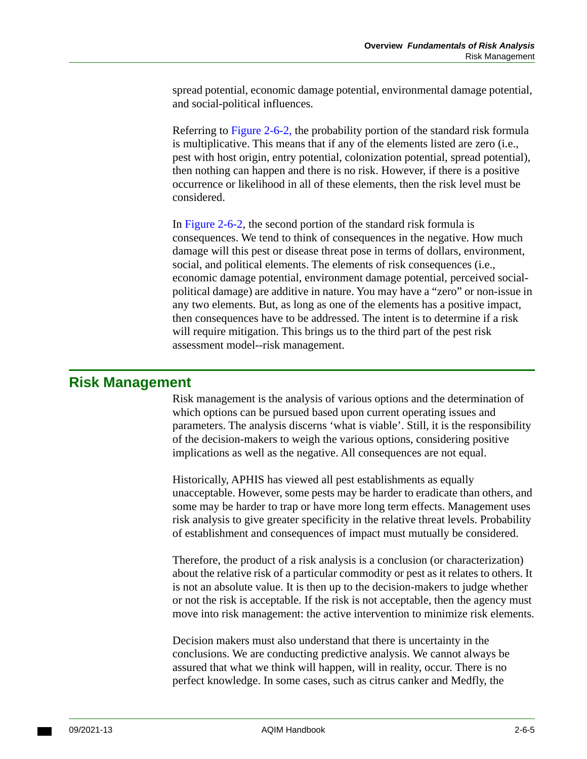spread potential, economic damage potential, environmental damage potential, and social-political influences.

Referring to Figure 2-6-2, the probability portion of the standard risk formula is multiplicative. This means that if any of the elements listed are zero (i.e., pest with host origin, entry potential, colonization potential, spread potential), then nothing can happen and there is no risk. However, if there is a positive occurrence or likelihood in all of these elements, then the risk level must be considered.

In Figure 2-6-2, the second portion of the standard risk formula is consequences. We tend to think of consequences in the negative. How much damage will this pest or disease threat pose in terms of dollars, environment, social, and political elements. The elements of risk consequences (i.e., economic damage potential, environment damage potential, perceived social-political damage) are additive in nature. You may have a “zero” or non-issue in any two elements. But, as long as one of the elements has a positive impact, then consequences have to be addressed. The intent is to determine if a risk will require mitigation. This brings us to the third part of the pest risk assessment model--risk management.

## Risk Management

Risk management is the analysis of various options and the determination of which options can be pursued based upon current operating issues and parameters. The analysis discerns ‘what is viable’. Still, it is the responsibility of the decision-makers to weigh the various options, considering positive implications as well as the negative. All consequences are not equal.

Historically, APHIS has viewed all pest establishments as equally unacceptable. However, some pests may be harder to eradicate than others, and some may be harder to trap or have more long term effects. Management uses risk analysis to give greater specificity in the relative threat levels. Probability of establishment and consequences of impact must mutually be considered.

Therefore, the product of a risk analysis is a conclusion (or characterization) about the relative risk of a particular commodity or pest as it relates to others. It is not an absolute value. It is then up to the decision-makers to judge whether or not the risk is acceptable. If the risk is not acceptable, then the agency must move into risk management: the active intervention to minimize risk elements.

Decision makers must also understand that there is uncertainty in the conclusions. We are conducting predictive analysis. We cannot always be assured that what we think will happen, will in reality, occur. There is no perfect knowledge. In some cases, such as citrus canker and Medfly, the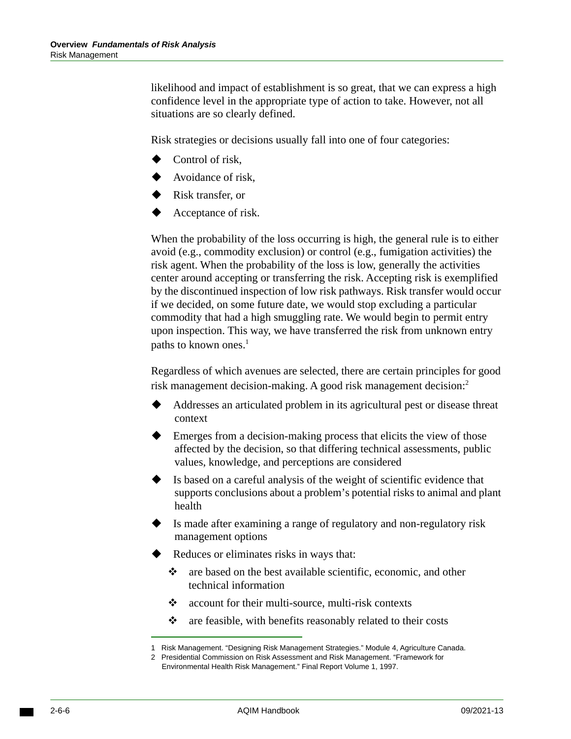likelihood and impact of establishment is so great, that we can express a high confidence level in the appropriate type of action to take. However, not all situations are so clearly defined.

Risk strategies or decisions usually fall into one of four categories:

- Control of risk,
- Avoidance of risk,
- Risk transfer, or
- Acceptance of risk.

When the probability of the loss occurring is high, the general rule is to either avoid (e.g., commodity exclusion) or control (e.g., fumigation activities) the risk agent. When the probability of the loss is low, generally the activities center around accepting or transferring the risk. Accepting risk is exemplified by the discontinued inspection of low risk pathways. Risk transfer would occur if we decided, on some future date, we would stop excluding a particular commodity that had a high smuggling rate. We would begin to permit entry upon inspection. This way, we have transferred the risk from unknown entry paths to known ones.[1]

Regardless of which avenues are selected, there are certain principles for good risk management decision-making. A good risk management decision:[2]

- Addresses an articulated problem in its agricultural pest or disease threat context
- Emerges from a decision-making process that elicits the view of those affected by the decision, so that differing technical assessments, public values, knowledge, and perceptions are considered
- Is based on a careful analysis of the weight of scientific evidence that supports conclusions about a problem's potential risks to animal and plant health
- Is made after examining a range of regulatory and non-regulatory risk management options
- Reduces or eliminates risks in ways that:
    - are based on the best available scientific, economic, and other technical information
    - account for their multi-source, multi-risk contexts
    - are feasible, with benefits reasonably related to their costs

---

1 Risk Management. "Designing Risk Management Strategies." Module 4, Agriculture Canada.

2 Presidential Commission on Risk Assessment and Risk Management. "Framework for Environmental Health Risk Management." Final Report Volume 1, 1997.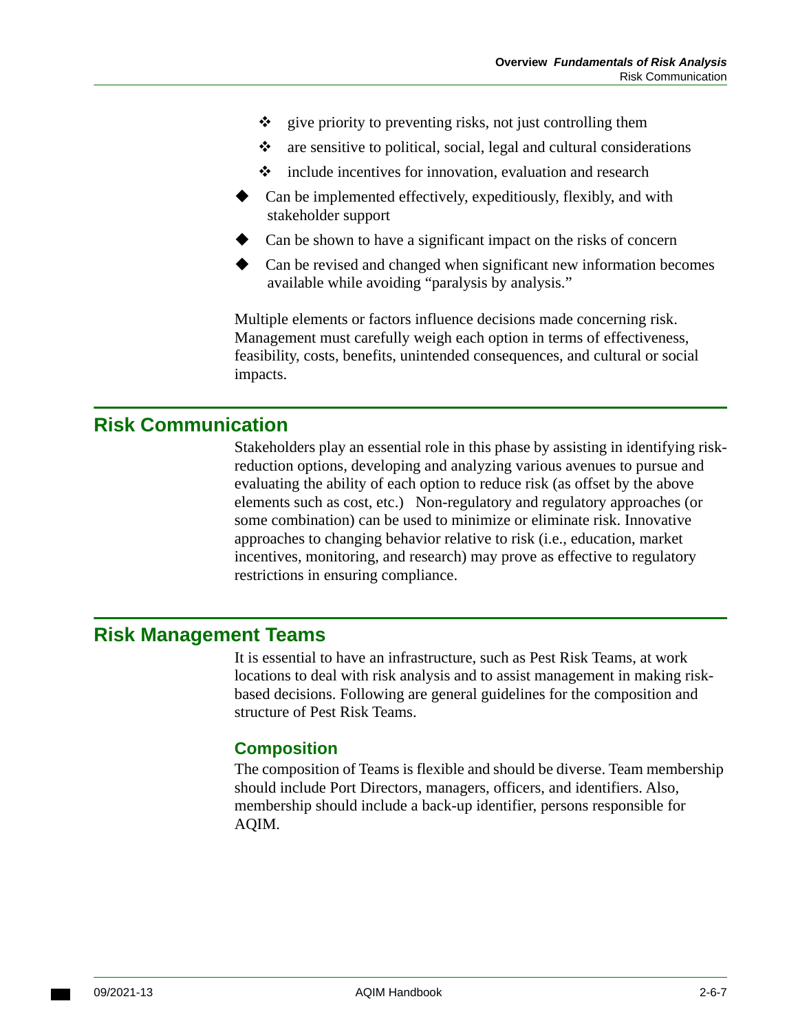- give priority to preventing risks, not just controlling them
    - are sensitive to political, social, legal and cultural considerations
    - include incentives for innovation, evaluation and research
- Can be implemented effectively, expeditiously, flexibly, and with stakeholder support
- Can be shown to have a significant impact on the risks of concern
- Can be revised and changed when significant new information becomes available while avoiding "paralysis by analysis."

Multiple elements or factors influence decisions made concerning risk. Management must carefully weigh each option in terms of effectiveness, feasibility, costs, benefits, unintended consequences, and cultural or social impacts.

## Risk Communication

Stakeholders play an essential role in this phase by assisting in identifying risk-reduction options, developing and analyzing various avenues to pursue and evaluating the ability of each option to reduce risk (as offset by the above elements such as cost, etc.) Non-regulatory and regulatory approaches (or some combination) can be used to minimize or eliminate risk. Innovative approaches to changing behavior relative to risk (i.e., education, market incentives, monitoring, and research) may prove as effective to regulatory restrictions in ensuring compliance.

## Risk Management Teams

It is essential to have an infrastructure, such as Pest Risk Teams, at work locations to deal with risk analysis and to assist management in making risk-based decisions. Following are general guidelines for the composition and structure of Pest Risk Teams.

### Composition

The composition of Teams is flexible and should be diverse. Team membership should include Port Directors, managers, officers, and identifiers. Also, membership should include a back-up identifier, persons responsible for AQIM.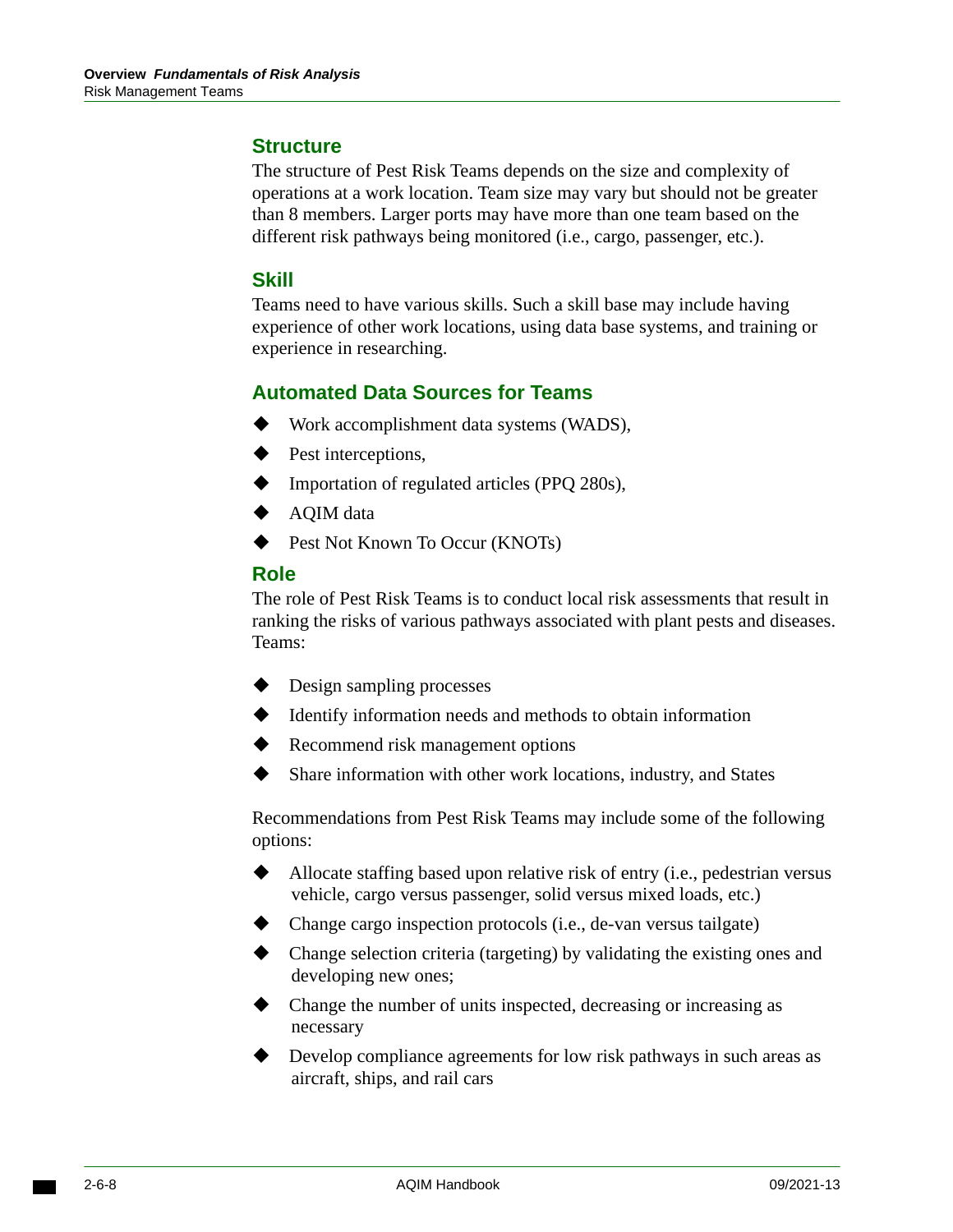### Structure

The structure of Pest Risk Teams depends on the size and complexity of operations at a work location. Team size may vary but should not be greater than 8 members. Larger ports may have more than one team based on the different risk pathways being monitored (i.e., cargo, passenger, etc.).

### Skill

Teams need to have various skills. Such a skill base may include having experience of other work locations, using data base systems, and training or experience in researching.

### Automated Data Sources for Teams

- Work accomplishment data systems (WADS),
- Pest interceptions,
- Importation of regulated articles (PPQ 280s),
- AQIM data
- Pest Not Known To Occur (KNOTs)

### Role

The role of Pest Risk Teams is to conduct local risk assessments that result in ranking the risks of various pathways associated with plant pests and diseases. Teams:

- Design sampling processes
- Identify information needs and methods to obtain information
- Recommend risk management options
- Share information with other work locations, industry, and States

Recommendations from Pest Risk Teams may include some of the following options:

- Allocate staffing based upon relative risk of entry (i.e., pedestrian versus vehicle, cargo versus passenger, solid versus mixed loads, etc.)
- Change cargo inspection protocols (i.e., de-van versus tailgate)
- Change selection criteria (targeting) by validating the existing ones and developing new ones;
- Change the number of units inspected, decreasing or increasing as necessary
- Develop compliance agreements for low risk pathways in such areas as aircraft, ships, and rail cars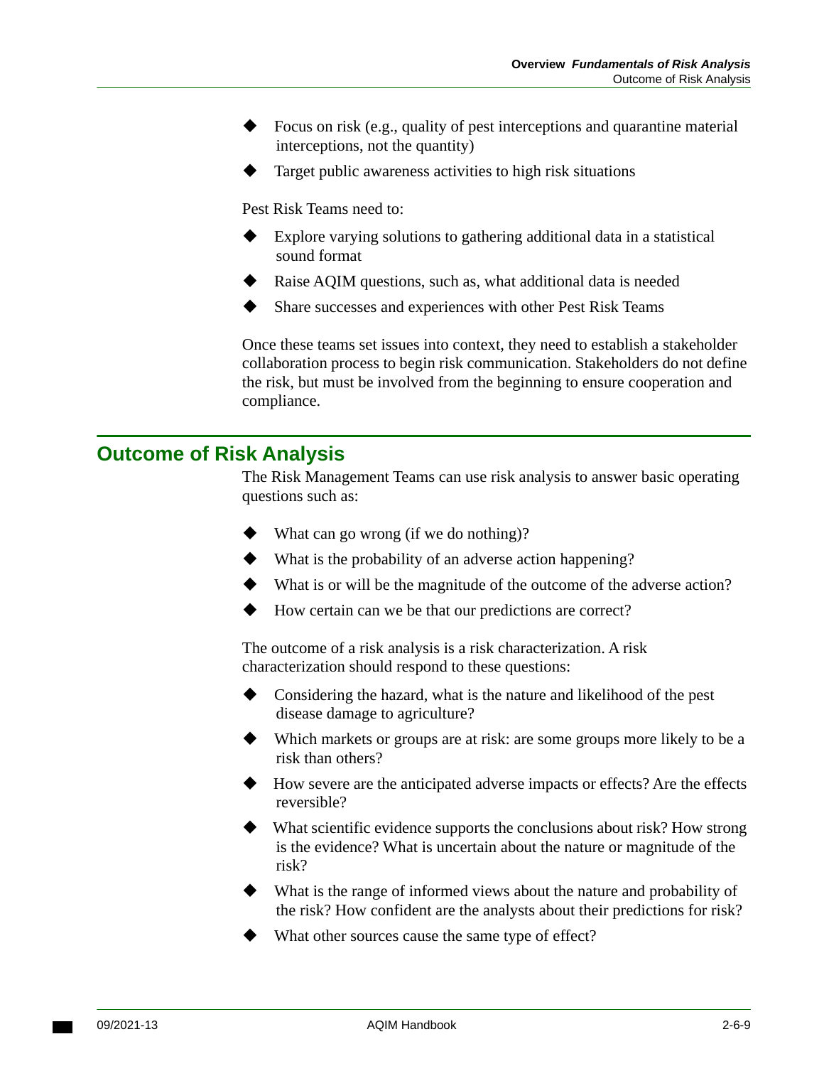- Focus on risk (e.g., quality of pest interceptions and quarantine material interceptions, not the quantity)
- Target public awareness activities to high risk situations

Pest Risk Teams need to:

- Explore varying solutions to gathering additional data in a statistical sound format
- Raise AQIM questions, such as, what additional data is needed
- Share successes and experiences with other Pest Risk Teams

Once these teams set issues into context, they need to establish a stakeholder collaboration process to begin risk communication. Stakeholders do not define the risk, but must be involved from the beginning to ensure cooperation and compliance.

## Outcome of Risk Analysis

The Risk Management Teams can use risk analysis to answer basic operating questions such as:

- What can go wrong (if we do nothing)?
- What is the probability of an adverse action happening?
- What is or will be the magnitude of the outcome of the adverse action?
- How certain can we be that our predictions are correct?

The outcome of a risk analysis is a risk characterization. A risk characterization should respond to these questions:

- Considering the hazard, what is the nature and likelihood of the pest disease damage to agriculture?
- Which markets or groups are at risk: are some groups more likely to be a risk than others?
- How severe are the anticipated adverse impacts or effects? Are the effects reversible?
- What scientific evidence supports the conclusions about risk? How strong is the evidence? What is uncertain about the nature or magnitude of the risk?
- What is the range of informed views about the nature and probability of the risk? How confident are the analysts about their predictions for risk?
- What other sources cause the same type of effect?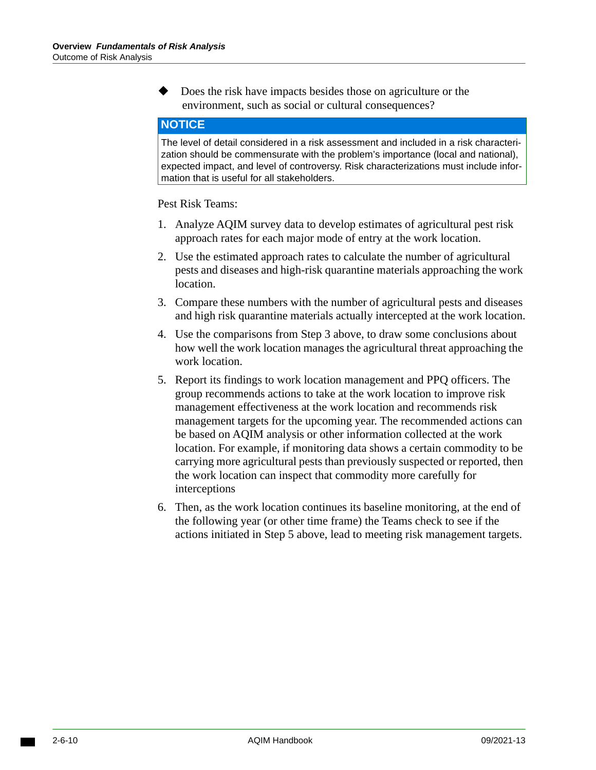- Does the risk have impacts besides those on agriculture or the environment, such as social or cultural consequences?

**NOTICE**

The level of detail considered in a risk assessment and included in a risk characterization should be commensurate with the problem's importance (local and national), expected impact, and level of controversy. Risk characterizations must include information that is useful for all stakeholders.

Pest Risk Teams:

1. Analyze AQIM survey data to develop estimates of agricultural pest risk approach rates for each major mode of entry at the work location.
2. Use the estimated approach rates to calculate the number of agricultural pests and diseases and high-risk quarantine materials approaching the work location.
3. Compare these numbers with the number of agricultural pests and diseases and high risk quarantine materials actually intercepted at the work location.
4. Use the comparisons from Step 3 above, to draw some conclusions about how well the work location manages the agricultural threat approaching the work location.
5. Report its findings to work location management and PPQ officers. The group recommends actions to take at the work location to improve risk management effectiveness at the work location and recommends risk management targets for the upcoming year. The recommended actions can be based on AQIM analysis or other information collected at the work location. For example, if monitoring data shows a certain commodity to be carrying more agricultural pests than previously suspected or reported, then the work location can inspect that commodity more carefully for interceptions
6. Then, as the work location continues its baseline monitoring, at the end of the following year (or other time frame) the Teams check to see if the actions initiated in Step 5 above, lead to meeting risk management targets.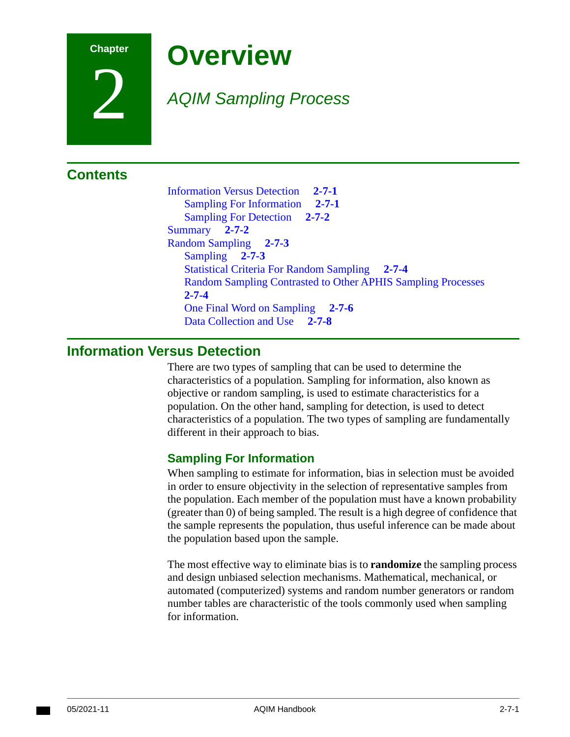Chapter 2

# Overview

*AQIM Sampling Process*

## Contents

Information Versus Detection **2-7-1**
- Sampling For Information **2-7-1**
- Sampling For Detection **2-7-2**

Summary **2-7-2**

Random Sampling **2-7-3**
- Sampling **2-7-3**
- Statistical Criteria For Random Sampling **2-7-4**
- Random Sampling Contrasted to Other APHIS Sampling Processes **2-7-4**
- One Final Word on Sampling **2-7-6**
- Data Collection and Use **2-7-8**

## Information Versus Detection

There are two types of sampling that can be used to determine the characteristics of a population. Sampling for information, also known as objective or random sampling, is used to estimate characteristics for a population. On the other hand, sampling for detection, is used to detect characteristics of a population. The two types of sampling are fundamentally different in their approach to bias.

### Sampling For Information

When sampling to estimate for information, bias in selection must be avoided in order to ensure objectivity in the selection of representative samples from the population. Each member of the population must have a known probability (greater than 0) of being sampled. The result is a high degree of confidence that the sample represents the population, thus useful inference can be made about the population based upon the sample.

The most effective way to eliminate bias is to **randomize** the sampling process and design unbiased selection mechanisms. Mathematical, mechanical, or automated (computerized) systems and random number generators or random number tables are characteristic of the tools commonly used when sampling for information.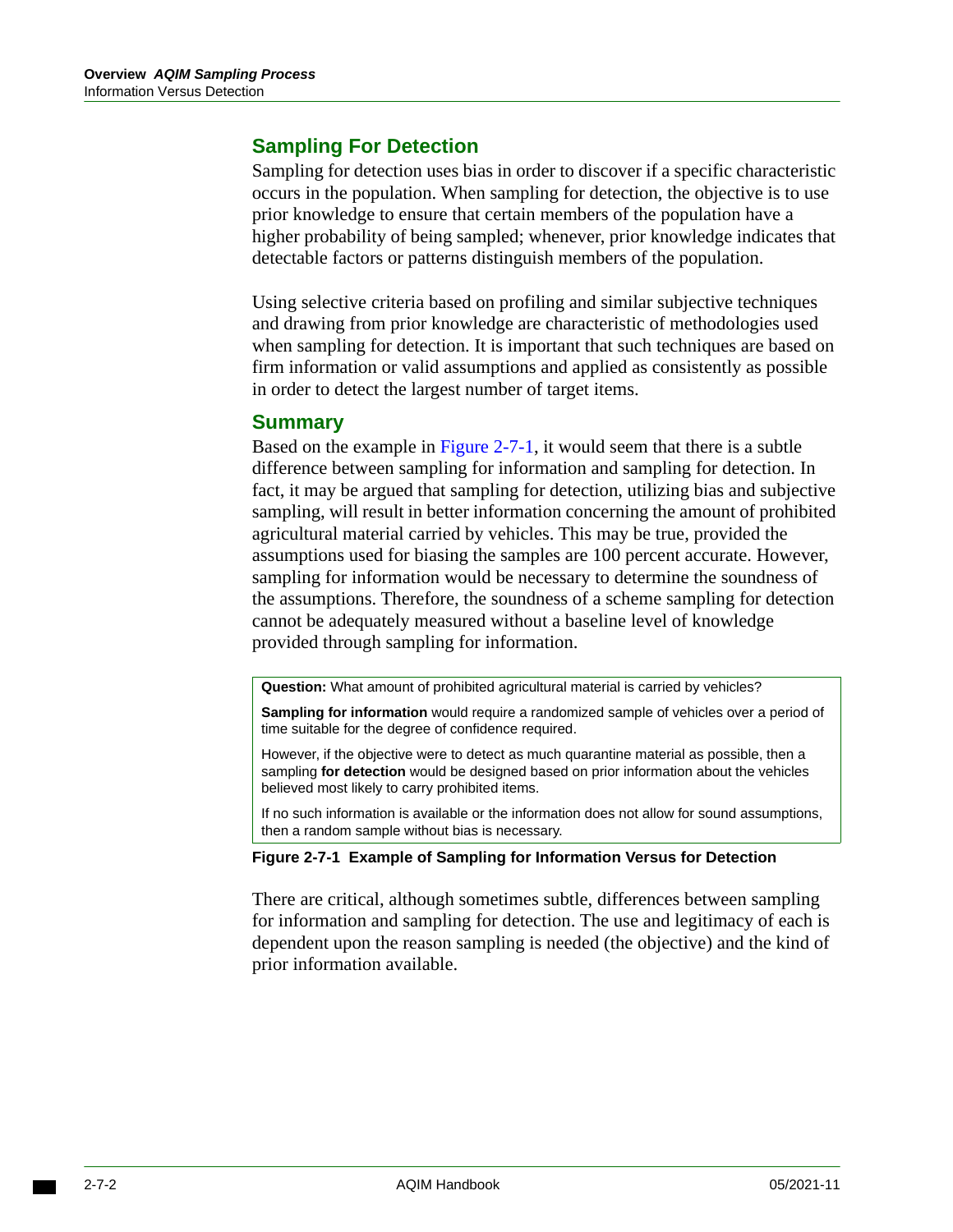## Sampling For Detection

Sampling for detection uses bias in order to discover if a specific characteristic occurs in the population. When sampling for detection, the objective is to use prior knowledge to ensure that certain members of the population have a higher probability of being sampled; whenever, prior knowledge indicates that detectable factors or patterns distinguish members of the population.

Using selective criteria based on profiling and similar subjective techniques and drawing from prior knowledge are characteristic of methodologies used when sampling for detection. It is important that such techniques are based on firm information or valid assumptions and applied as consistently as possible in order to detect the largest number of target items.

## Summary

Based on the example in Figure 2-7-1, it would seem that there is a subtle difference between sampling for information and sampling for detection. In fact, it may be argued that sampling for detection, utilizing bias and subjective sampling, will result in better information concerning the amount of prohibited agricultural material carried by vehicles. This may be true, provided the assumptions used for biasing the samples are 100 percent accurate. However, sampling for information would be necessary to determine the soundness of the assumptions. Therefore, the soundness of a scheme sampling for detection cannot be adequately measured without a baseline level of knowledge provided through sampling for information.

> **Question:** What amount of prohibited agricultural material is carried by vehicles?
>
> **Sampling for information** would require a randomized sample of vehicles over a period of time suitable for the degree of confidence required.
>
> However, if the objective were to detect as much quarantine material as possible, then a sampling **for detection** would be designed based on prior information about the vehicles believed most likely to carry prohibited items.
>
> If no such information is available or the information does not allow for sound assumptions, then a random sample without bias is necessary.

**Figure 2-7-1 Example of Sampling for Information Versus for Detection**

There are critical, although sometimes subtle, differences between sampling for information and sampling for detection. The use and legitimacy of each is dependent upon the reason sampling is needed (the objective) and the kind of prior information available.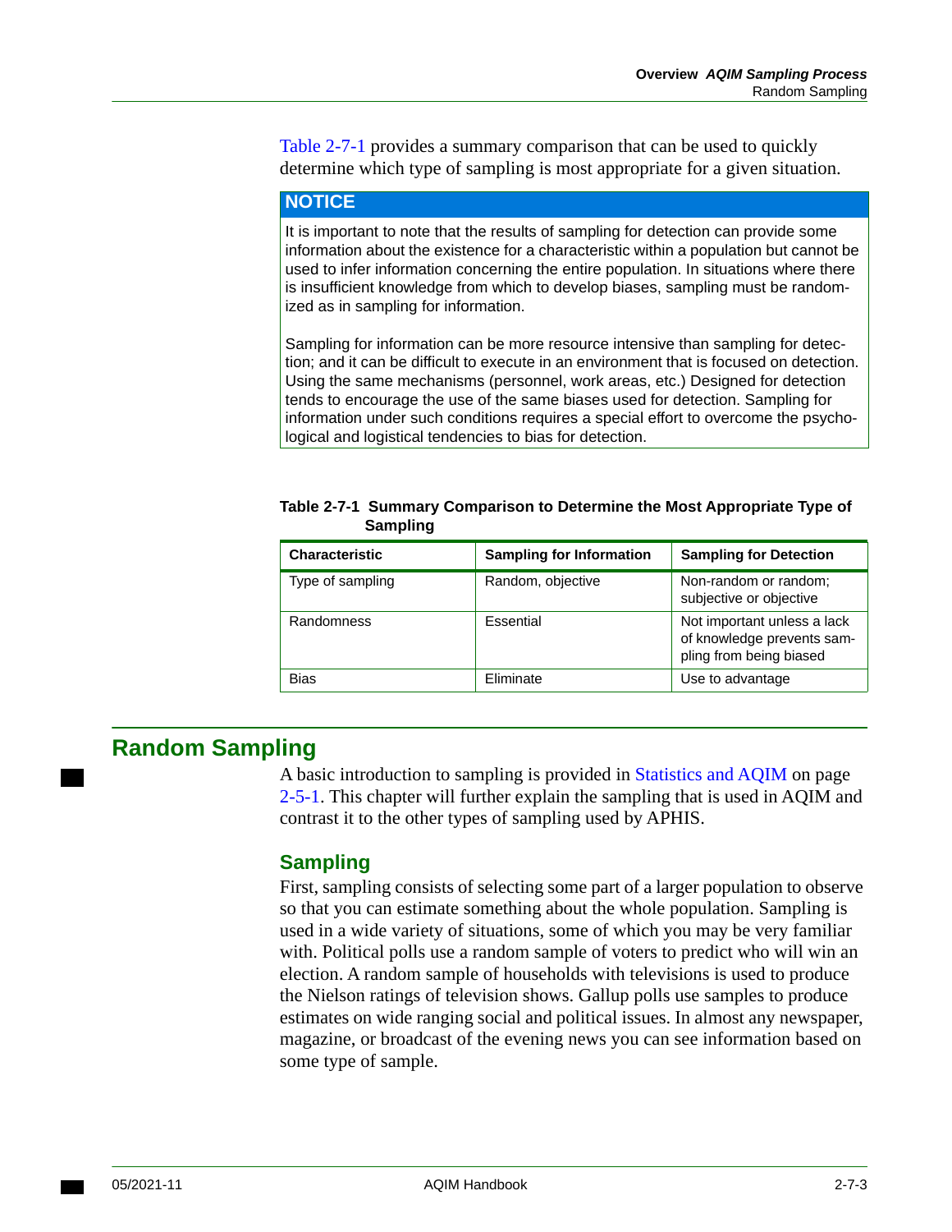Table 2-7-1 provides a summary comparison that can be used to quickly determine which type of sampling is most appropriate for a given situation.

**NOTICE**

It is important to note that the results of sampling for detection can provide some information about the existence for a characteristic within a population but cannot be used to infer information concerning the entire population. In situations where there is insufficient knowledge from which to develop biases, sampling must be randomized as in sampling for information.

Sampling for information can be more resource intensive than sampling for detection; and it can be difficult to execute in an environment that is focused on detection. Using the same mechanisms (personnel, work areas, etc.) Designed for detection tends to encourage the use of the same biases used for detection. Sampling for information under such conditions requires a special effort to overcome the psychological and logistical tendencies to bias for detection.

**Table 2-7-1 Summary Comparison to Determine the Most Appropriate Type of Sampling**

| Characteristic | Sampling for Information | Sampling for Detection |
|---|---|---|
| Type of sampling | Random, objective | Non-random or random; subjective or objective |
| Randomness | Essential | Not important unless a lack of knowledge prevents sampling from being biased |
| Bias | Eliminate | Use to advantage |

## Random Sampling

A basic introduction to sampling is provided in Statistics and AQIM on page 2-5-1. This chapter will further explain the sampling that is used in AQIM and contrast it to the other types of sampling used by APHIS.

### Sampling

First, sampling consists of selecting some part of a larger population to observe so that you can estimate something about the whole population. Sampling is used in a wide variety of situations, some of which you may be very familiar with. Political polls use a random sample of voters to predict who will win an election. A random sample of households with televisions is used to produce the Nielson ratings of television shows. Gallup polls use samples to produce estimates on wide ranging social and political issues. In almost any newspaper, magazine, or broadcast of the evening news you can see information based on some type of sample.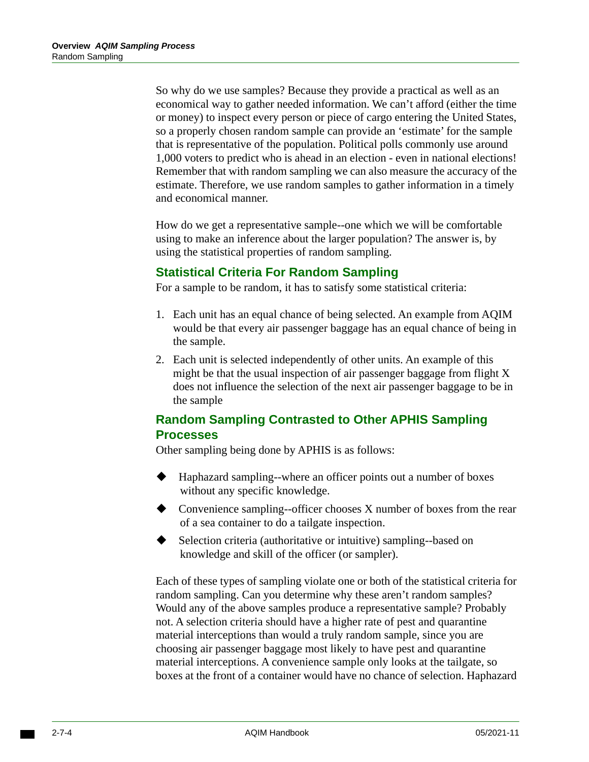So why do we use samples? Because they provide a practical as well as an economical way to gather needed information. We can't afford (either the time or money) to inspect every person or piece of cargo entering the United States, so a properly chosen random sample can provide an 'estimate' for the sample that is representative of the population. Political polls commonly use around 1,000 voters to predict who is ahead in an election - even in national elections! Remember that with random sampling we can also measure the accuracy of the estimate. Therefore, we use random samples to gather information in a timely and economical manner.

How do we get a representative sample--one which we will be comfortable using to make an inference about the larger population? The answer is, by using the statistical properties of random sampling.

## Statistical Criteria For Random Sampling

For a sample to be random, it has to satisfy some statistical criteria:

1. Each unit has an equal chance of being selected. An example from AQIM would be that every air passenger baggage has an equal chance of being in the sample.
2. Each unit is selected independently of other units. An example of this might be that the usual inspection of air passenger baggage from flight X does not influence the selection of the next air passenger baggage to be in the sample

## Random Sampling Contrasted to Other APHIS Sampling Processes

Other sampling being done by APHIS is as follows:

- Haphazard sampling--where an officer points out a number of boxes without any specific knowledge.
- Convenience sampling--officer chooses X number of boxes from the rear of a sea container to do a tailgate inspection.
- Selection criteria (authoritative or intuitive) sampling--based on knowledge and skill of the officer (or sampler).

Each of these types of sampling violate one or both of the statistical criteria for random sampling. Can you determine why these aren't random samples? Would any of the above samples produce a representative sample? Probably not. A selection criteria should have a higher rate of pest and quarantine material interceptions than would a truly random sample, since you are choosing air passenger baggage most likely to have pest and quarantine material interceptions. A convenience sample only looks at the tailgate, so boxes at the front of a container would have no chance of selection. Haphazard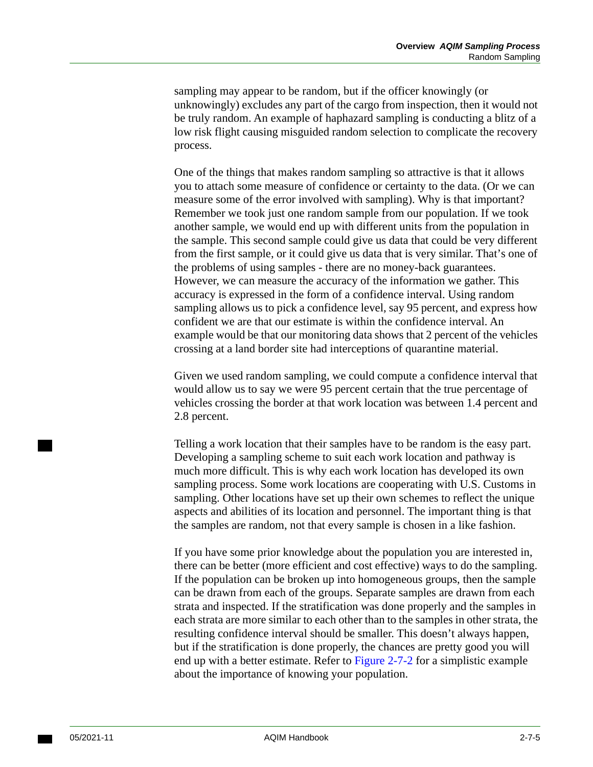sampling may appear to be random, but if the officer knowingly (or unknowingly) excludes any part of the cargo from inspection, then it would not be truly random. An example of haphazard sampling is conducting a blitz of a low risk flight causing misguided random selection to complicate the recovery process.

One of the things that makes random sampling so attractive is that it allows you to attach some measure of confidence or certainty to the data. (Or we can measure some of the error involved with sampling). Why is that important? Remember we took just one random sample from our population. If we took another sample, we would end up with different units from the population in the sample. This second sample could give us data that could be very different from the first sample, or it could give us data that is very similar. That's one of the problems of using samples - there are no money-back guarantees. However, we can measure the accuracy of the information we gather. This accuracy is expressed in the form of a confidence interval. Using random sampling allows us to pick a confidence level, say 95 percent, and express how confident we are that our estimate is within the confidence interval. An example would be that our monitoring data shows that 2 percent of the vehicles crossing at a land border site had interceptions of quarantine material.

Given we used random sampling, we could compute a confidence interval that would allow us to say we were 95 percent certain that the true percentage of vehicles crossing the border at that work location was between 1.4 percent and 2.8 percent.

Telling a work location that their samples have to be random is the easy part. Developing a sampling scheme to suit each work location and pathway is much more difficult. This is why each work location has developed its own sampling process. Some work locations are cooperating with U.S. Customs in sampling. Other locations have set up their own schemes to reflect the unique aspects and abilities of its location and personnel. The important thing is that the samples are random, not that every sample is chosen in a like fashion.

If you have some prior knowledge about the population you are interested in, there can be better (more efficient and cost effective) ways to do the sampling. If the population can be broken up into homogeneous groups, then the sample can be drawn from each of the groups. Separate samples are drawn from each strata and inspected. If the stratification was done properly and the samples in each strata are more similar to each other than to the samples in other strata, the resulting confidence interval should be smaller. This doesn't always happen, but if the stratification is done properly, the chances are pretty good you will end up with a better estimate. Refer to Figure 2-7-2 for a simplistic example about the importance of knowing your population.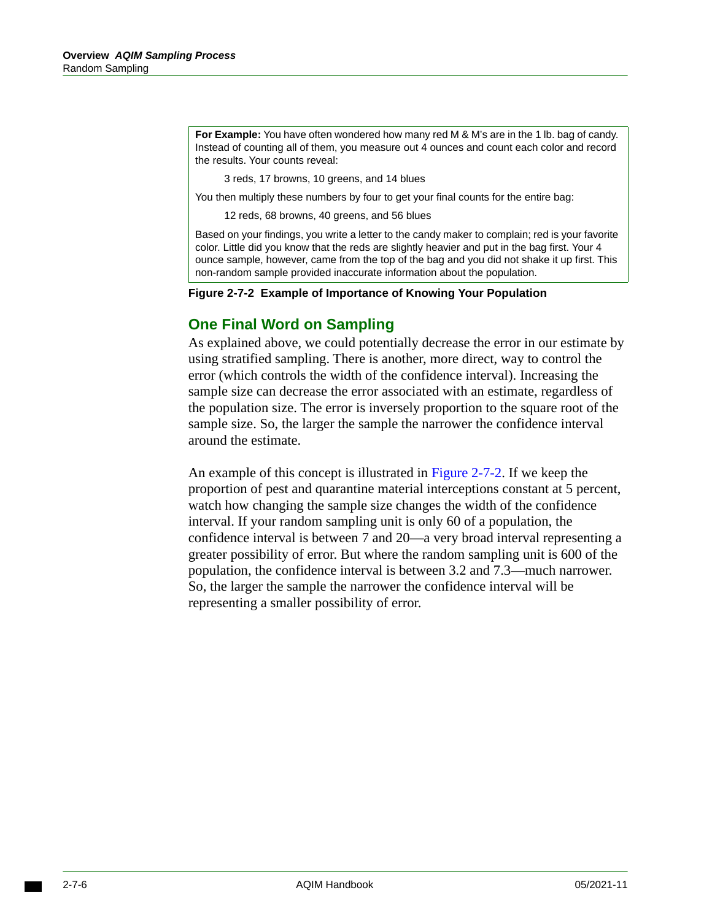> **For Example:** You have often wondered how many red M & M's are in the 1 lb. bag of candy. Instead of counting all of them, you measure out 4 ounces and count each color and record the results. Your counts reveal:
>
> 3 reds, 17 browns, 10 greens, and 14 blues
>
> You then multiply these numbers by four to get your final counts for the entire bag:
>
> 12 reds, 68 browns, 40 greens, and 56 blues
>
> Based on your findings, you write a letter to the candy maker to complain; red is your favorite color. Little did you know that the reds are slightly heavier and put in the bag first. Your 4 ounce sample, however, came from the top of the bag and you did not shake it up first. This non-random sample provided inaccurate information about the population.

**Figure 2-7-2 Example of Importance of Knowing Your Population**

## One Final Word on Sampling

As explained above, we could potentially decrease the error in our estimate by using stratified sampling. There is another, more direct, way to control the error (which controls the width of the confidence interval). Increasing the sample size can decrease the error associated with an estimate, regardless of the population size. The error is inversely proportion to the square root of the sample size. So, the larger the sample the narrower the confidence interval around the estimate.

An example of this concept is illustrated in Figure 2-7-2. If we keep the proportion of pest and quarantine material interceptions constant at 5 percent, watch how changing the sample size changes the width of the confidence interval. If your random sampling unit is only 60 of a population, the confidence interval is between 7 and 20—a very broad interval representing a greater possibility of error. But where the random sampling unit is 600 of the population, the confidence interval is between 3.2 and 7.3—much narrower. So, the larger the sample the narrower the confidence interval will be representing a smaller possibility of error.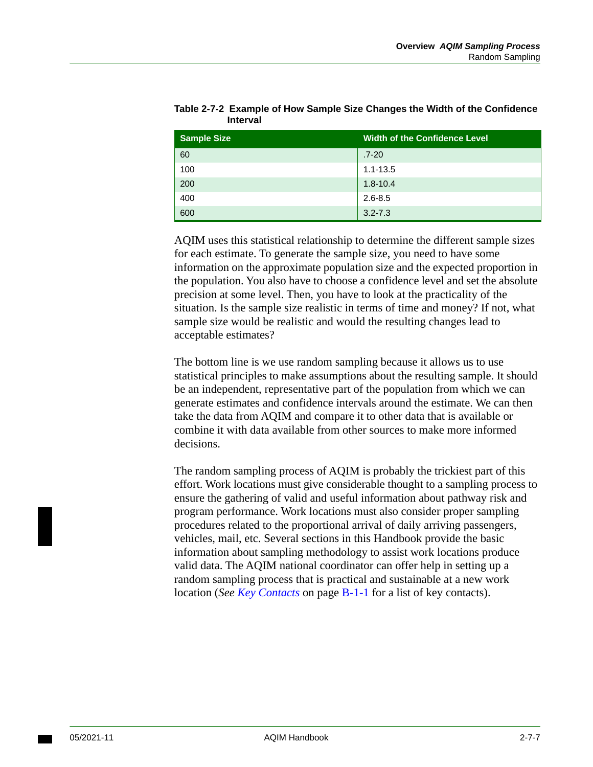**Table 2-7-2 Example of How Sample Size Changes the Width of the Confidence Interval**

| Sample Size | Width of the Confidence Level |
|---|---|
| 60 | .7-20 |
| 100 | 1.1-13.5 |
| 200 | 1.8-10.4 |
| 400 | 2.6-8.5 |
| 600 | 3.2-7.3 |

AQIM uses this statistical relationship to determine the different sample sizes for each estimate. To generate the sample size, you need to have some information on the approximate population size and the expected proportion in the population. You also have to choose a confidence level and set the absolute precision at some level. Then, you have to look at the practicality of the situation. Is the sample size realistic in terms of time and money? If not, what sample size would be realistic and would the resulting changes lead to acceptable estimates?

The bottom line is we use random sampling because it allows us to use statistical principles to make assumptions about the resulting sample. It should be an independent, representative part of the population from which we can generate estimates and confidence intervals around the estimate. We can then take the data from AQIM and compare it to other data that is available or combine it with data available from other sources to make more informed decisions.

The random sampling process of AQIM is probably the trickiest part of this effort. Work locations must give considerable thought to a sampling process to ensure the gathering of valid and useful information about pathway risk and program performance. Work locations must also consider proper sampling procedures related to the proportional arrival of daily arriving passengers, vehicles, mail, etc. Several sections in this Handbook provide the basic information about sampling methodology to assist work locations produce valid data. The AQIM national coordinator can offer help in setting up a random sampling process that is practical and sustainable at a new work location (*See Key Contacts* on page B-1-1 for a list of key contacts).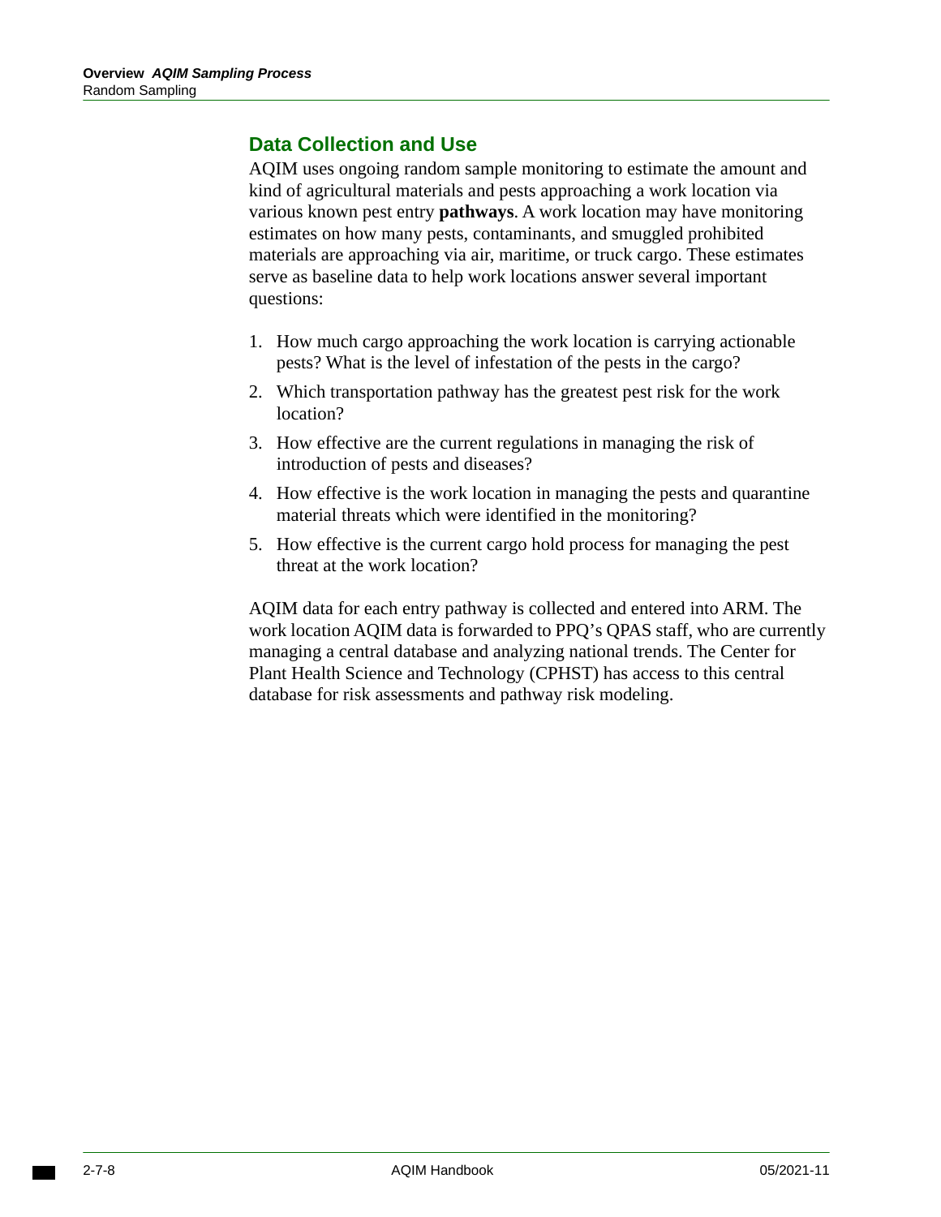## Data Collection and Use

AQIM uses ongoing random sample monitoring to estimate the amount and kind of agricultural materials and pests approaching a work location via various known pest entry **pathways**. A work location may have monitoring estimates on how many pests, contaminants, and smuggled prohibited materials are approaching via air, maritime, or truck cargo. These estimates serve as baseline data to help work locations answer several important questions:

1. How much cargo approaching the work location is carrying actionable pests? What is the level of infestation of the pests in the cargo?
2. Which transportation pathway has the greatest pest risk for the work location?
3. How effective are the current regulations in managing the risk of introduction of pests and diseases?
4. How effective is the work location in managing the pests and quarantine material threats which were identified in the monitoring?
5. How effective is the current cargo hold process for managing the pest threat at the work location?

AQIM data for each entry pathway is collected and entered into ARM. The work location AQIM data is forwarded to PPQ's QPAS staff, who are currently managing a central database and analyzing national trends. The Center for Plant Health Science and Technology (CPHST) has access to this central database for risk assessments and pathway risk modeling.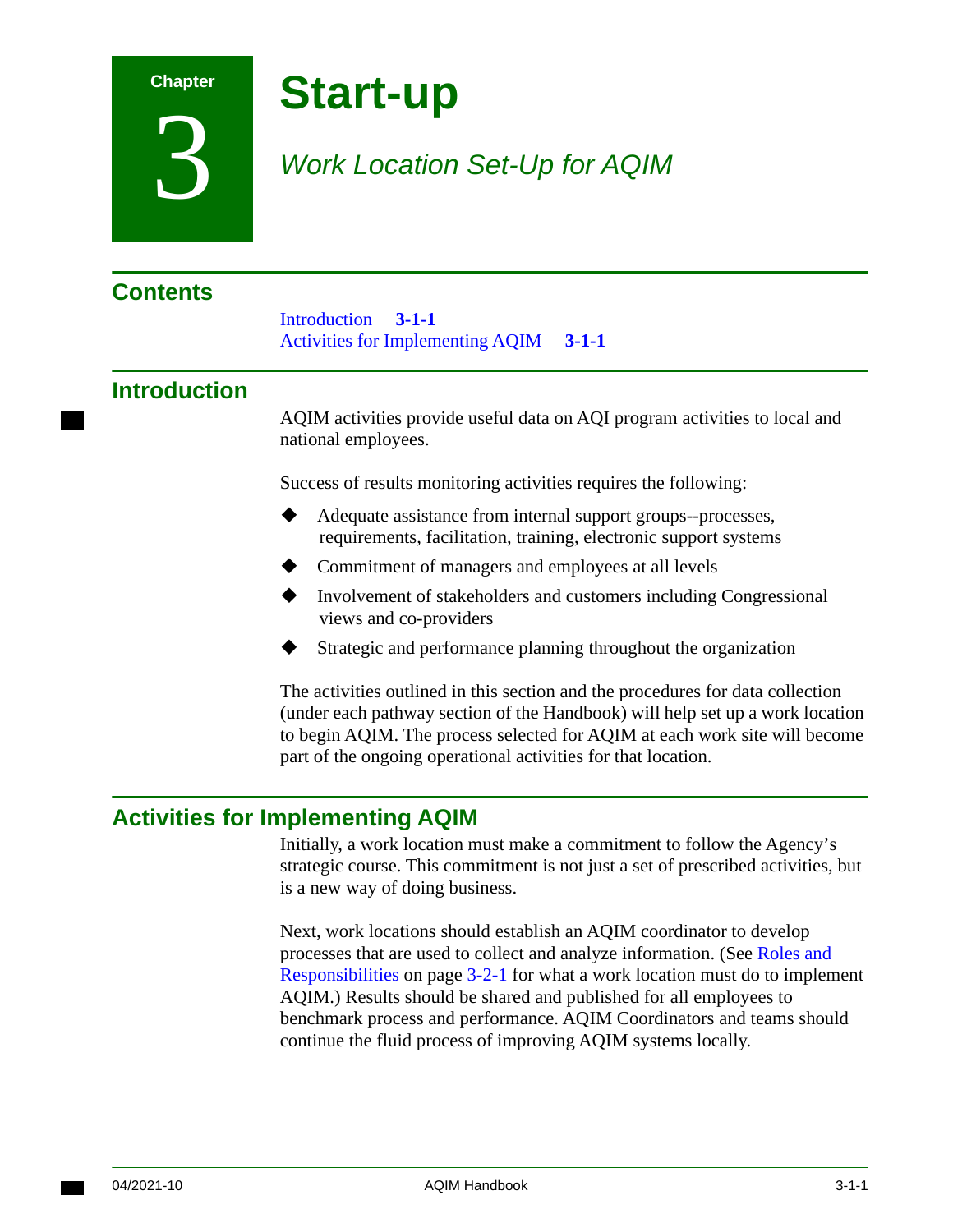Chapter

3

# Start-up

*Work Location Set-Up for AQIM*

## Contents

Introduction **3-1-1**
Activities for Implementing AQIM **3-1-1**

## Introduction

AQIM activities provide useful data on AQI program activities to local and national employees.

Success of results monitoring activities requires the following:

- Adequate assistance from internal support groups--processes, requirements, facilitation, training, electronic support systems
- Commitment of managers and employees at all levels
- Involvement of stakeholders and customers including Congressional views and co-providers
- Strategic and performance planning throughout the organization

The activities outlined in this section and the procedures for data collection (under each pathway section of the Handbook) will help set up a work location to begin AQIM. The process selected for AQIM at each work site will become part of the ongoing operational activities for that location.

## Activities for Implementing AQIM

Initially, a work location must make a commitment to follow the Agency's strategic course. This commitment is not just a set of prescribed activities, but is a new way of doing business.

Next, work locations should establish an AQIM coordinator to develop processes that are used to collect and analyze information. (See Roles and Responsibilities on page 3-2-1 for what a work location must do to implement AQIM.) Results should be shared and published for all employees to benchmark process and performance. AQIM Coordinators and teams should continue the fluid process of improving AQIM systems locally.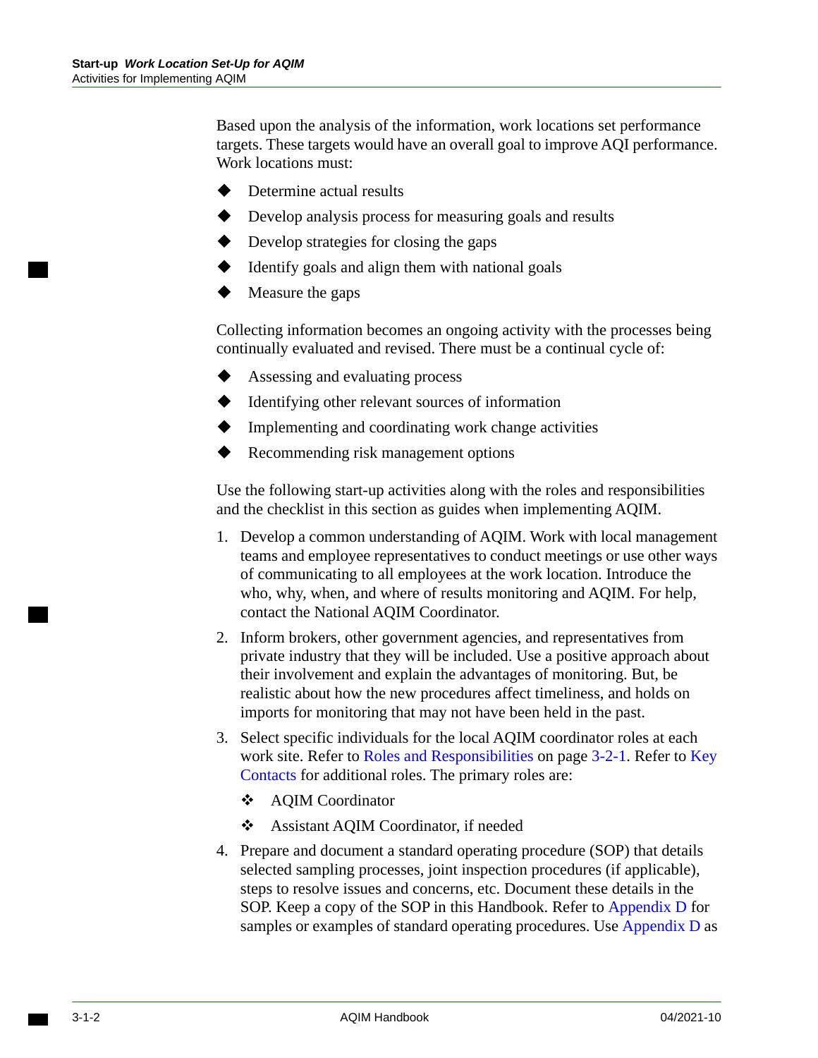Based upon the analysis of the information, work locations set performance targets. These targets would have an overall goal to improve AQI performance. Work locations must:

- Determine actual results
- Develop analysis process for measuring goals and results
- Develop strategies for closing the gaps
- Identify goals and align them with national goals
- Measure the gaps

Collecting information becomes an ongoing activity with the processes being continually evaluated and revised. There must be a continual cycle of:

- Assessing and evaluating process
- Identifying other relevant sources of information
- Implementing and coordinating work change activities
- Recommending risk management options

Use the following start-up activities along with the roles and responsibilities and the checklist in this section as guides when implementing AQIM.

1. Develop a common understanding of AQIM. Work with local management teams and employee representatives to conduct meetings or use other ways of communicating to all employees at the work location. Introduce the who, why, when, and where of results monitoring and AQIM. For help, contact the National AQIM Coordinator.
2. Inform brokers, other government agencies, and representatives from private industry that they will be included. Use a positive approach about their involvement and explain the advantages of monitoring. But, be realistic about how the new procedures affect timeliness, and holds on imports for monitoring that may not have been held in the past.
3. Select specific individuals for the local AQIM coordinator roles at each work site. Refer to Roles and Responsibilities on page 3-2-1. Refer to Key Contacts for additional roles. The primary roles are:
   - AQIM Coordinator
   - Assistant AQIM Coordinator, if needed
4. Prepare and document a standard operating procedure (SOP) that details selected sampling processes, joint inspection procedures (if applicable), steps to resolve issues and concerns, etc. Document these details in the SOP. Keep a copy of the SOP in this Handbook. Refer to Appendix D for samples or examples of standard operating procedures. Use Appendix D as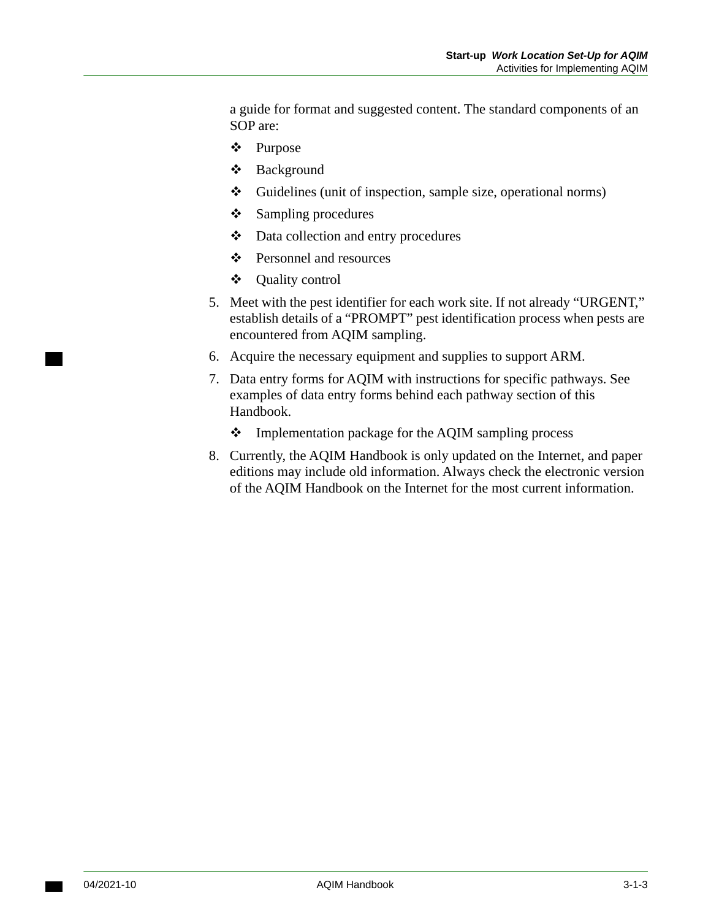a guide for format and suggested content. The standard components of an SOP are:

- Purpose
- Background
- Guidelines (unit of inspection, sample size, operational norms)
- Sampling procedures
- Data collection and entry procedures
- Personnel and resources
- Quality control

5. Meet with the pest identifier for each work site. If not already “URGENT,” establish details of a “PROMPT” pest identification process when pests are encountered from AQIM sampling.
6. Acquire the necessary equipment and supplies to support ARM.
7. Data entry forms for AQIM with instructions for specific pathways. See examples of data entry forms behind each pathway section of this Handbook.
   - Implementation package for the AQIM sampling process
8. Currently, the AQIM Handbook is only updated on the Internet, and paper editions may include old information. Always check the electronic version of the AQIM Handbook on the Internet for the most current information.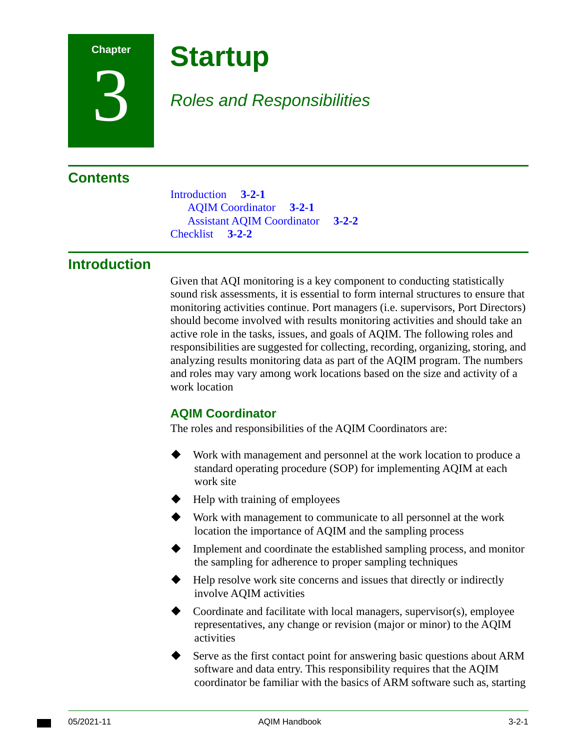# Chapter 3

# Startup

*Roles and Responsibilities*

## Contents

Introduction **3-2-1**
- AQIM Coordinator **3-2-1**
- Assistant AQIM Coordinator **3-2-2**

Checklist **3-2-2**

## Introduction

Given that AQI monitoring is a key component to conducting statistically sound risk assessments, it is essential to form internal structures to ensure that monitoring activities continue. Port managers (i.e. supervisors, Port Directors) should become involved with results monitoring activities and should take an active role in the tasks, issues, and goals of AQIM. The following roles and responsibilities are suggested for collecting, recording, organizing, storing, and analyzing results monitoring data as part of the AQIM program. The numbers and roles may vary among work locations based on the size and activity of a work location

### AQIM Coordinator

The roles and responsibilities of the AQIM Coordinators are:

- Work with management and personnel at the work location to produce a standard operating procedure (SOP) for implementing AQIM at each work site
- Help with training of employees
- Work with management to communicate to all personnel at the work location the importance of AQIM and the sampling process
- Implement and coordinate the established sampling process, and monitor the sampling for adherence to proper sampling techniques
- Help resolve work site concerns and issues that directly or indirectly involve AQIM activities
- Coordinate and facilitate with local managers, supervisor(s), employee representatives, any change or revision (major or minor) to the AQIM activities
- Serve as the first contact point for answering basic questions about ARM software and data entry. This responsibility requires that the AQIM coordinator be familiar with the basics of ARM software such as, starting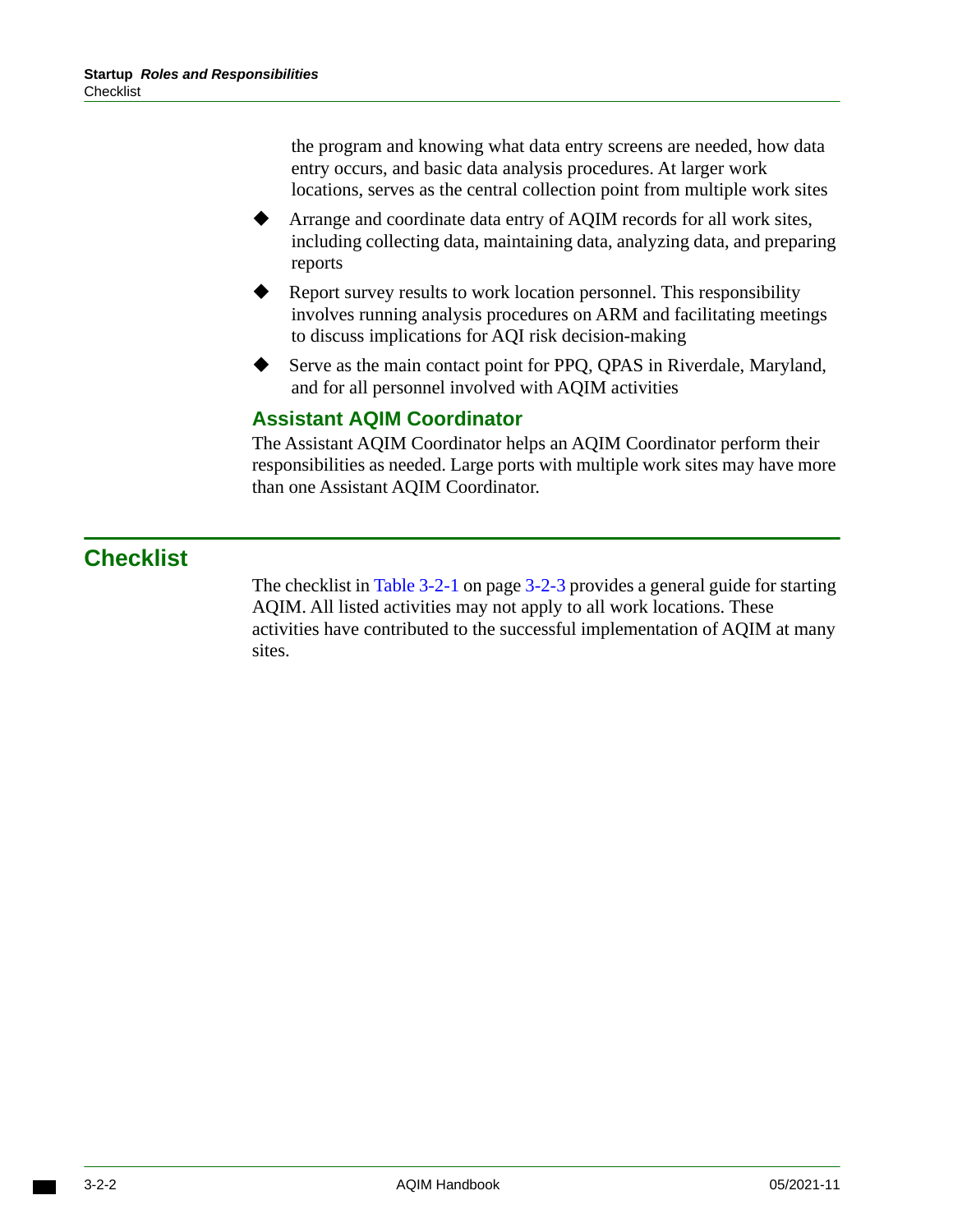the program and knowing what data entry screens are needed, how data entry occurs, and basic data analysis procedures. At larger work locations, serves as the central collection point from multiple work sites

- Arrange and coordinate data entry of AQIM records for all work sites, including collecting data, maintaining data, analyzing data, and preparing reports
- Report survey results to work location personnel. This responsibility involves running analysis procedures on ARM and facilitating meetings to discuss implications for AQI risk decision-making
- Serve as the main contact point for PPQ, QPAS in Riverdale, Maryland, and for all personnel involved with AQIM activities

### Assistant AQIM Coordinator

The Assistant AQIM Coordinator helps an AQIM Coordinator perform their responsibilities as needed. Large ports with multiple work sites may have more than one Assistant AQIM Coordinator.

## Checklist

The checklist in Table 3-2-1 on page 3-2-3 provides a general guide for starting AQIM. All listed activities may not apply to all work locations. These activities have contributed to the successful implementation of AQIM at many sites.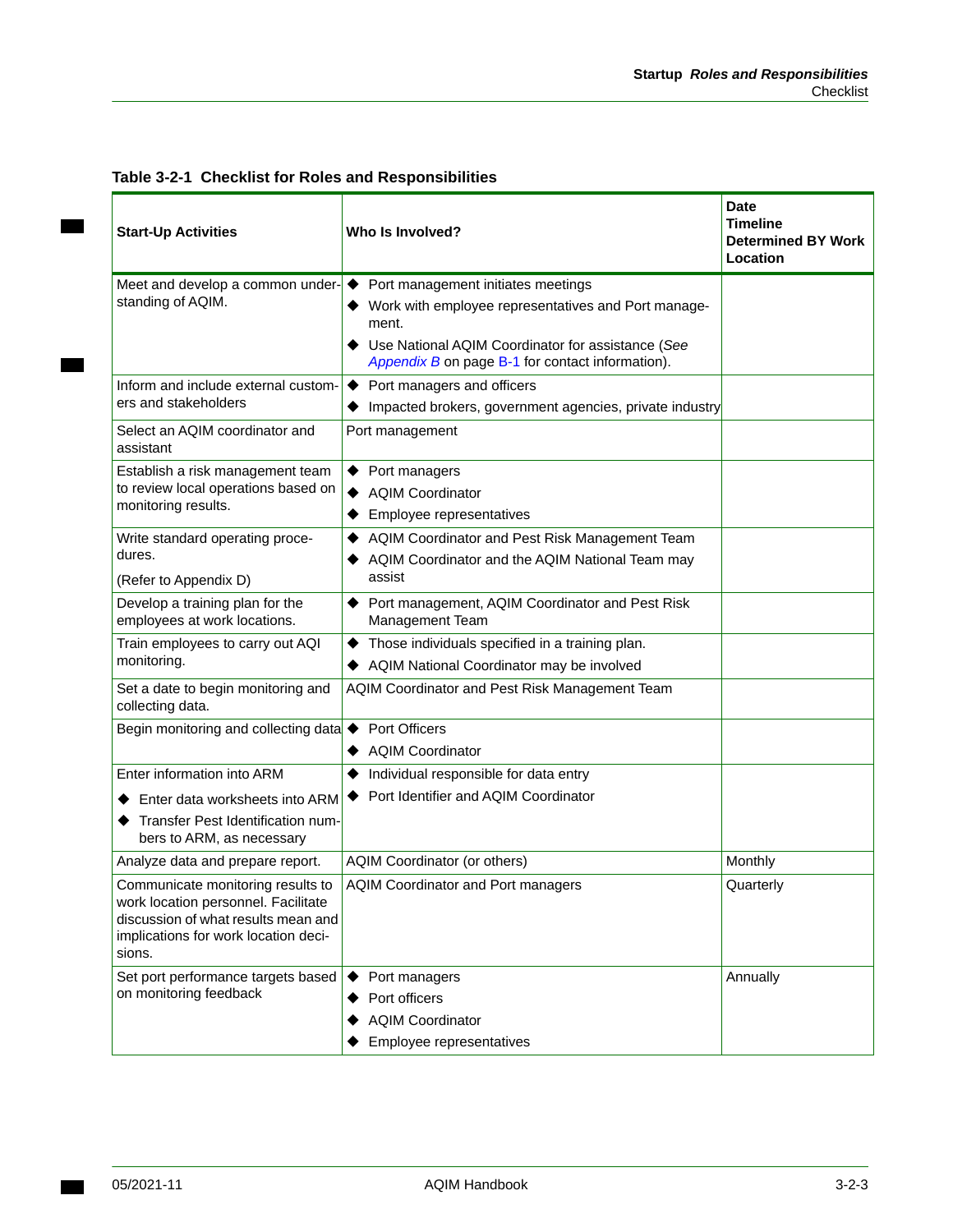**Table 3-2-1 Checklist for Roles and Responsibilities**

| Start-Up Activities | Who Is Involved? | Date Timeline Determined BY Work Location |
|---|---|---|
| Meet and develop a common understanding of AQIM. | ◆ Port management initiates meetings<br>◆ Work with employee representatives and Port management.<br>◆ Use National AQIM Coordinator for assistance (*See Appendix B* on page B-1 for contact information). | |
| Inform and include external customers and stakeholders | ◆ Port managers and officers<br>◆ Impacted brokers, government agencies, private industry | |
| Select an AQIM coordinator and assistant | Port management | |
| Establish a risk management team to review local operations based on monitoring results. | ◆ Port managers<br>◆ AQIM Coordinator<br>◆ Employee representatives | |
| Write standard operating procedures.<br>(Refer to Appendix D) | ◆ AQIM Coordinator and Pest Risk Management Team<br>◆ AQIM Coordinator and the AQIM National Team may assist | |
| Develop a training plan for the employees at work locations. | ◆ Port management, AQIM Coordinator and Pest Risk Management Team | |
| Train employees to carry out AQI monitoring. | ◆ Those individuals specified in a training plan.<br>◆ AQIM National Coordinator may be involved | |
| Set a date to begin monitoring and collecting data. | AQIM Coordinator and Pest Risk Management Team | |
| Begin monitoring and collecting data | ◆ Port Officers<br>◆ AQIM Coordinator | |
| Enter information into ARM<br>◆ Enter data worksheets into ARM<br>◆ Transfer Pest Identification numbers to ARM, as necessary | ◆ Individual responsible for data entry<br>◆ Port Identifier and AQIM Coordinator | |
| Analyze data and prepare report. | AQIM Coordinator (or others) | Monthly |
| Communicate monitoring results to work location personnel. Facilitate discussion of what results mean and implications for work location decisions. | AQIM Coordinator and Port managers | Quarterly |
| Set port performance targets based on monitoring feedback | ◆ Port managers<br>◆ Port officers<br>◆ AQIM Coordinator<br>◆ Employee representatives | Annually |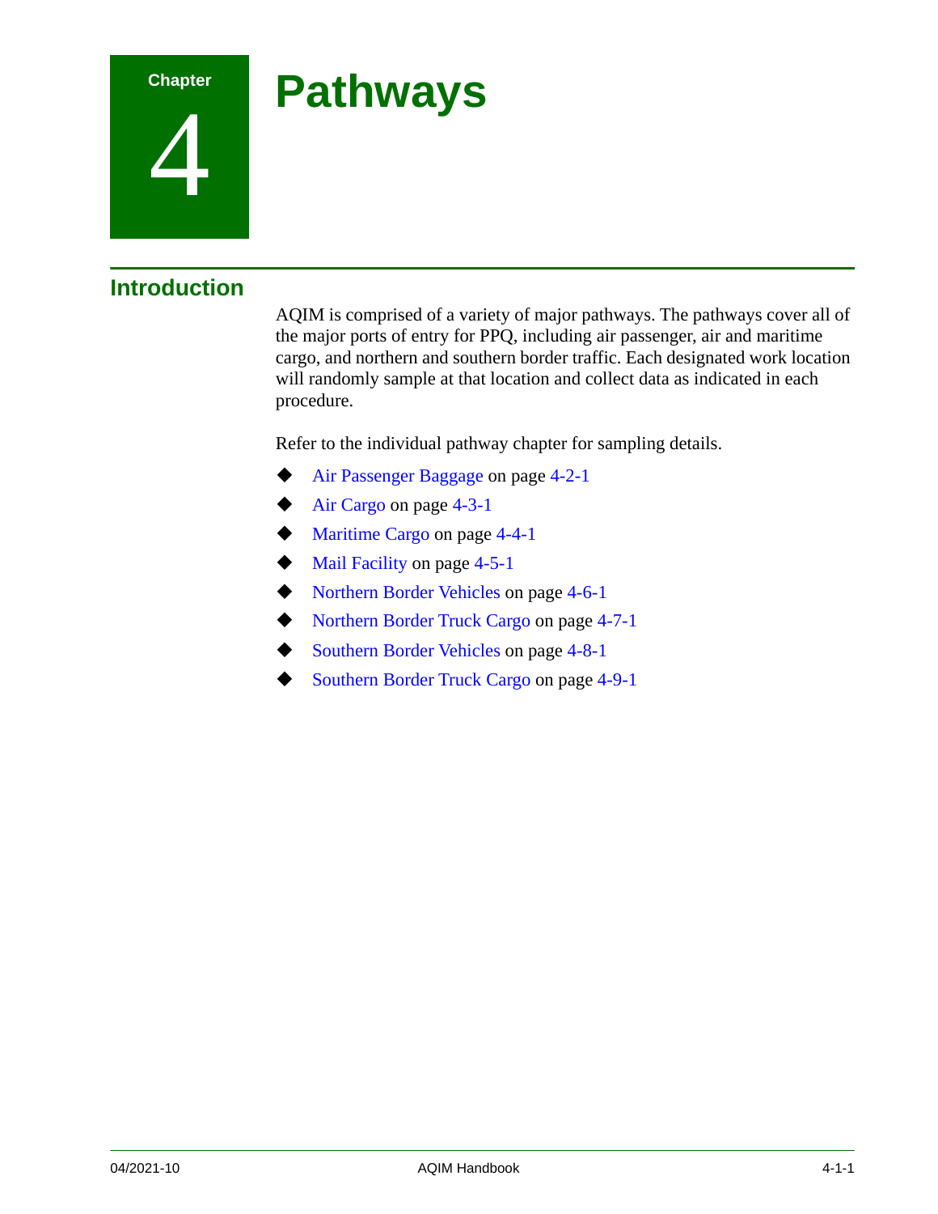# Chapter 4 Pathways

## Introduction

AQIM is comprised of a variety of major pathways. The pathways cover all of the major ports of entry for PPQ, including air passenger, air and maritime cargo, and northern and southern border traffic. Each designated work location will randomly sample at that location and collect data as indicated in each procedure.

Refer to the individual pathway chapter for sampling details.

- Air Passenger Baggage on page 4-2-1
- Air Cargo on page 4-3-1
- Maritime Cargo on page 4-4-1
- Mail Facility on page 4-5-1
- Northern Border Vehicles on page 4-6-1
- Northern Border Truck Cargo on page 4-7-1
- Southern Border Vehicles on page 4-8-1
- Southern Border Truck Cargo on page 4-9-1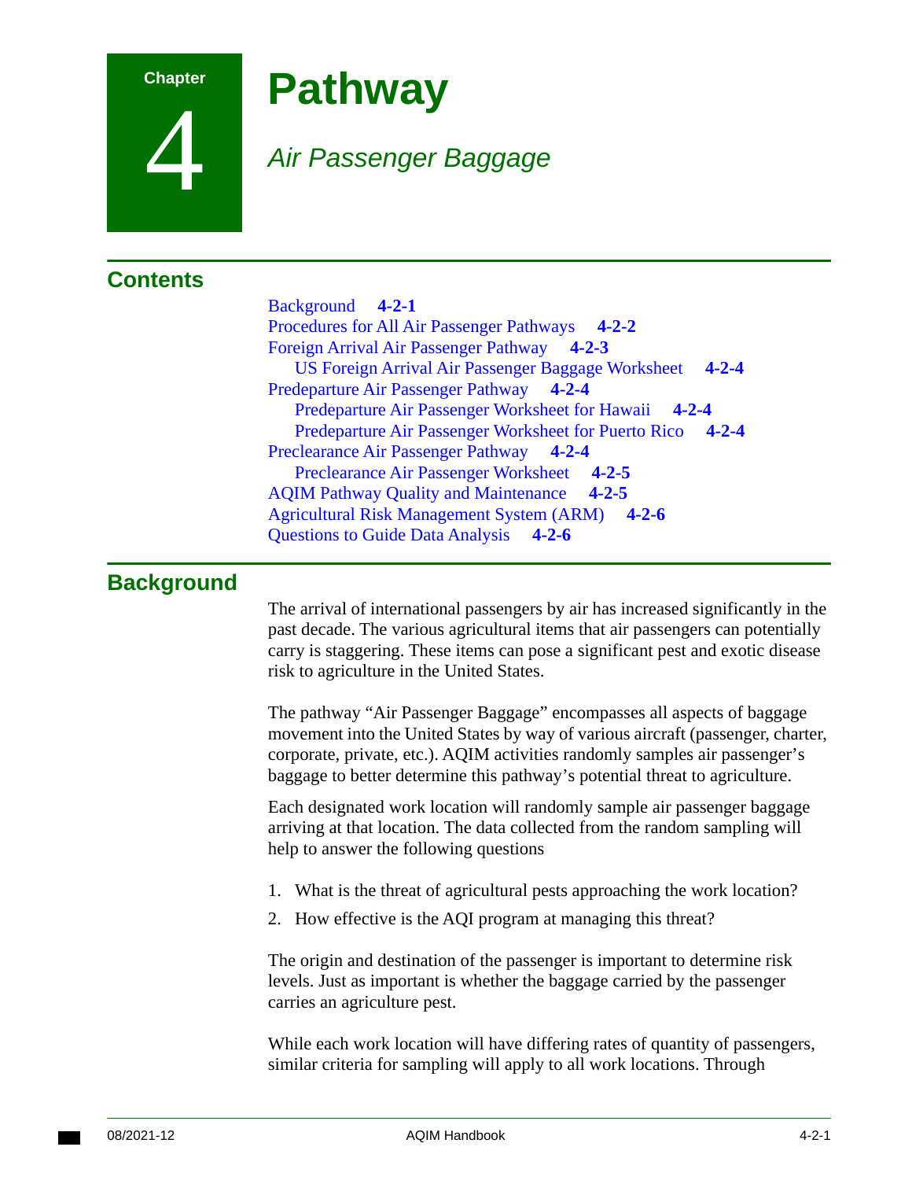# Chapter 4 Pathway

## Air Passenger Baggage

## Contents

Background **4-2-1**
Procedures for All Air Passenger Pathways **4-2-2**
Foreign Arrival Air Passenger Pathway **4-2-3**
  US Foreign Arrival Air Passenger Baggage Worksheet **4-2-4**
Predeparture Air Passenger Pathway **4-2-4**
  Predeparture Air Passenger Worksheet for Hawaii **4-2-4**
  Predeparture Air Passenger Worksheet for Puerto Rico **4-2-4**
Preclearance Air Passenger Pathway **4-2-4**
  Preclearance Air Passenger Worksheet **4-2-5**
AQIM Pathway Quality and Maintenance **4-2-5**
Agricultural Risk Management System (ARM) **4-2-6**
Questions to Guide Data Analysis **4-2-6**

## Background

The arrival of international passengers by air has increased significantly in the past decade. The various agricultural items that air passengers can potentially carry is staggering. These items can pose a significant pest and exotic disease risk to agriculture in the United States.

The pathway "Air Passenger Baggage" encompasses all aspects of baggage movement into the United States by way of various aircraft (passenger, charter, corporate, private, etc.). AQIM activities randomly samples air passenger's baggage to better determine this pathway's potential threat to agriculture.

Each designated work location will randomly sample air passenger baggage arriving at that location. The data collected from the random sampling will help to answer the following questions

1. What is the threat of agricultural pests approaching the work location?
2. How effective is the AQI program at managing this threat?

The origin and destination of the passenger is important to determine risk levels. Just as important is whether the baggage carried by the passenger carries an agriculture pest.

While each work location will have differing rates of quantity of passengers, similar criteria for sampling will apply to all work locations. Through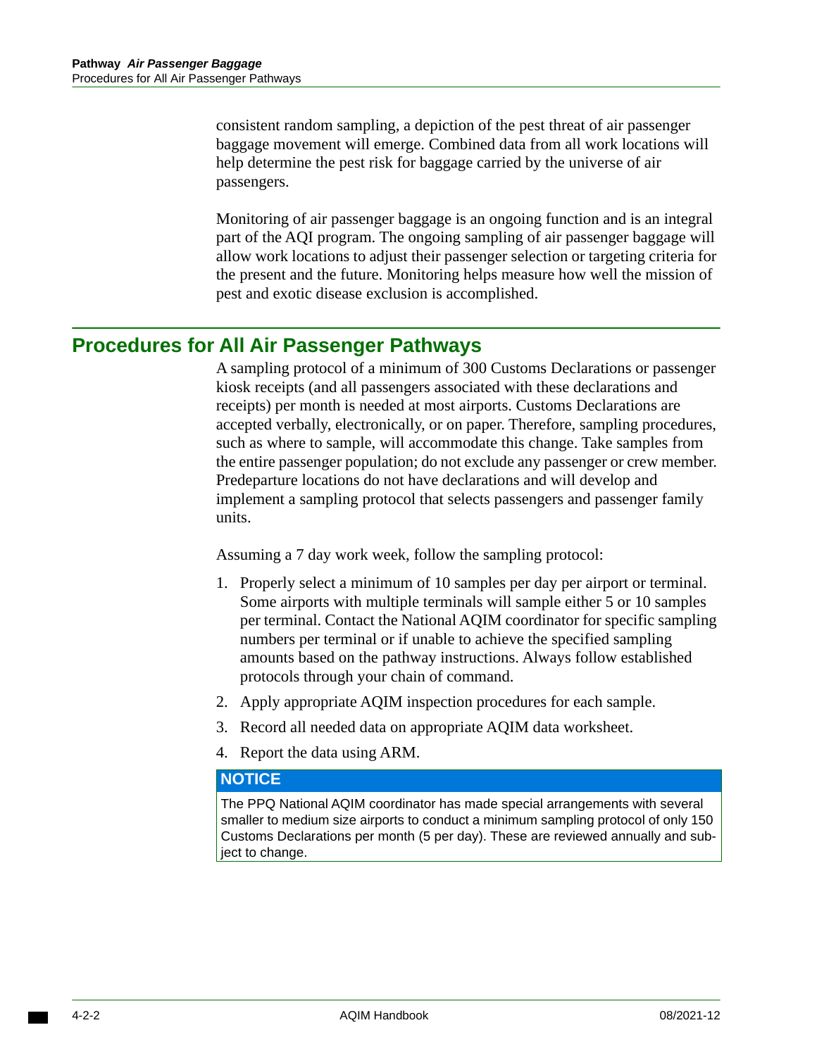consistent random sampling, a depiction of the pest threat of air passenger baggage movement will emerge. Combined data from all work locations will help determine the pest risk for baggage carried by the universe of air passengers.

Monitoring of air passenger baggage is an ongoing function and is an integral part of the AQI program. The ongoing sampling of air passenger baggage will allow work locations to adjust their passenger selection or targeting criteria for the present and the future. Monitoring helps measure how well the mission of pest and exotic disease exclusion is accomplished.

## Procedures for All Air Passenger Pathways

A sampling protocol of a minimum of 300 Customs Declarations or passenger kiosk receipts (and all passengers associated with these declarations and receipts) per month is needed at most airports. Customs Declarations are accepted verbally, electronically, or on paper. Therefore, sampling procedures, such as where to sample, will accommodate this change. Take samples from the entire passenger population; do not exclude any passenger or crew member. Predeparture locations do not have declarations and will develop and implement a sampling protocol that selects passengers and passenger family units.

Assuming a 7 day work week, follow the sampling protocol:

1. Properly select a minimum of 10 samples per day per airport or terminal. Some airports with multiple terminals will sample either 5 or 10 samples per terminal. Contact the National AQIM coordinator for specific sampling numbers per terminal or if unable to achieve the specified sampling amounts based on the pathway instructions. Always follow established protocols through your chain of command.
2. Apply appropriate AQIM inspection procedures for each sample.
3. Record all needed data on appropriate AQIM data worksheet.
4. Report the data using ARM.

**NOTICE**

The PPQ National AQIM coordinator has made special arrangements with several smaller to medium size airports to conduct a minimum sampling protocol of only 150 Customs Declarations per month (5 per day). These are reviewed annually and subject to change.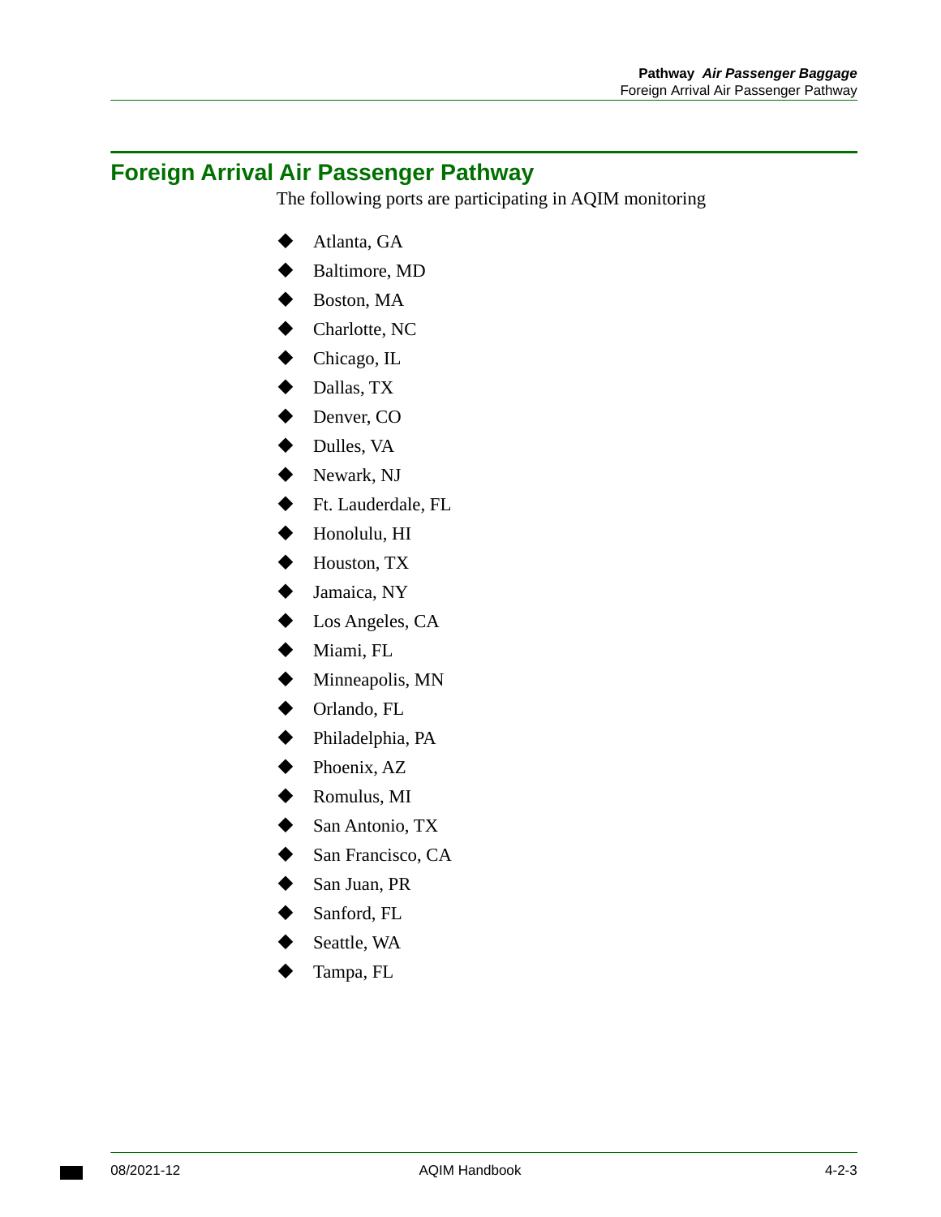# Foreign Arrival Air Passenger Pathway

The following ports are participating in AQIM monitoring

- Atlanta, GA
- Baltimore, MD
- Boston, MA
- Charlotte, NC
- Chicago, IL
- Dallas, TX
- Denver, CO
- Dulles, VA
- Newark, NJ
- Ft. Lauderdale, FL
- Honolulu, HI
- Houston, TX
- Jamaica, NY
- Los Angeles, CA
- Miami, FL
- Minneapolis, MN
- Orlando, FL
- Philadelphia, PA
- Phoenix, AZ
- Romulus, MI
- San Antonio, TX
- San Francisco, CA
- San Juan, PR
- Sanford, FL
- Seattle, WA
- Tampa, FL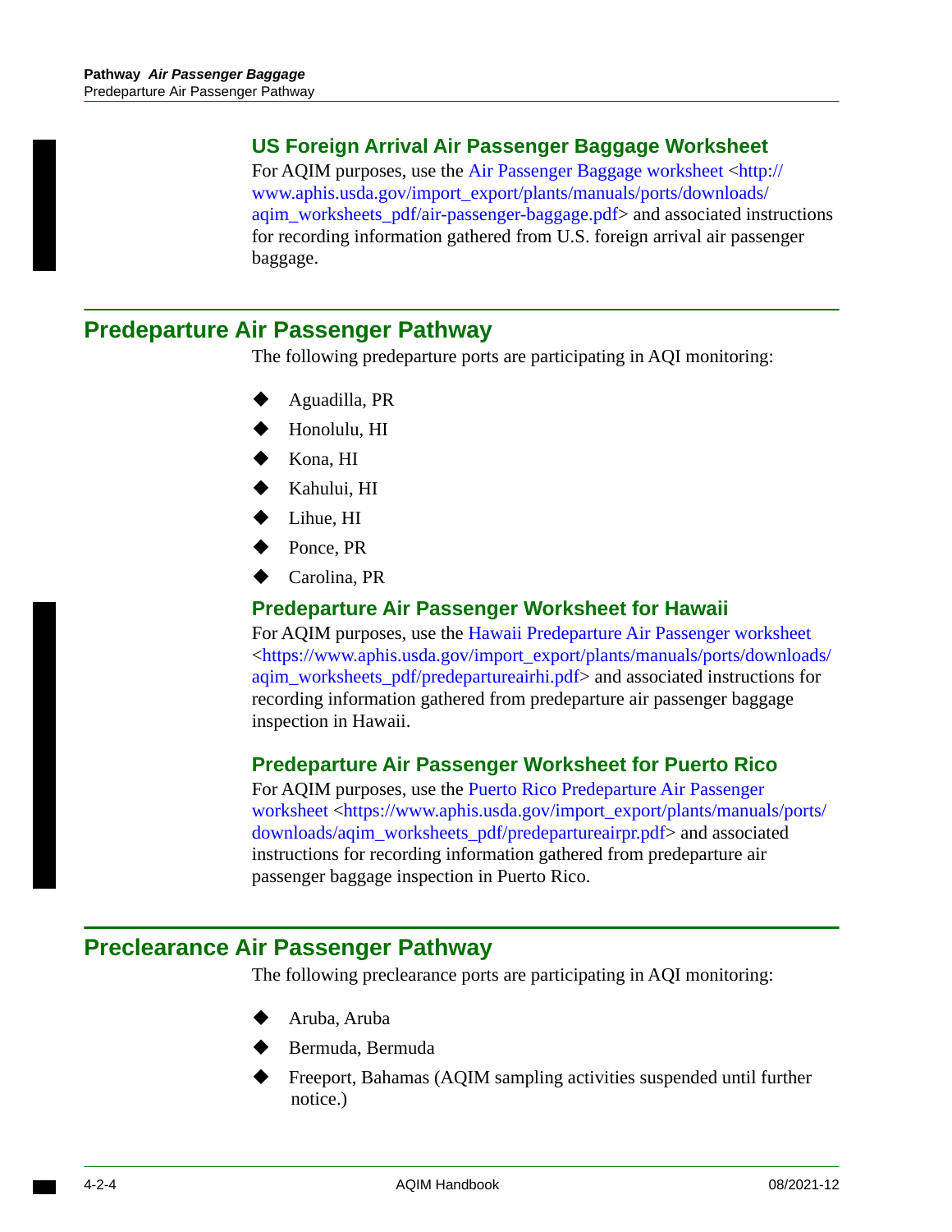### US Foreign Arrival Air Passenger Baggage Worksheet

For AQIM purposes, use the Air Passenger Baggage worksheet <http://www.aphis.usda.gov/import_export/plants/manuals/ports/downloads/aqim_worksheets_pdf/air-passenger-baggage.pdf> and associated instructions for recording information gathered from U.S. foreign arrival air passenger baggage.

## Predeparture Air Passenger Pathway

The following predeparture ports are participating in AQI monitoring:

- Aguadilla, PR
- Honolulu, HI
- Kona, HI
- Kahului, HI
- Lihue, HI
- Ponce, PR
- Carolina, PR

### Predeparture Air Passenger Worksheet for Hawaii

For AQIM purposes, use the Hawaii Predeparture Air Passenger worksheet <https://www.aphis.usda.gov/import_export/plants/manuals/ports/downloads/aqim_worksheets_pdf/predepartureairhi.pdf> and associated instructions for recording information gathered from predeparture air passenger baggage inspection in Hawaii.

### Predeparture Air Passenger Worksheet for Puerto Rico

For AQIM purposes, use the Puerto Rico Predeparture Air Passenger worksheet <https://www.aphis.usda.gov/import_export/plants/manuals/ports/downloads/aqim_worksheets_pdf/predepartureairpr.pdf> and associated instructions for recording information gathered from predeparture air passenger baggage inspection in Puerto Rico.

## Preclearance Air Passenger Pathway

The following preclearance ports are participating in AQI monitoring:

- Aruba, Aruba
- Bermuda, Bermuda
- Freeport, Bahamas (AQIM sampling activities suspended until further notice.)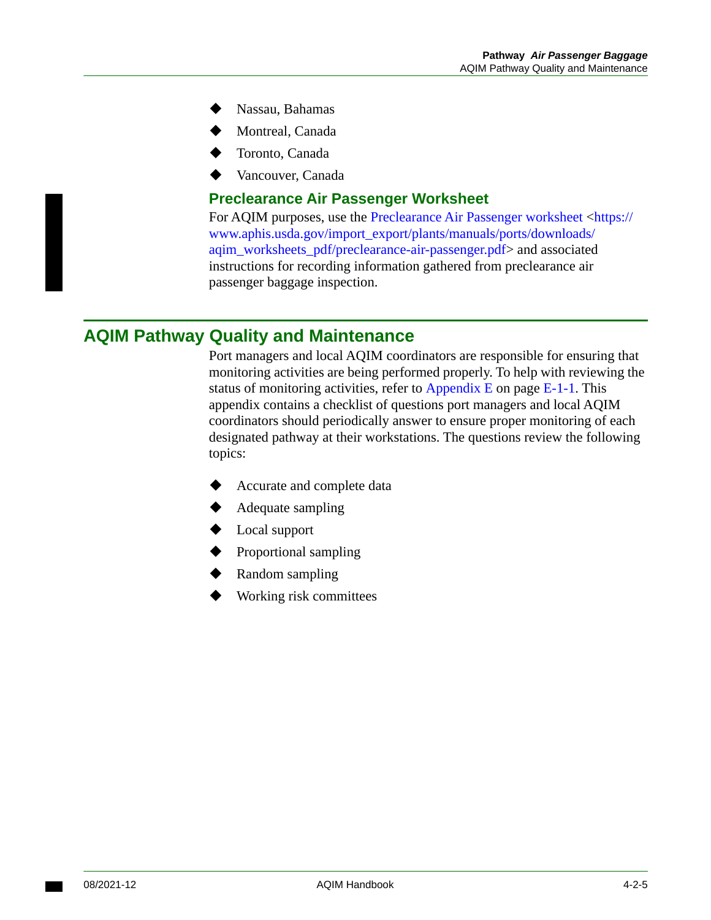- Nassau, Bahamas
- Montreal, Canada
- Toronto, Canada
- Vancouver, Canada

### Preclearance Air Passenger Worksheet

For AQIM purposes, use the Preclearance Air Passenger worksheet <https://www.aphis.usda.gov/import_export/plants/manuals/ports/downloads/aqim_worksheets_pdf/preclearance-air-passenger.pdf> and associated instructions for recording information gathered from preclearance air passenger baggage inspection.

## AQIM Pathway Quality and Maintenance

Port managers and local AQIM coordinators are responsible for ensuring that monitoring activities are being performed properly. To help with reviewing the status of monitoring activities, refer to Appendix E on page E-1-1. This appendix contains a checklist of questions port managers and local AQIM coordinators should periodically answer to ensure proper monitoring of each designated pathway at their workstations. The questions review the following topics:

- Accurate and complete data
- Adequate sampling
- Local support
- Proportional sampling
- Random sampling
- Working risk committees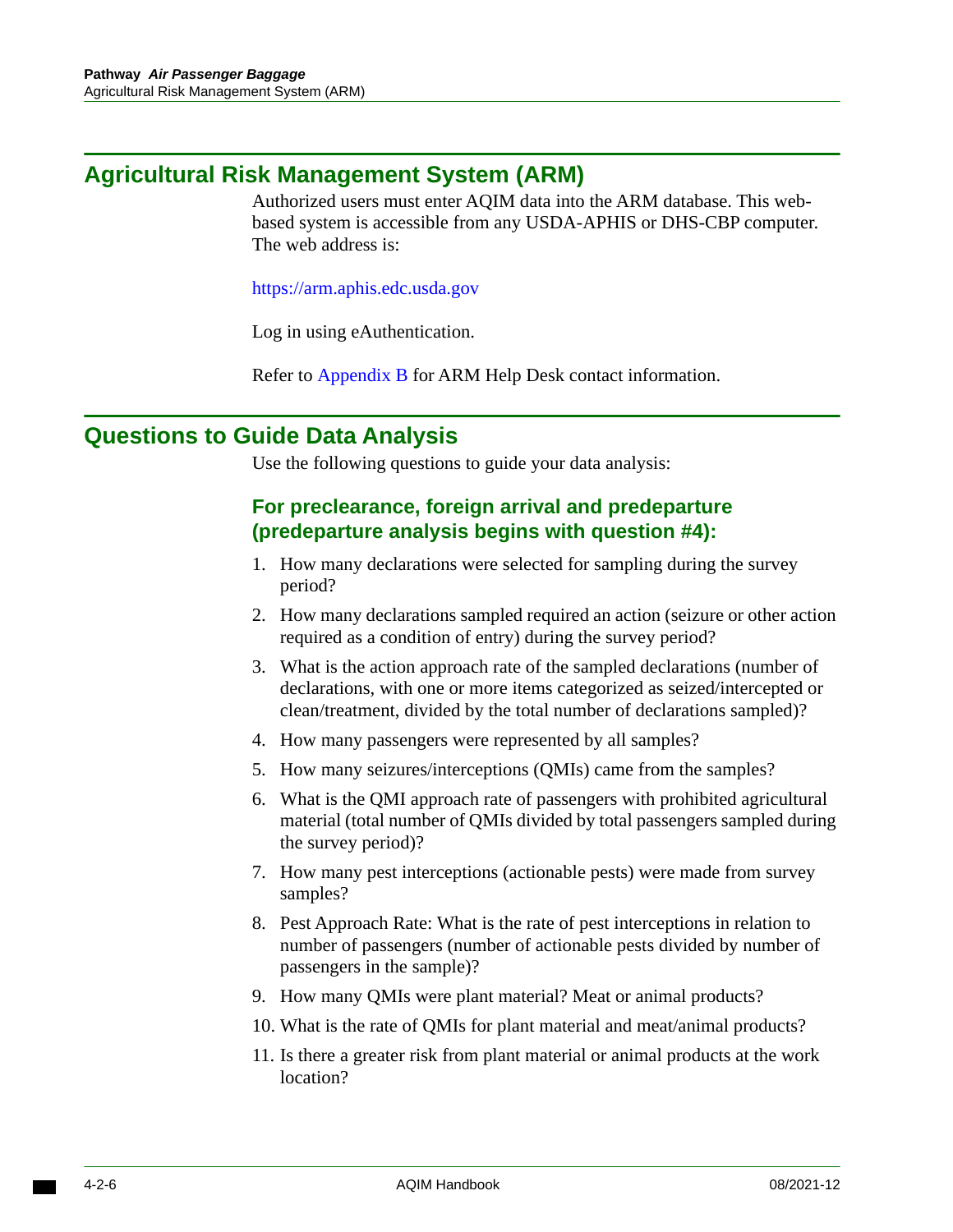## Agricultural Risk Management System (ARM)

Authorized users must enter AQIM data into the ARM database. This web-based system is accessible from any USDA-APHIS or DHS-CBP computer. The web address is:

https://arm.aphis.edc.usda.gov

Log in using eAuthentication.

Refer to Appendix B for ARM Help Desk contact information.

## Questions to Guide Data Analysis

Use the following questions to guide your data analysis:

### For preclearance, foreign arrival and predeparture (predeparture analysis begins with question #4):

1. How many declarations were selected for sampling during the survey period?
2. How many declarations sampled required an action (seizure or other action required as a condition of entry) during the survey period?
3. What is the action approach rate of the sampled declarations (number of declarations, with one or more items categorized as seized/intercepted or clean/treatment, divided by the total number of declarations sampled)?
4. How many passengers were represented by all samples?
5. How many seizures/interceptions (QMIs) came from the samples?
6. What is the QMI approach rate of passengers with prohibited agricultural material (total number of QMIs divided by total passengers sampled during the survey period)?
7. How many pest interceptions (actionable pests) were made from survey samples?
8. Pest Approach Rate: What is the rate of pest interceptions in relation to number of passengers (number of actionable pests divided by number of passengers in the sample)?
9. How many QMIs were plant material? Meat or animal products?
10. What is the rate of QMIs for plant material and meat/animal products?
11. Is there a greater risk from plant material or animal products at the work location?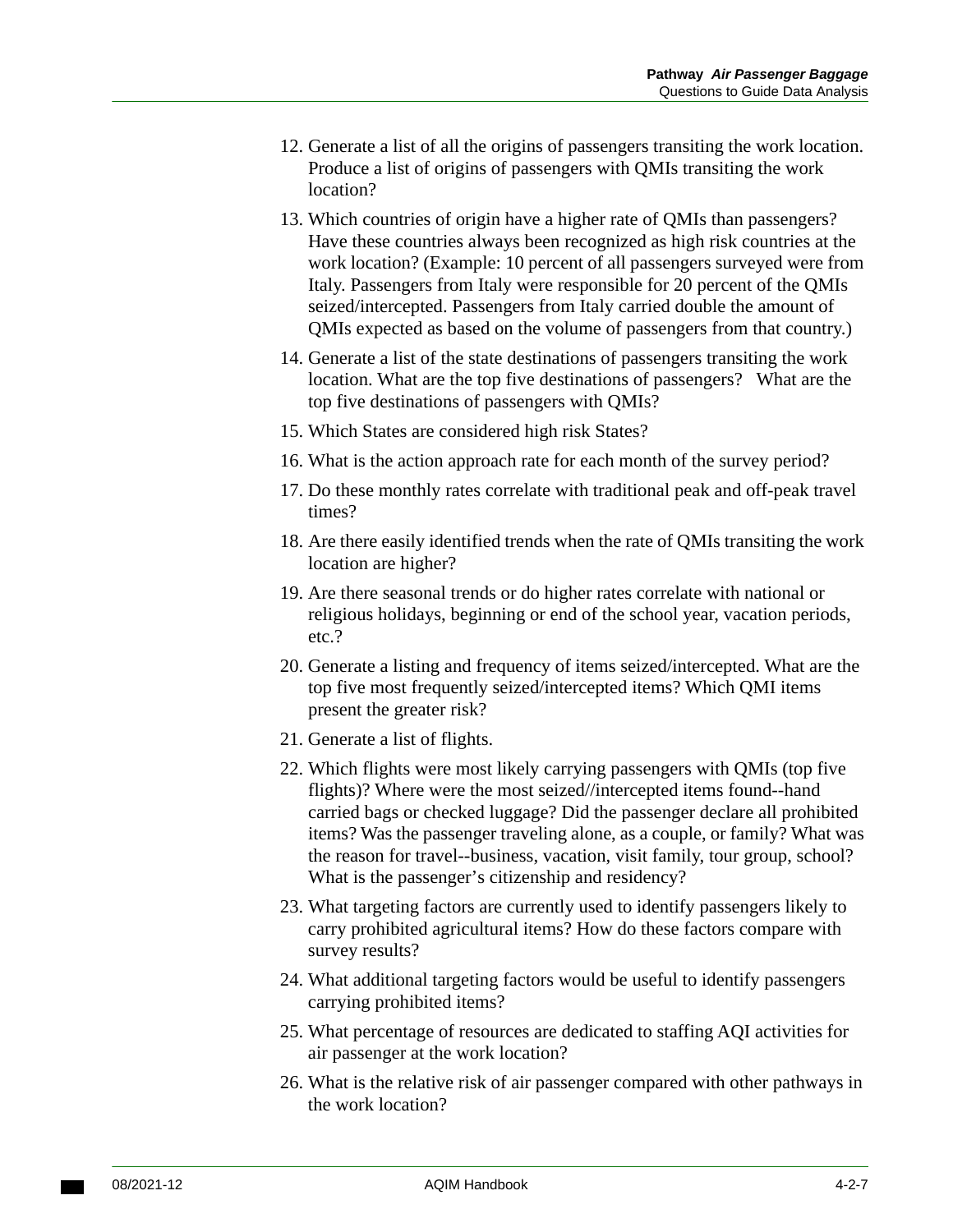12. Generate a list of all the origins of passengers transiting the work location. Produce a list of origins of passengers with QMIs transiting the work location?
13. Which countries of origin have a higher rate of QMIs than passengers? Have these countries always been recognized as high risk countries at the work location? (Example: 10 percent of all passengers surveyed were from Italy. Passengers from Italy were responsible for 20 percent of the QMIs seized/intercepted. Passengers from Italy carried double the amount of QMIs expected as based on the volume of passengers from that country.)
14. Generate a list of the state destinations of passengers transiting the work location. What are the top five destinations of passengers? What are the top five destinations of passengers with QMIs?
15. Which States are considered high risk States?
16. What is the action approach rate for each month of the survey period?
17. Do these monthly rates correlate with traditional peak and off-peak travel times?
18. Are there easily identified trends when the rate of QMIs transiting the work location are higher?
19. Are there seasonal trends or do higher rates correlate with national or religious holidays, beginning or end of the school year, vacation periods, etc.?
20. Generate a listing and frequency of items seized/intercepted. What are the top five most frequently seized/intercepted items? Which QMI items present the greater risk?
21. Generate a list of flights.
22. Which flights were most likely carrying passengers with QMIs (top five flights)? Where were the most seized//intercepted items found--hand carried bags or checked luggage? Did the passenger declare all prohibited items? Was the passenger traveling alone, as a couple, or family? What was the reason for travel--business, vacation, visit family, tour group, school? What is the passenger's citizenship and residency?
23. What targeting factors are currently used to identify passengers likely to carry prohibited agricultural items? How do these factors compare with survey results?
24. What additional targeting factors would be useful to identify passengers carrying prohibited items?
25. What percentage of resources are dedicated to staffing AQI activities for air passenger at the work location?
26. What is the relative risk of air passenger compared with other pathways in the work location?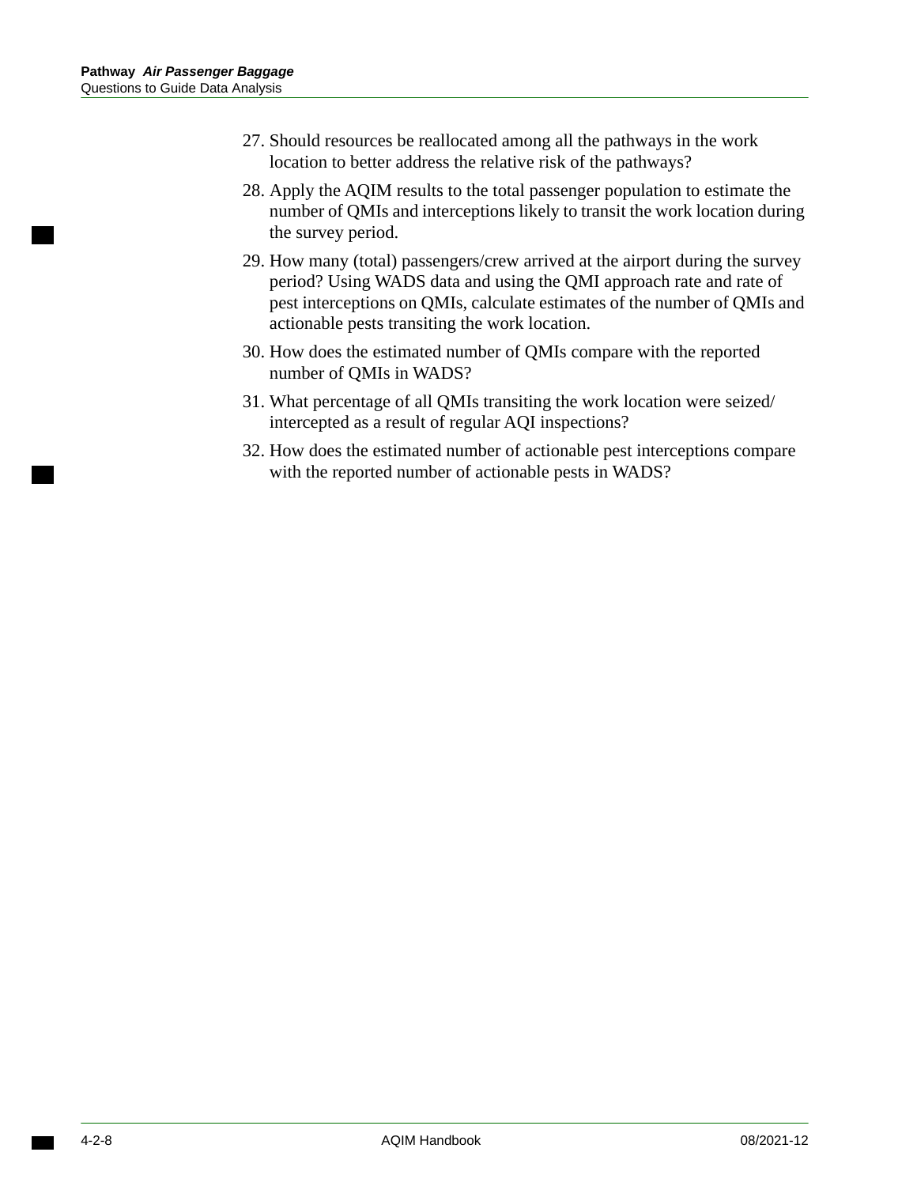27. Should resources be reallocated among all the pathways in the work location to better address the relative risk of the pathways?
28. Apply the AQIM results to the total passenger population to estimate the number of QMIs and interceptions likely to transit the work location during the survey period.
29. How many (total) passengers/crew arrived at the airport during the survey period? Using WADS data and using the QMI approach rate and rate of pest interceptions on QMIs, calculate estimates of the number of QMIs and actionable pests transiting the work location.
30. How does the estimated number of QMIs compare with the reported number of QMIs in WADS?
31. What percentage of all QMIs transiting the work location were seized/intercepted as a result of regular AQI inspections?
32. How does the estimated number of actionable pest interceptions compare with the reported number of actionable pests in WADS?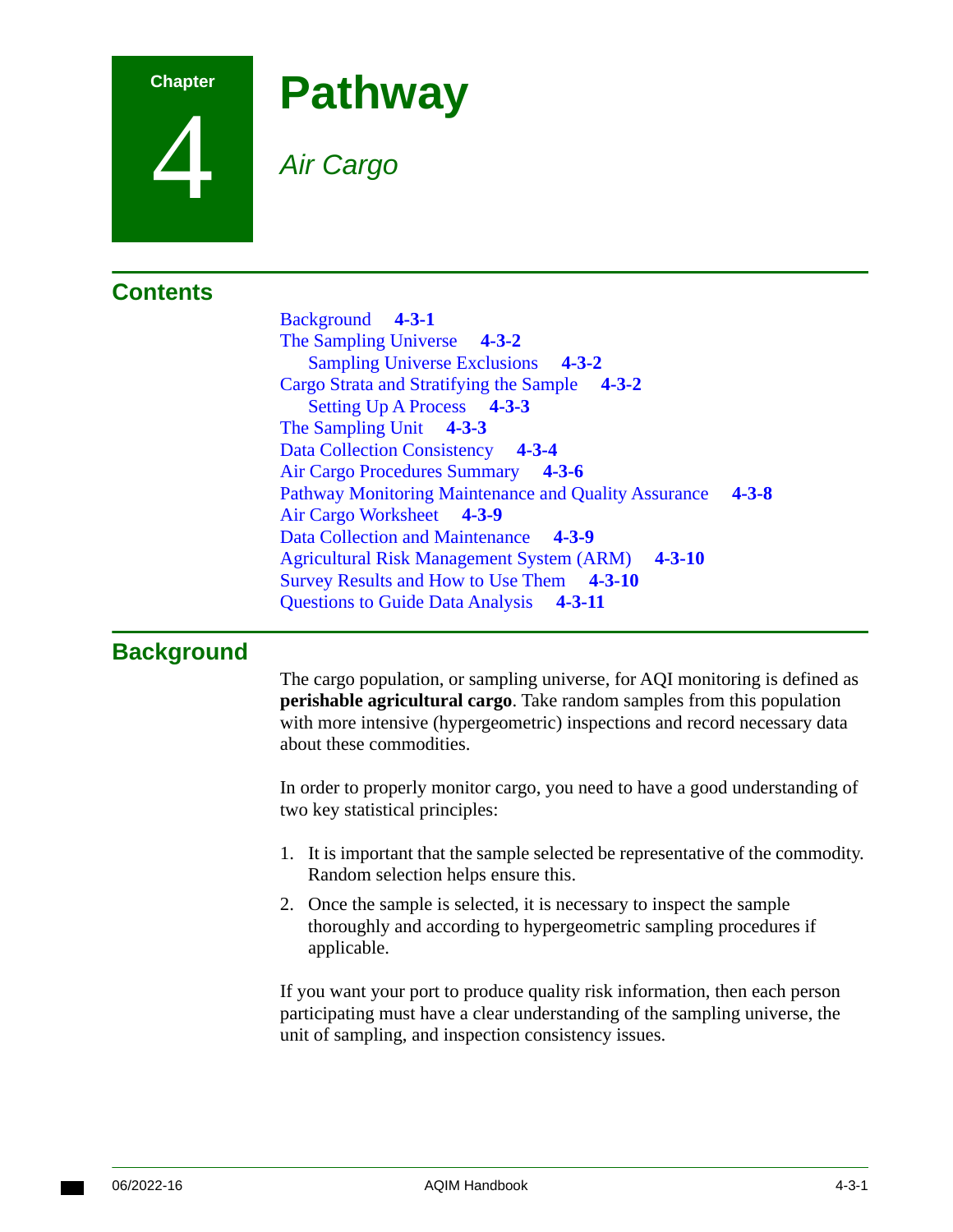# Chapter 4 Pathway

## *Air Cargo*

## Contents

Background 4-3-1
The Sampling Universe 4-3-2
  Sampling Universe Exclusions 4-3-2
Cargo Strata and Stratifying the Sample 4-3-2
  Setting Up A Process 4-3-3
The Sampling Unit 4-3-3
Data Collection Consistency 4-3-4
Air Cargo Procedures Summary 4-3-6
Pathway Monitoring Maintenance and Quality Assurance 4-3-8
Air Cargo Worksheet 4-3-9
Data Collection and Maintenance 4-3-9
Agricultural Risk Management System (ARM) 4-3-10
Survey Results and How to Use Them 4-3-10
Questions to Guide Data Analysis 4-3-11

## Background

The cargo population, or sampling universe, for AQI monitoring is defined as **perishable agricultural cargo**. Take random samples from this population with more intensive (hypergeometric) inspections and record necessary data about these commodities.

In order to properly monitor cargo, you need to have a good understanding of two key statistical principles:

1. It is important that the sample selected be representative of the commodity. Random selection helps ensure this.
2. Once the sample is selected, it is necessary to inspect the sample thoroughly and according to hypergeometric sampling procedures if applicable.

If you want your port to produce quality risk information, then each person participating must have a clear understanding of the sampling universe, the unit of sampling, and inspection consistency issues.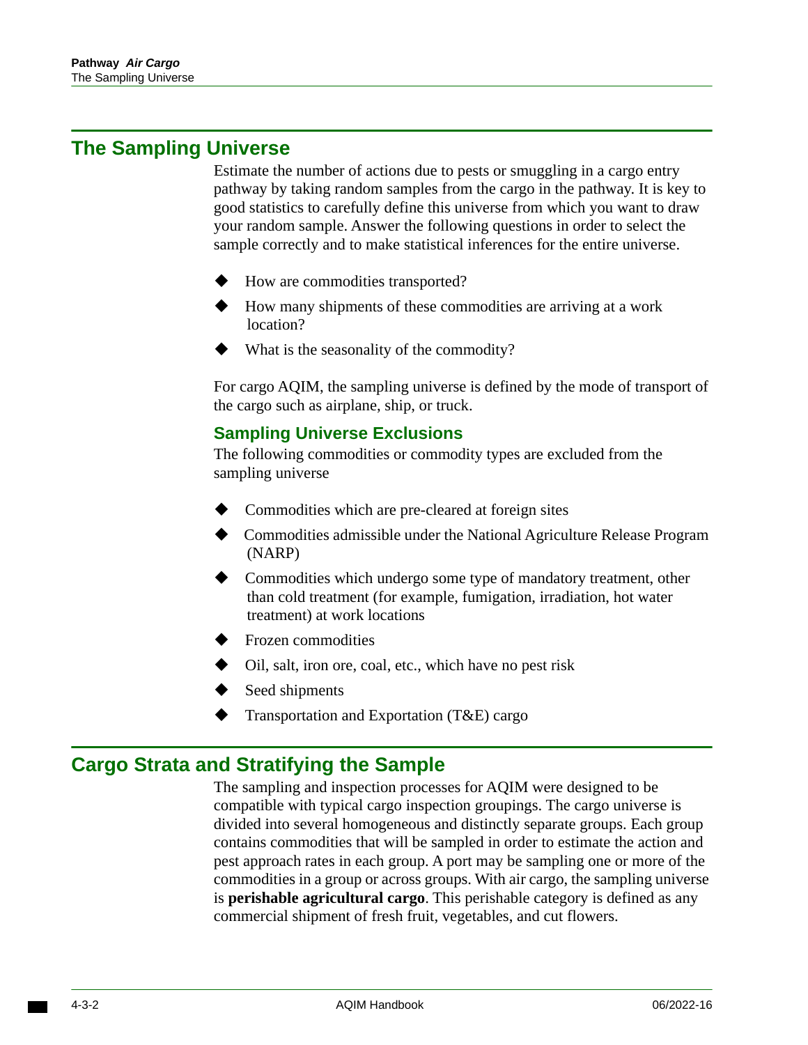## The Sampling Universe

Estimate the number of actions due to pests or smuggling in a cargo entry pathway by taking random samples from the cargo in the pathway. It is key to good statistics to carefully define this universe from which you want to draw your random sample. Answer the following questions in order to select the sample correctly and to make statistical inferences for the entire universe.

- How are commodities transported?
- How many shipments of these commodities are arriving at a work location?
- What is the seasonality of the commodity?

For cargo AQIM, the sampling universe is defined by the mode of transport of the cargo such as airplane, ship, or truck.

### Sampling Universe Exclusions

The following commodities or commodity types are excluded from the sampling universe

- Commodities which are pre-cleared at foreign sites
- Commodities admissible under the National Agriculture Release Program (NARP)
- Commodities which undergo some type of mandatory treatment, other than cold treatment (for example, fumigation, irradiation, hot water treatment) at work locations
- Frozen commodities
- Oil, salt, iron ore, coal, etc., which have no pest risk
- Seed shipments
- Transportation and Exportation (T&E) cargo

## Cargo Strata and Stratifying the Sample

The sampling and inspection processes for AQIM were designed to be compatible with typical cargo inspection groupings. The cargo universe is divided into several homogeneous and distinctly separate groups. Each group contains commodities that will be sampled in order to estimate the action and pest approach rates in each group. A port may be sampling one or more of the commodities in a group or across groups. With air cargo, the sampling universe is **perishable agricultural cargo**. This perishable category is defined as any commercial shipment of fresh fruit, vegetables, and cut flowers.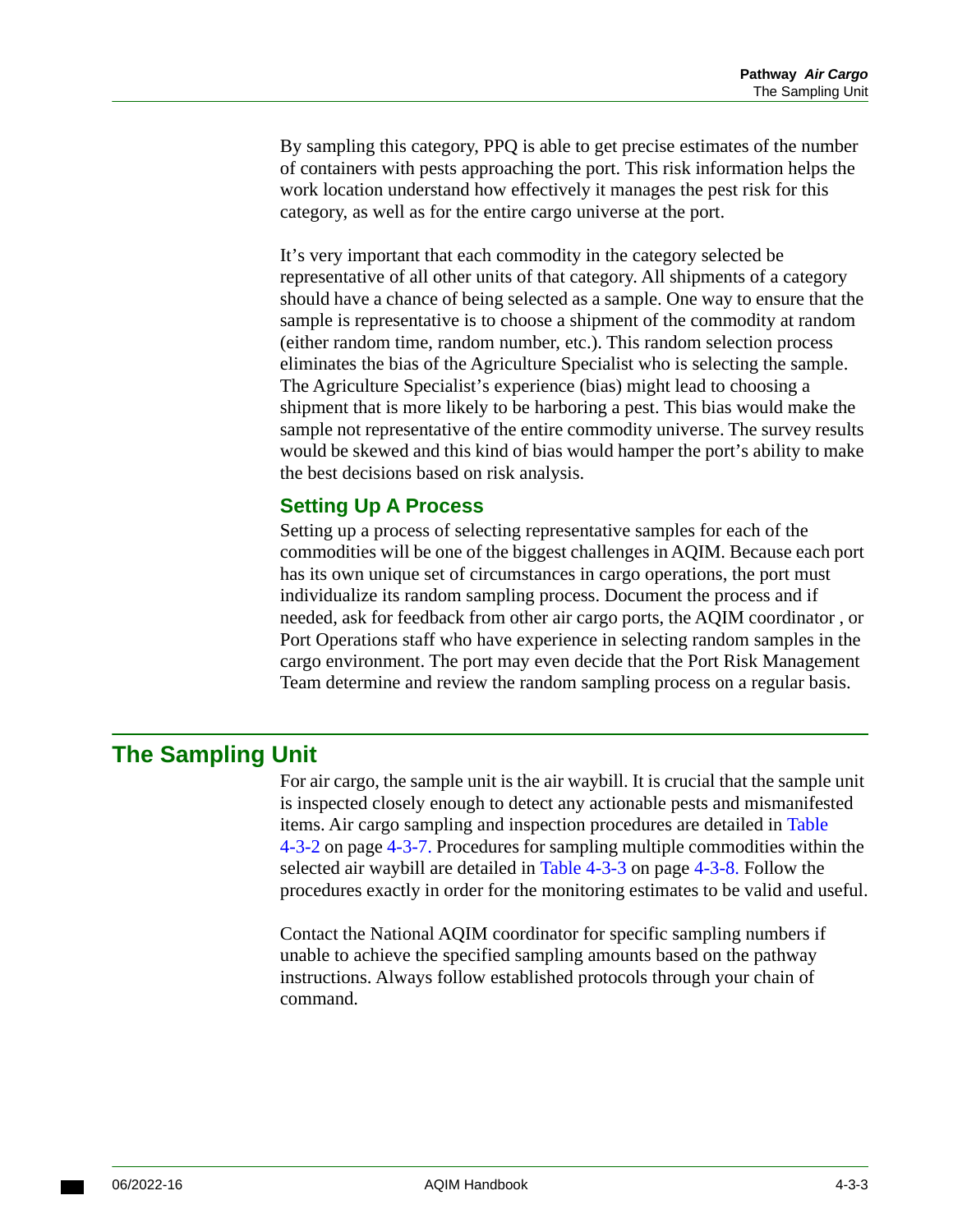By sampling this category, PPQ is able to get precise estimates of the number of containers with pests approaching the port. This risk information helps the work location understand how effectively it manages the pest risk for this category, as well as for the entire cargo universe at the port.

It's very important that each commodity in the category selected be representative of all other units of that category. All shipments of a category should have a chance of being selected as a sample. One way to ensure that the sample is representative is to choose a shipment of the commodity at random (either random time, random number, etc.). This random selection process eliminates the bias of the Agriculture Specialist who is selecting the sample. The Agriculture Specialist's experience (bias) might lead to choosing a shipment that is more likely to be harboring a pest. This bias would make the sample not representative of the entire commodity universe. The survey results would be skewed and this kind of bias would hamper the port's ability to make the best decisions based on risk analysis.

### Setting Up A Process

Setting up a process of selecting representative samples for each of the commodities will be one of the biggest challenges in AQIM. Because each port has its own unique set of circumstances in cargo operations, the port must individualize its random sampling process. Document the process and if needed, ask for feedback from other air cargo ports, the AQIM coordinator , or Port Operations staff who have experience in selecting random samples in the cargo environment. The port may even decide that the Port Risk Management Team determine and review the random sampling process on a regular basis.

## The Sampling Unit

For air cargo, the sample unit is the air waybill. It is crucial that the sample unit is inspected closely enough to detect any actionable pests and mismanifested items. Air cargo sampling and inspection procedures are detailed in Table 4-3-2 on page 4-3-7. Procedures for sampling multiple commodities within the selected air waybill are detailed in Table 4-3-3 on page 4-3-8. Follow the procedures exactly in order for the monitoring estimates to be valid and useful.

Contact the National AQIM coordinator for specific sampling numbers if unable to achieve the specified sampling amounts based on the pathway instructions. Always follow established protocols through your chain of command.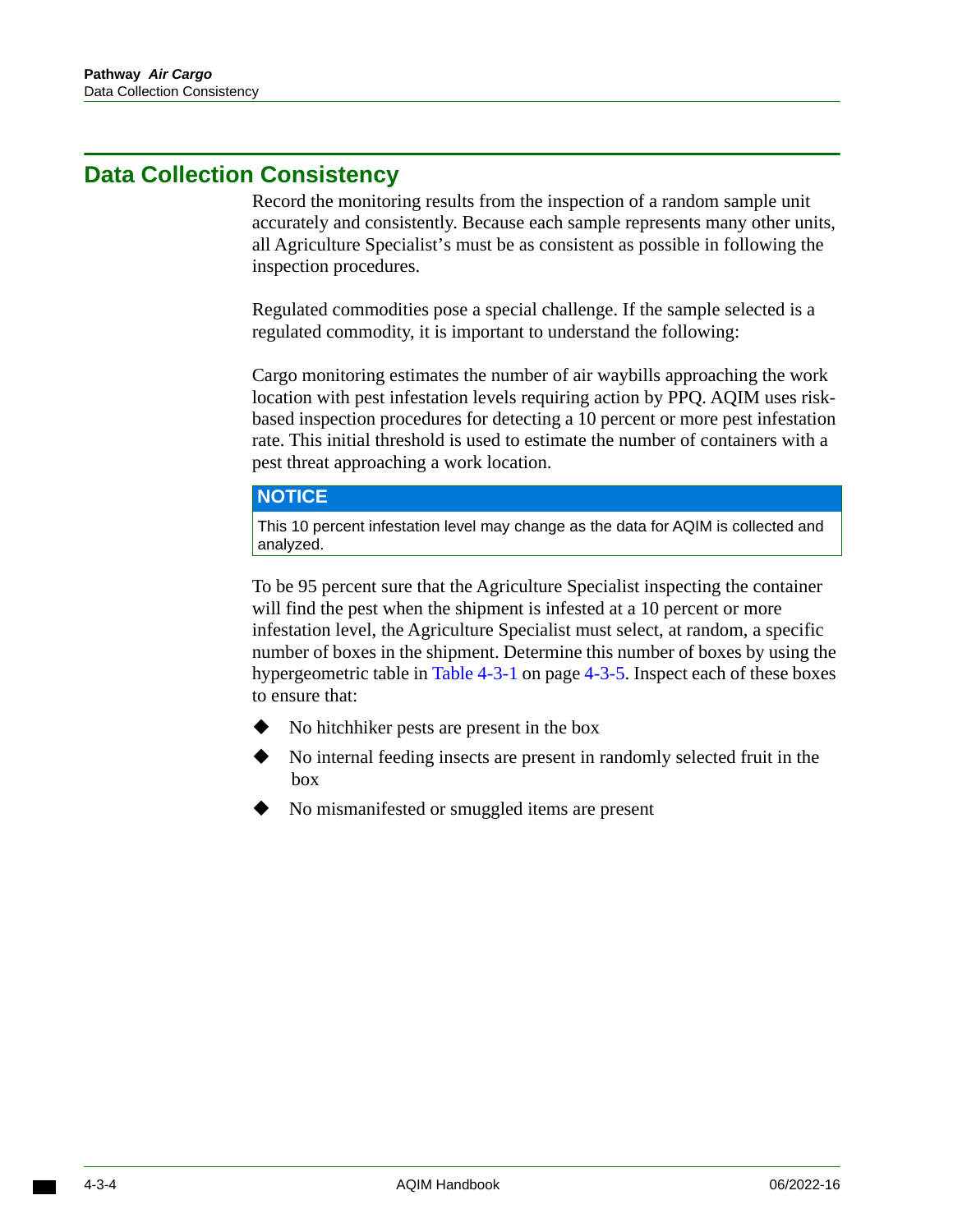## Data Collection Consistency

Record the monitoring results from the inspection of a random sample unit accurately and consistently. Because each sample represents many other units, all Agriculture Specialist's must be as consistent as possible in following the inspection procedures.

Regulated commodities pose a special challenge. If the sample selected is a regulated commodity, it is important to understand the following:

Cargo monitoring estimates the number of air waybills approaching the work location with pest infestation levels requiring action by PPQ. AQIM uses risk-based inspection procedures for detecting a 10 percent or more pest infestation rate. This initial threshold is used to estimate the number of containers with a pest threat approaching a work location.

**NOTICE**

This 10 percent infestation level may change as the data for AQIM is collected and analyzed.

To be 95 percent sure that the Agriculture Specialist inspecting the container will find the pest when the shipment is infested at a 10 percent or more infestation level, the Agriculture Specialist must select, at random, a specific number of boxes in the shipment. Determine this number of boxes by using the hypergeometric table in Table 4-3-1 on page 4-3-5. Inspect each of these boxes to ensure that:

- No hitchhiker pests are present in the box
- No internal feeding insects are present in randomly selected fruit in the box
- No mismanifested or smuggled items are present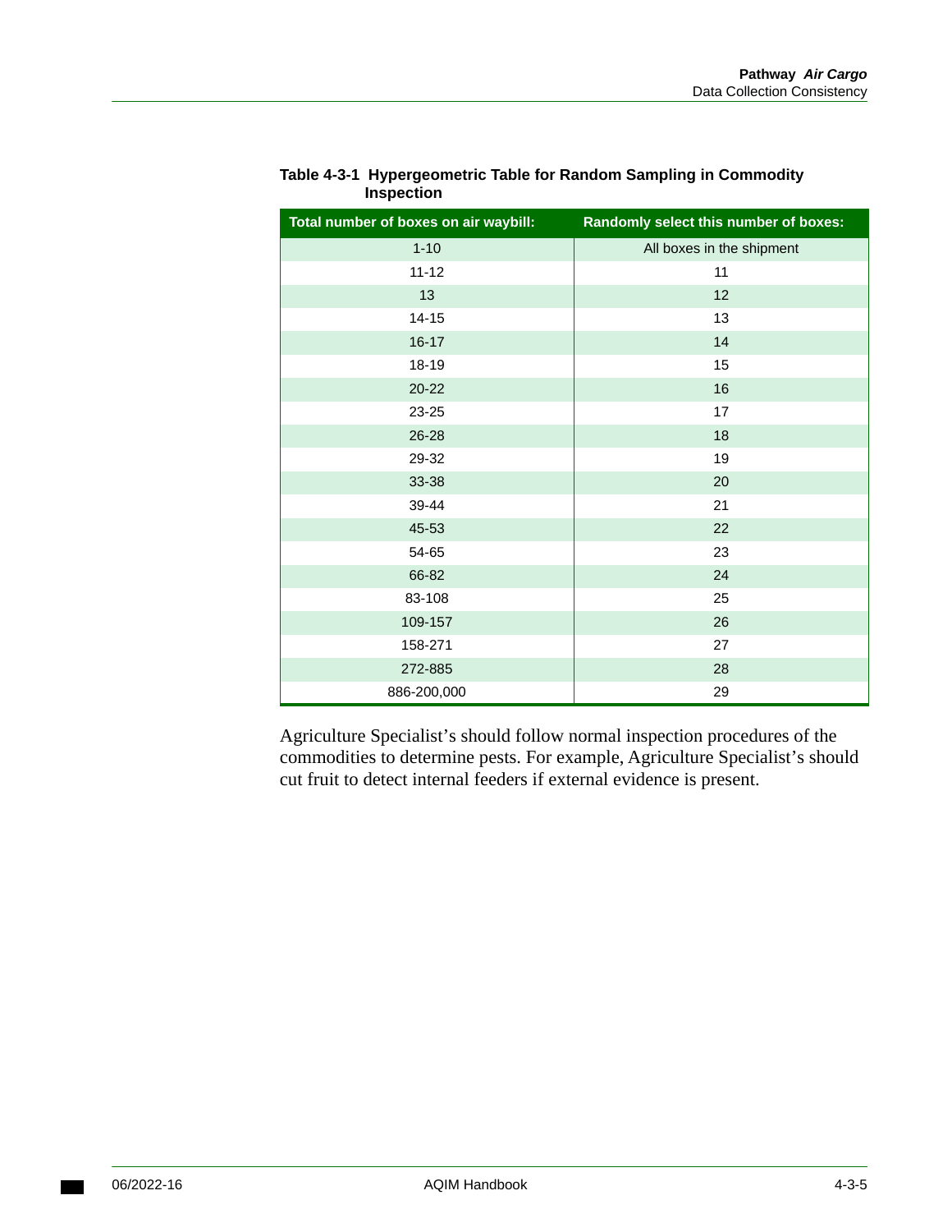**Table 4-3-1 Hypergeometric Table for Random Sampling in Commodity Inspection**

| Total number of boxes on air waybill: | Randomly select this number of boxes: |
|---|---|
| 1-10 | All boxes in the shipment |
| 11-12 | 11 |
| 13 | 12 |
| 14-15 | 13 |
| 16-17 | 14 |
| 18-19 | 15 |
| 20-22 | 16 |
| 23-25 | 17 |
| 26-28 | 18 |
| 29-32 | 19 |
| 33-38 | 20 |
| 39-44 | 21 |
| 45-53 | 22 |
| 54-65 | 23 |
| 66-82 | 24 |
| 83-108 | 25 |
| 109-157 | 26 |
| 158-271 | 27 |
| 272-885 | 28 |
| 886-200,000 | 29 |

Agriculture Specialist's should follow normal inspection procedures of the commodities to determine pests. For example, Agriculture Specialist's should cut fruit to detect internal feeders if external evidence is present.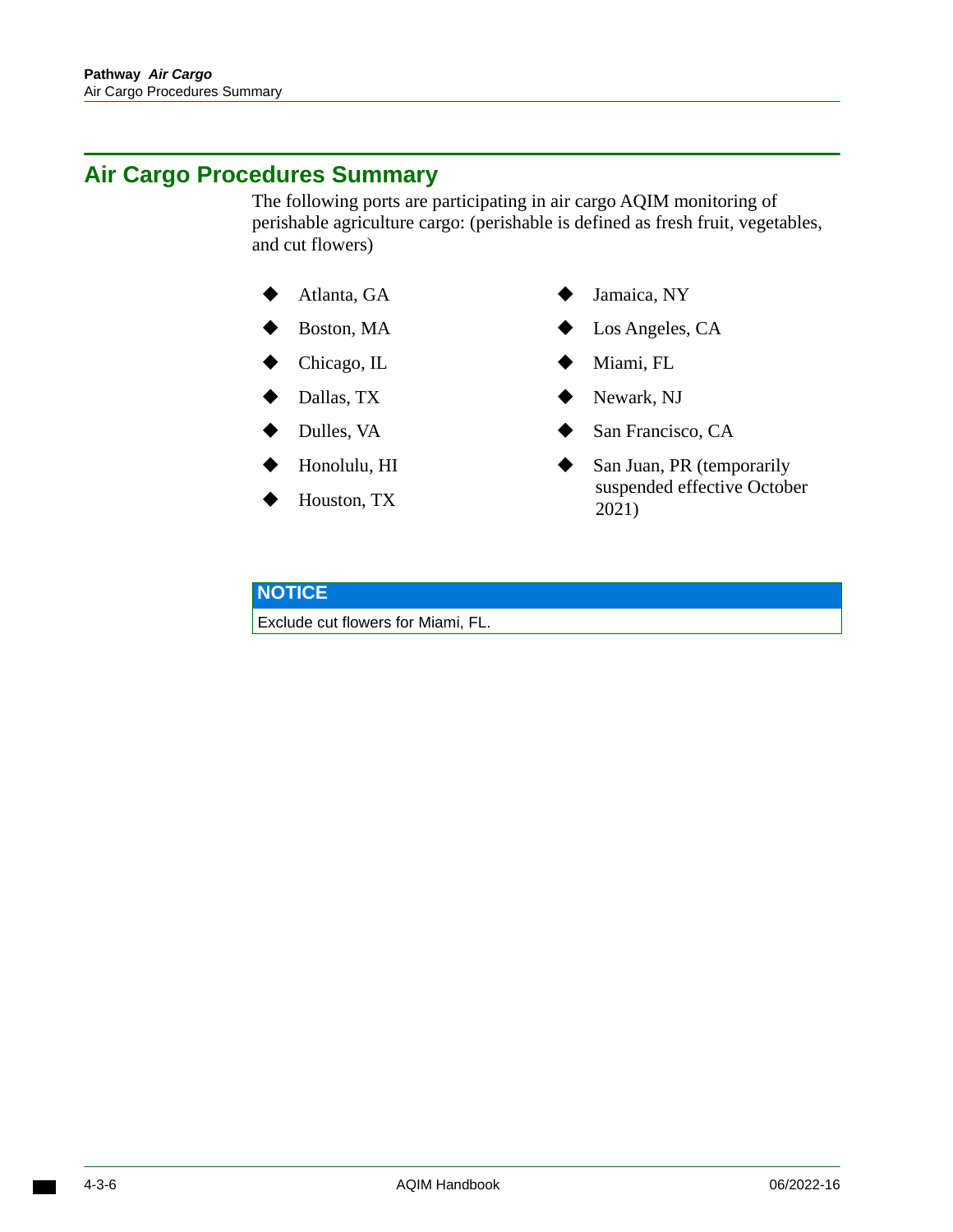## Air Cargo Procedures Summary

The following ports are participating in air cargo AQIM monitoring of perishable agriculture cargo: (perishable is defined as fresh fruit, vegetables, and cut flowers)

- Atlanta, GA
- Boston, MA
- Chicago, IL
- Dallas, TX
- Dulles, VA
- Honolulu, HI
- Houston, TX
- Jamaica, NY
- Los Angeles, CA
- Miami, FL
- Newark, NJ
- San Francisco, CA
- San Juan, PR (temporarily suspended effective October 2021)

**NOTICE**

Exclude cut flowers for Miami, FL.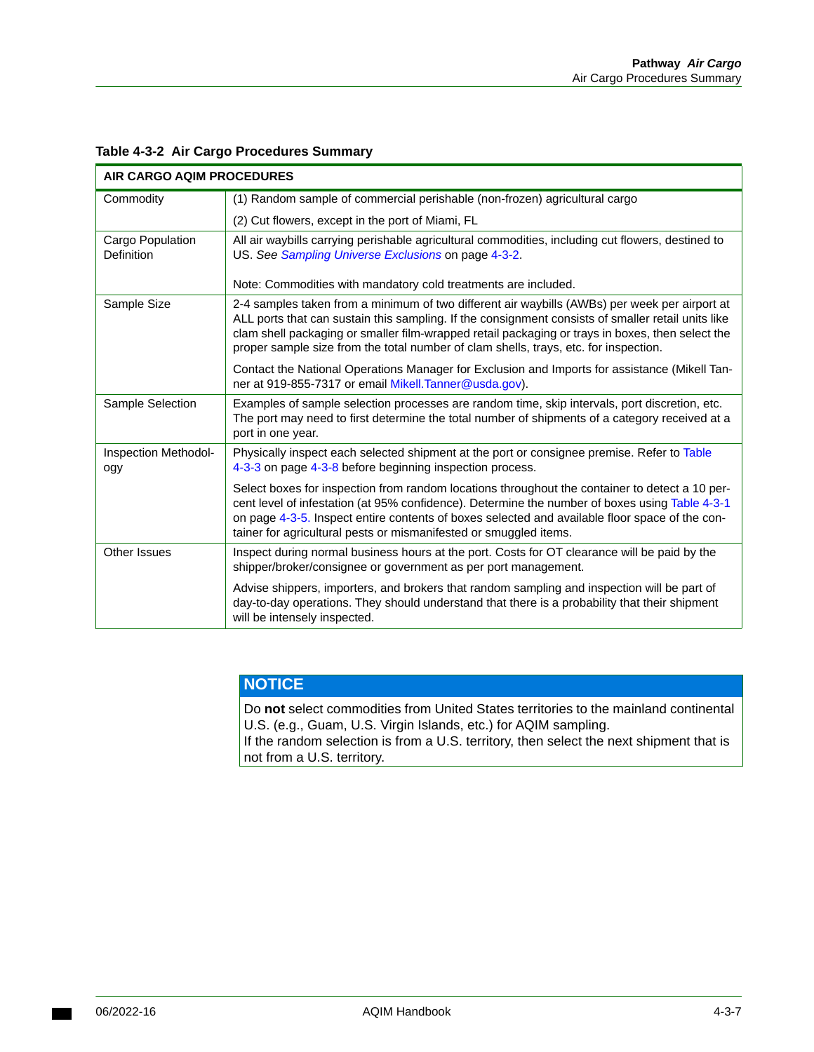**Table 4-3-2 Air Cargo Procedures Summary**

| AIR CARGO AQIM PROCEDURES | |
|---|---|
| Commodity | (1) Random sample of commercial perishable (non-frozen) agricultural cargo<br>(2) Cut flowers, except in the port of Miami, FL |
| Cargo Population Definition | All air waybills carrying perishable agricultural commodities, including cut flowers, destined to US. *See Sampling Universe Exclusions* on page 4-3-2.<br><br>Note: Commodities with mandatory cold treatments are included. |
| Sample Size | 2-4 samples taken from a minimum of two different air waybills (AWBs) per week per airport at ALL ports that can sustain this sampling. If the consignment consists of smaller retail units like clam shell packaging or smaller film-wrapped retail packaging or trays in boxes, then select the proper sample size from the total number of clam shells, trays, etc. for inspection.<br><br>Contact the National Operations Manager for Exclusion and Imports for assistance (Mikell Tanner at 919-855-7317 or email Mikell.Tanner@usda.gov). |
| Sample Selection | Examples of sample selection processes are random time, skip intervals, port discretion, etc. The port may need to first determine the total number of shipments of a category received at a port in one year. |
| Inspection Methodology | Physically inspect each selected shipment at the port or consignee premise. Refer to Table 4-3-3 on page 4-3-8 before beginning inspection process.<br><br>Select boxes for inspection from random locations throughout the container to detect a 10 percent level of infestation (at 95% confidence). Determine the number of boxes using Table 4-3-1 on page 4-3-5. Inspect entire contents of boxes selected and available floor space of the container for agricultural pests or mismanifested or smuggled items. |
| Other Issues | Inspect during normal business hours at the port. Costs for OT clearance will be paid by the shipper/broker/consignee or government as per port management.<br><br>Advise shippers, importers, and brokers that random sampling and inspection will be part of day-to-day operations. They should understand that there is a probability that their shipment will be intensely inspected. |

**NOTICE**

Do **not** select commodities from United States territories to the mainland continental U.S. (e.g., Guam, U.S. Virgin Islands, etc.) for AQIM sampling.
If the random selection is from a U.S. territory, then select the next shipment that is not from a U.S. territory.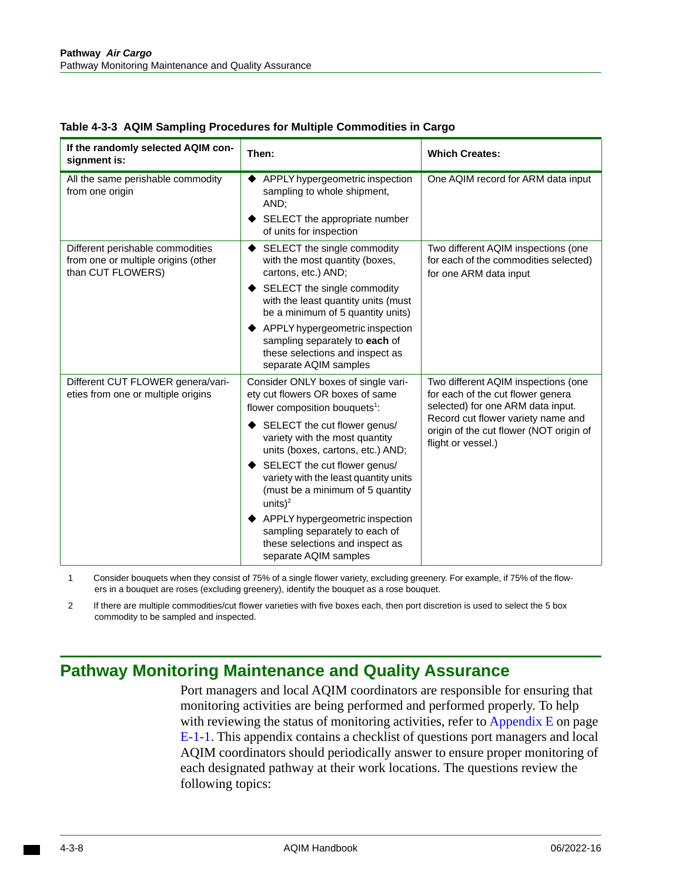**Table 4-3-3 AQIM Sampling Procedures for Multiple Commodities in Cargo**

| If the randomly selected AQIM consignment is: | Then: | Which Creates: |
|---|---|---|
| All the same perishable commodity from one origin | ◆ APPLY hypergeometric inspection sampling to whole shipment, AND;<br>◆ SELECT the appropriate number of units for inspection | One AQIM record for ARM data input |
| Different perishable commodities from one or multiple origins (other than CUT FLOWERS) | ◆ SELECT the single commodity with the most quantity (boxes, cartons, etc.) AND;<br>◆ SELECT the single commodity with the least quantity units (must be a minimum of 5 quantity units)<br>◆ APPLY hypergeometric inspection sampling separately to **each** of these selections and inspect as separate AQIM samples | Two different AQIM inspections (one for each of the commodities selected) for one ARM data input |
| Different CUT FLOWER genera/varieties from one or multiple origins | Consider ONLY boxes of single variety cut flowers OR boxes of same flower composition bouquets[1]:<br>◆ SELECT the cut flower genus/variety with the most quantity units (boxes, cartons, etc.) AND;<br>◆ SELECT the cut flower genus/variety with the least quantity units (must be a minimum of 5 quantity units)[2]<br>◆ APPLY hypergeometric inspection sampling separately to each of these selections and inspect as separate AQIM samples | Two different AQIM inspections (one for each of the cut flower genera selected) for one ARM data input. Record cut flower variety name and origin of the cut flower (NOT origin of flight or vessel.) |

1 Consider bouquets when they consist of 75% of a single flower variety, excluding greenery. For example, if 75% of the flowers in a bouquet are roses (excluding greenery), identify the bouquet as a rose bouquet.

2 If there are multiple commodities/cut flower varieties with five boxes each, then port discretion is used to select the 5 box commodity to be sampled and inspected.

## Pathway Monitoring Maintenance and Quality Assurance

Port managers and local AQIM coordinators are responsible for ensuring that monitoring activities are being performed and performed properly. To help with reviewing the status of monitoring activities, refer to Appendix E on page E-1-1. This appendix contains a checklist of questions port managers and local AQIM coordinators should periodically answer to ensure proper monitoring of each designated pathway at their work locations. The questions review the following topics: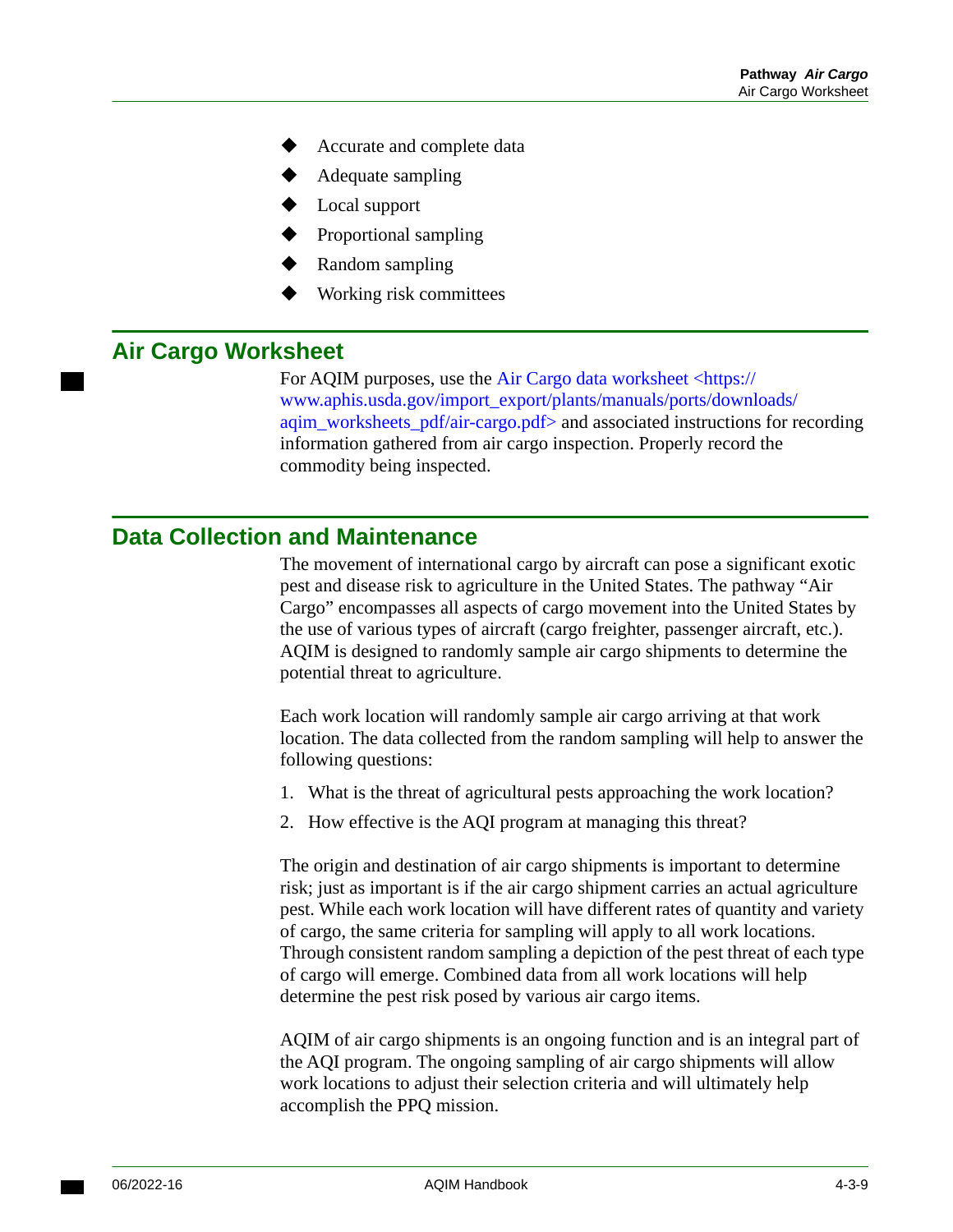- Accurate and complete data
- Adequate sampling
- Local support
- Proportional sampling
- Random sampling
- Working risk committees

## Air Cargo Worksheet

For AQIM purposes, use the Air Cargo data worksheet <https://www.aphis.usda.gov/import_export/plants/manuals/ports/downloads/aqim_worksheets_pdf/air-cargo.pdf> and associated instructions for recording information gathered from air cargo inspection. Properly record the commodity being inspected.

## Data Collection and Maintenance

The movement of international cargo by aircraft can pose a significant exotic pest and disease risk to agriculture in the United States. The pathway "Air Cargo" encompasses all aspects of cargo movement into the United States by the use of various types of aircraft (cargo freighter, passenger aircraft, etc.). AQIM is designed to randomly sample air cargo shipments to determine the potential threat to agriculture.

Each work location will randomly sample air cargo arriving at that work location. The data collected from the random sampling will help to answer the following questions:

1. What is the threat of agricultural pests approaching the work location?
2. How effective is the AQI program at managing this threat?

The origin and destination of air cargo shipments is important to determine risk; just as important is if the air cargo shipment carries an actual agriculture pest. While each work location will have different rates of quantity and variety of cargo, the same criteria for sampling will apply to all work locations. Through consistent random sampling a depiction of the pest threat of each type of cargo will emerge. Combined data from all work locations will help determine the pest risk posed by various air cargo items.

AQIM of air cargo shipments is an ongoing function and is an integral part of the AQI program. The ongoing sampling of air cargo shipments will allow work locations to adjust their selection criteria and will ultimately help accomplish the PPQ mission.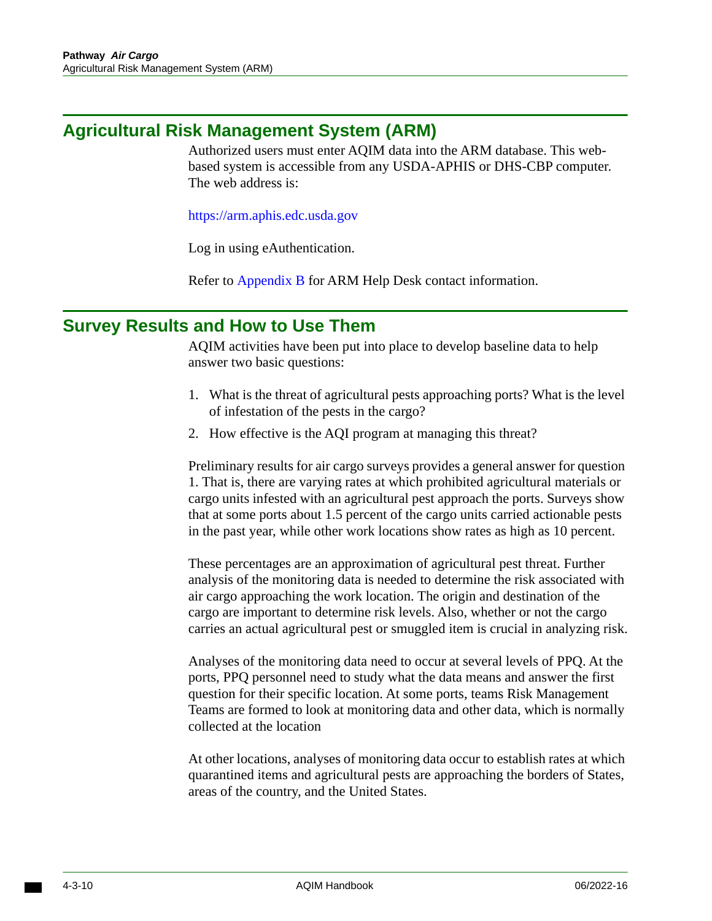## Agricultural Risk Management System (ARM)

Authorized users must enter AQIM data into the ARM database. This web-based system is accessible from any USDA-APHIS or DHS-CBP computer. The web address is:

https://arm.aphis.edc.usda.gov

Log in using eAuthentication.

Refer to Appendix B for ARM Help Desk contact information.

## Survey Results and How to Use Them

AQIM activities have been put into place to develop baseline data to help answer two basic questions:

1. What is the threat of agricultural pests approaching ports? What is the level of infestation of the pests in the cargo?
2. How effective is the AQI program at managing this threat?

Preliminary results for air cargo surveys provides a general answer for question 1. That is, there are varying rates at which prohibited agricultural materials or cargo units infested with an agricultural pest approach the ports. Surveys show that at some ports about 1.5 percent of the cargo units carried actionable pests in the past year, while other work locations show rates as high as 10 percent.

These percentages are an approximation of agricultural pest threat. Further analysis of the monitoring data is needed to determine the risk associated with air cargo approaching the work location. The origin and destination of the cargo are important to determine risk levels. Also, whether or not the cargo carries an actual agricultural pest or smuggled item is crucial in analyzing risk.

Analyses of the monitoring data need to occur at several levels of PPQ. At the ports, PPQ personnel need to study what the data means and answer the first question for their specific location. At some ports, teams Risk Management Teams are formed to look at monitoring data and other data, which is normally collected at the location

At other locations, analyses of monitoring data occur to establish rates at which quarantined items and agricultural pests are approaching the borders of States, areas of the country, and the United States.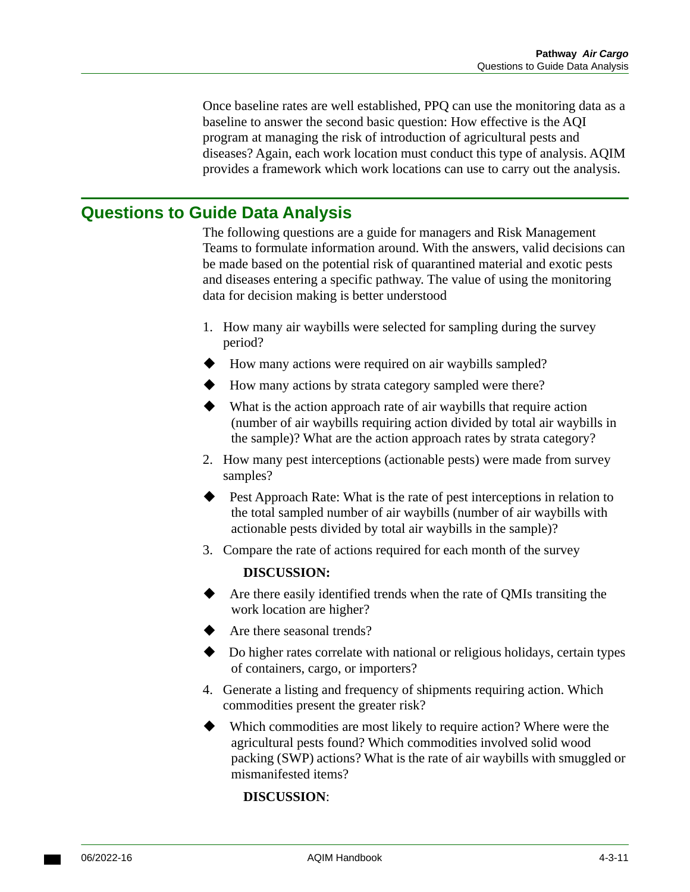Once baseline rates are well established, PPQ can use the monitoring data as a baseline to answer the second basic question: How effective is the AQI program at managing the risk of introduction of agricultural pests and diseases? Again, each work location must conduct this type of analysis. AQIM provides a framework which work locations can use to carry out the analysis.

## Questions to Guide Data Analysis

The following questions are a guide for managers and Risk Management Teams to formulate information around. With the answers, valid decisions can be made based on the potential risk of quarantined material and exotic pests and diseases entering a specific pathway. The value of using the monitoring data for decision making is better understood

1. How many air waybills were selected for sampling during the survey period?

- How many actions were required on air waybills sampled?
- How many actions by strata category sampled were there?
- What is the action approach rate of air waybills that require action (number of air waybills requiring action divided by total air waybills in the sample)? What are the action approach rates by strata category?

2. How many pest interceptions (actionable pests) were made from survey samples?

- Pest Approach Rate: What is the rate of pest interceptions in relation to the total sampled number of air waybills (number of air waybills with actionable pests divided by total air waybills in the sample)?

3. Compare the rate of actions required for each month of the survey

**DISCUSSION:**

- Are there easily identified trends when the rate of QMIs transiting the work location are higher?
- Are there seasonal trends?
- Do higher rates correlate with national or religious holidays, certain types of containers, cargo, or importers?

4. Generate a listing and frequency of shipments requiring action. Which commodities present the greater risk?

- Which commodities are most likely to require action? Where were the agricultural pests found? Which commodities involved solid wood packing (SWP) actions? What is the rate of air waybills with smuggled or mismanifested items?

**DISCUSSION**: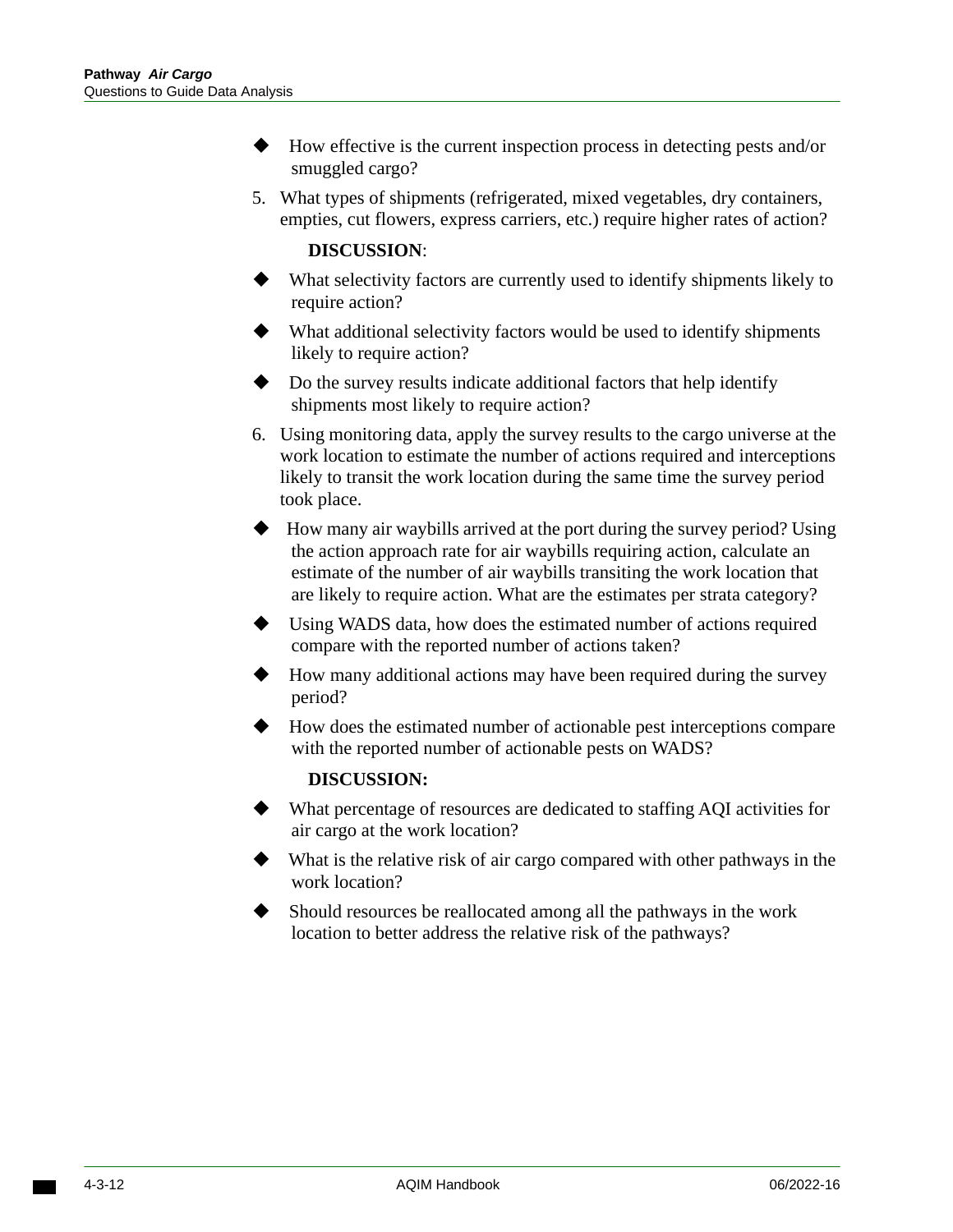- How effective is the current inspection process in detecting pests and/or smuggled cargo?

5. What types of shipments (refrigerated, mixed vegetables, dry containers, empties, cut flowers, express carriers, etc.) require higher rates of action?

**DISCUSSION**:

- What selectivity factors are currently used to identify shipments likely to require action?
- What additional selectivity factors would be used to identify shipments likely to require action?
- Do the survey results indicate additional factors that help identify shipments most likely to require action?

6. Using monitoring data, apply the survey results to the cargo universe at the work location to estimate the number of actions required and interceptions likely to transit the work location during the same time the survey period took place.

- How many air waybills arrived at the port during the survey period? Using the action approach rate for air waybills requiring action, calculate an estimate of the number of air waybills transiting the work location that are likely to require action. What are the estimates per strata category?
- Using WADS data, how does the estimated number of actions required compare with the reported number of actions taken?
- How many additional actions may have been required during the survey period?
- How does the estimated number of actionable pest interceptions compare with the reported number of actionable pests on WADS?

**DISCUSSION:**

- What percentage of resources are dedicated to staffing AQI activities for air cargo at the work location?
- What is the relative risk of air cargo compared with other pathways in the work location?
- Should resources be reallocated among all the pathways in the work location to better address the relative risk of the pathways?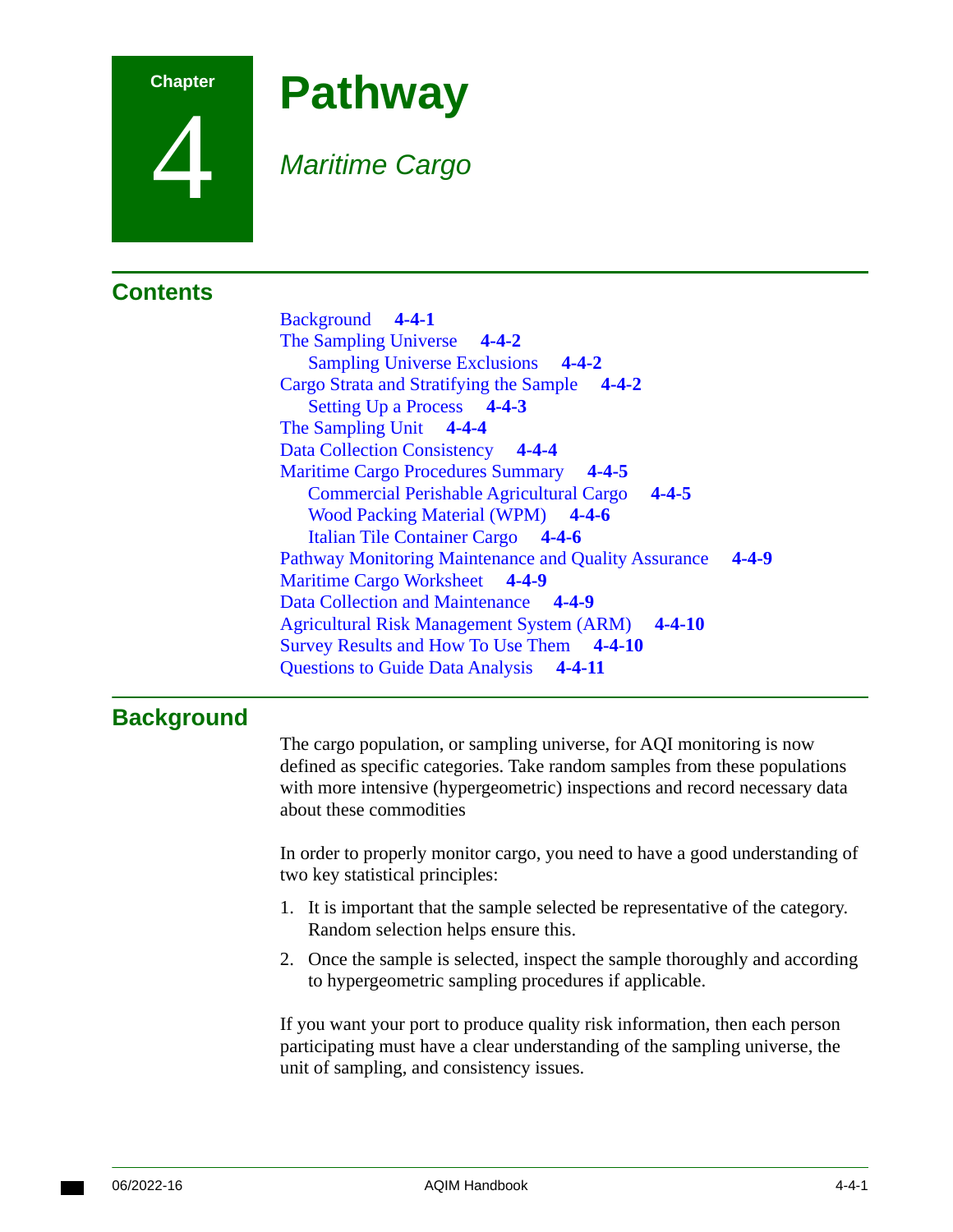# Chapter 4

# Pathway

## *Maritime Cargo*

## Contents

- Background **4-4-1**
- The Sampling Universe **4-4-2**
  - Sampling Universe Exclusions **4-4-2**
- Cargo Strata and Stratifying the Sample **4-4-2**
  - Setting Up a Process **4-4-3**
- The Sampling Unit **4-4-4**
- Data Collection Consistency **4-4-4**
- Maritime Cargo Procedures Summary **4-4-5**
  - Commercial Perishable Agricultural Cargo **4-4-5**
  - Wood Packing Material (WPM) **4-4-6**
  - Italian Tile Container Cargo **4-4-6**
- Pathway Monitoring Maintenance and Quality Assurance **4-4-9**
- Maritime Cargo Worksheet **4-4-9**
- Data Collection and Maintenance **4-4-9**
- Agricultural Risk Management System (ARM) **4-4-10**
- Survey Results and How To Use Them **4-4-10**
- Questions to Guide Data Analysis **4-4-11**

## Background

The cargo population, or sampling universe, for AQI monitoring is now defined as specific categories. Take random samples from these populations with more intensive (hypergeometric) inspections and record necessary data about these commodities

In order to properly monitor cargo, you need to have a good understanding of two key statistical principles:

1. It is important that the sample selected be representative of the category. Random selection helps ensure this.
2. Once the sample is selected, inspect the sample thoroughly and according to hypergeometric sampling procedures if applicable.

If you want your port to produce quality risk information, then each person participating must have a clear understanding of the sampling universe, the unit of sampling, and consistency issues.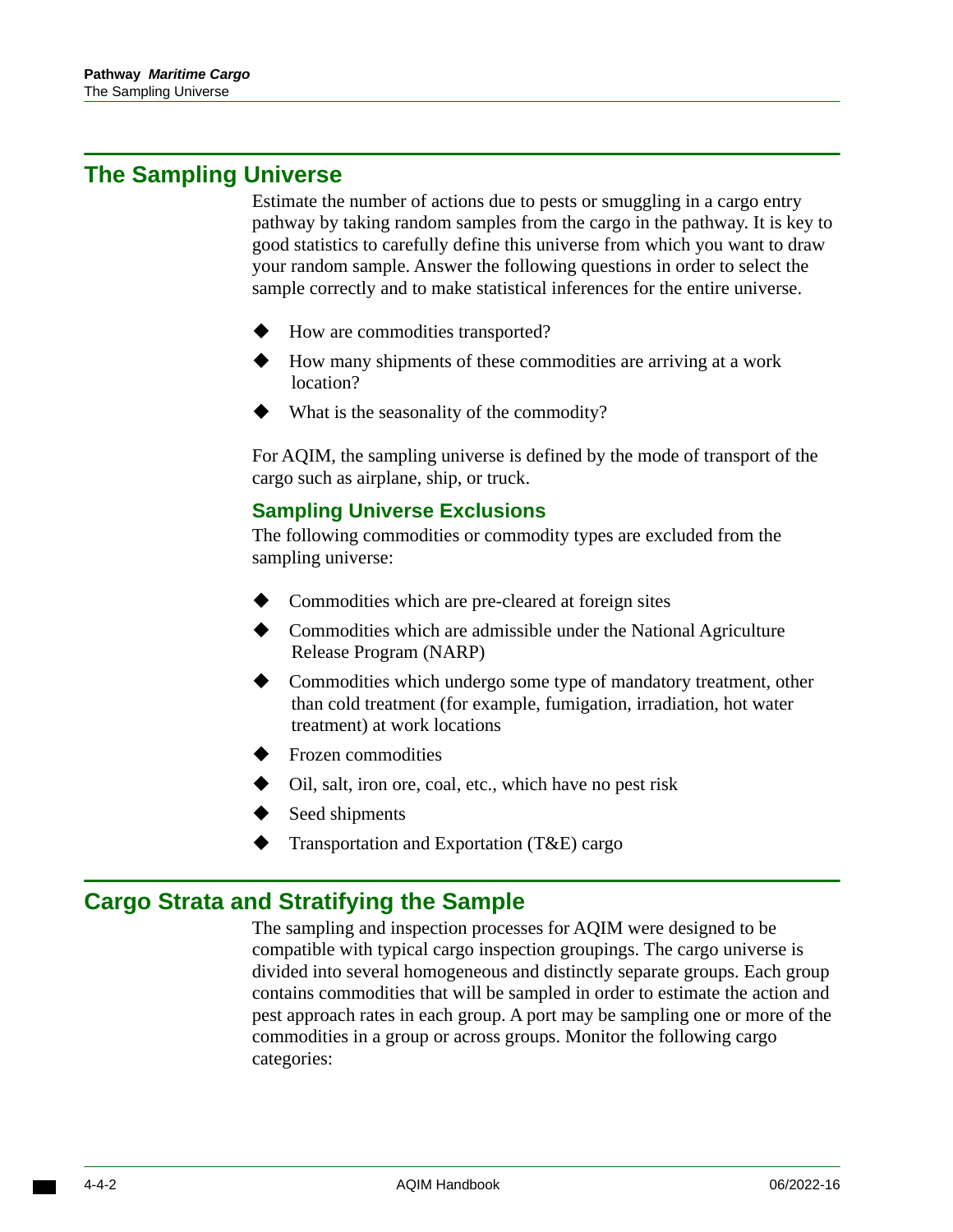## The Sampling Universe

Estimate the number of actions due to pests or smuggling in a cargo entry pathway by taking random samples from the cargo in the pathway. It is key to good statistics to carefully define this universe from which you want to draw your random sample. Answer the following questions in order to select the sample correctly and to make statistical inferences for the entire universe.

- How are commodities transported?
- How many shipments of these commodities are arriving at a work location?
- What is the seasonality of the commodity?

For AQIM, the sampling universe is defined by the mode of transport of the cargo such as airplane, ship, or truck.

### Sampling Universe Exclusions

The following commodities or commodity types are excluded from the sampling universe:

- Commodities which are pre-cleared at foreign sites
- Commodities which are admissible under the National Agriculture Release Program (NARP)
- Commodities which undergo some type of mandatory treatment, other than cold treatment (for example, fumigation, irradiation, hot water treatment) at work locations
- Frozen commodities
- Oil, salt, iron ore, coal, etc., which have no pest risk
- Seed shipments
- Transportation and Exportation (T&E) cargo

## Cargo Strata and Stratifying the Sample

The sampling and inspection processes for AQIM were designed to be compatible with typical cargo inspection groupings. The cargo universe is divided into several homogeneous and distinctly separate groups. Each group contains commodities that will be sampled in order to estimate the action and pest approach rates in each group. A port may be sampling one or more of the commodities in a group or across groups. Monitor the following cargo categories: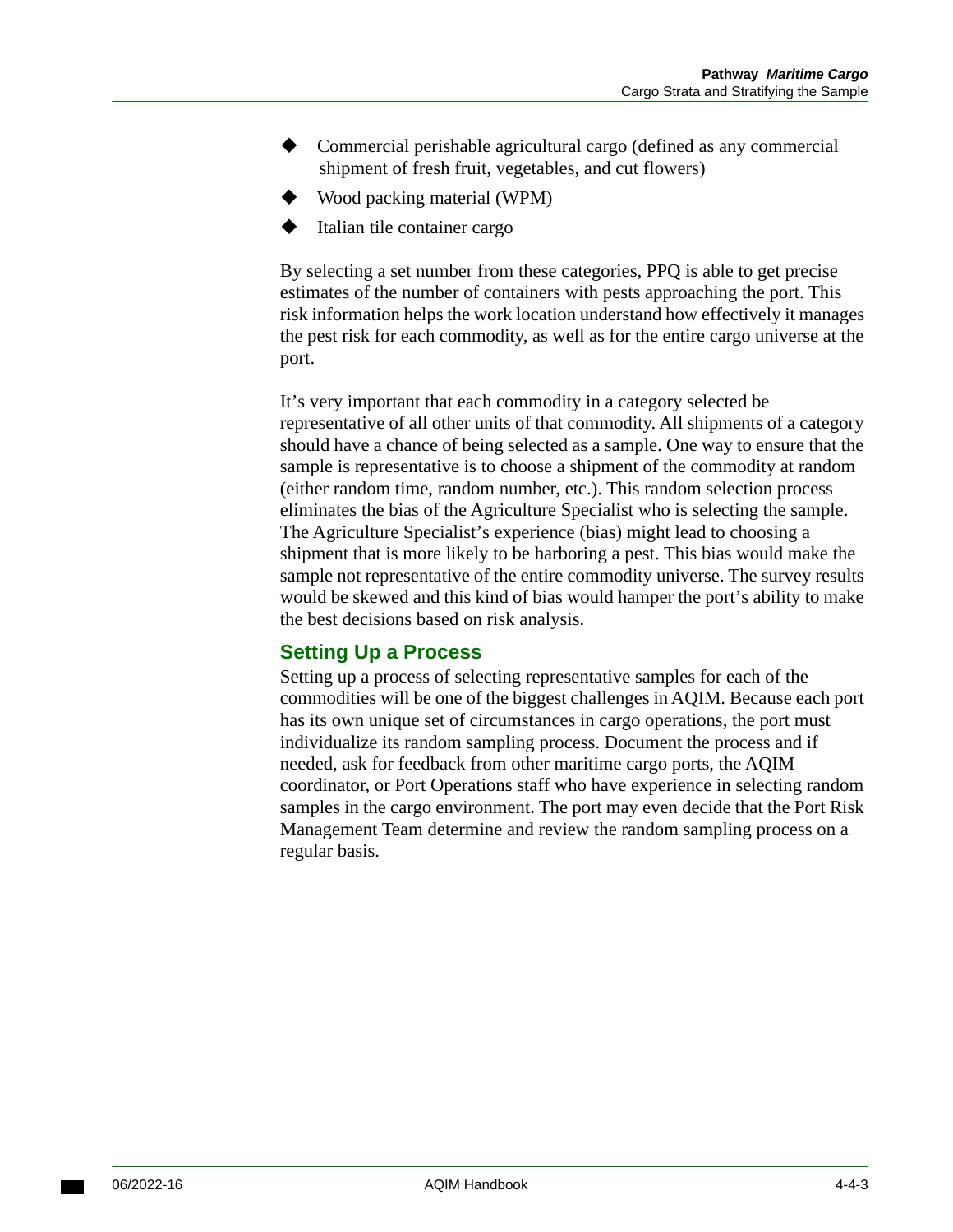- Commercial perishable agricultural cargo (defined as any commercial shipment of fresh fruit, vegetables, and cut flowers)
- Wood packing material (WPM)
- Italian tile container cargo

By selecting a set number from these categories, PPQ is able to get precise estimates of the number of containers with pests approaching the port. This risk information helps the work location understand how effectively it manages the pest risk for each commodity, as well as for the entire cargo universe at the port.

It's very important that each commodity in a category selected be representative of all other units of that commodity. All shipments of a category should have a chance of being selected as a sample. One way to ensure that the sample is representative is to choose a shipment of the commodity at random (either random time, random number, etc.). This random selection process eliminates the bias of the Agriculture Specialist who is selecting the sample. The Agriculture Specialist's experience (bias) might lead to choosing a shipment that is more likely to be harboring a pest. This bias would make the sample not representative of the entire commodity universe. The survey results would be skewed and this kind of bias would hamper the port's ability to make the best decisions based on risk analysis.

## Setting Up a Process

Setting up a process of selecting representative samples for each of the commodities will be one of the biggest challenges in AQIM. Because each port has its own unique set of circumstances in cargo operations, the port must individualize its random sampling process. Document the process and if needed, ask for feedback from other maritime cargo ports, the AQIM coordinator, or Port Operations staff who have experience in selecting random samples in the cargo environment. The port may even decide that the Port Risk Management Team determine and review the random sampling process on a regular basis.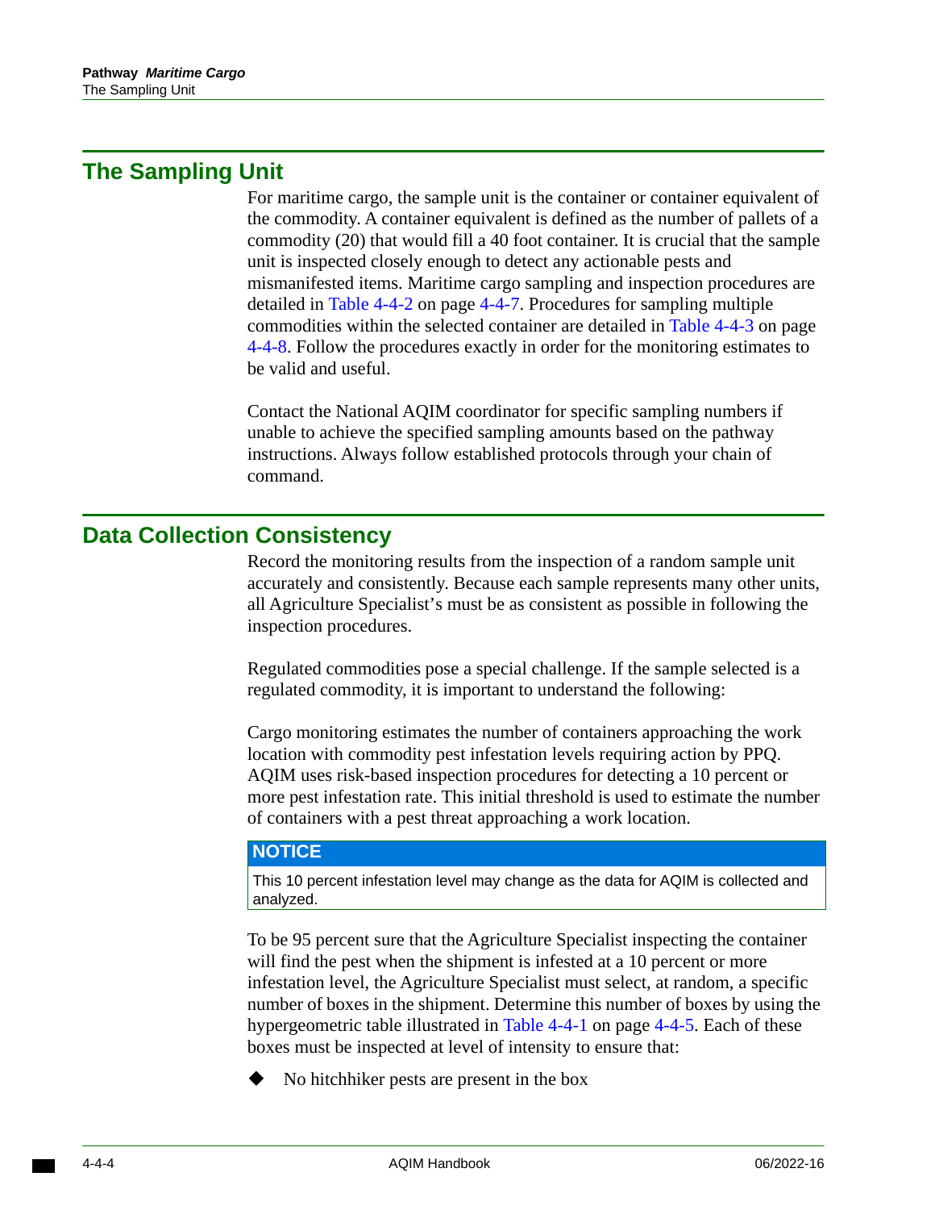## The Sampling Unit

For maritime cargo, the sample unit is the container or container equivalent of the commodity. A container equivalent is defined as the number of pallets of a commodity (20) that would fill a 40 foot container. It is crucial that the sample unit is inspected closely enough to detect any actionable pests and mismanifested items. Maritime cargo sampling and inspection procedures are detailed in Table 4-4-2 on page 4-4-7. Procedures for sampling multiple commodities within the selected container are detailed in Table 4-4-3 on page 4-4-8. Follow the procedures exactly in order for the monitoring estimates to be valid and useful.

Contact the National AQIM coordinator for specific sampling numbers if unable to achieve the specified sampling amounts based on the pathway instructions. Always follow established protocols through your chain of command.

## Data Collection Consistency

Record the monitoring results from the inspection of a random sample unit accurately and consistently. Because each sample represents many other units, all Agriculture Specialist's must be as consistent as possible in following the inspection procedures.

Regulated commodities pose a special challenge. If the sample selected is a regulated commodity, it is important to understand the following:

Cargo monitoring estimates the number of containers approaching the work location with commodity pest infestation levels requiring action by PPQ. AQIM uses risk-based inspection procedures for detecting a 10 percent or more pest infestation rate. This initial threshold is used to estimate the number of containers with a pest threat approaching a work location.

**NOTICE**

This 10 percent infestation level may change as the data for AQIM is collected and analyzed.

To be 95 percent sure that the Agriculture Specialist inspecting the container will find the pest when the shipment is infested at a 10 percent or more infestation level, the Agriculture Specialist must select, at random, a specific number of boxes in the shipment. Determine this number of boxes by using the hypergeometric table illustrated in Table 4-4-1 on page 4-4-5. Each of these boxes must be inspected at level of intensity to ensure that:

- No hitchhiker pests are present in the box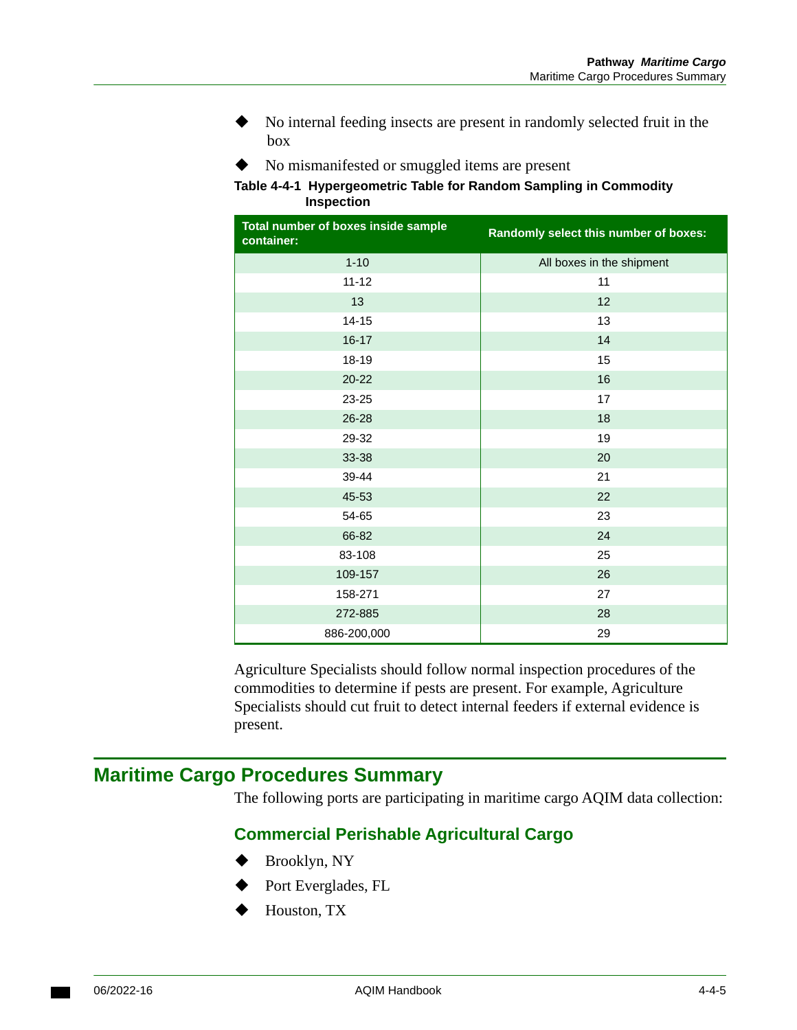- No internal feeding insects are present in randomly selected fruit in the box
- No mismanifested or smuggled items are present

**Table 4-4-1 Hypergeometric Table for Random Sampling in Commodity Inspection**

| Total number of boxes inside sample container: | Randomly select this number of boxes: |
| --- | --- |
| 1-10 | All boxes in the shipment |
| 11-12 | 11 |
| 13 | 12 |
| 14-15 | 13 |
| 16-17 | 14 |
| 18-19 | 15 |
| 20-22 | 16 |
| 23-25 | 17 |
| 26-28 | 18 |
| 29-32 | 19 |
| 33-38 | 20 |
| 39-44 | 21 |
| 45-53 | 22 |
| 54-65 | 23 |
| 66-82 | 24 |
| 83-108 | 25 |
| 109-157 | 26 |
| 158-271 | 27 |
| 272-885 | 28 |
| 886-200,000 | 29 |

Agriculture Specialists should follow normal inspection procedures of the commodities to determine if pests are present. For example, Agriculture Specialists should cut fruit to detect internal feeders if external evidence is present.

## Maritime Cargo Procedures Summary

The following ports are participating in maritime cargo AQIM data collection:

### Commercial Perishable Agricultural Cargo

- Brooklyn, NY
- Port Everglades, FL
- Houston, TX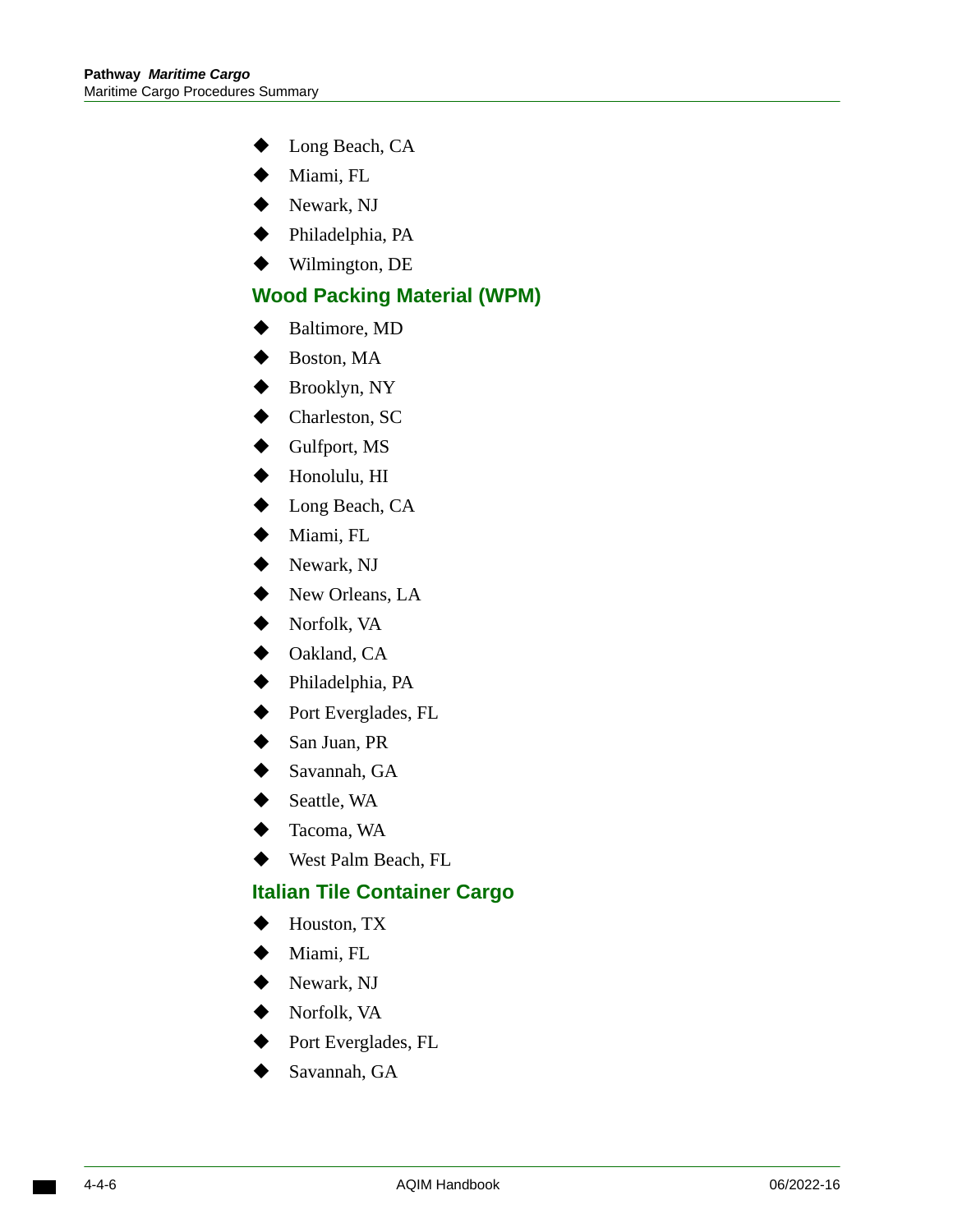- Long Beach, CA
- Miami, FL
- Newark, NJ
- Philadelphia, PA
- Wilmington, DE

## Wood Packing Material (WPM)

- Baltimore, MD
- Boston, MA
- Brooklyn, NY
- Charleston, SC
- Gulfport, MS
- Honolulu, HI
- Long Beach, CA
- Miami, FL
- Newark, NJ
- New Orleans, LA
- Norfolk, VA
- Oakland, CA
- Philadelphia, PA
- Port Everglades, FL
- San Juan, PR
- Savannah, GA
- Seattle, WA
- Tacoma, WA
- West Palm Beach, FL

## Italian Tile Container Cargo

- Houston, TX
- Miami, FL
- Newark, NJ
- Norfolk, VA
- Port Everglades, FL
- Savannah, GA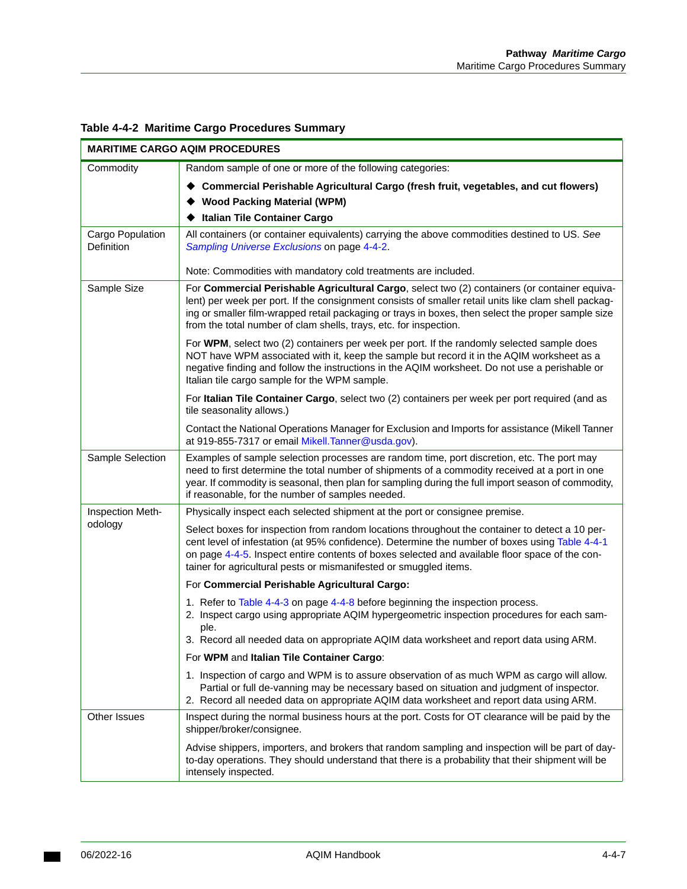**Table 4-4-2 Maritime Cargo Procedures Summary**

| MARITIME CARGO AQIM PROCEDURES | |
|---|---|
| Commodity | Random sample of one or more of the following categories:<br>◆ **Commercial Perishable Agricultural Cargo (fresh fruit, vegetables, and cut flowers)**<br>◆ **Wood Packing Material (WPM)**<br>◆ **Italian Tile Container Cargo** |
| Cargo Population Definition | All containers (or container equivalents) carrying the above commodities destined to US. *See Sampling Universe Exclusions* on page 4-4-2.<br><br>Note: Commodities with mandatory cold treatments are included. |
| Sample Size | For **Commercial Perishable Agricultural Cargo**, select two (2) containers (or container equivalent) per week per port. If the consignment consists of smaller retail units like clam shell packaging or smaller film-wrapped retail packaging or trays in boxes, then select the proper sample size from the total number of clam shells, trays, etc. for inspection.<br><br>For **WPM**, select two (2) containers per week per port. If the randomly selected sample does NOT have WPM associated with it, keep the sample but record it in the AQIM worksheet as a negative finding and follow the instructions in the AQIM worksheet. Do not use a perishable or Italian tile cargo sample for the WPM sample.<br><br>For **Italian Tile Container Cargo**, select two (2) containers per week per port required (and as tile seasonality allows.)<br><br>Contact the National Operations Manager for Exclusion and Imports for assistance (Mikell Tanner at 919-855-7317 or email Mikell.Tanner@usda.gov). |
| Sample Selection | Examples of sample selection processes are random time, port discretion, etc. The port may need to first determine the total number of shipments of a commodity received at a port in one year. If commodity is seasonal, then plan for sampling during the full import season of commodity, if reasonable, for the number of samples needed. |
| Inspection Methodology | Physically inspect each selected shipment at the port or consignee premise.<br><br>Select boxes for inspection from random locations throughout the container to detect a 10 percent level of infestation (at 95% confidence). Determine the number of boxes using Table 4-4-1 on page 4-4-5. Inspect entire contents of boxes selected and available floor space of the container for agricultural pests or mismanifested or smuggled items.<br><br>For **Commercial Perishable Agricultural Cargo:**<br>1. Refer to Table 4-4-3 on page 4-4-8 before beginning the inspection process.<br>2. Inspect cargo using appropriate AQIM hypergeometric inspection procedures for each sample.<br>3. Record all needed data on appropriate AQIM data worksheet and report data using ARM.<br><br>For **WPM** and **Italian Tile Container Cargo**:<br>1. Inspection of cargo and WPM is to assure observation of as much WPM as cargo will allow. Partial or full de-vanning may be necessary based on situation and judgment of inspector.<br>2. Record all needed data on appropriate AQIM data worksheet and report data using ARM. |
| Other Issues | Inspect during the normal business hours at the port. Costs for OT clearance will be paid by the shipper/broker/consignee.<br><br>Advise shippers, importers, and brokers that random sampling and inspection will be part of day-to-day operations. They should understand that there is a probability that their shipment will be intensely inspected. |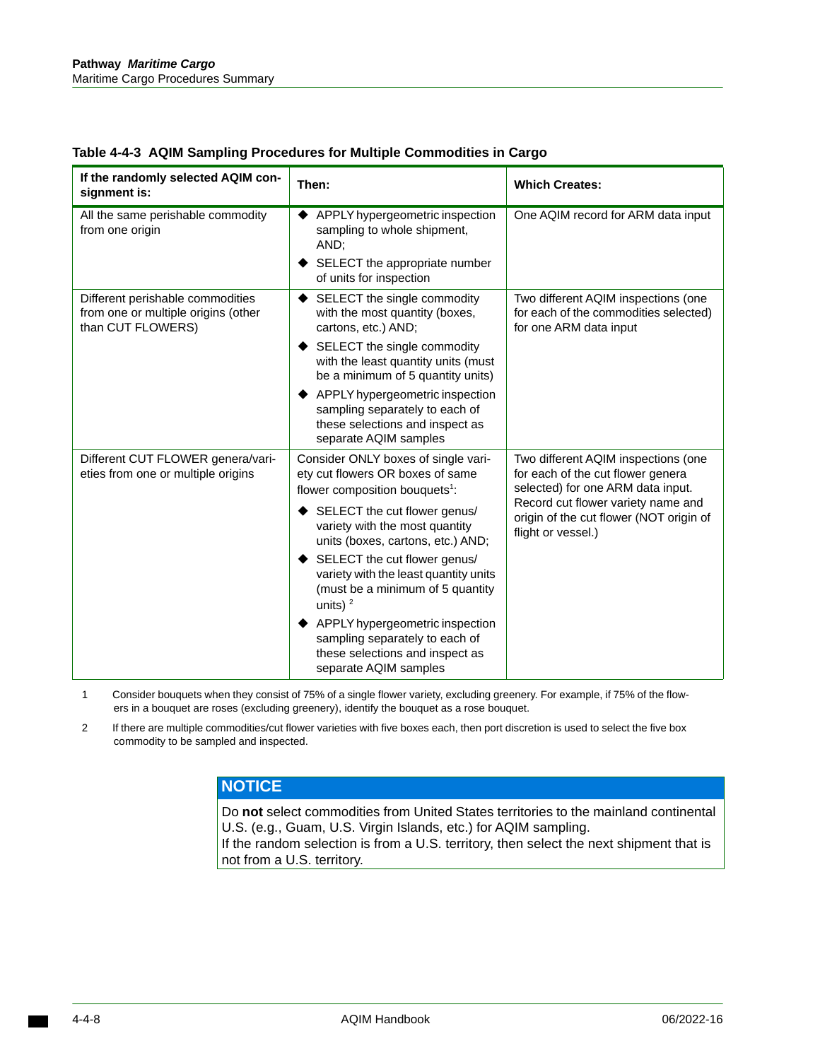**Table 4-4-3 AQIM Sampling Procedures for Multiple Commodities in Cargo**

| If the randomly selected AQIM consignment is: | Then: | Which Creates: |
|---|---|---|
| All the same perishable commodity from one origin | ◆ APPLY hypergeometric inspection sampling to whole shipment, AND;<br>◆ SELECT the appropriate number of units for inspection | One AQIM record for ARM data input |
| Different perishable commodities from one or multiple origins (other than CUT FLOWERS) | ◆ SELECT the single commodity with the most quantity (boxes, cartons, etc.) AND;<br>◆ SELECT the single commodity with the least quantity units (must be a minimum of 5 quantity units)<br>◆ APPLY hypergeometric inspection sampling separately to each of these selections and inspect as separate AQIM samples | Two different AQIM inspections (one for each of the commodities selected) for one ARM data input |
| Different CUT FLOWER genera/varieties from one or multiple origins | Consider ONLY boxes of single variety cut flowers OR boxes of same flower composition bouquets[1]:<br>◆ SELECT the cut flower genus/variety with the most quantity units (boxes, cartons, etc.) AND;<br>◆ SELECT the cut flower genus/variety with the least quantity units (must be a minimum of 5 quantity units) [2]<br>◆ APPLY hypergeometric inspection sampling separately to each of these selections and inspect as separate AQIM samples | Two different AQIM inspections (one for each of the cut flower genera selected) for one ARM data input. Record cut flower variety name and origin of the cut flower (NOT origin of flight or vessel.) |

1 Consider bouquets when they consist of 75% of a single flower variety, excluding greenery. For example, if 75% of the flowers in a bouquet are roses (excluding greenery), identify the bouquet as a rose bouquet.

2 If there are multiple commodities/cut flower varieties with five boxes each, then port discretion is used to select the five box commodity to be sampled and inspected.

**NOTICE**

Do **not** select commodities from United States territories to the mainland continental U.S. (e.g., Guam, U.S. Virgin Islands, etc.) for AQIM sampling.
If the random selection is from a U.S. territory, then select the next shipment that is not from a U.S. territory.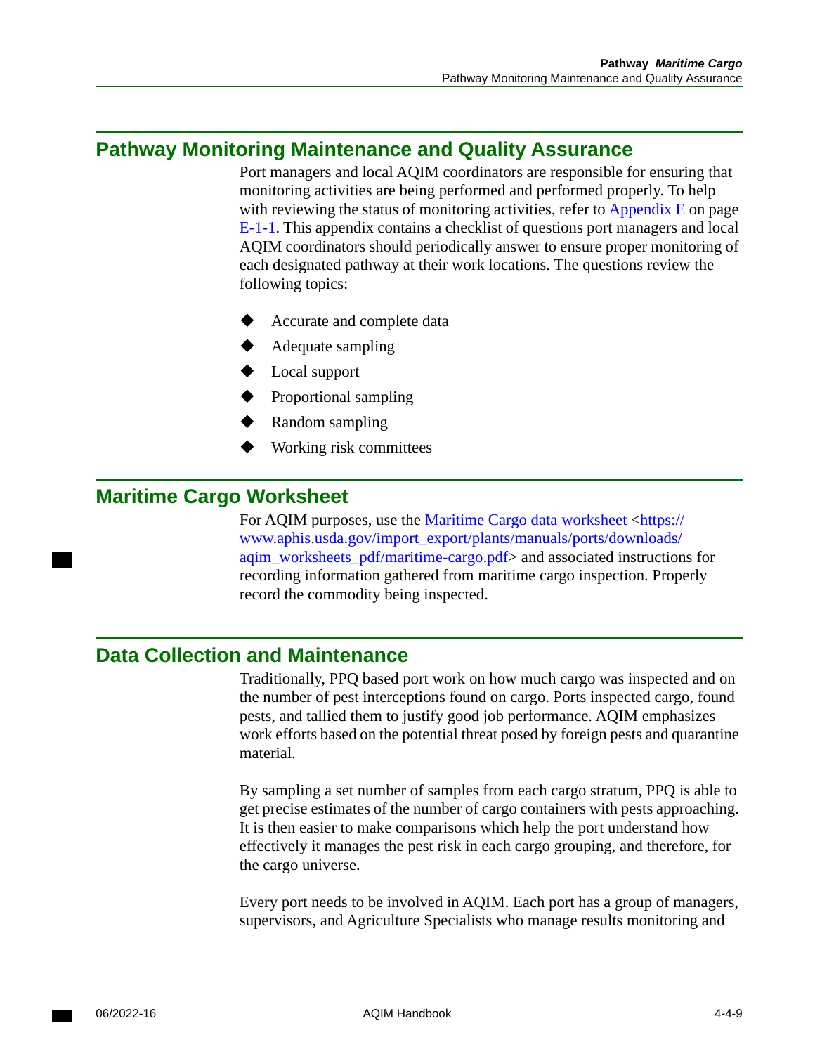## Pathway Monitoring Maintenance and Quality Assurance

Port managers and local AQIM coordinators are responsible for ensuring that monitoring activities are being performed and performed properly. To help with reviewing the status of monitoring activities, refer to Appendix E on page E-1-1. This appendix contains a checklist of questions port managers and local AQIM coordinators should periodically answer to ensure proper monitoring of each designated pathway at their work locations. The questions review the following topics:

- Accurate and complete data
- Adequate sampling
- Local support
- Proportional sampling
- Random sampling
- Working risk committees

## Maritime Cargo Worksheet

For AQIM purposes, use the Maritime Cargo data worksheet <https://www.aphis.usda.gov/import_export/plants/manuals/ports/downloads/aqim_worksheets_pdf/maritime-cargo.pdf> and associated instructions for recording information gathered from maritime cargo inspection. Properly record the commodity being inspected.

## Data Collection and Maintenance

Traditionally, PPQ based port work on how much cargo was inspected and on the number of pest interceptions found on cargo. Ports inspected cargo, found pests, and tallied them to justify good job performance. AQIM emphasizes work efforts based on the potential threat posed by foreign pests and quarantine material.

By sampling a set number of samples from each cargo stratum, PPQ is able to get precise estimates of the number of cargo containers with pests approaching. It is then easier to make comparisons which help the port understand how effectively it manages the pest risk in each cargo grouping, and therefore, for the cargo universe.

Every port needs to be involved in AQIM. Each port has a group of managers, supervisors, and Agriculture Specialists who manage results monitoring and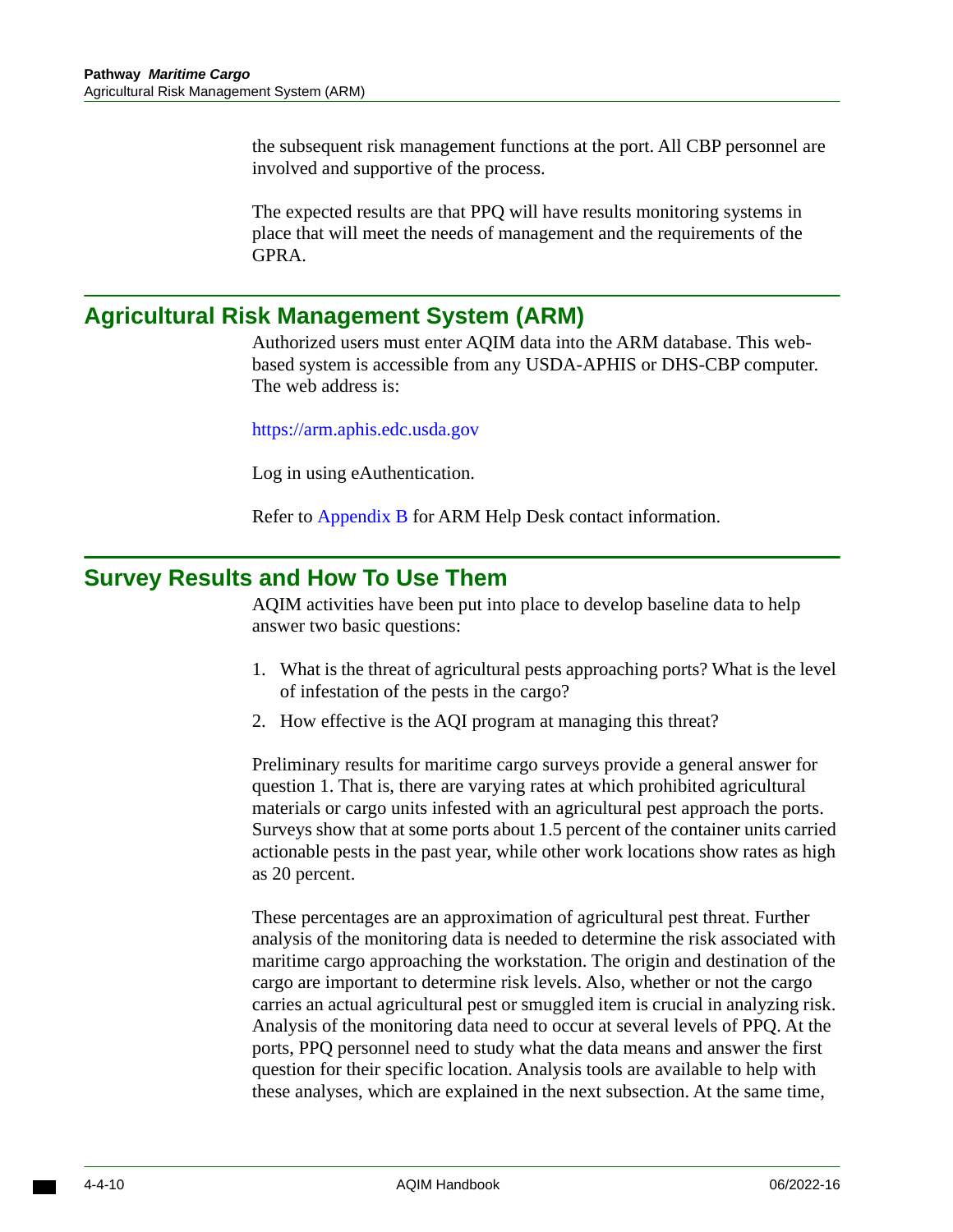the subsequent risk management functions at the port. All CBP personnel are involved and supportive of the process.

The expected results are that PPQ will have results monitoring systems in place that will meet the needs of management and the requirements of the GPRA.

## Agricultural Risk Management System (ARM)

Authorized users must enter AQIM data into the ARM database. This web-based system is accessible from any USDA-APHIS or DHS-CBP computer. The web address is:

https://arm.aphis.edc.usda.gov

Log in using eAuthentication.

Refer to Appendix B for ARM Help Desk contact information.

## Survey Results and How To Use Them

AQIM activities have been put into place to develop baseline data to help answer two basic questions:

1. What is the threat of agricultural pests approaching ports? What is the level of infestation of the pests in the cargo?
2. How effective is the AQI program at managing this threat?

Preliminary results for maritime cargo surveys provide a general answer for question 1. That is, there are varying rates at which prohibited agricultural materials or cargo units infested with an agricultural pest approach the ports. Surveys show that at some ports about 1.5 percent of the container units carried actionable pests in the past year, while other work locations show rates as high as 20 percent.

These percentages are an approximation of agricultural pest threat. Further analysis of the monitoring data is needed to determine the risk associated with maritime cargo approaching the workstation. The origin and destination of the cargo are important to determine risk levels. Also, whether or not the cargo carries an actual agricultural pest or smuggled item is crucial in analyzing risk. Analysis of the monitoring data need to occur at several levels of PPQ. At the ports, PPQ personnel need to study what the data means and answer the first question for their specific location. Analysis tools are available to help with these analyses, which are explained in the next subsection. At the same time,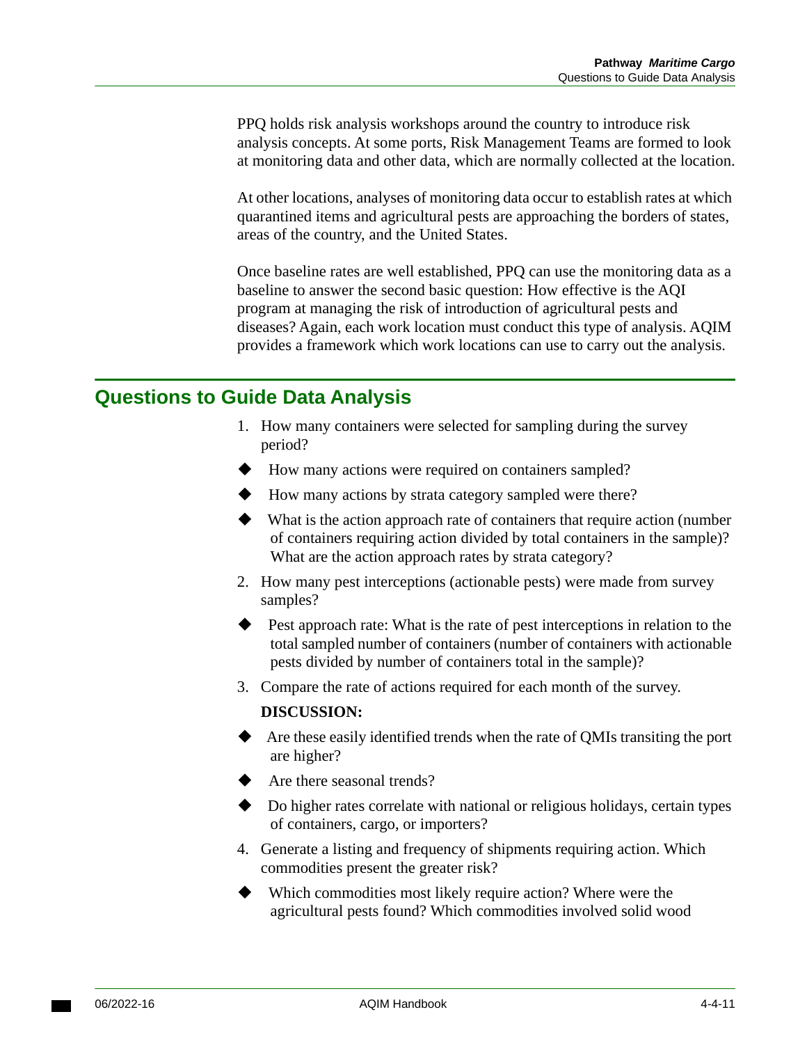PPQ holds risk analysis workshops around the country to introduce risk analysis concepts. At some ports, Risk Management Teams are formed to look at monitoring data and other data, which are normally collected at the location.

At other locations, analyses of monitoring data occur to establish rates at which quarantined items and agricultural pests are approaching the borders of states, areas of the country, and the United States.

Once baseline rates are well established, PPQ can use the monitoring data as a baseline to answer the second basic question: How effective is the AQI program at managing the risk of introduction of agricultural pests and diseases? Again, each work location must conduct this type of analysis. AQIM provides a framework which work locations can use to carry out the analysis.

## Questions to Guide Data Analysis

1. How many containers were selected for sampling during the survey period?

- How many actions were required on containers sampled?
- How many actions by strata category sampled were there?
- What is the action approach rate of containers that require action (number of containers requiring action divided by total containers in the sample)? What are the action approach rates by strata category?

2. How many pest interceptions (actionable pests) were made from survey samples?

- Pest approach rate: What is the rate of pest interceptions in relation to the total sampled number of containers (number of containers with actionable pests divided by number of containers total in the sample)?

3. Compare the rate of actions required for each month of the survey.

   **DISCUSSION:**

- Are these easily identified trends when the rate of QMIs transiting the port are higher?
- Are there seasonal trends?
- Do higher rates correlate with national or religious holidays, certain types of containers, cargo, or importers?

4. Generate a listing and frequency of shipments requiring action. Which commodities present the greater risk?

- Which commodities most likely require action? Where were the agricultural pests found? Which commodities involved solid wood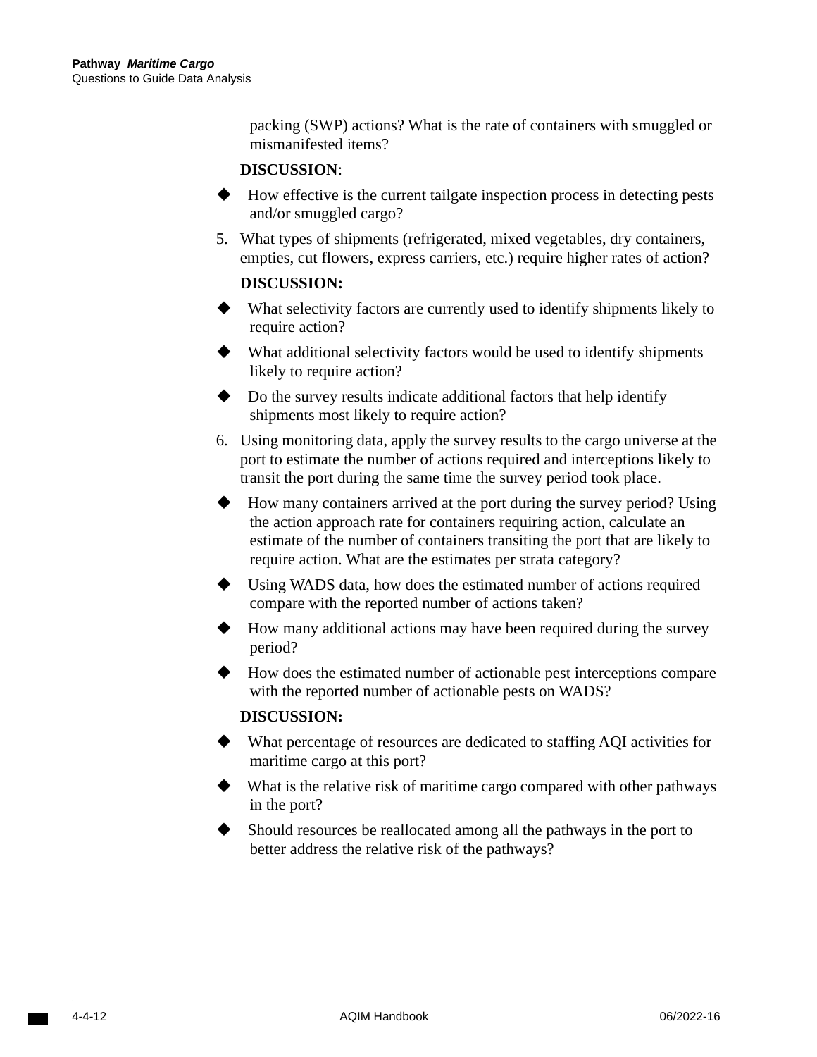packing (SWP) actions? What is the rate of containers with smuggled or mismanifested items?

**DISCUSSION**:

- How effective is the current tailgate inspection process in detecting pests and/or smuggled cargo?

5. What types of shipments (refrigerated, mixed vegetables, dry containers, empties, cut flowers, express carriers, etc.) require higher rates of action?

   **DISCUSSION:**

- What selectivity factors are currently used to identify shipments likely to require action?
- What additional selectivity factors would be used to identify shipments likely to require action?
- Do the survey results indicate additional factors that help identify shipments most likely to require action?

6. Using monitoring data, apply the survey results to the cargo universe at the port to estimate the number of actions required and interceptions likely to transit the port during the same time the survey period took place.

- How many containers arrived at the port during the survey period? Using the action approach rate for containers requiring action, calculate an estimate of the number of containers transiting the port that are likely to require action. What are the estimates per strata category?
- Using WADS data, how does the estimated number of actions required compare with the reported number of actions taken?
- How many additional actions may have been required during the survey period?
- How does the estimated number of actionable pest interceptions compare with the reported number of actionable pests on WADS?

**DISCUSSION:**

- What percentage of resources are dedicated to staffing AQI activities for maritime cargo at this port?
- What is the relative risk of maritime cargo compared with other pathways in the port?
- Should resources be reallocated among all the pathways in the port to better address the relative risk of the pathways?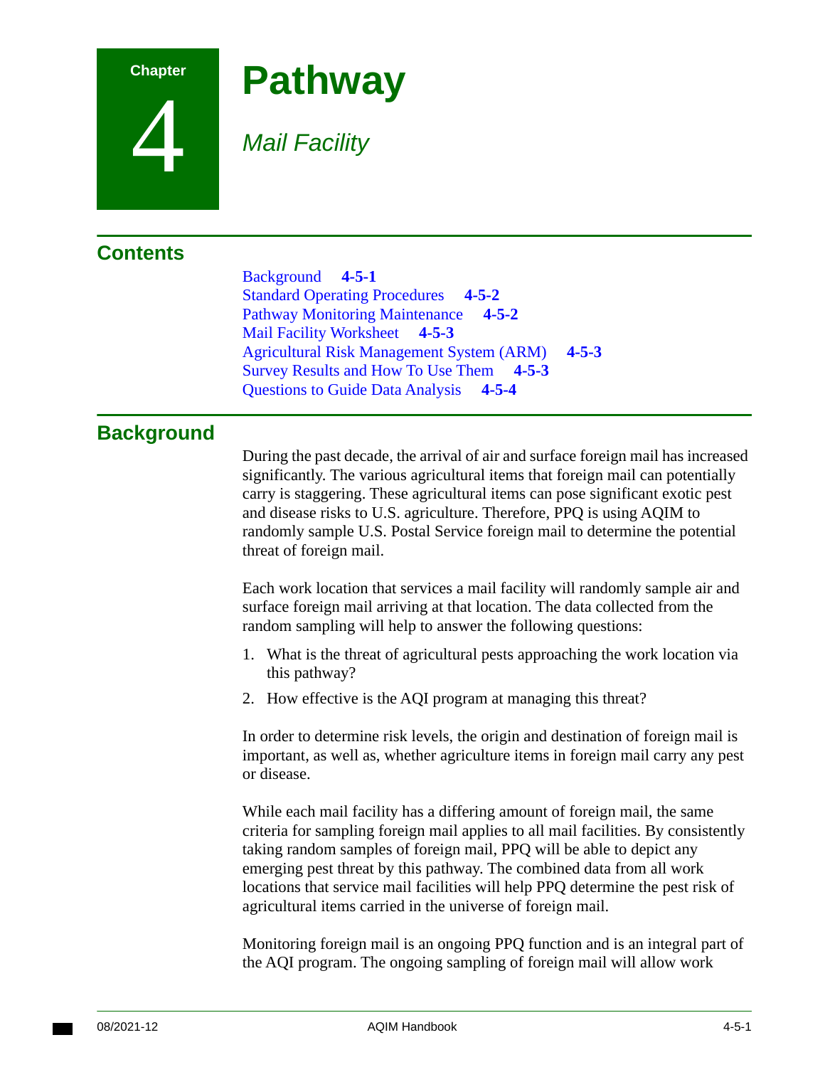# Chapter 4

# Pathway

*Mail Facility*

## Contents

Background **4-5-1**
Standard Operating Procedures **4-5-2**
Pathway Monitoring Maintenance **4-5-2**
Mail Facility Worksheet **4-5-3**
Agricultural Risk Management System (ARM) **4-5-3**
Survey Results and How To Use Them **4-5-3**
Questions to Guide Data Analysis **4-5-4**

## Background

During the past decade, the arrival of air and surface foreign mail has increased significantly. The various agricultural items that foreign mail can potentially carry is staggering. These agricultural items can pose significant exotic pest and disease risks to U.S. agriculture. Therefore, PPQ is using AQIM to randomly sample U.S. Postal Service foreign mail to determine the potential threat of foreign mail.

Each work location that services a mail facility will randomly sample air and surface foreign mail arriving at that location. The data collected from the random sampling will help to answer the following questions:

1. What is the threat of agricultural pests approaching the work location via this pathway?
2. How effective is the AQI program at managing this threat?

In order to determine risk levels, the origin and destination of foreign mail is important, as well as, whether agriculture items in foreign mail carry any pest or disease.

While each mail facility has a differing amount of foreign mail, the same criteria for sampling foreign mail applies to all mail facilities. By consistently taking random samples of foreign mail, PPQ will be able to depict any emerging pest threat by this pathway. The combined data from all work locations that service mail facilities will help PPQ determine the pest risk of agricultural items carried in the universe of foreign mail.

Monitoring foreign mail is an ongoing PPQ function and is an integral part of the AQI program. The ongoing sampling of foreign mail will allow work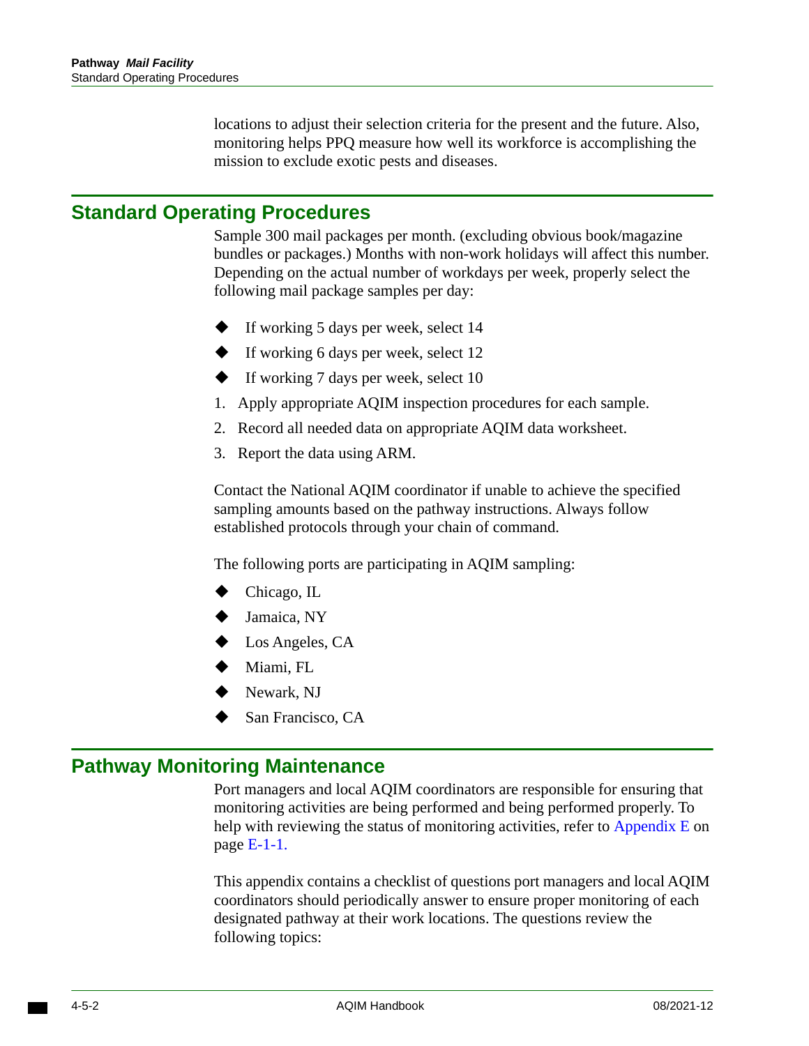locations to adjust their selection criteria for the present and the future. Also, monitoring helps PPQ measure how well its workforce is accomplishing the mission to exclude exotic pests and diseases.

## Standard Operating Procedures

Sample 300 mail packages per month. (excluding obvious book/magazine bundles or packages.) Months with non-work holidays will affect this number. Depending on the actual number of workdays per week, properly select the following mail package samples per day:

- If working 5 days per week, select 14
- If working 6 days per week, select 12
- If working 7 days per week, select 10

1. Apply appropriate AQIM inspection procedures for each sample.
2. Record all needed data on appropriate AQIM data worksheet.
3. Report the data using ARM.

Contact the National AQIM coordinator if unable to achieve the specified sampling amounts based on the pathway instructions. Always follow established protocols through your chain of command.

The following ports are participating in AQIM sampling:

- Chicago, IL
- Jamaica, NY
- Los Angeles, CA
- Miami, FL
- Newark, NJ
- San Francisco, CA

## Pathway Monitoring Maintenance

Port managers and local AQIM coordinators are responsible for ensuring that monitoring activities are being performed and being performed properly. To help with reviewing the status of monitoring activities, refer to Appendix E on page E-1-1.

This appendix contains a checklist of questions port managers and local AQIM coordinators should periodically answer to ensure proper monitoring of each designated pathway at their work locations. The questions review the following topics: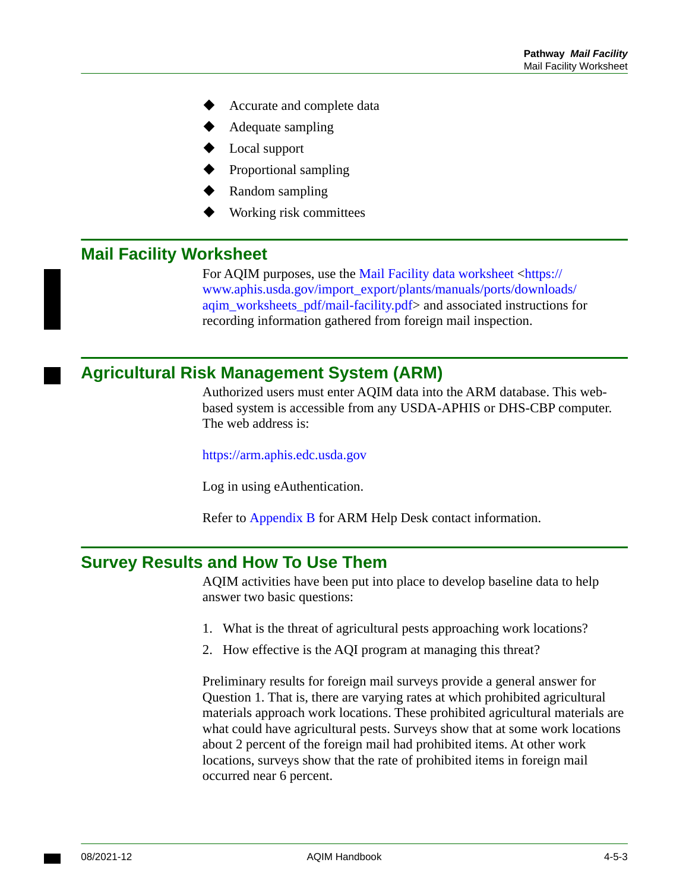- Accurate and complete data
- Adequate sampling
- Local support
- Proportional sampling
- Random sampling
- Working risk committees

## Mail Facility Worksheet

For AQIM purposes, use the Mail Facility data worksheet <https://www.aphis.usda.gov/import_export/plants/manuals/ports/downloads/aqim_worksheets_pdf/mail-facility.pdf> and associated instructions for recording information gathered from foreign mail inspection.

## Agricultural Risk Management System (ARM)

Authorized users must enter AQIM data into the ARM database. This web-based system is accessible from any USDA-APHIS or DHS-CBP computer. The web address is:

https://arm.aphis.edc.usda.gov

Log in using eAuthentication.

Refer to Appendix B for ARM Help Desk contact information.

## Survey Results and How To Use Them

AQIM activities have been put into place to develop baseline data to help answer two basic questions:

1. What is the threat of agricultural pests approaching work locations?
2. How effective is the AQI program at managing this threat?

Preliminary results for foreign mail surveys provide a general answer for Question 1. That is, there are varying rates at which prohibited agricultural materials approach work locations. These prohibited agricultural materials are what could have agricultural pests. Surveys show that at some work locations about 2 percent of the foreign mail had prohibited items. At other work locations, surveys show that the rate of prohibited items in foreign mail occurred near 6 percent.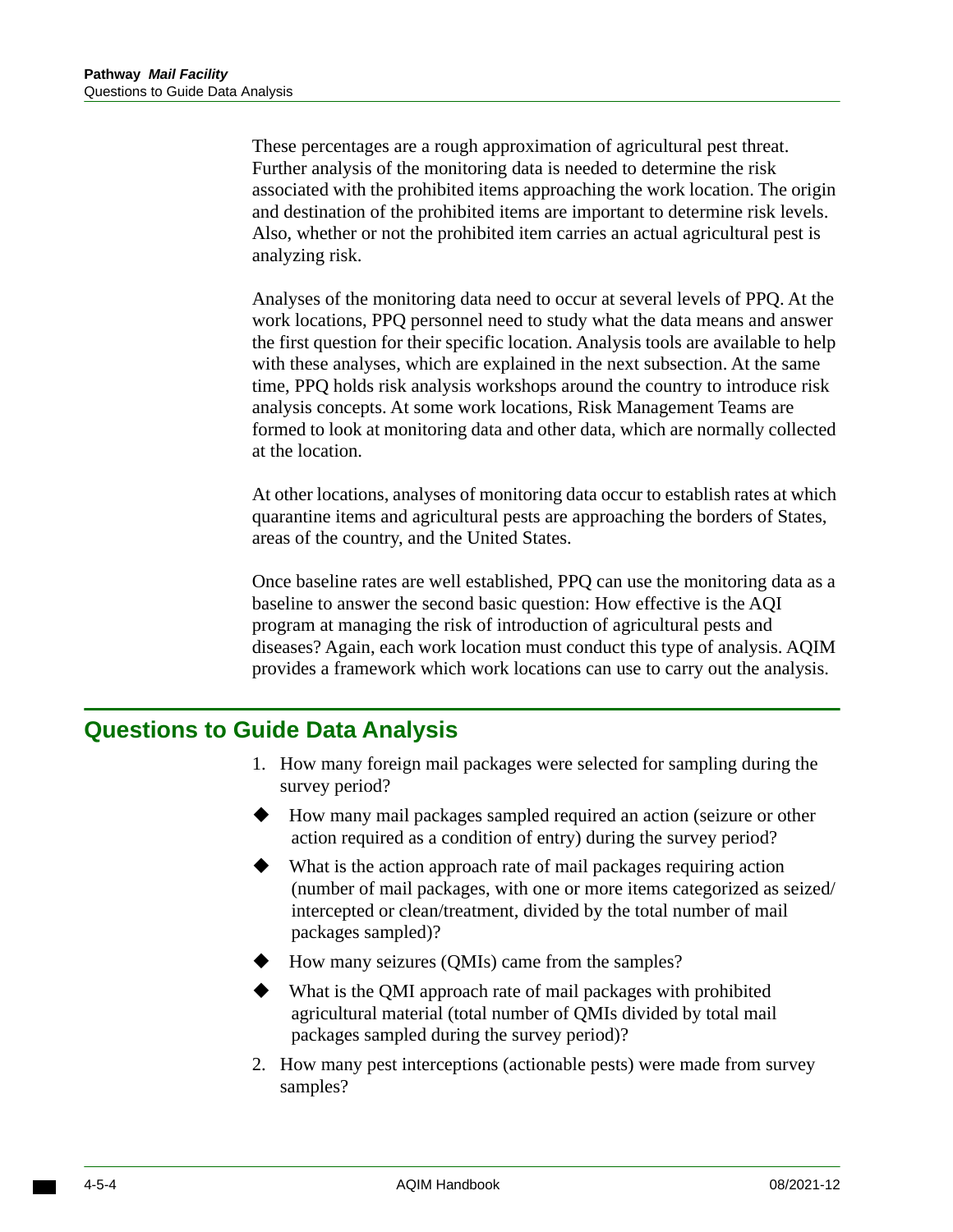These percentages are a rough approximation of agricultural pest threat. Further analysis of the monitoring data is needed to determine the risk associated with the prohibited items approaching the work location. The origin and destination of the prohibited items are important to determine risk levels. Also, whether or not the prohibited item carries an actual agricultural pest is analyzing risk.

Analyses of the monitoring data need to occur at several levels of PPQ. At the work locations, PPQ personnel need to study what the data means and answer the first question for their specific location. Analysis tools are available to help with these analyses, which are explained in the next subsection. At the same time, PPQ holds risk analysis workshops around the country to introduce risk analysis concepts. At some work locations, Risk Management Teams are formed to look at monitoring data and other data, which are normally collected at the location.

At other locations, analyses of monitoring data occur to establish rates at which quarantine items and agricultural pests are approaching the borders of States, areas of the country, and the United States.

Once baseline rates are well established, PPQ can use the monitoring data as a baseline to answer the second basic question: How effective is the AQI program at managing the risk of introduction of agricultural pests and diseases? Again, each work location must conduct this type of analysis. AQIM provides a framework which work locations can use to carry out the analysis.

## Questions to Guide Data Analysis

1. How many foreign mail packages were selected for sampling during the survey period?

- How many mail packages sampled required an action (seizure or other action required as a condition of entry) during the survey period?
- What is the action approach rate of mail packages requiring action (number of mail packages, with one or more items categorized as seized/intercepted or clean/treatment, divided by the total number of mail packages sampled)?
- How many seizures (QMIs) came from the samples?
- What is the QMI approach rate of mail packages with prohibited agricultural material (total number of QMIs divided by total mail packages sampled during the survey period)?

2. How many pest interceptions (actionable pests) were made from survey samples?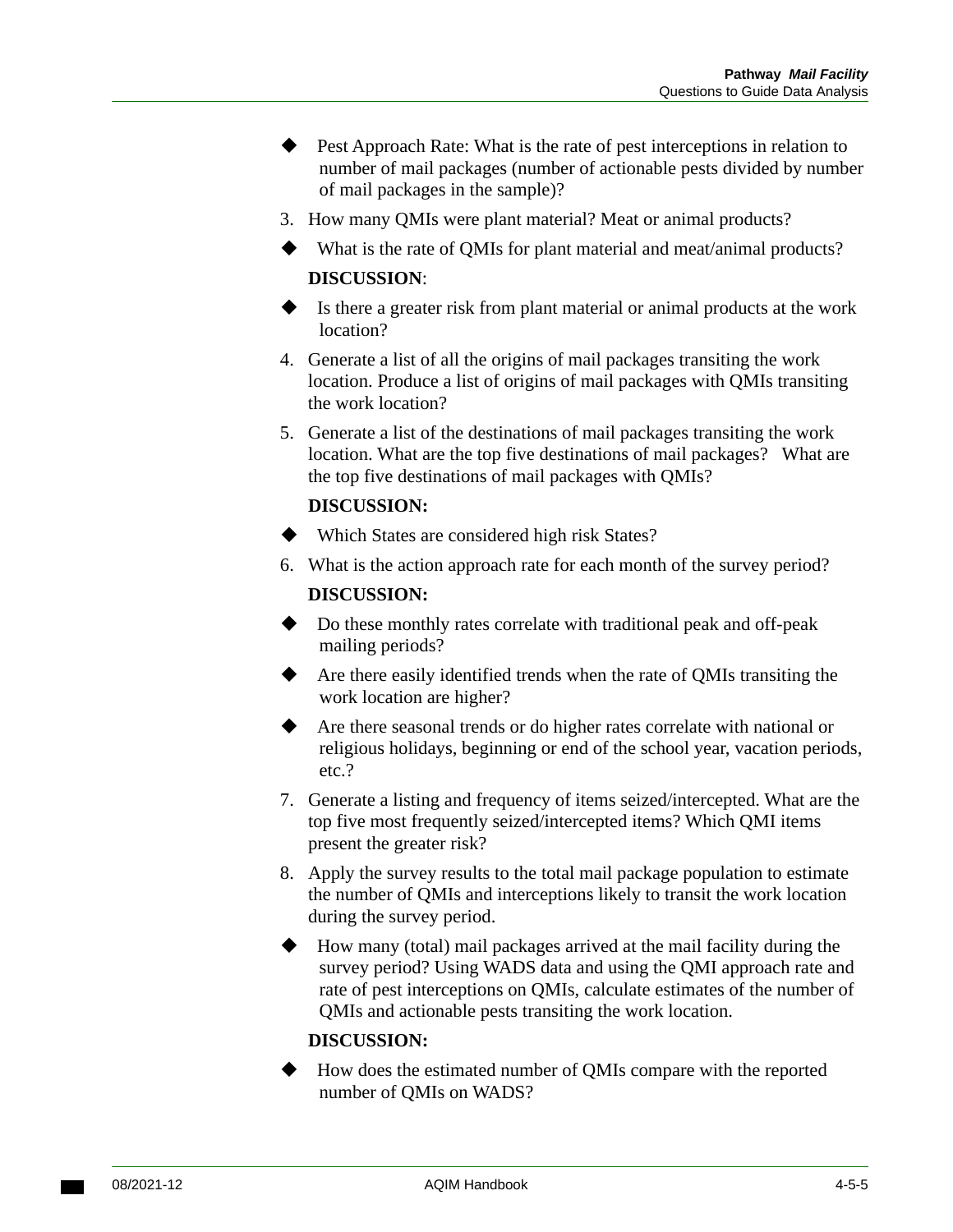- Pest Approach Rate: What is the rate of pest interceptions in relation to number of mail packages (number of actionable pests divided by number of mail packages in the sample)?

3. How many QMIs were plant material? Meat or animal products?

- What is the rate of QMIs for plant material and meat/animal products?

**DISCUSSION**:

- Is there a greater risk from plant material or animal products at the work location?

4. Generate a list of all the origins of mail packages transiting the work location. Produce a list of origins of mail packages with QMIs transiting the work location?
5. Generate a list of the destinations of mail packages transiting the work location. What are the top five destinations of mail packages? What are the top five destinations of mail packages with QMIs?

**DISCUSSION:**

- Which States are considered high risk States?

6. What is the action approach rate for each month of the survey period?

**DISCUSSION:**

- Do these monthly rates correlate with traditional peak and off-peak mailing periods?
- Are there easily identified trends when the rate of QMIs transiting the work location are higher?
- Are there seasonal trends or do higher rates correlate with national or religious holidays, beginning or end of the school year, vacation periods, etc.?

7. Generate a listing and frequency of items seized/intercepted. What are the top five most frequently seized/intercepted items? Which QMI items present the greater risk?
8. Apply the survey results to the total mail package population to estimate the number of QMIs and interceptions likely to transit the work location during the survey period.

- How many (total) mail packages arrived at the mail facility during the survey period? Using WADS data and using the QMI approach rate and rate of pest interceptions on QMIs, calculate estimates of the number of QMIs and actionable pests transiting the work location.

**DISCUSSION:**

- How does the estimated number of QMIs compare with the reported number of QMIs on WADS?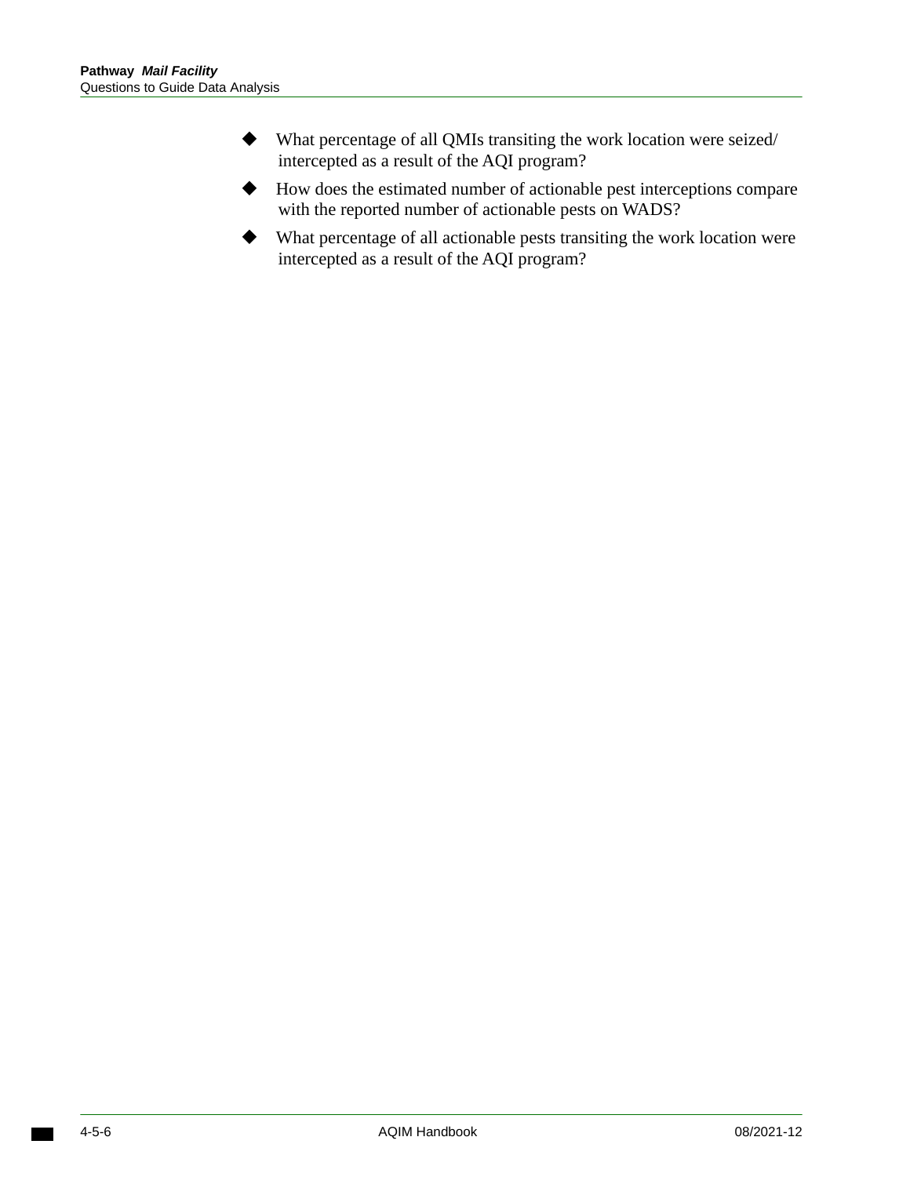- What percentage of all QMIs transiting the work location were seized/intercepted as a result of the AQI program?
- How does the estimated number of actionable pest interceptions compare with the reported number of actionable pests on WADS?
- What percentage of all actionable pests transiting the work location were intercepted as a result of the AQI program?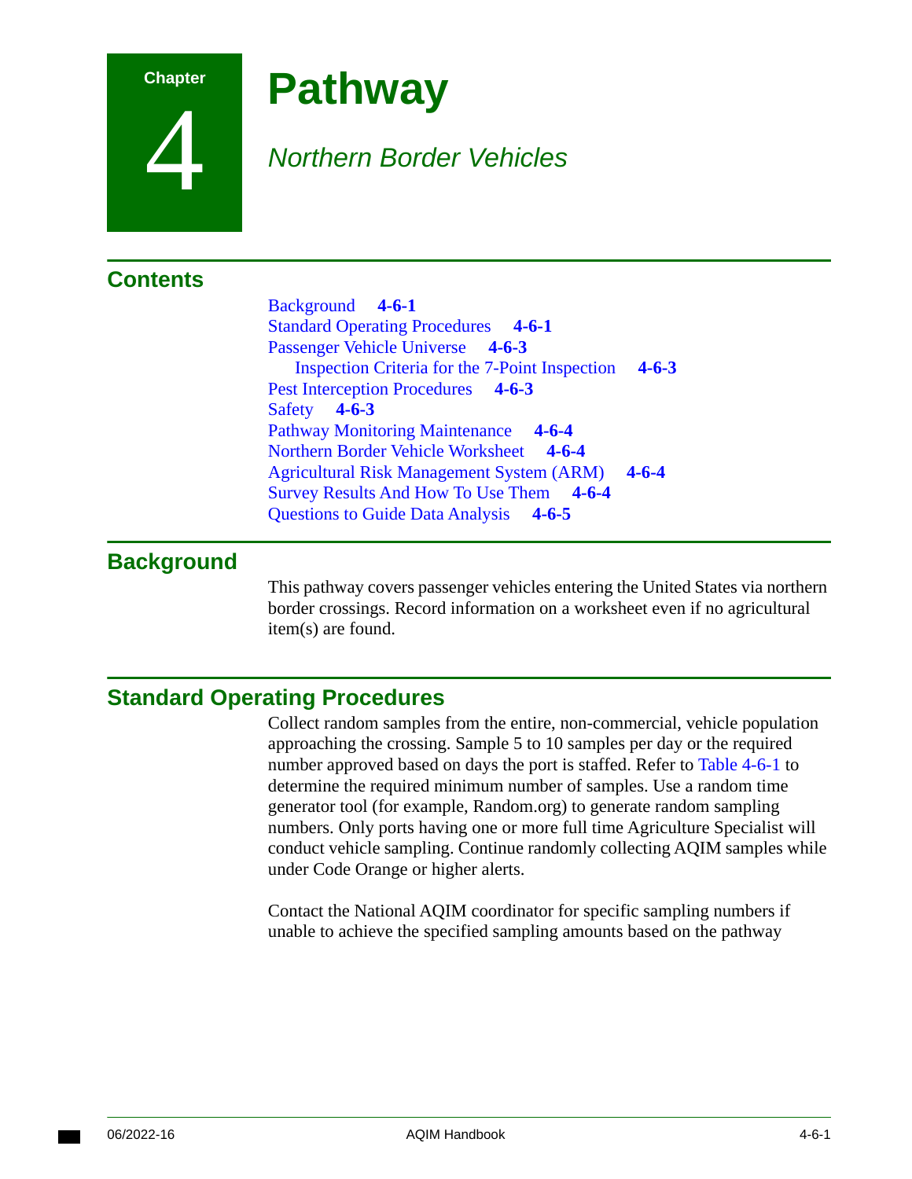Chapter 4

# Pathway

*Northern Border Vehicles*

## Contents

Background **4-6-1**
Standard Operating Procedures **4-6-1**
Passenger Vehicle Universe **4-6-3**
  Inspection Criteria for the 7-Point Inspection **4-6-3**
Pest Interception Procedures **4-6-3**
Safety **4-6-3**
Pathway Monitoring Maintenance **4-6-4**
Northern Border Vehicle Worksheet **4-6-4**
Agricultural Risk Management System (ARM) **4-6-4**
Survey Results And How To Use Them **4-6-4**
Questions to Guide Data Analysis **4-6-5**

## Background

This pathway covers passenger vehicles entering the United States via northern border crossings. Record information on a worksheet even if no agricultural item(s) are found.

## Standard Operating Procedures

Collect random samples from the entire, non-commercial, vehicle population approaching the crossing. Sample 5 to 10 samples per day or the required number approved based on days the port is staffed. Refer to Table 4-6-1 to determine the required minimum number of samples. Use a random time generator tool (for example, Random.org) to generate random sampling numbers. Only ports having one or more full time Agriculture Specialist will conduct vehicle sampling. Continue randomly collecting AQIM samples while under Code Orange or higher alerts.

Contact the National AQIM coordinator for specific sampling numbers if unable to achieve the specified sampling amounts based on the pathway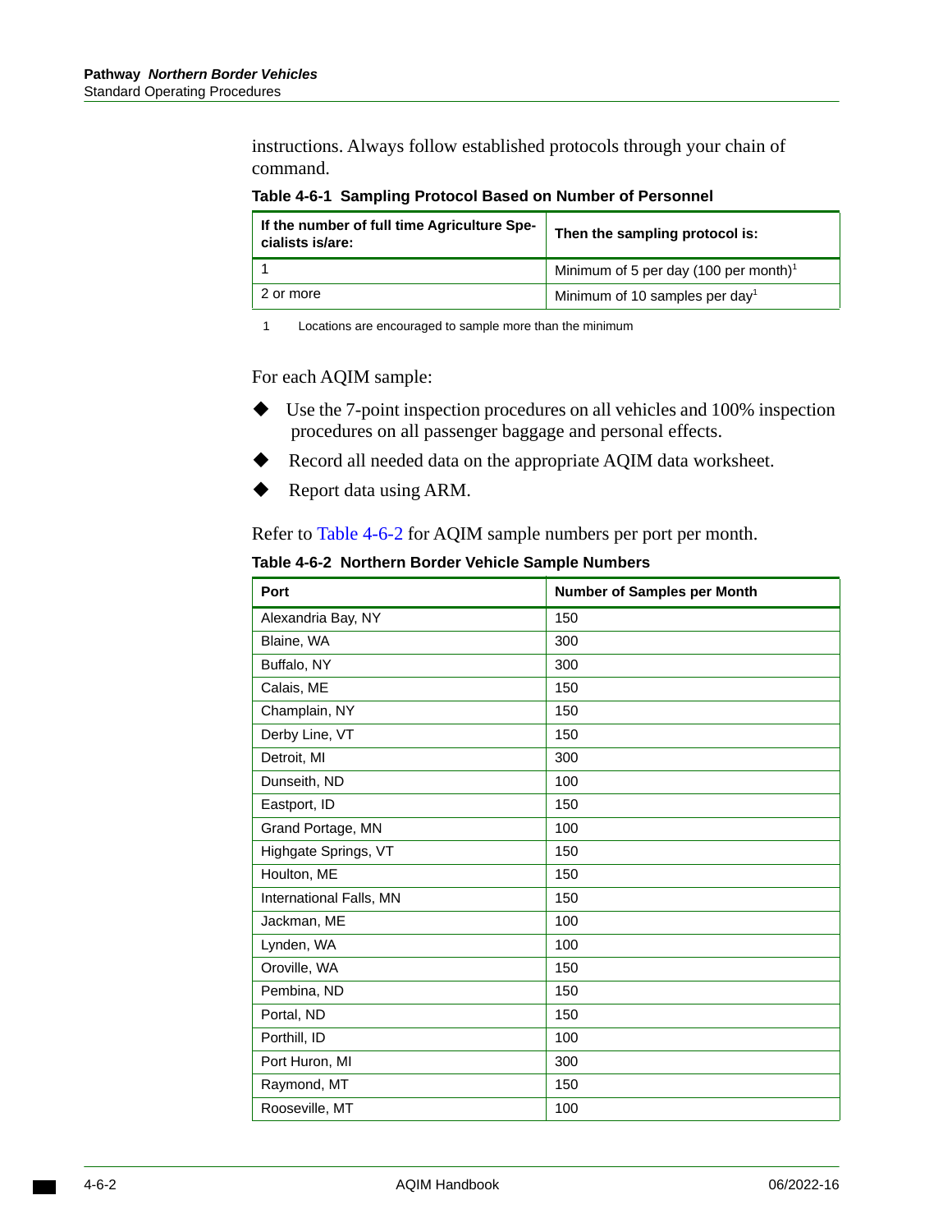instructions. Always follow established protocols through your chain of command.

**Table 4-6-1 Sampling Protocol Based on Number of Personnel**

| If the number of full time Agriculture Specialists is/are: | Then the sampling protocol is: |
|---|---|
| 1 | Minimum of 5 per day (100 per month)[1] |
| 2 or more | Minimum of 10 samples per day[1] |

1 Locations are encouraged to sample more than the minimum

For each AQIM sample:

- Use the 7-point inspection procedures on all vehicles and 100% inspection procedures on all passenger baggage and personal effects.
- Record all needed data on the appropriate AQIM data worksheet.
- Report data using ARM.

Refer to Table 4-6-2 for AQIM sample numbers per port per month.

**Table 4-6-2 Northern Border Vehicle Sample Numbers**

| Port | Number of Samples per Month |
|---|---|
| Alexandria Bay, NY | 150 |
| Blaine, WA | 300 |
| Buffalo, NY | 300 |
| Calais, ME | 150 |
| Champlain, NY | 150 |
| Derby Line, VT | 150 |
| Detroit, MI | 300 |
| Dunseith, ND | 100 |
| Eastport, ID | 150 |
| Grand Portage, MN | 100 |
| Highgate Springs, VT | 150 |
| Houlton, ME | 150 |
| International Falls, MN | 150 |
| Jackman, ME | 100 |
| Lynden, WA | 100 |
| Oroville, WA | 150 |
| Pembina, ND | 150 |
| Portal, ND | 150 |
| Porthill, ID | 100 |
| Port Huron, MI | 300 |
| Raymond, MT | 150 |
| Rooseville, MT | 100 |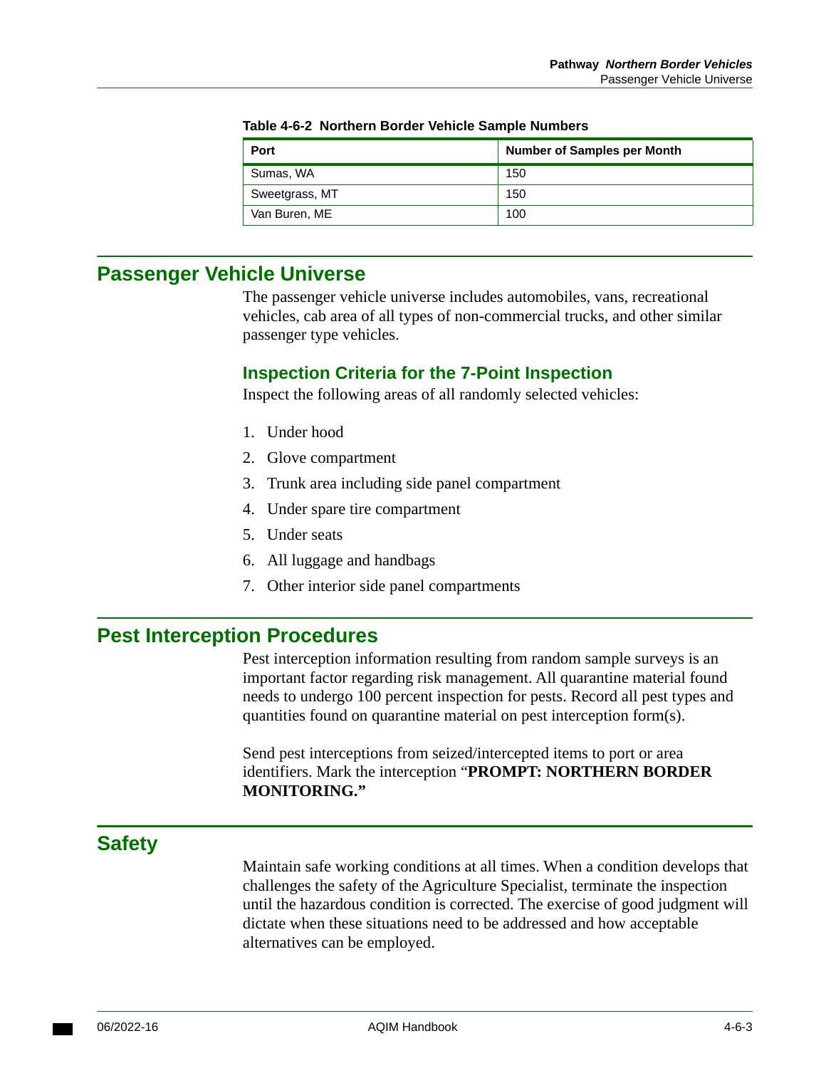**Table 4-6-2 Northern Border Vehicle Sample Numbers**

| Port | Number of Samples per Month |
|---|---|
| Sumas, WA | 150 |
| Sweetgrass, MT | 150 |
| Van Buren, ME | 100 |

## Passenger Vehicle Universe

The passenger vehicle universe includes automobiles, vans, recreational vehicles, cab area of all types of non-commercial trucks, and other similar passenger type vehicles.

### Inspection Criteria for the 7-Point Inspection

Inspect the following areas of all randomly selected vehicles:

1. Under hood
2. Glove compartment
3. Trunk area including side panel compartment
4. Under spare tire compartment
5. Under seats
6. All luggage and handbags
7. Other interior side panel compartments

## Pest Interception Procedures

Pest interception information resulting from random sample surveys is an important factor regarding risk management. All quarantine material found needs to undergo 100 percent inspection for pests. Record all pest types and quantities found on quarantine material on pest interception form(s).

Send pest interceptions from seized/intercepted items to port or area identifiers. Mark the interception "**PROMPT: NORTHERN BORDER MONITORING."**

## Safety

Maintain safe working conditions at all times. When a condition develops that challenges the safety of the Agriculture Specialist, terminate the inspection until the hazardous condition is corrected. The exercise of good judgment will dictate when these situations need to be addressed and how acceptable alternatives can be employed.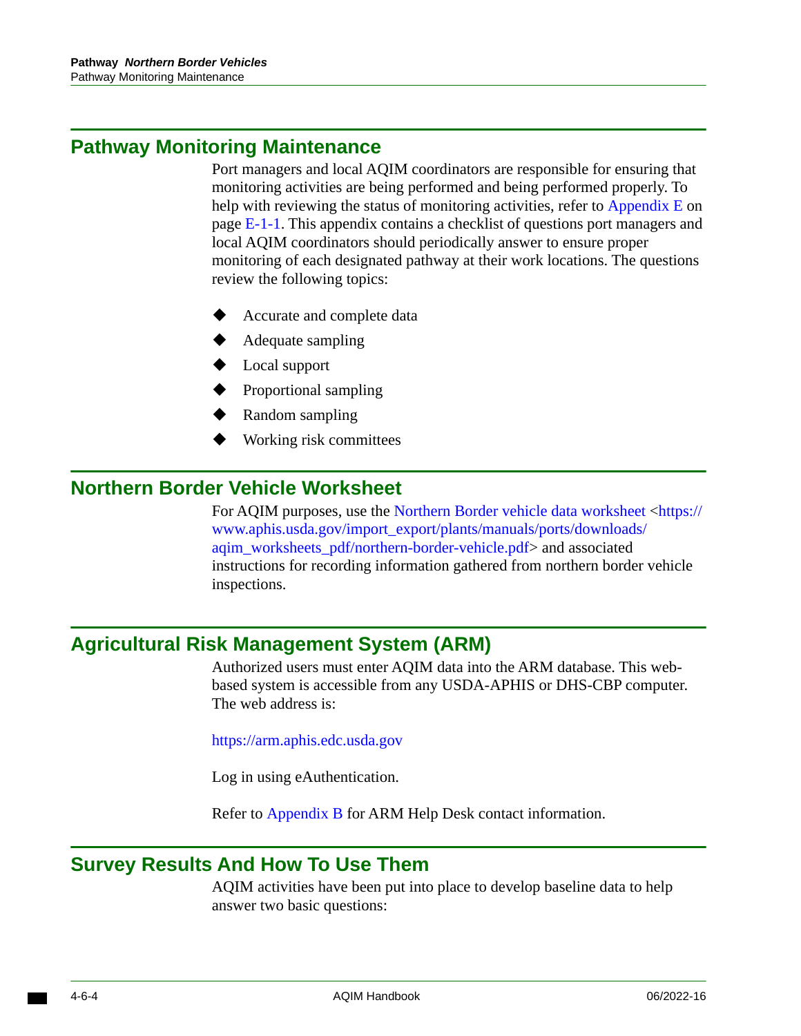## Pathway Monitoring Maintenance

Port managers and local AQIM coordinators are responsible for ensuring that monitoring activities are being performed and being performed properly. To help with reviewing the status of monitoring activities, refer to Appendix E on page E-1-1. This appendix contains a checklist of questions port managers and local AQIM coordinators should periodically answer to ensure proper monitoring of each designated pathway at their work locations. The questions review the following topics:

- Accurate and complete data
- Adequate sampling
- Local support
- Proportional sampling
- Random sampling
- Working risk committees

## Northern Border Vehicle Worksheet

For AQIM purposes, use the Northern Border vehicle data worksheet <https://www.aphis.usda.gov/import_export/plants/manuals/ports/downloads/aqim_worksheets_pdf/northern-border-vehicle.pdf> and associated instructions for recording information gathered from northern border vehicle inspections.

## Agricultural Risk Management System (ARM)

Authorized users must enter AQIM data into the ARM database. This web-based system is accessible from any USDA-APHIS or DHS-CBP computer. The web address is:

https://arm.aphis.edc.usda.gov

Log in using eAuthentication.

Refer to Appendix B for ARM Help Desk contact information.

## Survey Results And How To Use Them

AQIM activities have been put into place to develop baseline data to help answer two basic questions: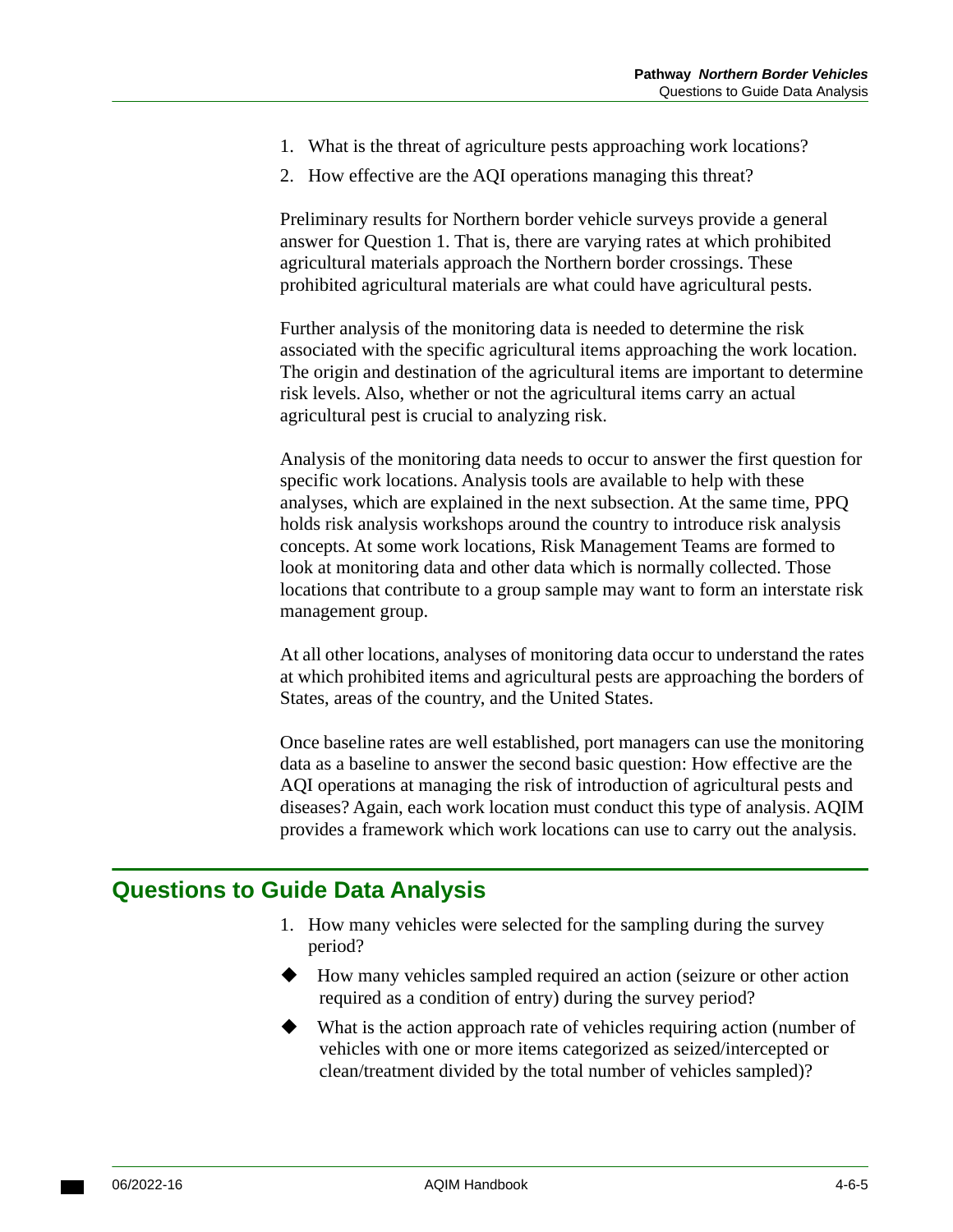1. What is the threat of agriculture pests approaching work locations?
2. How effective are the AQI operations managing this threat?

Preliminary results for Northern border vehicle surveys provide a general answer for Question 1. That is, there are varying rates at which prohibited agricultural materials approach the Northern border crossings. These prohibited agricultural materials are what could have agricultural pests.

Further analysis of the monitoring data is needed to determine the risk associated with the specific agricultural items approaching the work location. The origin and destination of the agricultural items are important to determine risk levels. Also, whether or not the agricultural items carry an actual agricultural pest is crucial to analyzing risk.

Analysis of the monitoring data needs to occur to answer the first question for specific work locations. Analysis tools are available to help with these analyses, which are explained in the next subsection. At the same time, PPQ holds risk analysis workshops around the country to introduce risk analysis concepts. At some work locations, Risk Management Teams are formed to look at monitoring data and other data which is normally collected. Those locations that contribute to a group sample may want to form an interstate risk management group.

At all other locations, analyses of monitoring data occur to understand the rates at which prohibited items and agricultural pests are approaching the borders of States, areas of the country, and the United States.

Once baseline rates are well established, port managers can use the monitoring data as a baseline to answer the second basic question: How effective are the AQI operations at managing the risk of introduction of agricultural pests and diseases? Again, each work location must conduct this type of analysis. AQIM provides a framework which work locations can use to carry out the analysis.

## Questions to Guide Data Analysis

1. How many vehicles were selected for the sampling during the survey period?

- How many vehicles sampled required an action (seizure or other action required as a condition of entry) during the survey period?
- What is the action approach rate of vehicles requiring action (number of vehicles with one or more items categorized as seized/intercepted or clean/treatment divided by the total number of vehicles sampled)?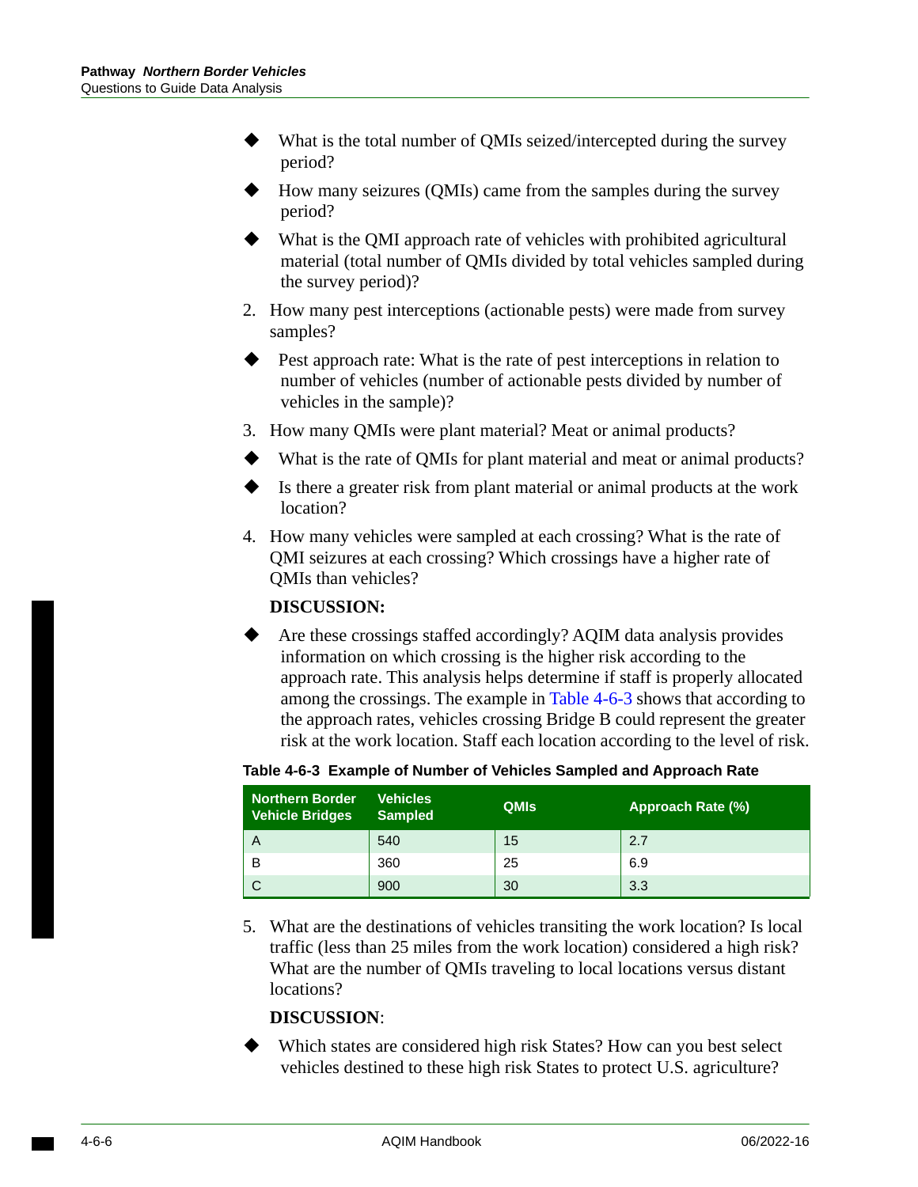- What is the total number of QMIs seized/intercepted during the survey period?
- How many seizures (QMIs) came from the samples during the survey period?
- What is the QMI approach rate of vehicles with prohibited agricultural material (total number of QMIs divided by total vehicles sampled during the survey period)?

2. How many pest interceptions (actionable pests) were made from survey samples?

- Pest approach rate: What is the rate of pest interceptions in relation to number of vehicles (number of actionable pests divided by number of vehicles in the sample)?

3. How many QMIs were plant material? Meat or animal products?

- What is the rate of QMIs for plant material and meat or animal products?
- Is there a greater risk from plant material or animal products at the work location?

4. How many vehicles were sampled at each crossing? What is the rate of QMI seizures at each crossing? Which crossings have a higher rate of QMIs than vehicles?

**DISCUSSION:**

- Are these crossings staffed accordingly? AQIM data analysis provides information on which crossing is the higher risk according to the approach rate. This analysis helps determine if staff is properly allocated among the crossings. The example in Table 4-6-3 shows that according to the approach rates, vehicles crossing Bridge B could represent the greater risk at the work location. Staff each location according to the level of risk.

**Table 4-6-3 Example of Number of Vehicles Sampled and Approach Rate**

| Northern Border Vehicle Bridges | Vehicles Sampled | QMIs | Approach Rate (%) |
|---|---|---|---|
| A | 540 | 15 | 2.7 |
| B | 360 | 25 | 6.9 |
| C | 900 | 30 | 3.3 |

5. What are the destinations of vehicles transiting the work location? Is local traffic (less than 25 miles from the work location) considered a high risk? What are the number of QMIs traveling to local locations versus distant locations?

**DISCUSSION**:

- Which states are considered high risk States? How can you best select vehicles destined to these high risk States to protect U.S. agriculture?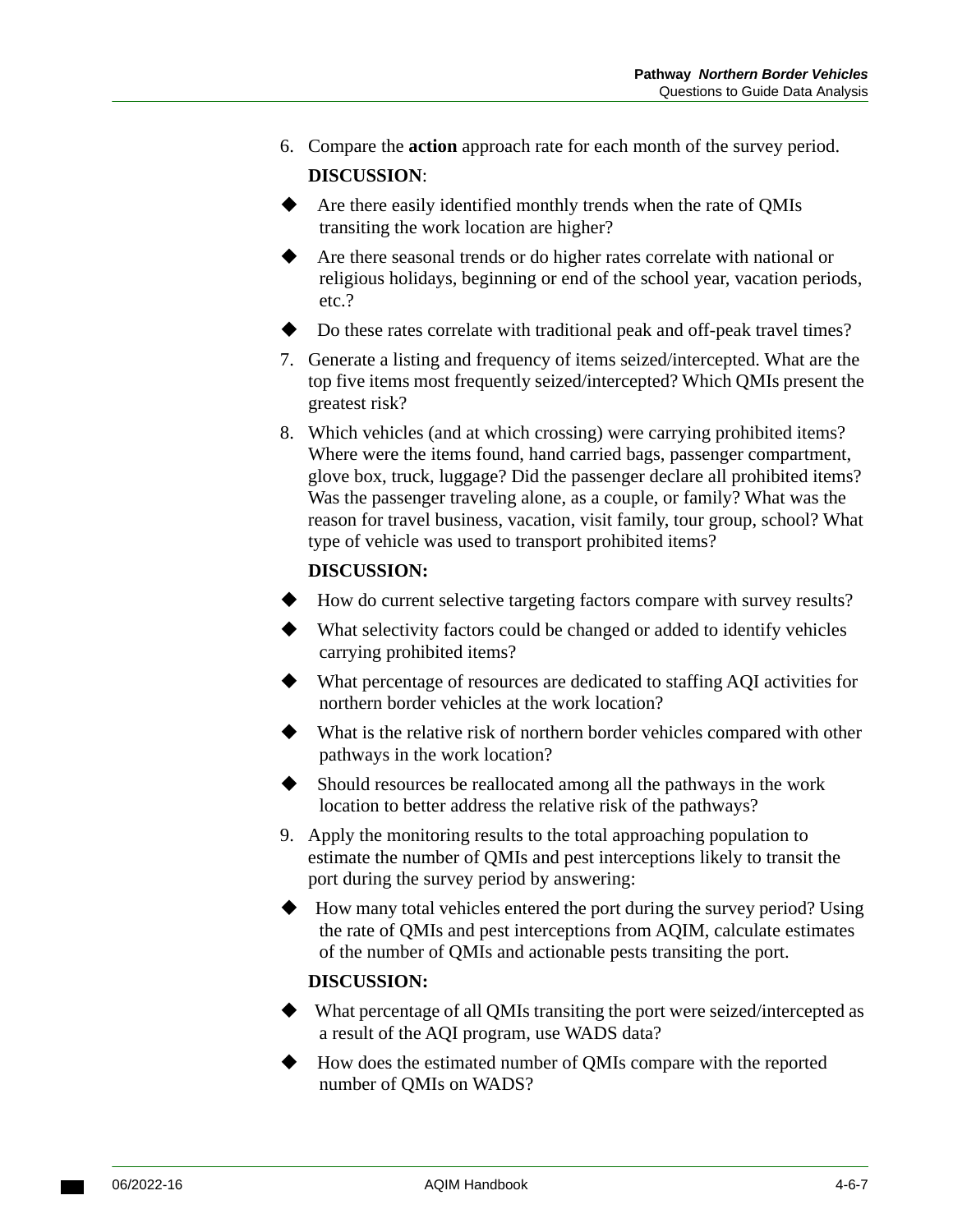6. Compare the **action** approach rate for each month of the survey period.

   **DISCUSSION**:

- Are there easily identified monthly trends when the rate of QMIs transiting the work location are higher?
- Are there seasonal trends or do higher rates correlate with national or religious holidays, beginning or end of the school year, vacation periods, etc.?
- Do these rates correlate with traditional peak and off-peak travel times?

7. Generate a listing and frequency of items seized/intercepted. What are the top five items most frequently seized/intercepted? Which QMIs present the greatest risk?
8. Which vehicles (and at which crossing) were carrying prohibited items? Where were the items found, hand carried bags, passenger compartment, glove box, truck, luggage? Did the passenger declare all prohibited items? Was the passenger traveling alone, as a couple, or family? What was the reason for travel business, vacation, visit family, tour group, school? What type of vehicle was used to transport prohibited items?

   **DISCUSSION:**

- How do current selective targeting factors compare with survey results?
- What selectivity factors could be changed or added to identify vehicles carrying prohibited items?
- What percentage of resources are dedicated to staffing AQI activities for northern border vehicles at the work location?
- What is the relative risk of northern border vehicles compared with other pathways in the work location?
- Should resources be reallocated among all the pathways in the work location to better address the relative risk of the pathways?

9. Apply the monitoring results to the total approaching population to estimate the number of QMIs and pest interceptions likely to transit the port during the survey period by answering:

- How many total vehicles entered the port during the survey period? Using the rate of QMIs and pest interceptions from AQIM, calculate estimates of the number of QMIs and actionable pests transiting the port.

   **DISCUSSION:**

- What percentage of all QMIs transiting the port were seized/intercepted as a result of the AQI program, use WADS data?
- How does the estimated number of QMIs compare with the reported number of QMIs on WADS?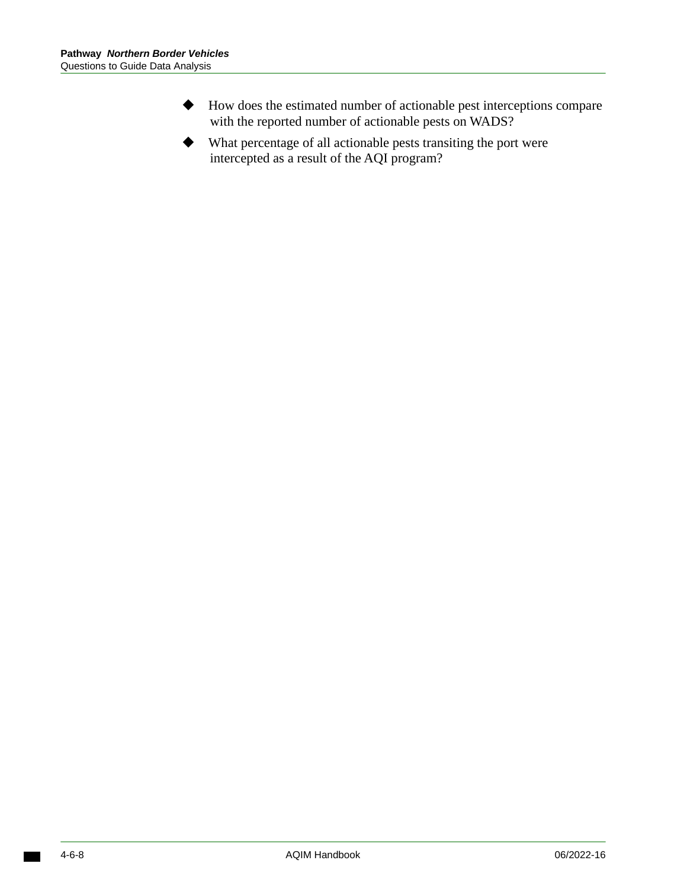- How does the estimated number of actionable pest interceptions compare with the reported number of actionable pests on WADS?
- What percentage of all actionable pests transiting the port were intercepted as a result of the AQI program?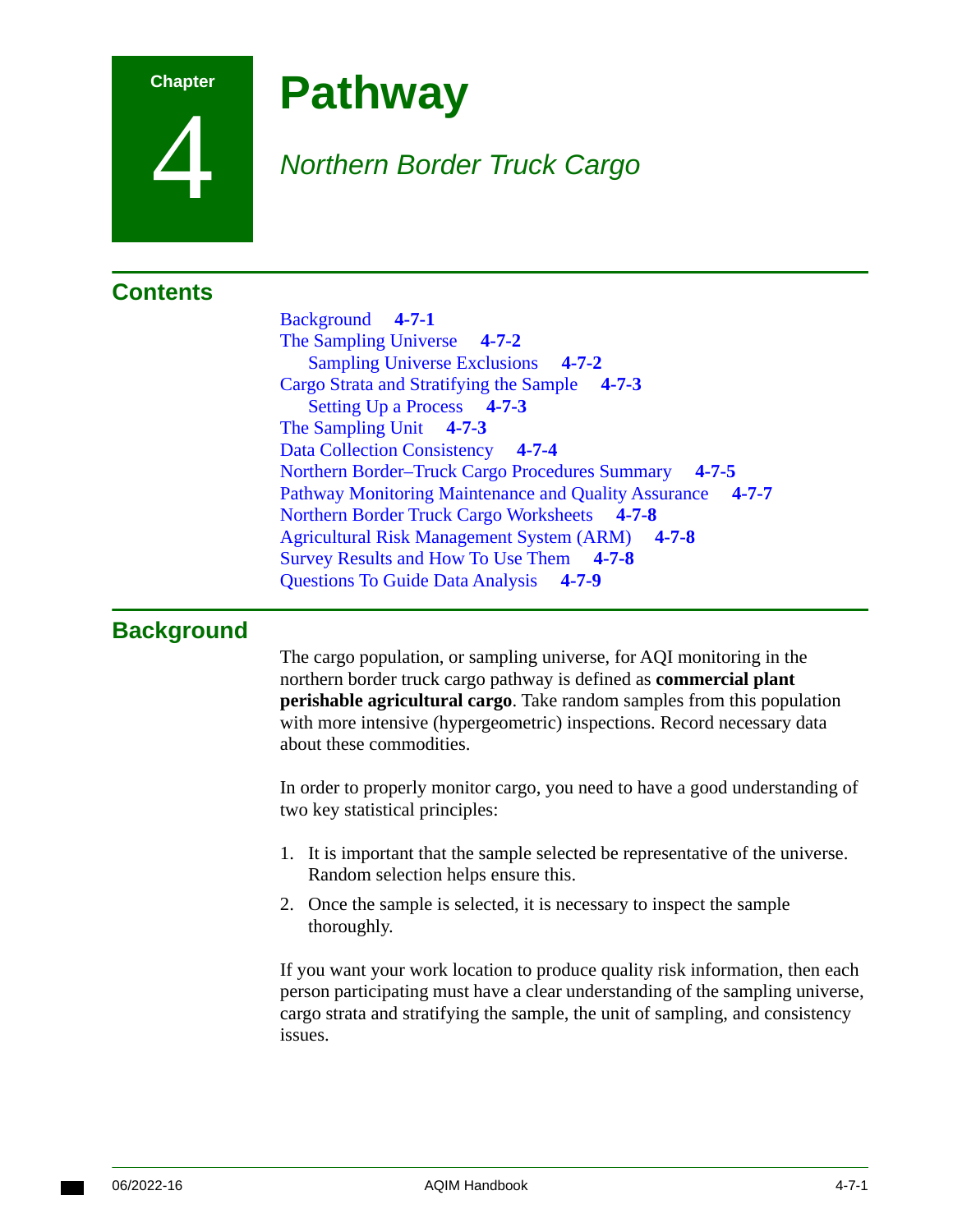Chapter 4

# Pathway

*Northern Border Truck Cargo*

## Contents

Background **4-7-1**
The Sampling Universe **4-7-2**
  Sampling Universe Exclusions **4-7-2**
Cargo Strata and Stratifying the Sample **4-7-3**
  Setting Up a Process **4-7-3**
The Sampling Unit **4-7-3**
Data Collection Consistency **4-7-4**
Northern Border–Truck Cargo Procedures Summary **4-7-5**
Pathway Monitoring Maintenance and Quality Assurance **4-7-7**
Northern Border Truck Cargo Worksheets **4-7-8**
Agricultural Risk Management System (ARM) **4-7-8**
Survey Results and How To Use Them **4-7-8**
Questions To Guide Data Analysis **4-7-9**

## Background

The cargo population, or sampling universe, for AQI monitoring in the northern border truck cargo pathway is defined as **commercial plant perishable agricultural cargo**. Take random samples from this population with more intensive (hypergeometric) inspections. Record necessary data about these commodities.

In order to properly monitor cargo, you need to have a good understanding of two key statistical principles:

1. It is important that the sample selected be representative of the universe. Random selection helps ensure this.
2. Once the sample is selected, it is necessary to inspect the sample thoroughly.

If you want your work location to produce quality risk information, then each person participating must have a clear understanding of the sampling universe, cargo strata and stratifying the sample, the unit of sampling, and consistency issues.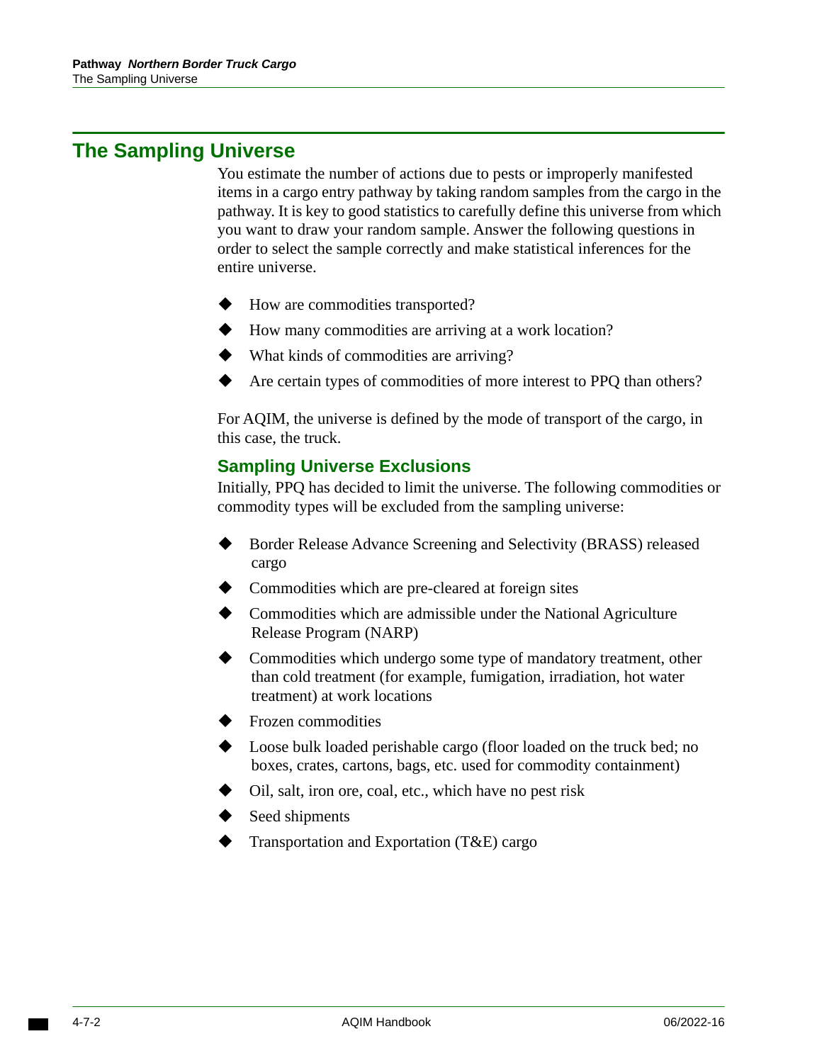## The Sampling Universe

You estimate the number of actions due to pests or improperly manifested items in a cargo entry pathway by taking random samples from the cargo in the pathway. It is key to good statistics to carefully define this universe from which you want to draw your random sample. Answer the following questions in order to select the sample correctly and make statistical inferences for the entire universe.

- How are commodities transported?
- How many commodities are arriving at a work location?
- What kinds of commodities are arriving?
- Are certain types of commodities of more interest to PPQ than others?

For AQIM, the universe is defined by the mode of transport of the cargo, in this case, the truck.

### Sampling Universe Exclusions

Initially, PPQ has decided to limit the universe. The following commodities or commodity types will be excluded from the sampling universe:

- Border Release Advance Screening and Selectivity (BRASS) released cargo
- Commodities which are pre-cleared at foreign sites
- Commodities which are admissible under the National Agriculture Release Program (NARP)
- Commodities which undergo some type of mandatory treatment, other than cold treatment (for example, fumigation, irradiation, hot water treatment) at work locations
- Frozen commodities
- Loose bulk loaded perishable cargo (floor loaded on the truck bed; no boxes, crates, cartons, bags, etc. used for commodity containment)
- Oil, salt, iron ore, coal, etc., which have no pest risk
- Seed shipments
- Transportation and Exportation (T&E) cargo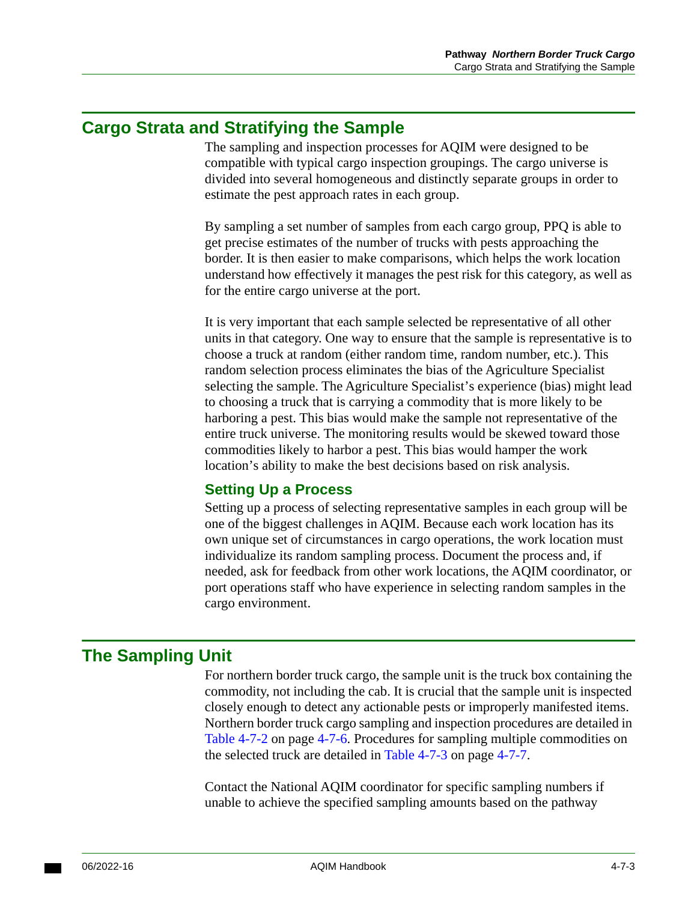## Cargo Strata and Stratifying the Sample

The sampling and inspection processes for AQIM were designed to be compatible with typical cargo inspection groupings. The cargo universe is divided into several homogeneous and distinctly separate groups in order to estimate the pest approach rates in each group.

By sampling a set number of samples from each cargo group, PPQ is able to get precise estimates of the number of trucks with pests approaching the border. It is then easier to make comparisons, which helps the work location understand how effectively it manages the pest risk for this category, as well as for the entire cargo universe at the port.

It is very important that each sample selected be representative of all other units in that category. One way to ensure that the sample is representative is to choose a truck at random (either random time, random number, etc.). This random selection process eliminates the bias of the Agriculture Specialist selecting the sample. The Agriculture Specialist's experience (bias) might lead to choosing a truck that is carrying a commodity that is more likely to be harboring a pest. This bias would make the sample not representative of the entire truck universe. The monitoring results would be skewed toward those commodities likely to harbor a pest. This bias would hamper the work location's ability to make the best decisions based on risk analysis.

### Setting Up a Process

Setting up a process of selecting representative samples in each group will be one of the biggest challenges in AQIM. Because each work location has its own unique set of circumstances in cargo operations, the work location must individualize its random sampling process. Document the process and, if needed, ask for feedback from other work locations, the AQIM coordinator, or port operations staff who have experience in selecting random samples in the cargo environment.

## The Sampling Unit

For northern border truck cargo, the sample unit is the truck box containing the commodity, not including the cab. It is crucial that the sample unit is inspected closely enough to detect any actionable pests or improperly manifested items. Northern border truck cargo sampling and inspection procedures are detailed in Table 4-7-2 on page 4-7-6. Procedures for sampling multiple commodities on the selected truck are detailed in Table 4-7-3 on page 4-7-7.

Contact the National AQIM coordinator for specific sampling numbers if unable to achieve the specified sampling amounts based on the pathway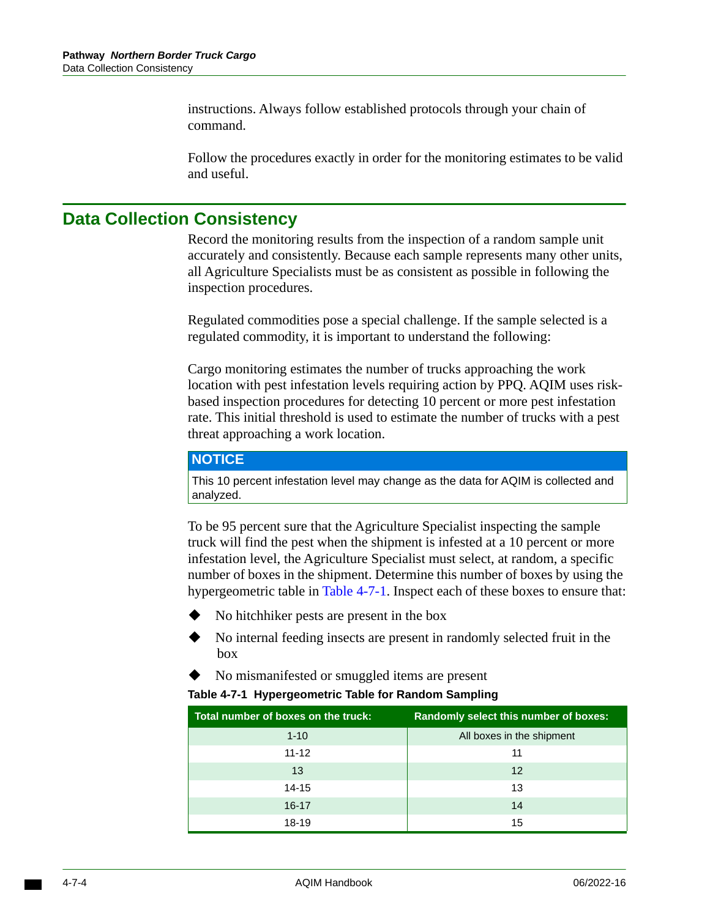instructions. Always follow established protocols through your chain of command.

Follow the procedures exactly in order for the monitoring estimates to be valid and useful.

## Data Collection Consistency

Record the monitoring results from the inspection of a random sample unit accurately and consistently. Because each sample represents many other units, all Agriculture Specialists must be as consistent as possible in following the inspection procedures.

Regulated commodities pose a special challenge. If the sample selected is a regulated commodity, it is important to understand the following:

Cargo monitoring estimates the number of trucks approaching the work location with pest infestation levels requiring action by PPQ. AQIM uses risk-based inspection procedures for detecting 10 percent or more pest infestation rate. This initial threshold is used to estimate the number of trucks with a pest threat approaching a work location.

**NOTICE**

This 10 percent infestation level may change as the data for AQIM is collected and analyzed.

To be 95 percent sure that the Agriculture Specialist inspecting the sample truck will find the pest when the shipment is infested at a 10 percent or more infestation level, the Agriculture Specialist must select, at random, a specific number of boxes in the shipment. Determine this number of boxes by using the hypergeometric table in Table 4-7-1. Inspect each of these boxes to ensure that:

- No hitchhiker pests are present in the box
- No internal feeding insects are present in randomly selected fruit in the box
- No mismanifested or smuggled items are present

**Table 4-7-1 Hypergeometric Table for Random Sampling**

| Total number of boxes on the truck: | Randomly select this number of boxes: |
|---|---|
| 1-10 | All boxes in the shipment |
| 11-12 | 11 |
| 13 | 12 |
| 14-15 | 13 |
| 16-17 | 14 |
| 18-19 | 15 |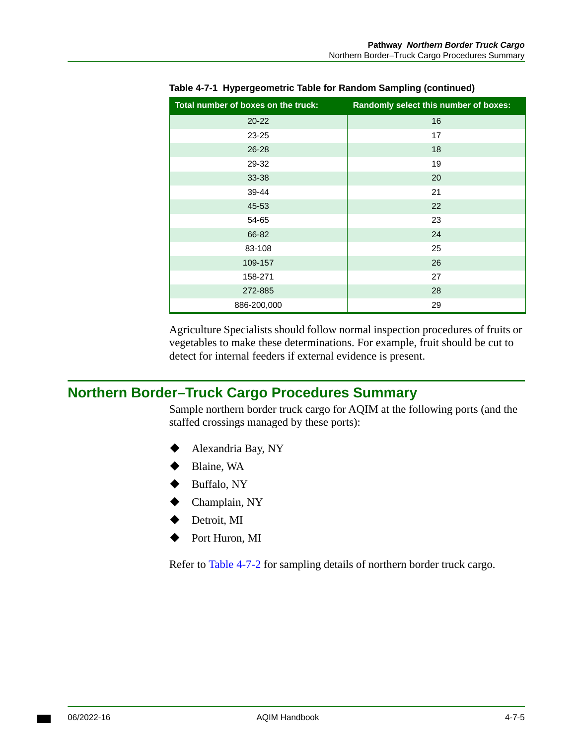**Table 4-7-1 Hypergeometric Table for Random Sampling (continued)**

| Total number of boxes on the truck: | Randomly select this number of boxes: |
|---|---|
| 20-22 | 16 |
| 23-25 | 17 |
| 26-28 | 18 |
| 29-32 | 19 |
| 33-38 | 20 |
| 39-44 | 21 |
| 45-53 | 22 |
| 54-65 | 23 |
| 66-82 | 24 |
| 83-108 | 25 |
| 109-157 | 26 |
| 158-271 | 27 |
| 272-885 | 28 |
| 886-200,000 | 29 |

Agriculture Specialists should follow normal inspection procedures of fruits or vegetables to make these determinations. For example, fruit should be cut to detect for internal feeders if external evidence is present.

## Northern Border–Truck Cargo Procedures Summary

Sample northern border truck cargo for AQIM at the following ports (and the staffed crossings managed by these ports):

- Alexandria Bay, NY
- Blaine, WA
- Buffalo, NY
- Champlain, NY
- Detroit, MI
- Port Huron, MI

Refer to Table 4-7-2 for sampling details of northern border truck cargo.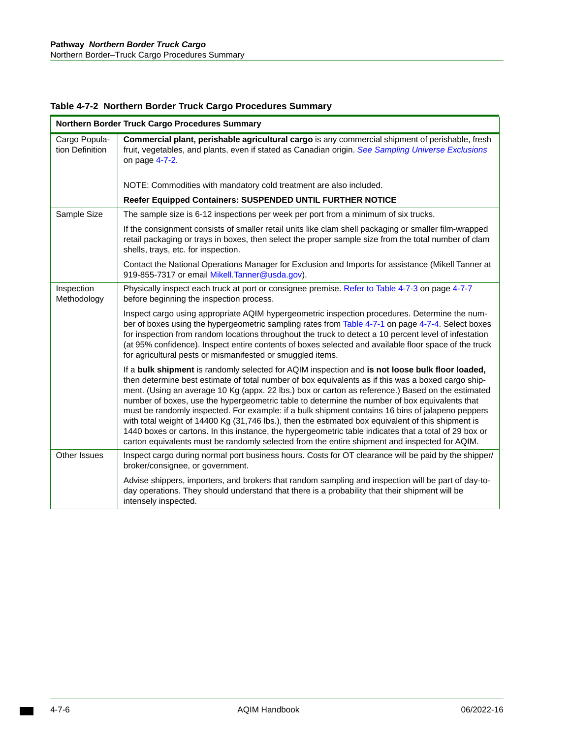**Table 4-7-2 Northern Border Truck Cargo Procedures Summary**

| Northern Border Truck Cargo Procedures Summary | |
|---|---|
| Cargo Population Definition | **Commercial plant, perishable agricultural cargo** is any commercial shipment of perishable, fresh fruit, vegetables, and plants, even if stated as Canadian origin. *See Sampling Universe Exclusions* on page 4-7-2.<br><br>NOTE: Commodities with mandatory cold treatment are also included.<br><br>**Reefer Equipped Containers: SUSPENDED UNTIL FURTHER NOTICE** |
| Sample Size | The sample size is 6-12 inspections per week per port from a minimum of six trucks.<br><br>If the consignment consists of smaller retail units like clam shell packaging or smaller film-wrapped retail packaging or trays in boxes, then select the proper sample size from the total number of clam shells, trays, etc. for inspection.<br><br>Contact the National Operations Manager for Exclusion and Imports for assistance (Mikell Tanner at 919-855-7317 or email Mikell.Tanner@usda.gov). |
| Inspection Methodology | Physically inspect each truck at port or consignee premise. Refer to Table 4-7-3 on page 4-7-7 before beginning the inspection process.<br><br>Inspect cargo using appropriate AQIM hypergeometric inspection procedures. Determine the number of boxes using the hypergeometric sampling rates from Table 4-7-1 on page 4-7-4. Select boxes for inspection from random locations throughout the truck to detect a 10 percent level of infestation (at 95% confidence). Inspect entire contents of boxes selected and available floor space of the truck for agricultural pests or mismanifested or smuggled items.<br><br>If a **bulk shipment** is randomly selected for AQIM inspection and **is not loose bulk floor loaded,** then determine best estimate of total number of box equivalents as if this was a boxed cargo shipment. (Using an average 10 Kg (appx. 22 lbs.) box or carton as reference.) Based on the estimated number of boxes, use the hypergeometric table to determine the number of box equivalents that must be randomly inspected. For example: if a bulk shipment contains 16 bins of jalapeno peppers with total weight of 14400 Kg (31,746 lbs.), then the estimated box equivalent of this shipment is 1440 boxes or cartons. In this instance, the hypergeometric table indicates that a total of 29 box or carton equivalents must be randomly selected from the entire shipment and inspected for AQIM. |
| Other Issues | Inspect cargo during normal port business hours. Costs for OT clearance will be paid by the shipper/broker/consignee, or government.<br><br>Advise shippers, importers, and brokers that random sampling and inspection will be part of day-to-day operations. They should understand that there is a probability that their shipment will be intensely inspected. |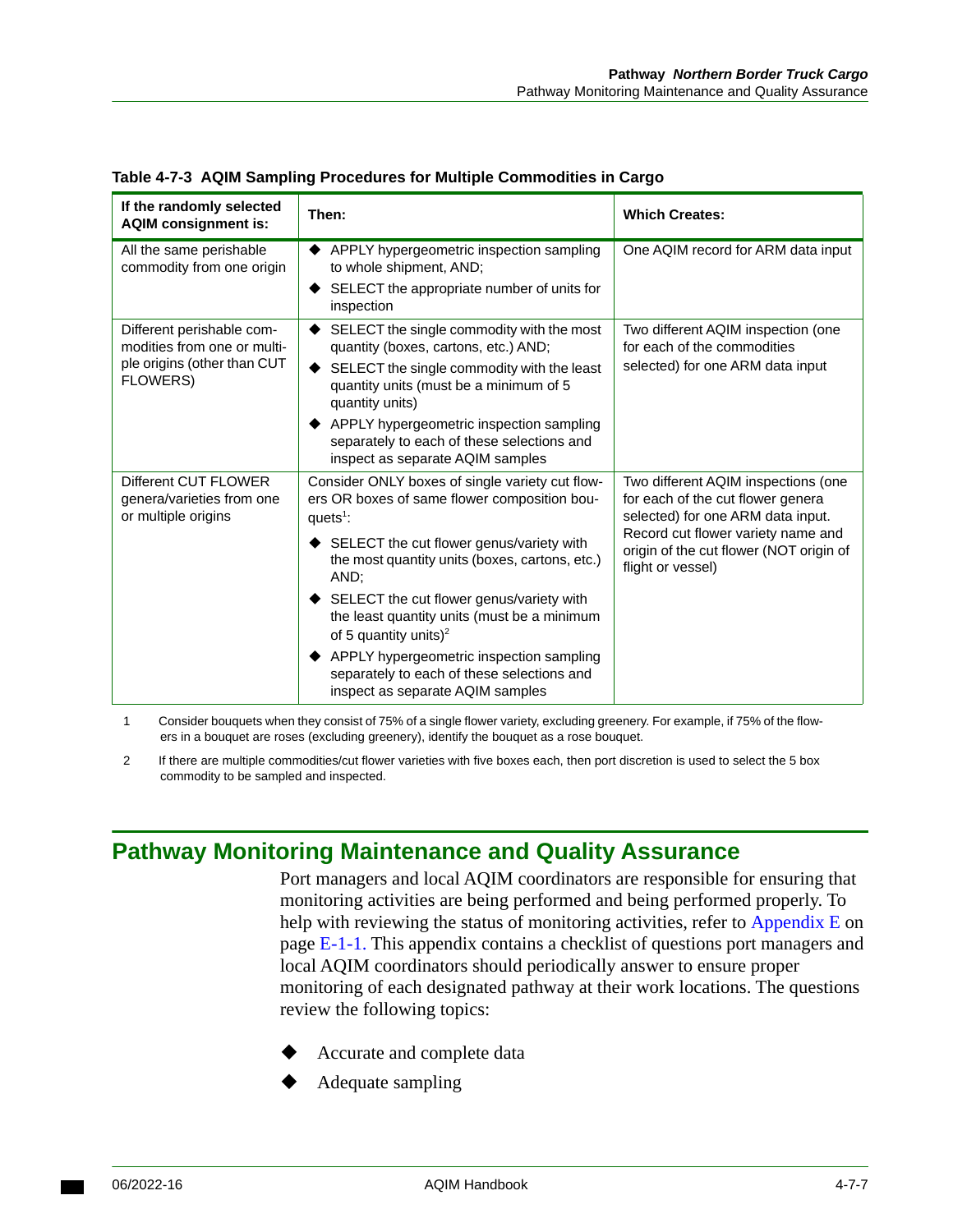**Table 4-7-3 AQIM Sampling Procedures for Multiple Commodities in Cargo**

| If the randomly selected AQIM consignment is: | Then: | Which Creates: |
|---|---|---|
| All the same perishable commodity from one origin | ◆ APPLY hypergeometric inspection sampling to whole shipment, AND;<br>◆ SELECT the appropriate number of units for inspection | One AQIM record for ARM data input |
| Different perishable commodities from one or multiple origins (other than CUT FLOWERS) | ◆ SELECT the single commodity with the most quantity (boxes, cartons, etc.) AND;<br>◆ SELECT the single commodity with the least quantity units (must be a minimum of 5 quantity units)<br>◆ APPLY hypergeometric inspection sampling separately to each of these selections and inspect as separate AQIM samples | Two different AQIM inspection (one for each of the commodities selected) for one ARM data input |
| Different CUT FLOWER genera/varieties from one or multiple origins | Consider ONLY boxes of single variety cut flowers OR boxes of same flower composition bouquets[1]:<br>◆ SELECT the cut flower genus/variety with the most quantity units (boxes, cartons, etc.) AND;<br>◆ SELECT the cut flower genus/variety with the least quantity units (must be a minimum of 5 quantity units)[2]<br>◆ APPLY hypergeometric inspection sampling separately to each of these selections and inspect as separate AQIM samples | Two different AQIM inspections (one for each of the cut flower genera selected) for one ARM data input. Record cut flower variety name and origin of the cut flower (NOT origin of flight or vessel) |

1 Consider bouquets when they consist of 75% of a single flower variety, excluding greenery. For example, if 75% of the flowers in a bouquet are roses (excluding greenery), identify the bouquet as a rose bouquet.

2 If there are multiple commodities/cut flower varieties with five boxes each, then port discretion is used to select the 5 box commodity to be sampled and inspected.

## Pathway Monitoring Maintenance and Quality Assurance

Port managers and local AQIM coordinators are responsible for ensuring that monitoring activities are being performed and being performed properly. To help with reviewing the status of monitoring activities, refer to Appendix E on page E-1-1. This appendix contains a checklist of questions port managers and local AQIM coordinators should periodically answer to ensure proper monitoring of each designated pathway at their work locations. The questions review the following topics:

- Accurate and complete data
- Adequate sampling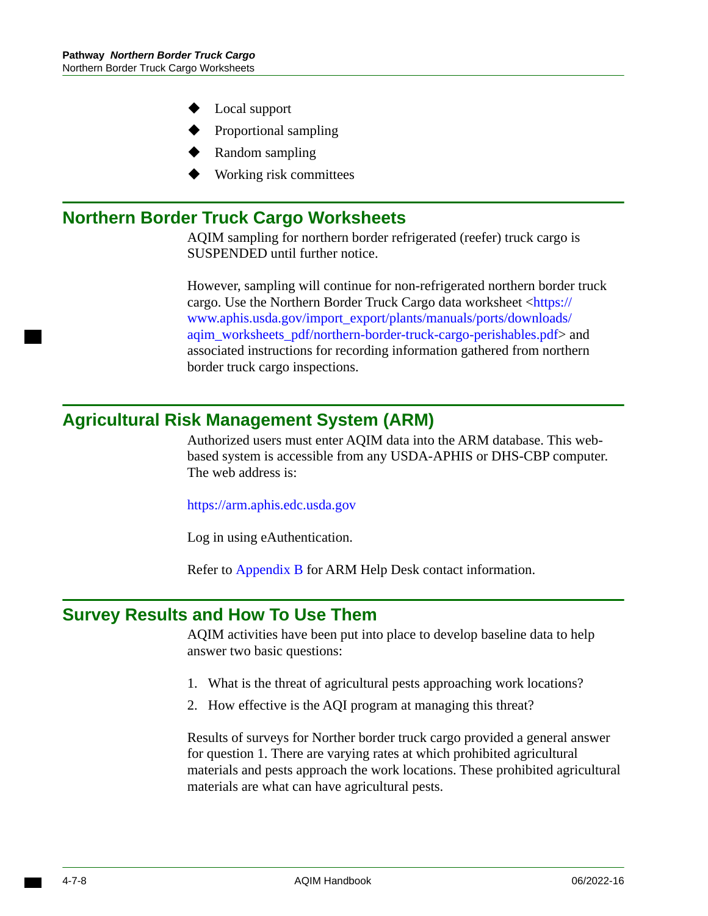- Local support
- Proportional sampling
- Random sampling
- Working risk committees

## Northern Border Truck Cargo Worksheets

AQIM sampling for northern border refrigerated (reefer) truck cargo is SUSPENDED until further notice.

However, sampling will continue for non-refrigerated northern border truck cargo. Use the Northern Border Truck Cargo data worksheet <https://www.aphis.usda.gov/import_export/plants/manuals/ports/downloads/aqim_worksheets_pdf/northern-border-truck-cargo-perishables.pdf> and associated instructions for recording information gathered from northern border truck cargo inspections.

## Agricultural Risk Management System (ARM)

Authorized users must enter AQIM data into the ARM database. This web-based system is accessible from any USDA-APHIS or DHS-CBP computer. The web address is:

https://arm.aphis.edc.usda.gov

Log in using eAuthentication.

Refer to Appendix B for ARM Help Desk contact information.

## Survey Results and How To Use Them

AQIM activities have been put into place to develop baseline data to help answer two basic questions:

1. What is the threat of agricultural pests approaching work locations?
2. How effective is the AQI program at managing this threat?

Results of surveys for Norther border truck cargo provided a general answer for question 1. There are varying rates at which prohibited agricultural materials and pests approach the work locations. These prohibited agricultural materials are what can have agricultural pests.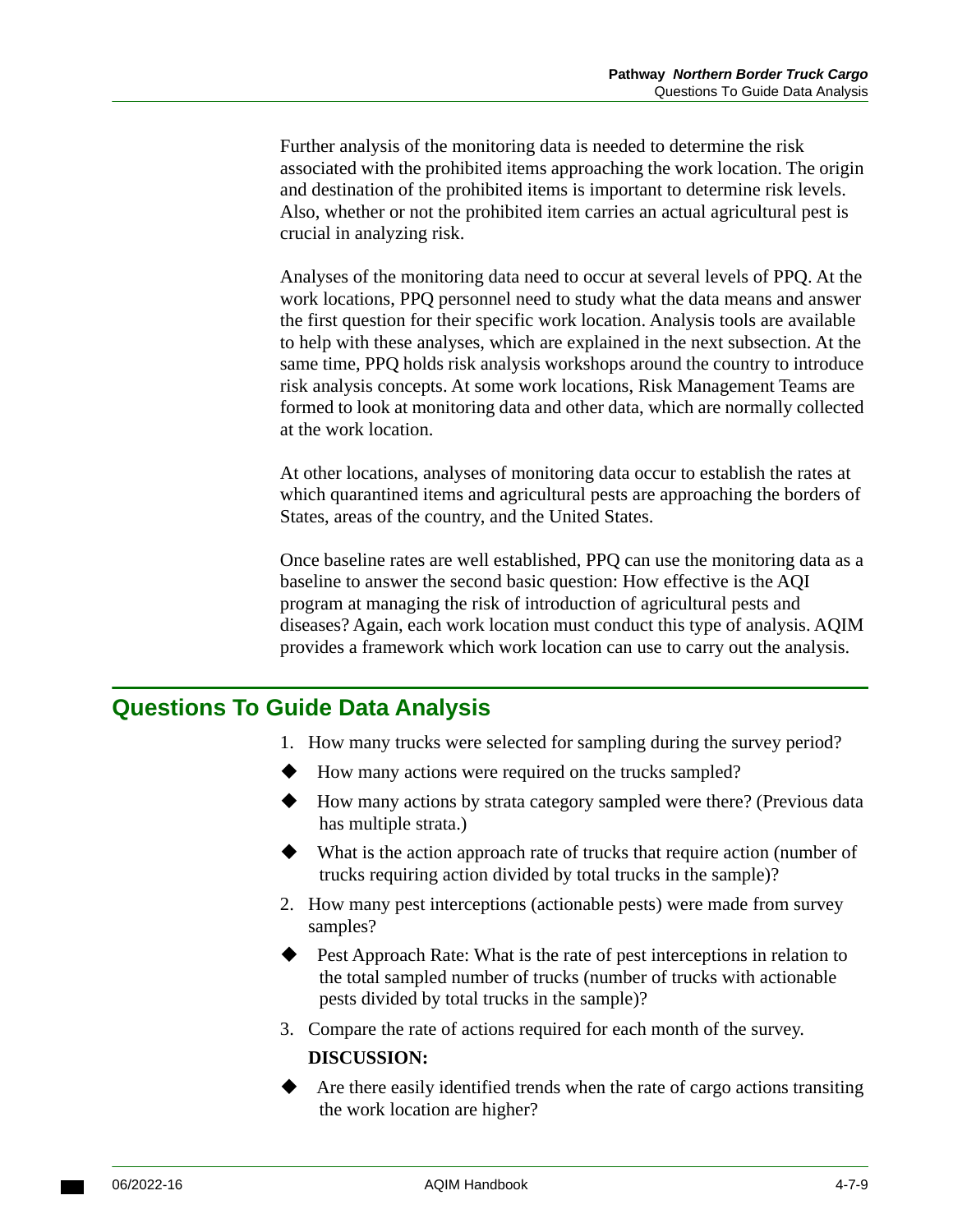Further analysis of the monitoring data is needed to determine the risk associated with the prohibited items approaching the work location. The origin and destination of the prohibited items is important to determine risk levels. Also, whether or not the prohibited item carries an actual agricultural pest is crucial in analyzing risk.

Analyses of the monitoring data need to occur at several levels of PPQ. At the work locations, PPQ personnel need to study what the data means and answer the first question for their specific work location. Analysis tools are available to help with these analyses, which are explained in the next subsection. At the same time, PPQ holds risk analysis workshops around the country to introduce risk analysis concepts. At some work locations, Risk Management Teams are formed to look at monitoring data and other data, which are normally collected at the work location.

At other locations, analyses of monitoring data occur to establish the rates at which quarantined items and agricultural pests are approaching the borders of States, areas of the country, and the United States.

Once baseline rates are well established, PPQ can use the monitoring data as a baseline to answer the second basic question: How effective is the AQI program at managing the risk of introduction of agricultural pests and diseases? Again, each work location must conduct this type of analysis. AQIM provides a framework which work location can use to carry out the analysis.

## Questions To Guide Data Analysis

1. How many trucks were selected for sampling during the survey period?

- How many actions were required on the trucks sampled?
- How many actions by strata category sampled were there? (Previous data has multiple strata.)
- What is the action approach rate of trucks that require action (number of trucks requiring action divided by total trucks in the sample)?

2. How many pest interceptions (actionable pests) were made from survey samples?

- Pest Approach Rate: What is the rate of pest interceptions in relation to the total sampled number of trucks (number of trucks with actionable pests divided by total trucks in the sample)?

3. Compare the rate of actions required for each month of the survey.

   **DISCUSSION:**

- Are there easily identified trends when the rate of cargo actions transiting the work location are higher?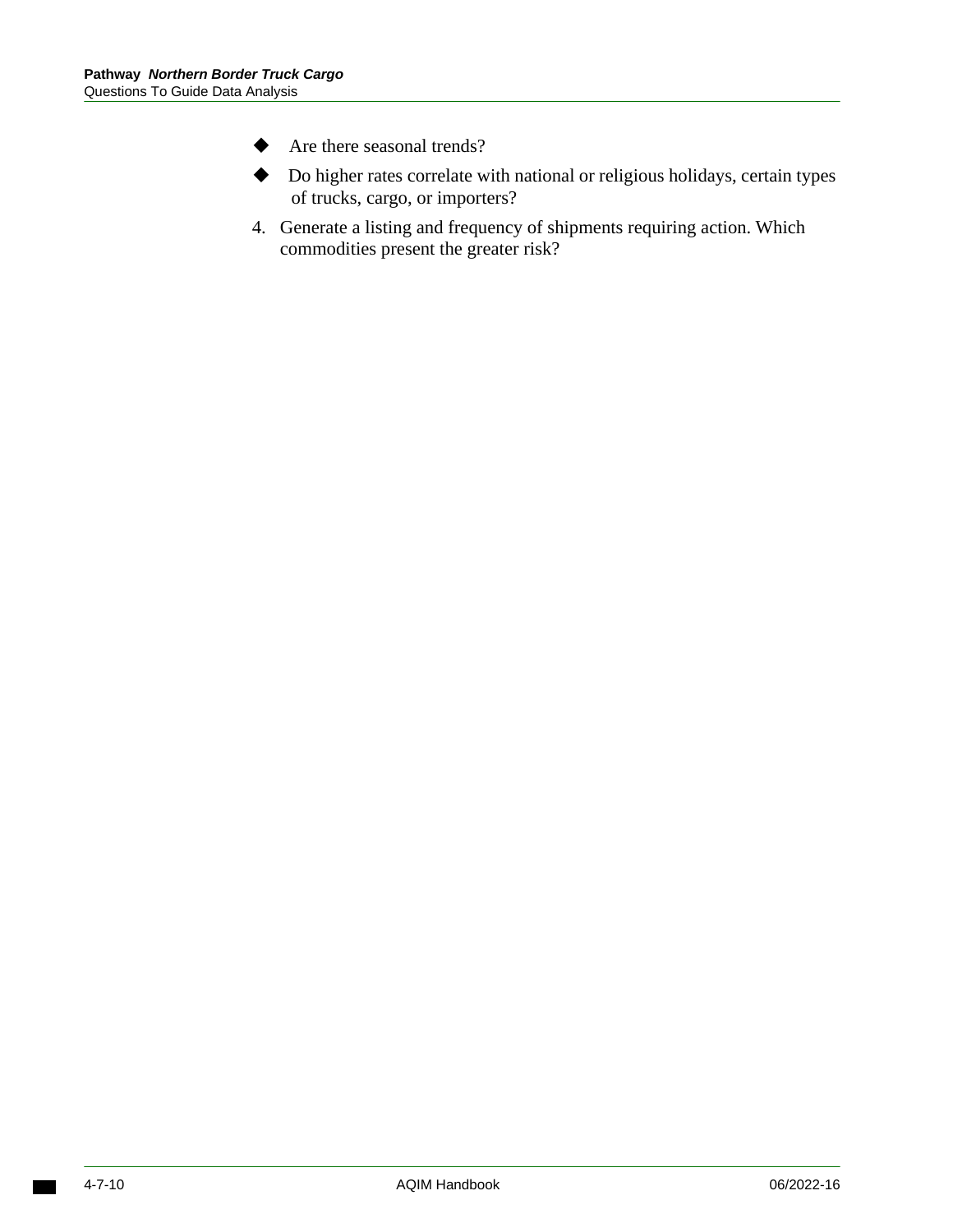- Are there seasonal trends?
- Do higher rates correlate with national or religious holidays, certain types of trucks, cargo, or importers?

4. Generate a listing and frequency of shipments requiring action. Which commodities present the greater risk?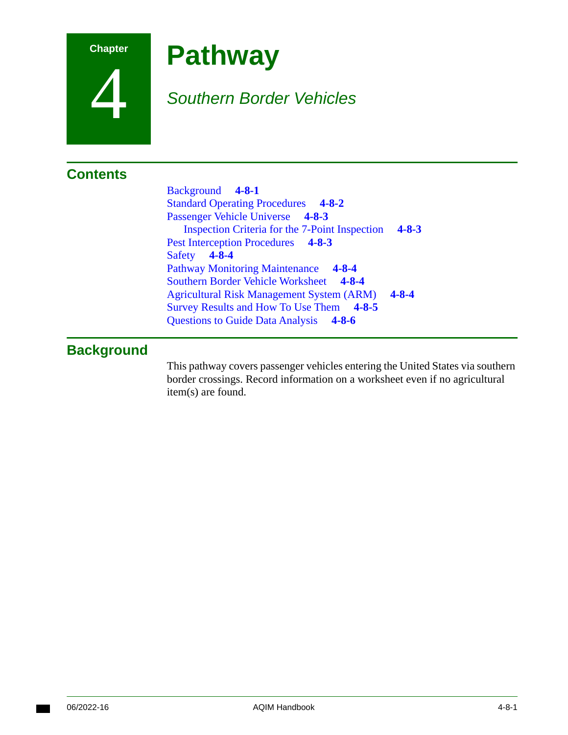# Chapter 4 Pathway

## *Southern Border Vehicles*

## Contents

Background **4-8-1**
Standard Operating Procedures **4-8-2**
Passenger Vehicle Universe **4-8-3**
  Inspection Criteria for the 7-Point Inspection **4-8-3**
Pest Interception Procedures **4-8-3**
Safety **4-8-4**
Pathway Monitoring Maintenance **4-8-4**
Southern Border Vehicle Worksheet **4-8-4**
Agricultural Risk Management System (ARM) **4-8-4**
Survey Results and How To Use Them **4-8-5**
Questions to Guide Data Analysis **4-8-6**

## Background

This pathway covers passenger vehicles entering the United States via southern border crossings. Record information on a worksheet even if no agricultural item(s) are found.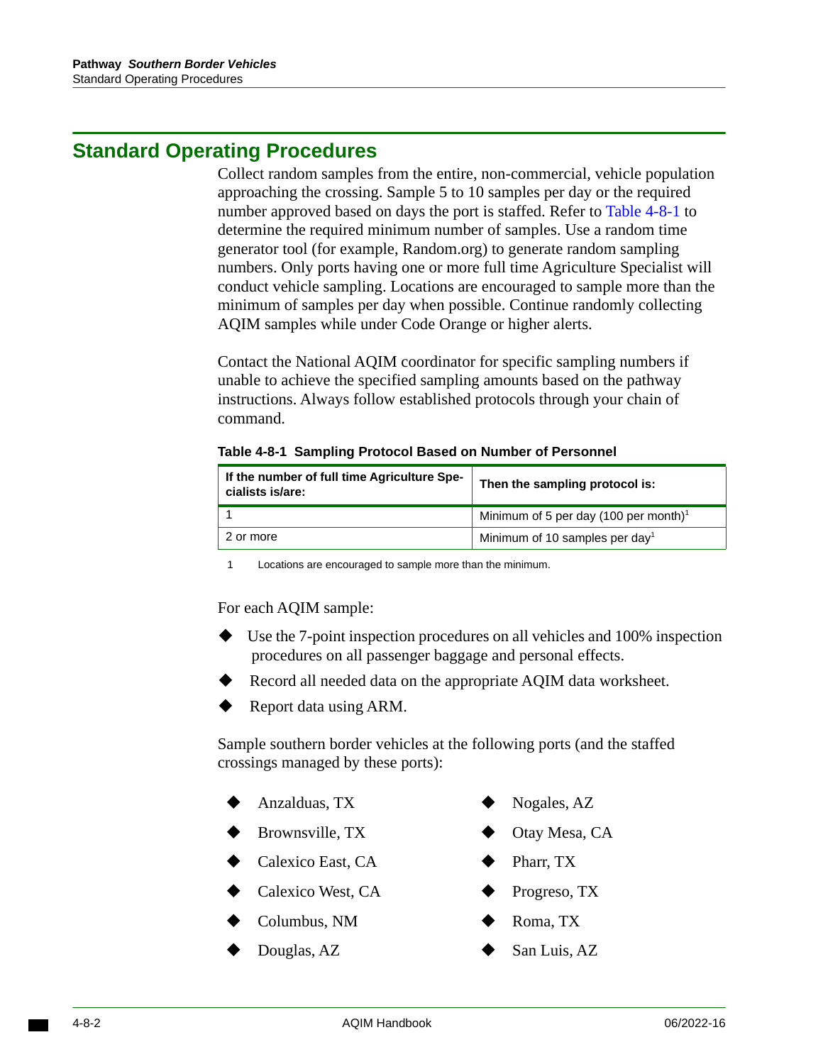## Standard Operating Procedures

Collect random samples from the entire, non-commercial, vehicle population approaching the crossing. Sample 5 to 10 samples per day or the required number approved based on days the port is staffed. Refer to Table 4-8-1 to determine the required minimum number of samples. Use a random time generator tool (for example, Random.org) to generate random sampling numbers. Only ports having one or more full time Agriculture Specialist will conduct vehicle sampling. Locations are encouraged to sample more than the minimum of samples per day when possible. Continue randomly collecting AQIM samples while under Code Orange or higher alerts.

Contact the National AQIM coordinator for specific sampling numbers if unable to achieve the specified sampling amounts based on the pathway instructions. Always follow established protocols through your chain of command.

**Table 4-8-1 Sampling Protocol Based on Number of Personnel**

| If the number of full time Agriculture Specialists is/are: | Then the sampling protocol is: |
|---|---|
| 1 | Minimum of 5 per day (100 per month)[1] |
| 2 or more | Minimum of 10 samples per day[1] |

1 Locations are encouraged to sample more than the minimum.

For each AQIM sample:

- Use the 7-point inspection procedures on all vehicles and 100% inspection procedures on all passenger baggage and personal effects.
- Record all needed data on the appropriate AQIM data worksheet.
- Report data using ARM.

Sample southern border vehicles at the following ports (and the staffed crossings managed by these ports):

- Anzalduas, TX
- Brownsville, TX
- Calexico East, CA
- Calexico West, CA
- Columbus, NM
- Douglas, AZ
- Nogales, AZ
- Otay Mesa, CA
- Pharr, TX
- Progreso, TX
- Roma, TX
- San Luis, AZ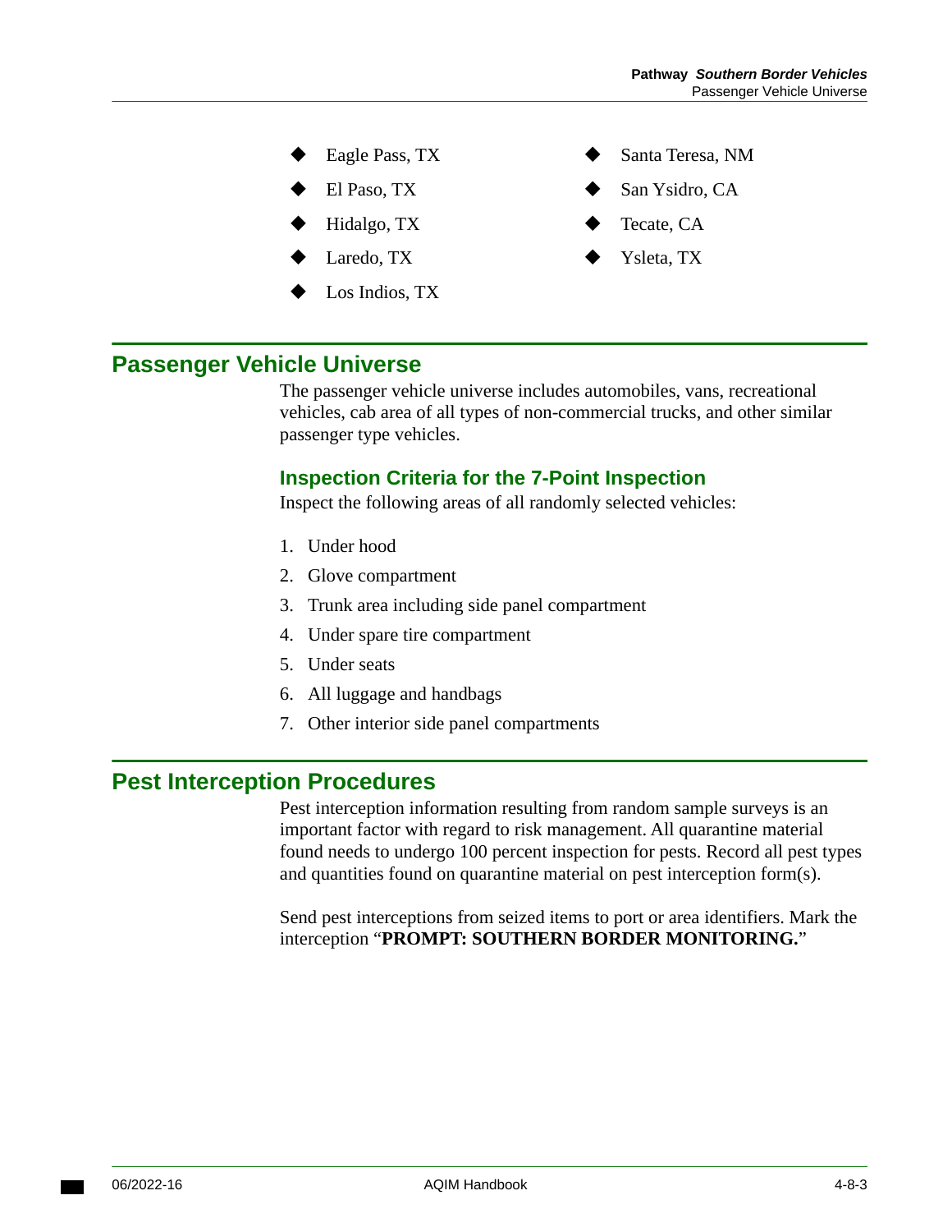- Eagle Pass, TX
- El Paso, TX
- Hidalgo, TX
- Laredo, TX
- Los Indios, TX
- Santa Teresa, NM
- San Ysidro, CA
- Tecate, CA
- Ysleta, TX

## Passenger Vehicle Universe

The passenger vehicle universe includes automobiles, vans, recreational vehicles, cab area of all types of non-commercial trucks, and other similar passenger type vehicles.

### Inspection Criteria for the 7-Point Inspection

Inspect the following areas of all randomly selected vehicles:

1. Under hood
2. Glove compartment
3. Trunk area including side panel compartment
4. Under spare tire compartment
5. Under seats
6. All luggage and handbags
7. Other interior side panel compartments

## Pest Interception Procedures

Pest interception information resulting from random sample surveys is an important factor with regard to risk management. All quarantine material found needs to undergo 100 percent inspection for pests. Record all pest types and quantities found on quarantine material on pest interception form(s).

Send pest interceptions from seized items to port or area identifiers. Mark the interception "**PROMPT: SOUTHERN BORDER MONITORING.**"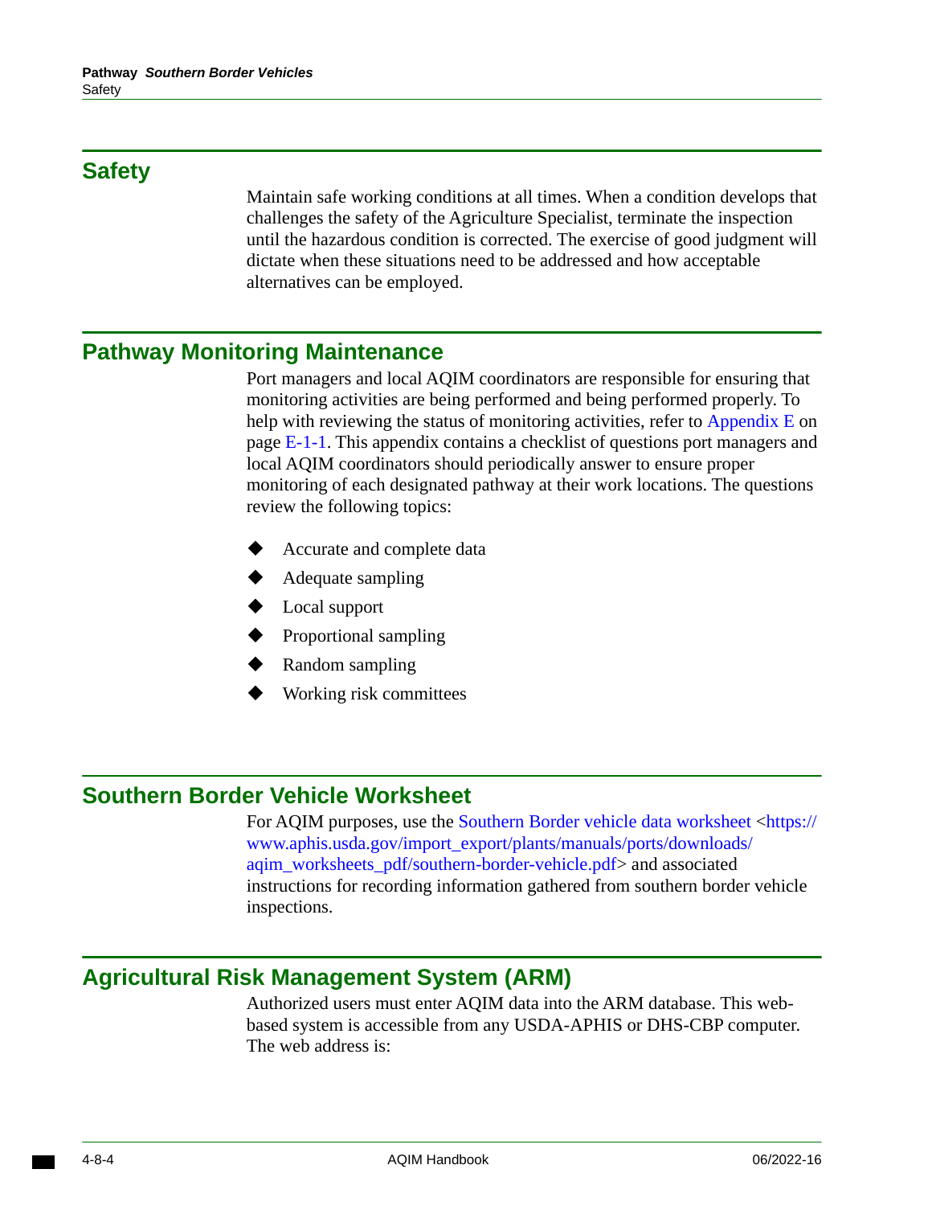## Safety

Maintain safe working conditions at all times. When a condition develops that challenges the safety of the Agriculture Specialist, terminate the inspection until the hazardous condition is corrected. The exercise of good judgment will dictate when these situations need to be addressed and how acceptable alternatives can be employed.

## Pathway Monitoring Maintenance

Port managers and local AQIM coordinators are responsible for ensuring that monitoring activities are being performed and being performed properly. To help with reviewing the status of monitoring activities, refer to Appendix E on page E-1-1. This appendix contains a checklist of questions port managers and local AQIM coordinators should periodically answer to ensure proper monitoring of each designated pathway at their work locations. The questions review the following topics:

- Accurate and complete data
- Adequate sampling
- Local support
- Proportional sampling
- Random sampling
- Working risk committees

## Southern Border Vehicle Worksheet

For AQIM purposes, use the Southern Border vehicle data worksheet <https://www.aphis.usda.gov/import_export/plants/manuals/ports/downloads/aqim_worksheets_pdf/southern-border-vehicle.pdf> and associated instructions for recording information gathered from southern border vehicle inspections.

## Agricultural Risk Management System (ARM)

Authorized users must enter AQIM data into the ARM database. This web-based system is accessible from any USDA-APHIS or DHS-CBP computer. The web address is: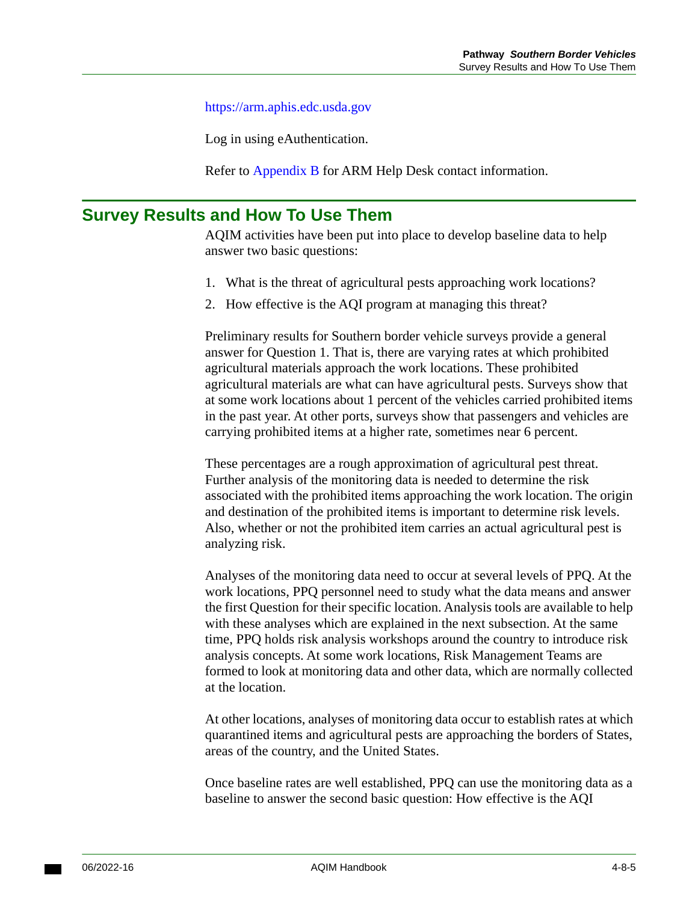https://arm.aphis.edc.usda.gov

Log in using eAuthentication.

Refer to Appendix B for ARM Help Desk contact information.

## Survey Results and How To Use Them

AQIM activities have been put into place to develop baseline data to help answer two basic questions:

1. What is the threat of agricultural pests approaching work locations?
2. How effective is the AQI program at managing this threat?

Preliminary results for Southern border vehicle surveys provide a general answer for Question 1. That is, there are varying rates at which prohibited agricultural materials approach the work locations. These prohibited agricultural materials are what can have agricultural pests. Surveys show that at some work locations about 1 percent of the vehicles carried prohibited items in the past year. At other ports, surveys show that passengers and vehicles are carrying prohibited items at a higher rate, sometimes near 6 percent.

These percentages are a rough approximation of agricultural pest threat. Further analysis of the monitoring data is needed to determine the risk associated with the prohibited items approaching the work location. The origin and destination of the prohibited items is important to determine risk levels. Also, whether or not the prohibited item carries an actual agricultural pest is analyzing risk.

Analyses of the monitoring data need to occur at several levels of PPQ. At the work locations, PPQ personnel need to study what the data means and answer the first Question for their specific location. Analysis tools are available to help with these analyses which are explained in the next subsection. At the same time, PPQ holds risk analysis workshops around the country to introduce risk analysis concepts. At some work locations, Risk Management Teams are formed to look at monitoring data and other data, which are normally collected at the location.

At other locations, analyses of monitoring data occur to establish rates at which quarantined items and agricultural pests are approaching the borders of States, areas of the country, and the United States.

Once baseline rates are well established, PPQ can use the monitoring data as a baseline to answer the second basic question: How effective is the AQI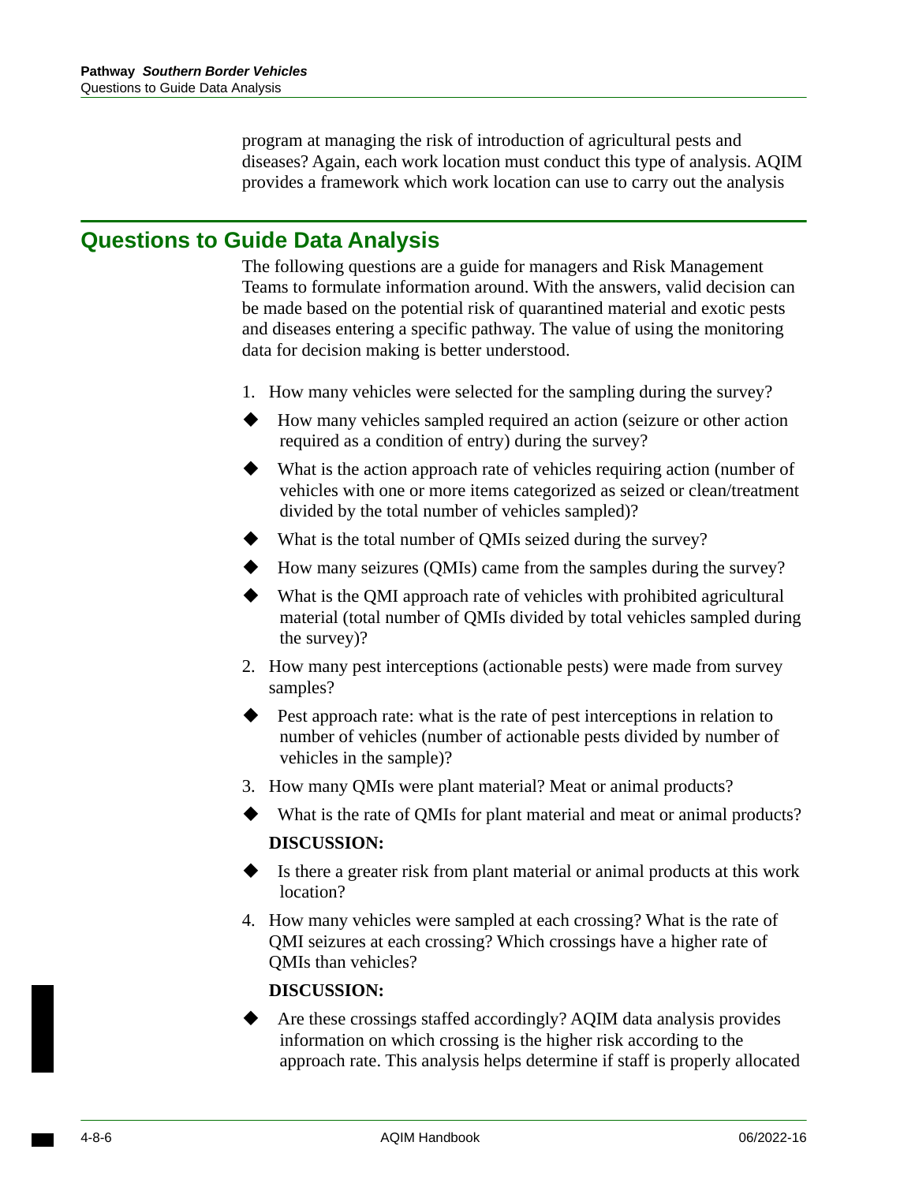program at managing the risk of introduction of agricultural pests and diseases? Again, each work location must conduct this type of analysis. AQIM provides a framework which work location can use to carry out the analysis

## Questions to Guide Data Analysis

The following questions are a guide for managers and Risk Management Teams to formulate information around. With the answers, valid decision can be made based on the potential risk of quarantined material and exotic pests and diseases entering a specific pathway. The value of using the monitoring data for decision making is better understood.

1. How many vehicles were selected for the sampling during the survey?

- How many vehicles sampled required an action (seizure or other action required as a condition of entry) during the survey?
- What is the action approach rate of vehicles requiring action (number of vehicles with one or more items categorized as seized or clean/treatment divided by the total number of vehicles sampled)?
- What is the total number of QMIs seized during the survey?
- How many seizures (QMIs) came from the samples during the survey?
- What is the QMI approach rate of vehicles with prohibited agricultural material (total number of QMIs divided by total vehicles sampled during the survey)?

2. How many pest interceptions (actionable pests) were made from survey samples?

- Pest approach rate: what is the rate of pest interceptions in relation to number of vehicles (number of actionable pests divided by number of vehicles in the sample)?

3. How many QMIs were plant material? Meat or animal products?

- What is the rate of QMIs for plant material and meat or animal products?

**DISCUSSION:**

- Is there a greater risk from plant material or animal products at this work location?

4. How many vehicles were sampled at each crossing? What is the rate of QMI seizures at each crossing? Which crossings have a higher rate of QMIs than vehicles?

**DISCUSSION:**

- Are these crossings staffed accordingly? AQIM data analysis provides information on which crossing is the higher risk according to the approach rate. This analysis helps determine if staff is properly allocated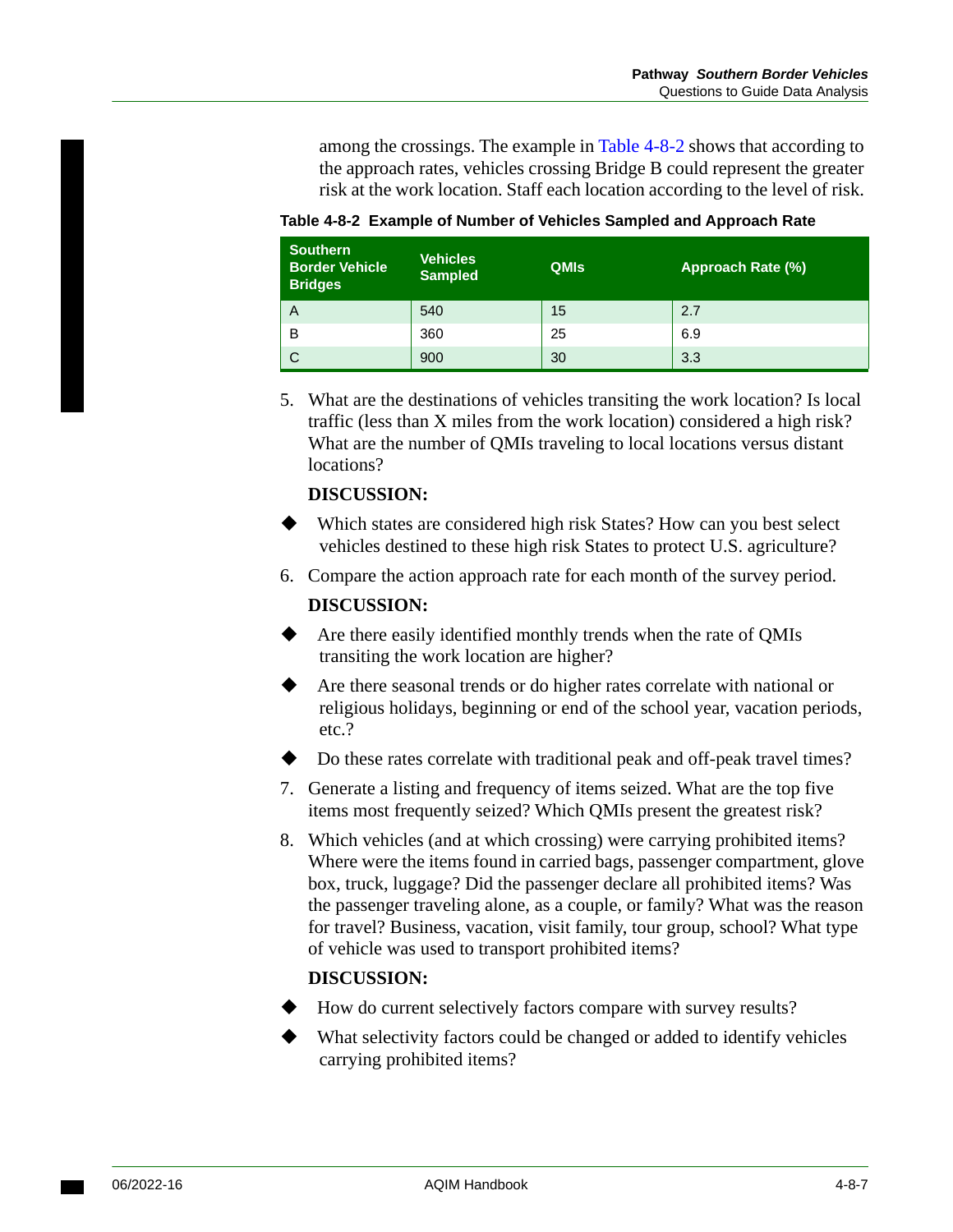among the crossings. The example in Table 4-8-2 shows that according to the approach rates, vehicles crossing Bridge B could represent the greater risk at the work location. Staff each location according to the level of risk.

**Table 4-8-2 Example of Number of Vehicles Sampled and Approach Rate**

| Southern Border Vehicle Bridges | Vehicles Sampled | QMIs | Approach Rate (%) |
|---|---|---|---|
| A | 540 | 15 | 2.7 |
| B | 360 | 25 | 6.9 |
| C | 900 | 30 | 3.3 |

5. What are the destinations of vehicles transiting the work location? Is local traffic (less than X miles from the work location) considered a high risk? What are the number of QMIs traveling to local locations versus distant locations?

   **DISCUSSION:**

   - Which states are considered high risk States? How can you best select vehicles destined to these high risk States to protect U.S. agriculture?

6. Compare the action approach rate for each month of the survey period.

   **DISCUSSION:**

   - Are there easily identified monthly trends when the rate of QMIs transiting the work location are higher?
   - Are there seasonal trends or do higher rates correlate with national or religious holidays, beginning or end of the school year, vacation periods, etc.?
   - Do these rates correlate with traditional peak and off-peak travel times?

7. Generate a listing and frequency of items seized. What are the top five items most frequently seized? Which QMIs present the greatest risk?

8. Which vehicles (and at which crossing) were carrying prohibited items? Where were the items found in carried bags, passenger compartment, glove box, truck, luggage? Did the passenger declare all prohibited items? Was the passenger traveling alone, as a couple, or family? What was the reason for travel? Business, vacation, visit family, tour group, school? What type of vehicle was used to transport prohibited items?

   **DISCUSSION:**

   - How do current selectively factors compare with survey results?
   - What selectivity factors could be changed or added to identify vehicles carrying prohibited items?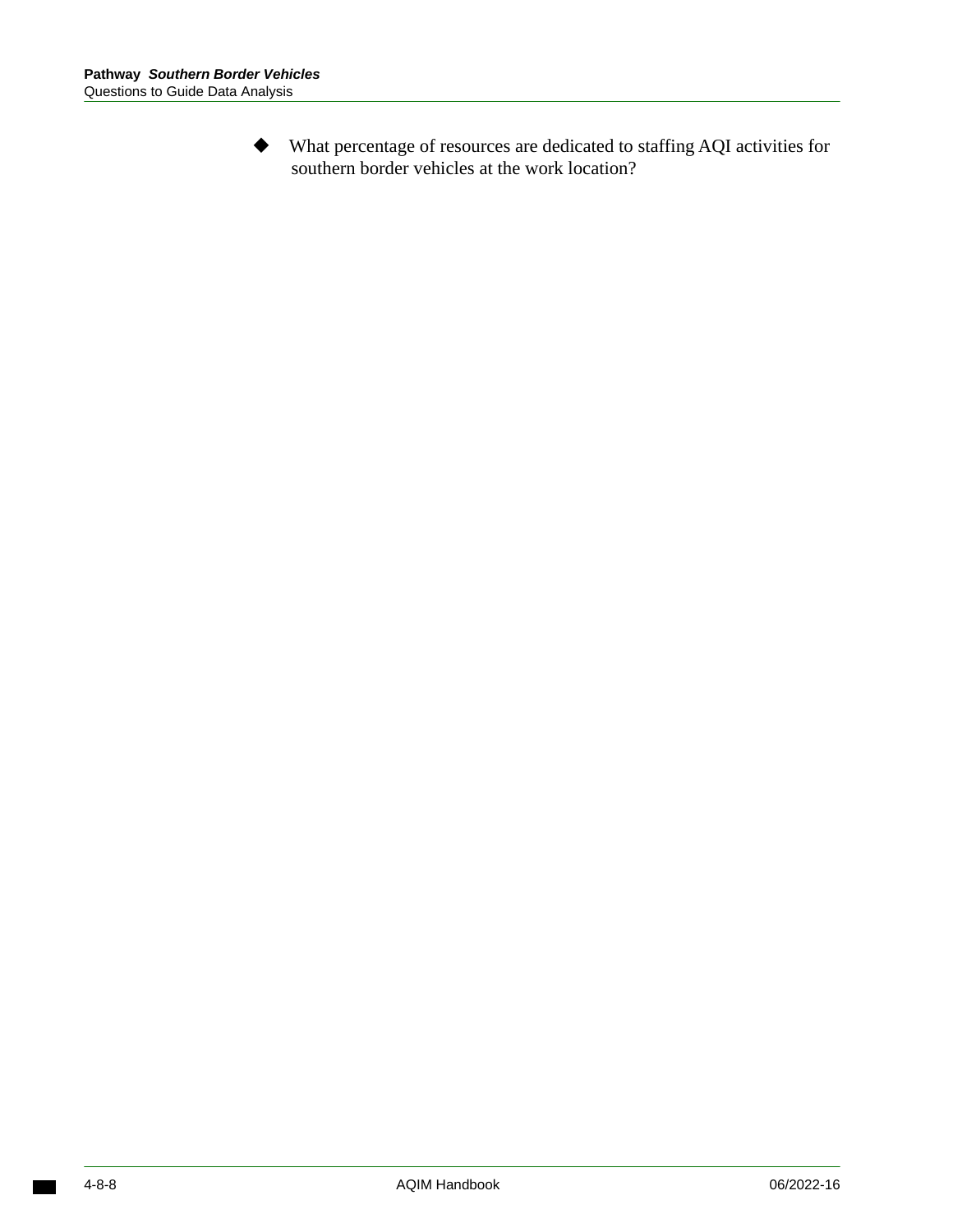- What percentage of resources are dedicated to staffing AQI activities for southern border vehicles at the work location?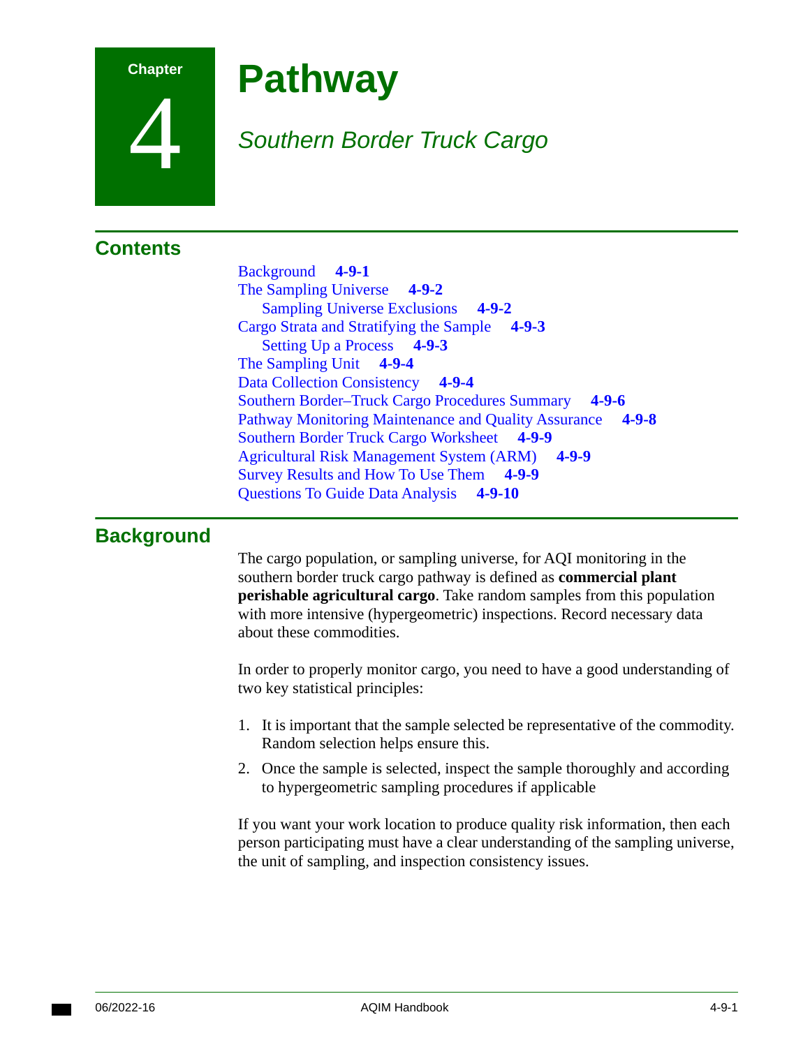Chapter 4

# Pathway

*Southern Border Truck Cargo*

## Contents

Background 4-9-1
The Sampling Universe 4-9-2
  Sampling Universe Exclusions 4-9-2
Cargo Strata and Stratifying the Sample 4-9-3
  Setting Up a Process 4-9-3
The Sampling Unit 4-9-4
Data Collection Consistency 4-9-4
Southern Border–Truck Cargo Procedures Summary 4-9-6
Pathway Monitoring Maintenance and Quality Assurance 4-9-8
Southern Border Truck Cargo Worksheet 4-9-9
Agricultural Risk Management System (ARM) 4-9-9
Survey Results and How To Use Them 4-9-9
Questions To Guide Data Analysis 4-9-10

## Background

The cargo population, or sampling universe, for AQI monitoring in the southern border truck cargo pathway is defined as **commercial plant perishable agricultural cargo**. Take random samples from this population with more intensive (hypergeometric) inspections. Record necessary data about these commodities.

In order to properly monitor cargo, you need to have a good understanding of two key statistical principles:

1. It is important that the sample selected be representative of the commodity. Random selection helps ensure this.
2. Once the sample is selected, inspect the sample thoroughly and according to hypergeometric sampling procedures if applicable

If you want your work location to produce quality risk information, then each person participating must have a clear understanding of the sampling universe, the unit of sampling, and inspection consistency issues.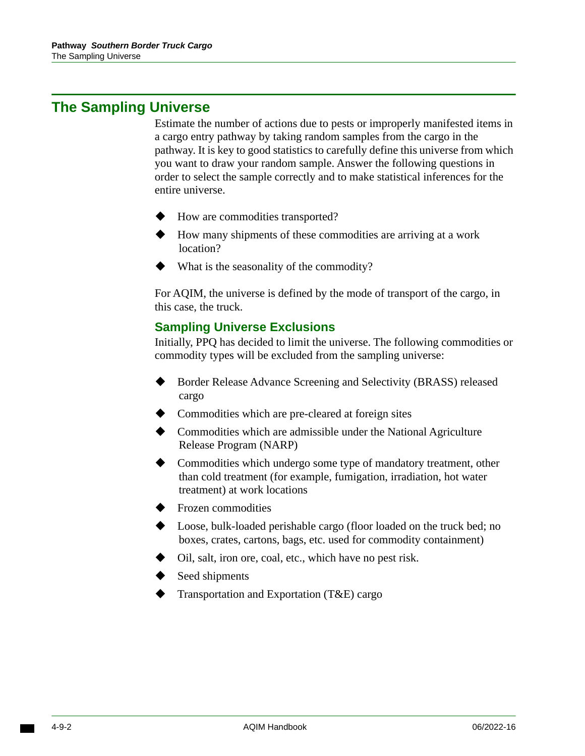# The Sampling Universe

Estimate the number of actions due to pests or improperly manifested items in a cargo entry pathway by taking random samples from the cargo in the pathway. It is key to good statistics to carefully define this universe from which you want to draw your random sample. Answer the following questions in order to select the sample correctly and to make statistical inferences for the entire universe.

- How are commodities transported?
- How many shipments of these commodities are arriving at a work location?
- What is the seasonality of the commodity?

For AQIM, the universe is defined by the mode of transport of the cargo, in this case, the truck.

## Sampling Universe Exclusions

Initially, PPQ has decided to limit the universe. The following commodities or commodity types will be excluded from the sampling universe:

- Border Release Advance Screening and Selectivity (BRASS) released cargo
- Commodities which are pre-cleared at foreign sites
- Commodities which are admissible under the National Agriculture Release Program (NARP)
- Commodities which undergo some type of mandatory treatment, other than cold treatment (for example, fumigation, irradiation, hot water treatment) at work locations
- Frozen commodities
- Loose, bulk-loaded perishable cargo (floor loaded on the truck bed; no boxes, crates, cartons, bags, etc. used for commodity containment)
- Oil, salt, iron ore, coal, etc., which have no pest risk.
- Seed shipments
- Transportation and Exportation (T&E) cargo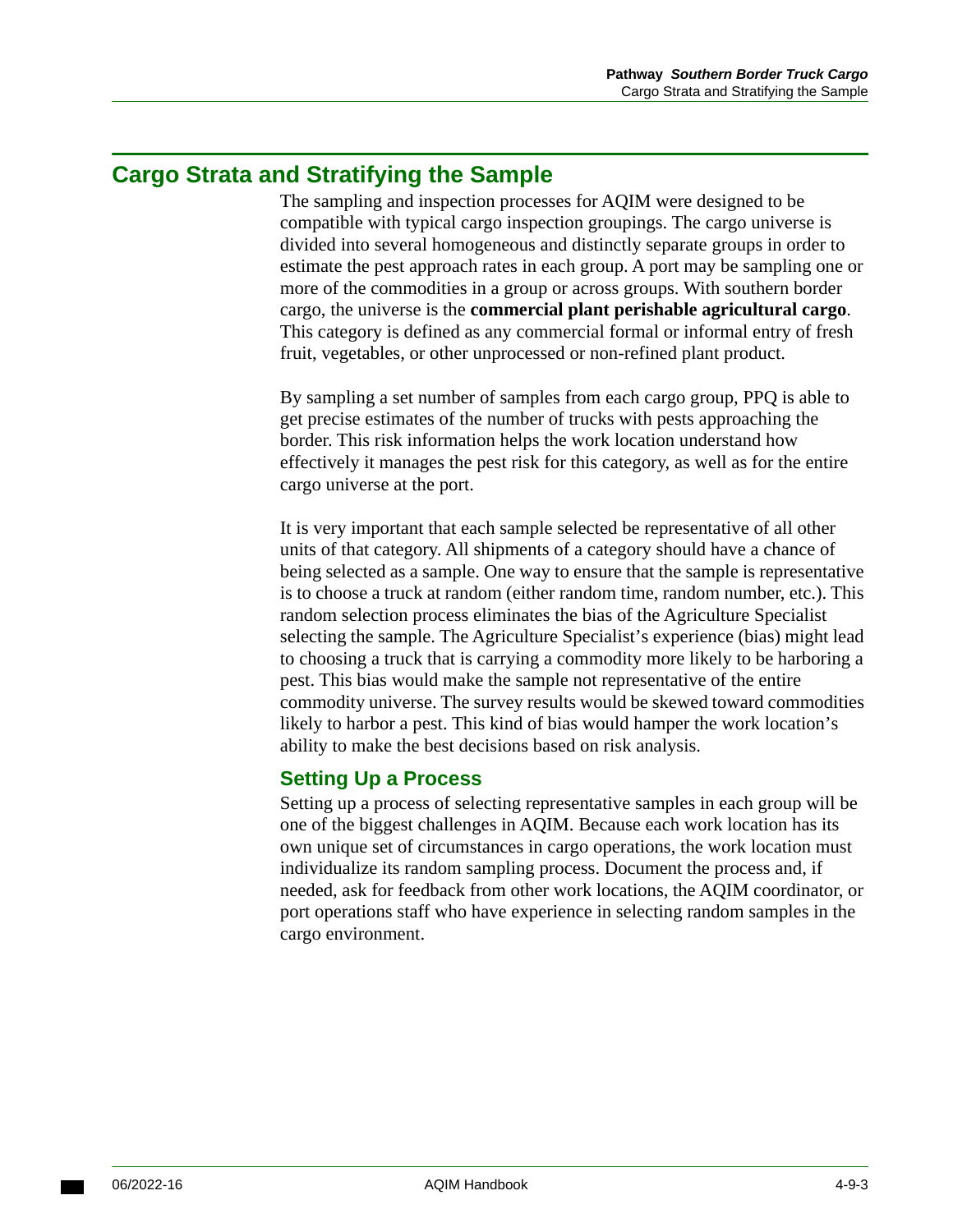## Cargo Strata and Stratifying the Sample

The sampling and inspection processes for AQIM were designed to be compatible with typical cargo inspection groupings. The cargo universe is divided into several homogeneous and distinctly separate groups in order to estimate the pest approach rates in each group. A port may be sampling one or more of the commodities in a group or across groups. With southern border cargo, the universe is the **commercial plant perishable agricultural cargo**. This category is defined as any commercial formal or informal entry of fresh fruit, vegetables, or other unprocessed or non-refined plant product.

By sampling a set number of samples from each cargo group, PPQ is able to get precise estimates of the number of trucks with pests approaching the border. This risk information helps the work location understand how effectively it manages the pest risk for this category, as well as for the entire cargo universe at the port.

It is very important that each sample selected be representative of all other units of that category. All shipments of a category should have a chance of being selected as a sample. One way to ensure that the sample is representative is to choose a truck at random (either random time, random number, etc.). This random selection process eliminates the bias of the Agriculture Specialist selecting the sample. The Agriculture Specialist's experience (bias) might lead to choosing a truck that is carrying a commodity more likely to be harboring a pest. This bias would make the sample not representative of the entire commodity universe. The survey results would be skewed toward commodities likely to harbor a pest. This kind of bias would hamper the work location's ability to make the best decisions based on risk analysis.

### Setting Up a Process

Setting up a process of selecting representative samples in each group will be one of the biggest challenges in AQIM. Because each work location has its own unique set of circumstances in cargo operations, the work location must individualize its random sampling process. Document the process and, if needed, ask for feedback from other work locations, the AQIM coordinator, or port operations staff who have experience in selecting random samples in the cargo environment.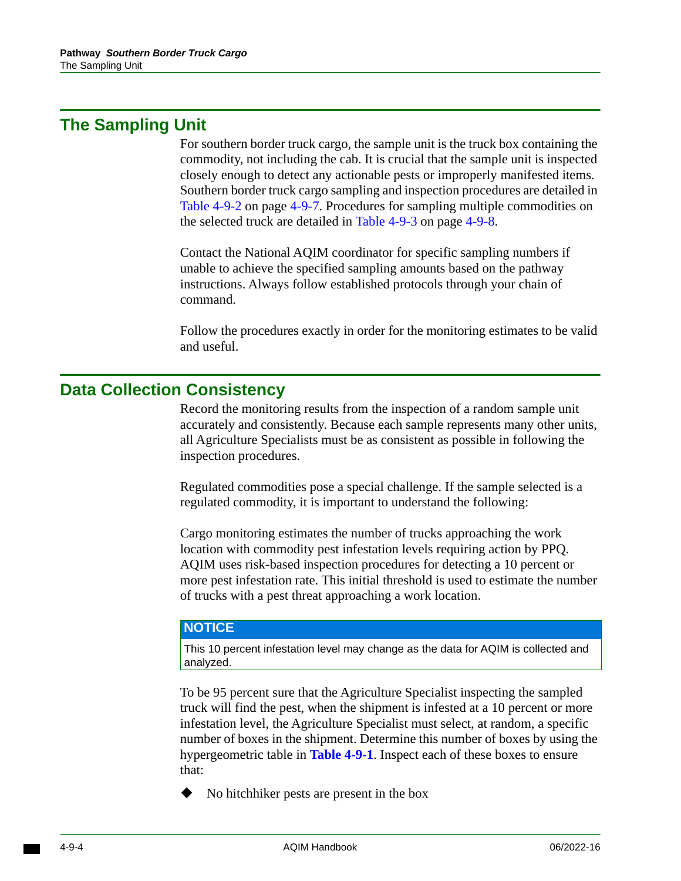## The Sampling Unit

For southern border truck cargo, the sample unit is the truck box containing the commodity, not including the cab. It is crucial that the sample unit is inspected closely enough to detect any actionable pests or improperly manifested items. Southern border truck cargo sampling and inspection procedures are detailed in Table 4-9-2 on page 4-9-7. Procedures for sampling multiple commodities on the selected truck are detailed in Table 4-9-3 on page 4-9-8.

Contact the National AQIM coordinator for specific sampling numbers if unable to achieve the specified sampling amounts based on the pathway instructions. Always follow established protocols through your chain of command.

Follow the procedures exactly in order for the monitoring estimates to be valid and useful.

## Data Collection Consistency

Record the monitoring results from the inspection of a random sample unit accurately and consistently. Because each sample represents many other units, all Agriculture Specialists must be as consistent as possible in following the inspection procedures.

Regulated commodities pose a special challenge. If the sample selected is a regulated commodity, it is important to understand the following:

Cargo monitoring estimates the number of trucks approaching the work location with commodity pest infestation levels requiring action by PPQ. AQIM uses risk-based inspection procedures for detecting a 10 percent or more pest infestation rate. This initial threshold is used to estimate the number of trucks with a pest threat approaching a work location.

**NOTICE**

This 10 percent infestation level may change as the data for AQIM is collected and analyzed.

To be 95 percent sure that the Agriculture Specialist inspecting the sampled truck will find the pest, when the shipment is infested at a 10 percent or more infestation level, the Agriculture Specialist must select, at random, a specific number of boxes in the shipment. Determine this number of boxes by using the hypergeometric table in **Table 4-9-1**. Inspect each of these boxes to ensure that:

- No hitchhiker pests are present in the box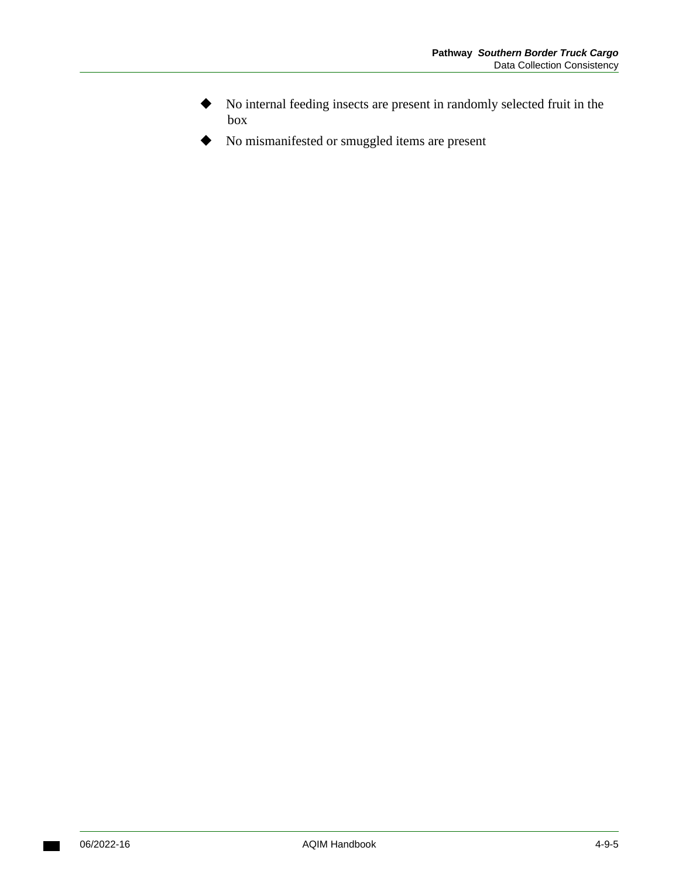- No internal feeding insects are present in randomly selected fruit in the box
- No mismanifested or smuggled items are present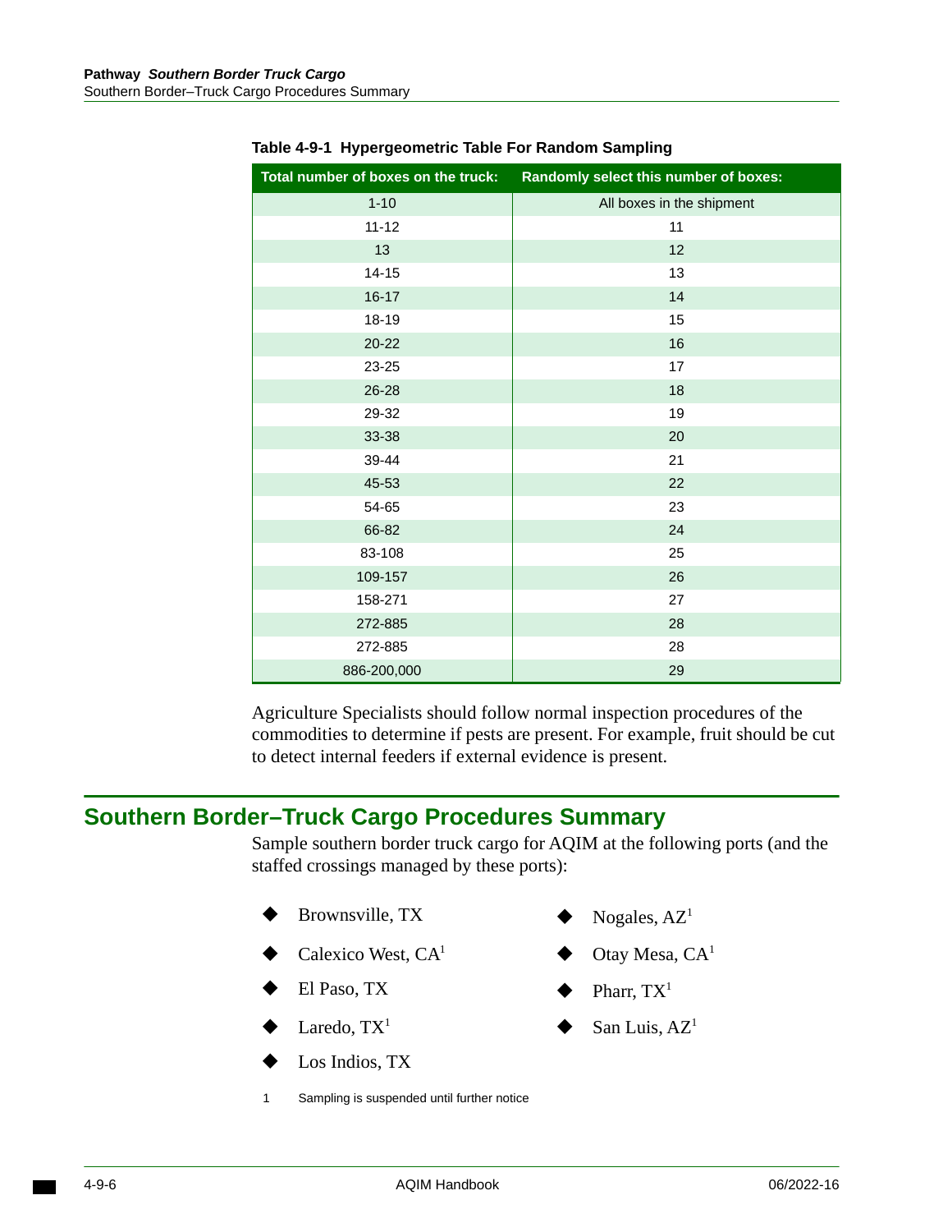**Table 4-9-1 Hypergeometric Table For Random Sampling**

| Total number of boxes on the truck: | Randomly select this number of boxes: |
|---|---|
| 1-10 | All boxes in the shipment |
| 11-12 | 11 |
| 13 | 12 |
| 14-15 | 13 |
| 16-17 | 14 |
| 18-19 | 15 |
| 20-22 | 16 |
| 23-25 | 17 |
| 26-28 | 18 |
| 29-32 | 19 |
| 33-38 | 20 |
| 39-44 | 21 |
| 45-53 | 22 |
| 54-65 | 23 |
| 66-82 | 24 |
| 83-108 | 25 |
| 109-157 | 26 |
| 158-271 | 27 |
| 272-885 | 28 |
| 272-885 | 28 |
| 886-200,000 | 29 |

Agriculture Specialists should follow normal inspection procedures of the commodities to determine if pests are present. For example, fruit should be cut to detect internal feeders if external evidence is present.

## Southern Border–Truck Cargo Procedures Summary

Sample southern border truck cargo for AQIM at the following ports (and the staffed crossings managed by these ports):

- Brownsville, TX
- Calexico West, CA[1]
- El Paso, TX
- Laredo, TX[1]
- Los Indios, TX
- Nogales, AZ[1]
- Otay Mesa, CA[1]
- Pharr, TX[1]
- San Luis, AZ[1]

1 Sampling is suspended until further notice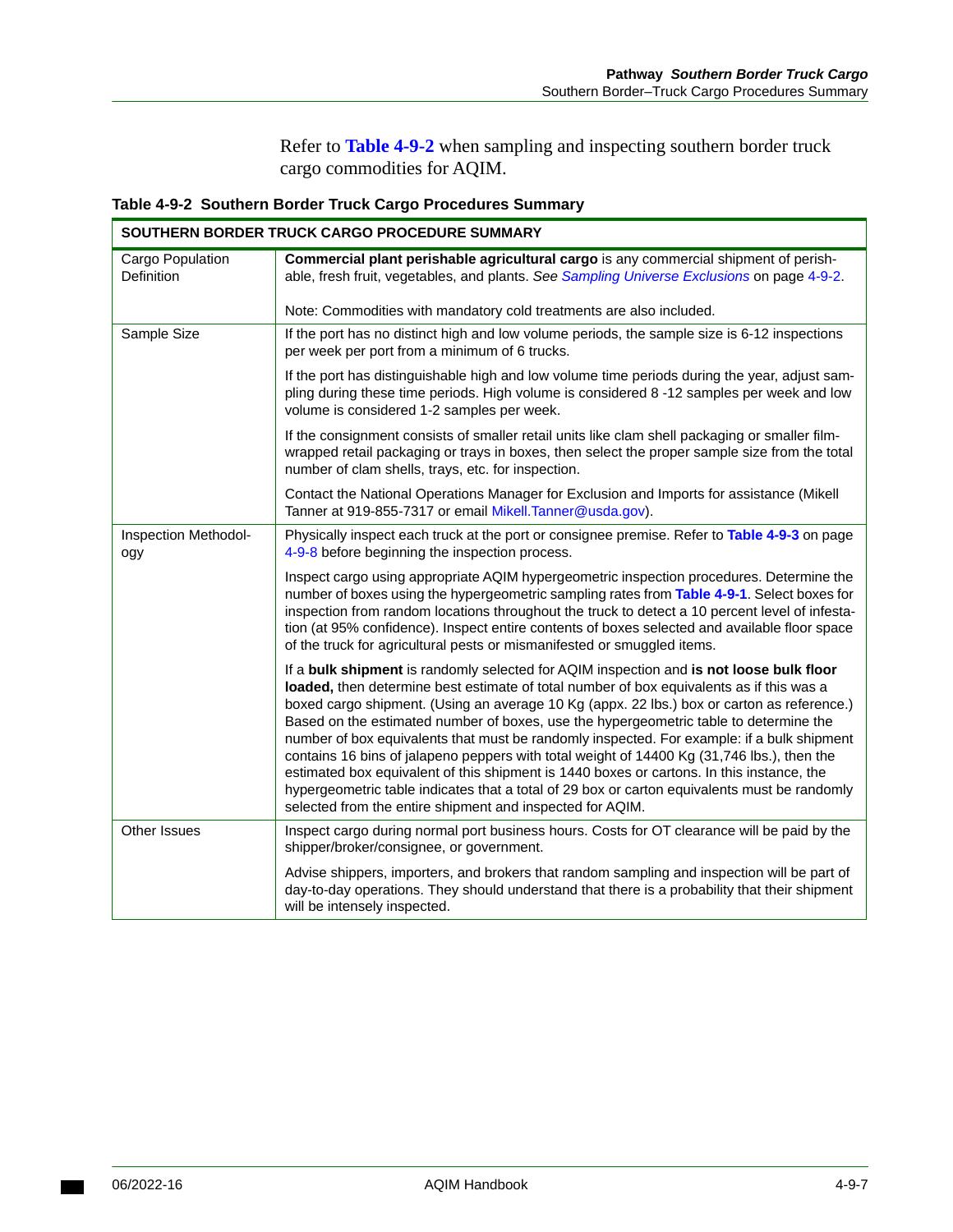Refer to **Table 4-9-2** when sampling and inspecting southern border truck cargo commodities for AQIM.

**Table 4-9-2 Southern Border Truck Cargo Procedures Summary**

| SOUTHERN BORDER TRUCK CARGO PROCEDURE SUMMARY | |
|---|---|
| Cargo Population Definition | **Commercial plant perishable agricultural cargo** is any commercial shipment of perishable, fresh fruit, vegetables, and plants. *See Sampling Universe Exclusions* on page 4-9-2.<br><br>Note: Commodities with mandatory cold treatments are also included. |
| Sample Size | If the port has no distinct high and low volume periods, the sample size is 6-12 inspections per week per port from a minimum of 6 trucks.<br><br>If the port has distinguishable high and low volume time periods during the year, adjust sampling during these time periods. High volume is considered 8 -12 samples per week and low volume is considered 1-2 samples per week.<br><br>If the consignment consists of smaller retail units like clam shell packaging or smaller film-wrapped retail packaging or trays in boxes, then select the proper sample size from the total number of clam shells, trays, etc. for inspection.<br><br>Contact the National Operations Manager for Exclusion and Imports for assistance (Mikell Tanner at 919-855-7317 or email Mikell.Tanner@usda.gov). |
| Inspection Methodology | Physically inspect each truck at the port or consignee premise. Refer to **Table 4-9-3** on page 4-9-8 before beginning the inspection process.<br><br>Inspect cargo using appropriate AQIM hypergeometric inspection procedures. Determine the number of boxes using the hypergeometric sampling rates from **Table 4-9-1**. Select boxes for inspection from random locations throughout the truck to detect a 10 percent level of infestation (at 95% confidence). Inspect entire contents of boxes selected and available floor space of the truck for agricultural pests or mismanifested or smuggled items.<br><br>If a **bulk shipment** is randomly selected for AQIM inspection and **is not loose bulk floor loaded,** then determine best estimate of total number of box equivalents as if this was a boxed cargo shipment. (Using an average 10 Kg (appx. 22 lbs.) box or carton as reference.) Based on the estimated number of boxes, use the hypergeometric table to determine the number of box equivalents that must be randomly inspected. For example: if a bulk shipment contains 16 bins of jalapeno peppers with total weight of 14400 Kg (31,746 lbs.), then the estimated box equivalent of this shipment is 1440 boxes or cartons. In this instance, the hypergeometric table indicates that a total of 29 box or carton equivalents must be randomly selected from the entire shipment and inspected for AQIM. |
| Other Issues | Inspect cargo during normal port business hours. Costs for OT clearance will be paid by the shipper/broker/consignee, or government.<br><br>Advise shippers, importers, and brokers that random sampling and inspection will be part of day-to-day operations. They should understand that there is a probability that their shipment will be intensely inspected. |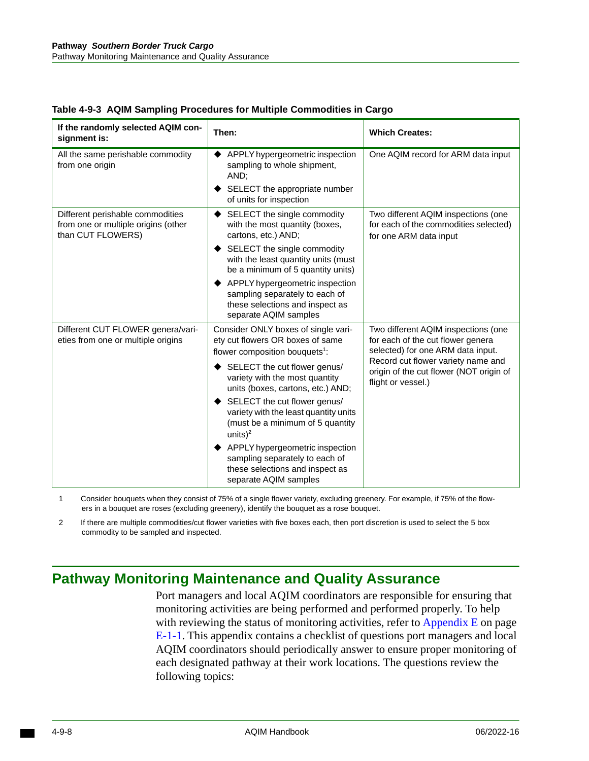**Table 4-9-3 AQIM Sampling Procedures for Multiple Commodities in Cargo**

| If the randomly selected AQIM consignment is: | Then: | Which Creates: |
|---|---|---|
| All the same perishable commodity from one origin | ◆ APPLY hypergeometric inspection sampling to whole shipment, AND;<br>◆ SELECT the appropriate number of units for inspection | One AQIM record for ARM data input |
| Different perishable commodities from one or multiple origins (other than CUT FLOWERS) | ◆ SELECT the single commodity with the most quantity (boxes, cartons, etc.) AND;<br>◆ SELECT the single commodity with the least quantity units (must be a minimum of 5 quantity units)<br>◆ APPLY hypergeometric inspection sampling separately to each of these selections and inspect as separate AQIM samples | Two different AQIM inspections (one for each of the commodities selected) for one ARM data input |
| Different CUT FLOWER genera/varieties from one or multiple origins | Consider ONLY boxes of single variety cut flowers OR boxes of same flower composition bouquets[1]:<br>◆ SELECT the cut flower genus/variety with the most quantity units (boxes, cartons, etc.) AND;<br>◆ SELECT the cut flower genus/variety with the least quantity units (must be a minimum of 5 quantity units)[2]<br>◆ APPLY hypergeometric inspection sampling separately to each of these selections and inspect as separate AQIM samples | Two different AQIM inspections (one for each of the cut flower genera selected) for one ARM data input. Record cut flower variety name and origin of the cut flower (NOT origin of flight or vessel.) |

1 Consider bouquets when they consist of 75% of a single flower variety, excluding greenery. For example, if 75% of the flowers in a bouquet are roses (excluding greenery), identify the bouquet as a rose bouquet.

2 If there are multiple commodities/cut flower varieties with five boxes each, then port discretion is used to select the 5 box commodity to be sampled and inspected.

## Pathway Monitoring Maintenance and Quality Assurance

Port managers and local AQIM coordinators are responsible for ensuring that monitoring activities are being performed and performed properly. To help with reviewing the status of monitoring activities, refer to Appendix E on page E-1-1. This appendix contains a checklist of questions port managers and local AQIM coordinators should periodically answer to ensure proper monitoring of each designated pathway at their work locations. The questions review the following topics: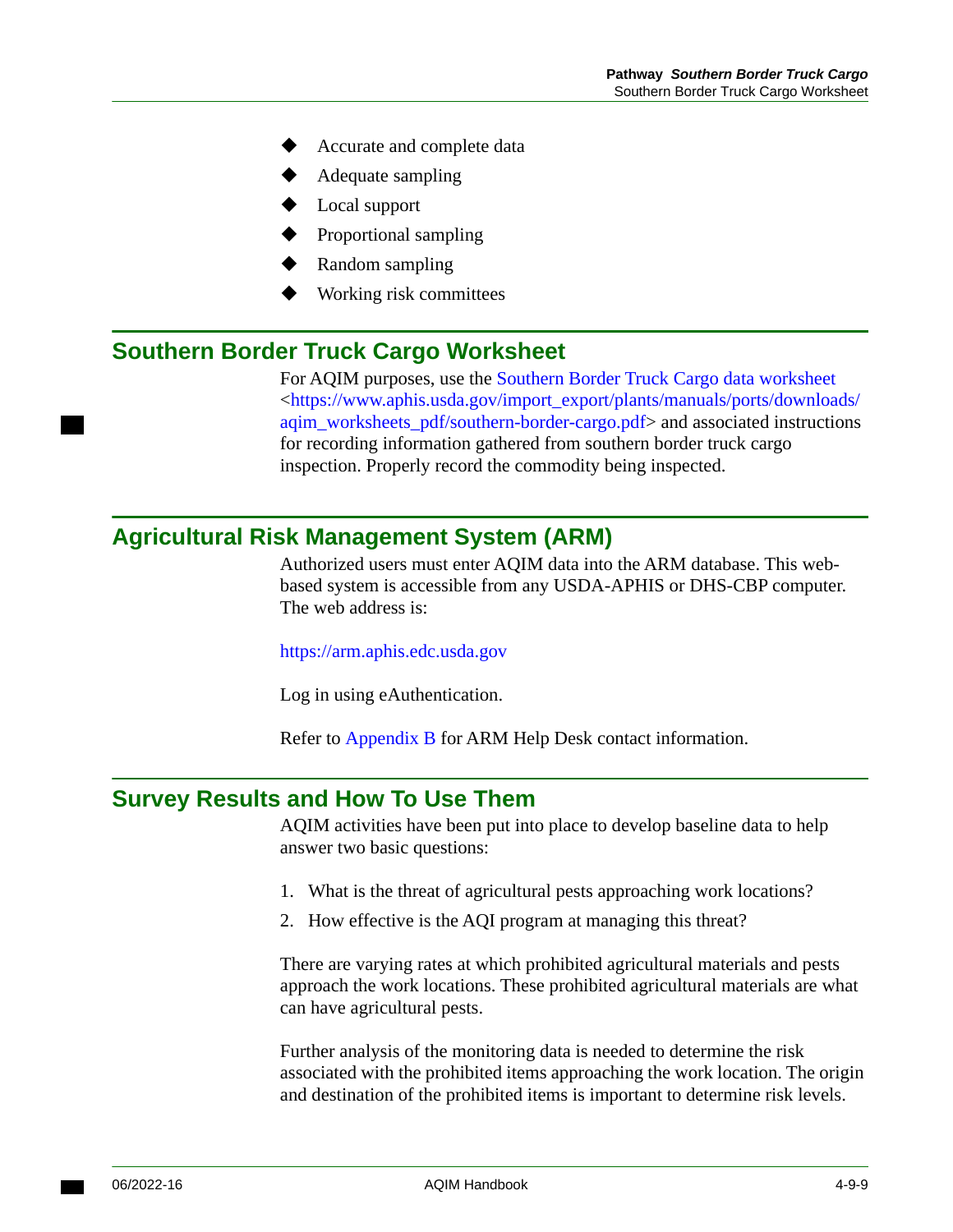- Accurate and complete data
- Adequate sampling
- Local support
- Proportional sampling
- Random sampling
- Working risk committees

## Southern Border Truck Cargo Worksheet

For AQIM purposes, use the Southern Border Truck Cargo data worksheet <https://www.aphis.usda.gov/import_export/plants/manuals/ports/downloads/aqim_worksheets_pdf/southern-border-cargo.pdf> and associated instructions for recording information gathered from southern border truck cargo inspection. Properly record the commodity being inspected.

## Agricultural Risk Management System (ARM)

Authorized users must enter AQIM data into the ARM database. This web-based system is accessible from any USDA-APHIS or DHS-CBP computer. The web address is:

https://arm.aphis.edc.usda.gov

Log in using eAuthentication.

Refer to Appendix B for ARM Help Desk contact information.

## Survey Results and How To Use Them

AQIM activities have been put into place to develop baseline data to help answer two basic questions:

1. What is the threat of agricultural pests approaching work locations?
2. How effective is the AQI program at managing this threat?

There are varying rates at which prohibited agricultural materials and pests approach the work locations. These prohibited agricultural materials are what can have agricultural pests.

Further analysis of the monitoring data is needed to determine the risk associated with the prohibited items approaching the work location. The origin and destination of the prohibited items is important to determine risk levels.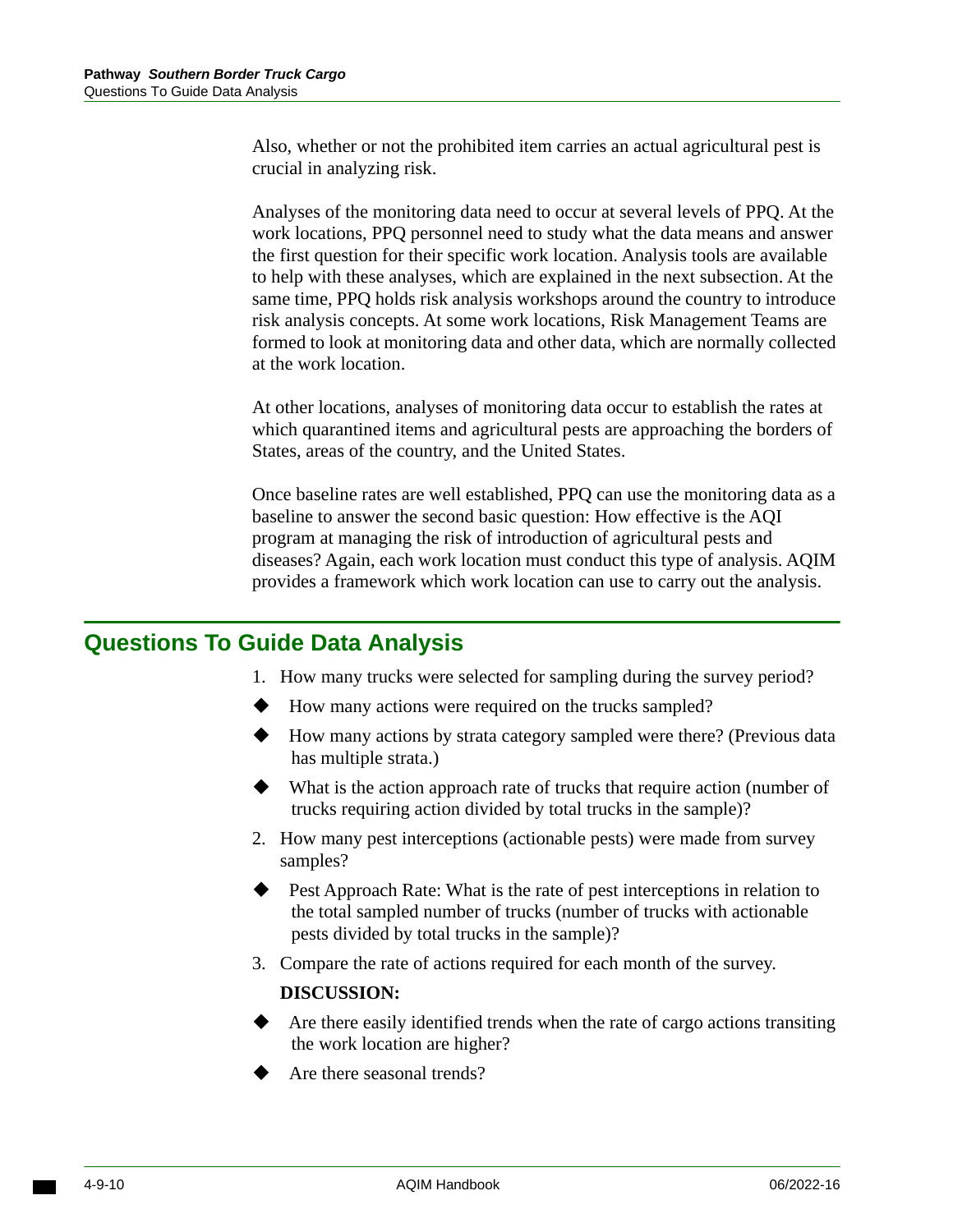Also, whether or not the prohibited item carries an actual agricultural pest is crucial in analyzing risk.

Analyses of the monitoring data need to occur at several levels of PPQ. At the work locations, PPQ personnel need to study what the data means and answer the first question for their specific work location. Analysis tools are available to help with these analyses, which are explained in the next subsection. At the same time, PPQ holds risk analysis workshops around the country to introduce risk analysis concepts. At some work locations, Risk Management Teams are formed to look at monitoring data and other data, which are normally collected at the work location.

At other locations, analyses of monitoring data occur to establish the rates at which quarantined items and agricultural pests are approaching the borders of States, areas of the country, and the United States.

Once baseline rates are well established, PPQ can use the monitoring data as a baseline to answer the second basic question: How effective is the AQI program at managing the risk of introduction of agricultural pests and diseases? Again, each work location must conduct this type of analysis. AQIM provides a framework which work location can use to carry out the analysis.

## Questions To Guide Data Analysis

1. How many trucks were selected for sampling during the survey period?
   - How many actions were required on the trucks sampled?
   - How many actions by strata category sampled were there? (Previous data has multiple strata.)
   - What is the action approach rate of trucks that require action (number of trucks requiring action divided by total trucks in the sample)?
2. How many pest interceptions (actionable pests) were made from survey samples?
   - Pest Approach Rate: What is the rate of pest interceptions in relation to the total sampled number of trucks (number of trucks with actionable pests divided by total trucks in the sample)?
3. Compare the rate of actions required for each month of the survey.

   **DISCUSSION:**

   - Are there easily identified trends when the rate of cargo actions transiting the work location are higher?
   - Are there seasonal trends?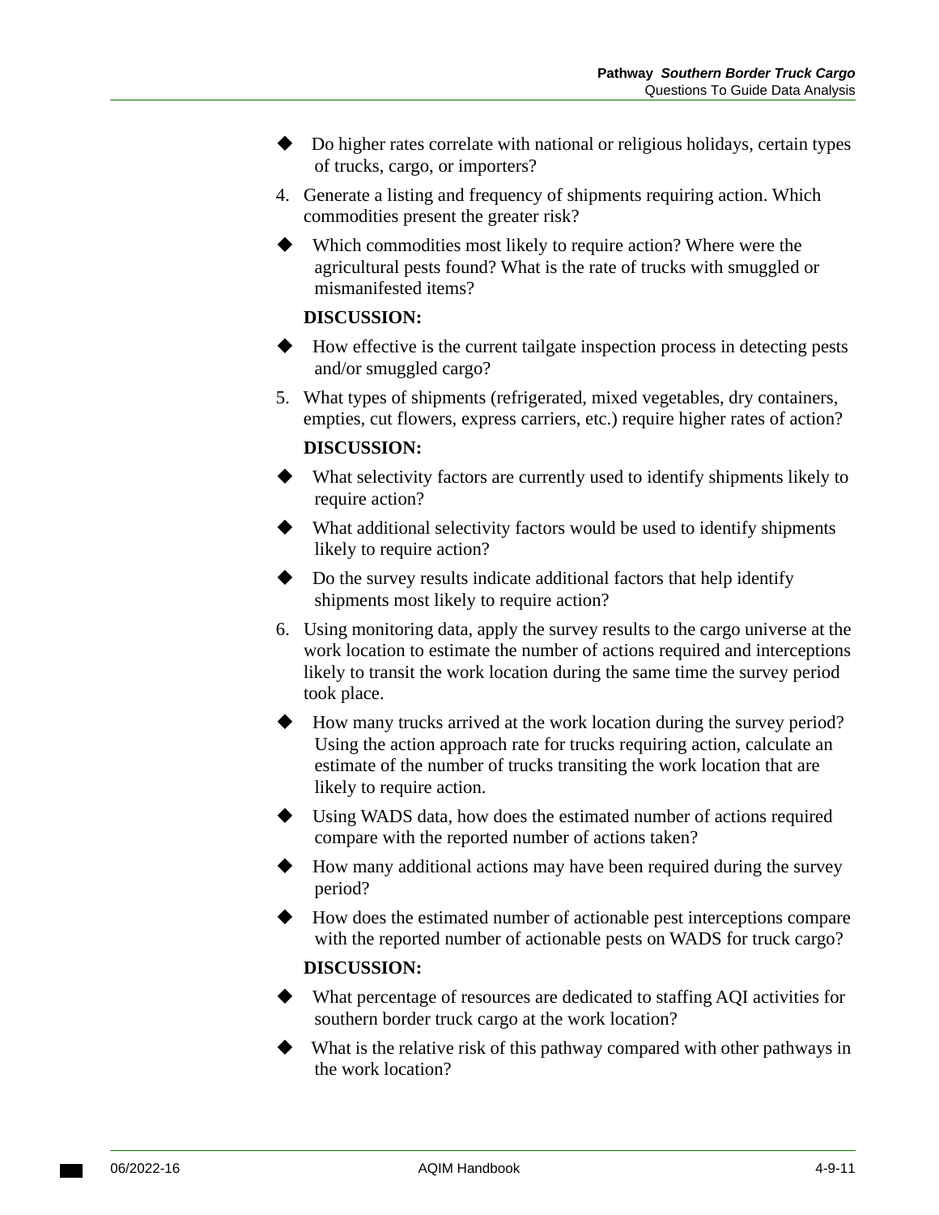- Do higher rates correlate with national or religious holidays, certain types of trucks, cargo, or importers?

4. Generate a listing and frequency of shipments requiring action. Which commodities present the greater risk?

- Which commodities most likely to require action? Where were the agricultural pests found? What is the rate of trucks with smuggled or mismanifested items?

**DISCUSSION:**

- How effective is the current tailgate inspection process in detecting pests and/or smuggled cargo?

5. What types of shipments (refrigerated, mixed vegetables, dry containers, empties, cut flowers, express carriers, etc.) require higher rates of action?

**DISCUSSION:**

- What selectivity factors are currently used to identify shipments likely to require action?
- What additional selectivity factors would be used to identify shipments likely to require action?
- Do the survey results indicate additional factors that help identify shipments most likely to require action?

6. Using monitoring data, apply the survey results to the cargo universe at the work location to estimate the number of actions required and interceptions likely to transit the work location during the same time the survey period took place.

- How many trucks arrived at the work location during the survey period? Using the action approach rate for trucks requiring action, calculate an estimate of the number of trucks transiting the work location that are likely to require action.
- Using WADS data, how does the estimated number of actions required compare with the reported number of actions taken?
- How many additional actions may have been required during the survey period?
- How does the estimated number of actionable pest interceptions compare with the reported number of actionable pests on WADS for truck cargo?

**DISCUSSION:**

- What percentage of resources are dedicated to staffing AQI activities for southern border truck cargo at the work location?
- What is the relative risk of this pathway compared with other pathways in the work location?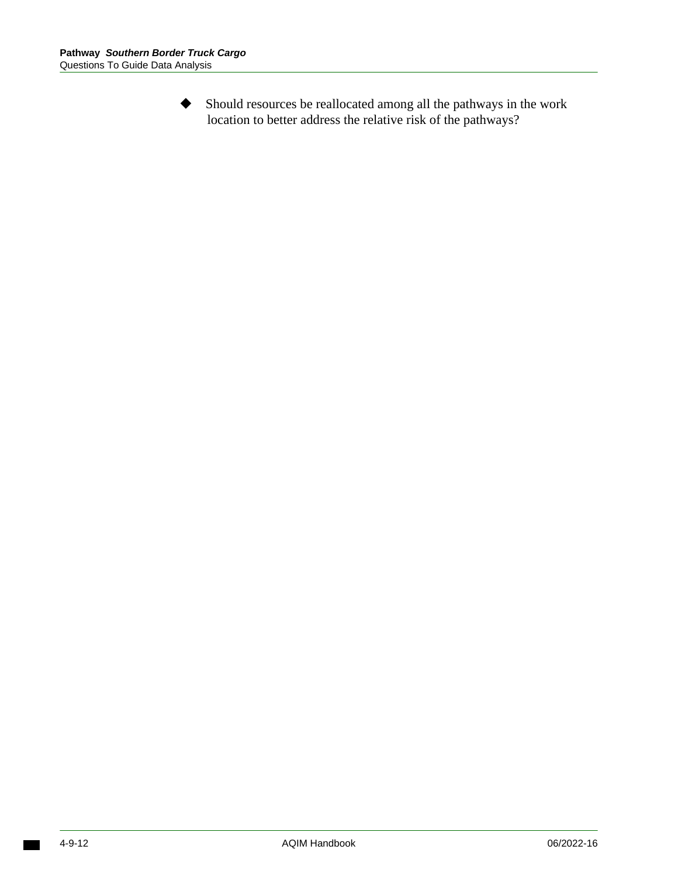- Should resources be reallocated among all the pathways in the work location to better address the relative risk of the pathways?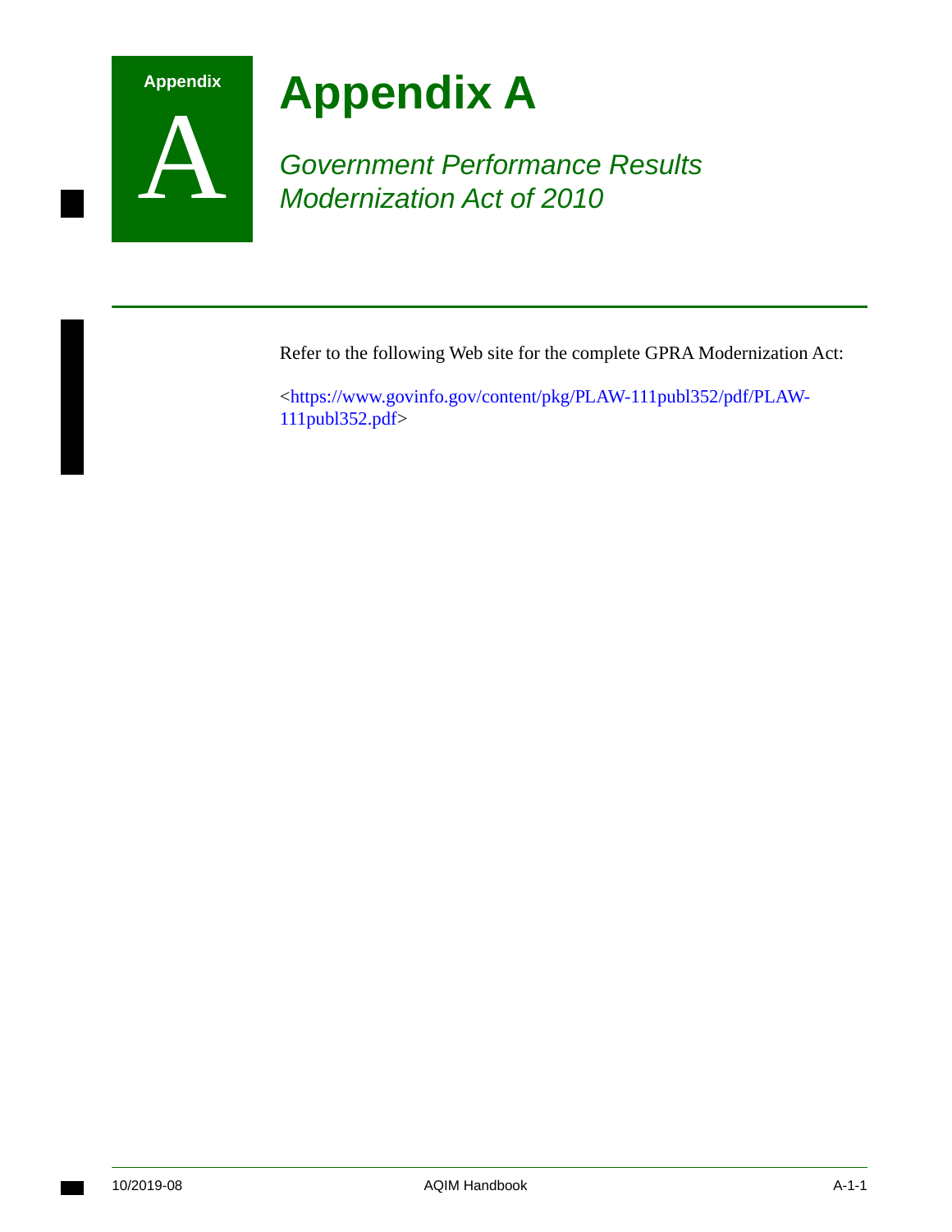# Appendix A

*Government Performance Results Modernization Act of 2010*

Refer to the following Web site for the complete GPRA Modernization Act:

<https://www.govinfo.gov/content/pkg/PLAW-111publ352/pdf/PLAW-111publ352.pdf>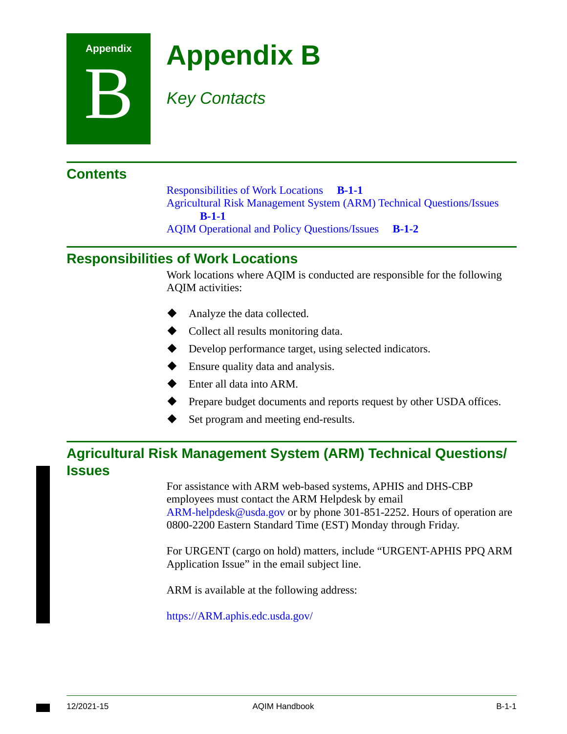# Appendix B

*Key Contacts*

## Contents

Responsibilities of Work Locations **B-1-1**
Agricultural Risk Management System (ARM) Technical Questions/Issues **B-1-1**
AQIM Operational and Policy Questions/Issues **B-1-2**

## Responsibilities of Work Locations

Work locations where AQIM is conducted are responsible for the following AQIM activities:

- Analyze the data collected.
- Collect all results monitoring data.
- Develop performance target, using selected indicators.
- Ensure quality data and analysis.
- Enter all data into ARM.
- Prepare budget documents and reports request by other USDA offices.
- Set program and meeting end-results.

## Agricultural Risk Management System (ARM) Technical Questions/Issues

For assistance with ARM web-based systems, APHIS and DHS-CBP employees must contact the ARM Helpdesk by email ARM-helpdesk@usda.gov or by phone 301-851-2252. Hours of operation are 0800-2200 Eastern Standard Time (EST) Monday through Friday.

For URGENT (cargo on hold) matters, include “URGENT-APHIS PPQ ARM Application Issue” in the email subject line.

ARM is available at the following address:

https://ARM.aphis.edc.usda.gov/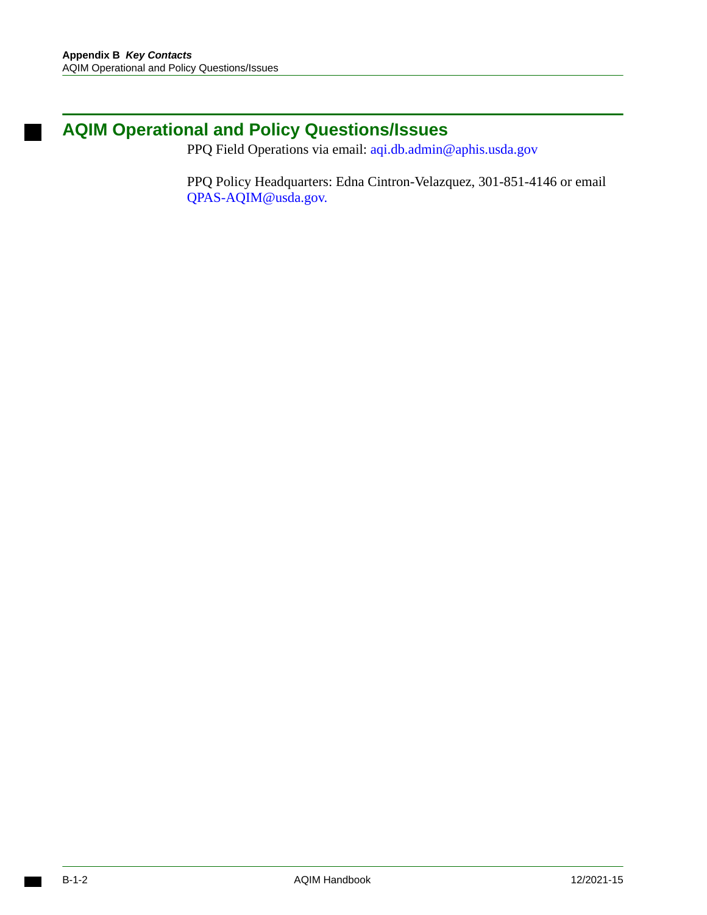## AQIM Operational and Policy Questions/Issues

PPQ Field Operations via email: aqi.db.admin@aphis.usda.gov

PPQ Policy Headquarters: Edna Cintron-Velazquez, 301-851-4146 or email QPAS-AQIM@usda.gov.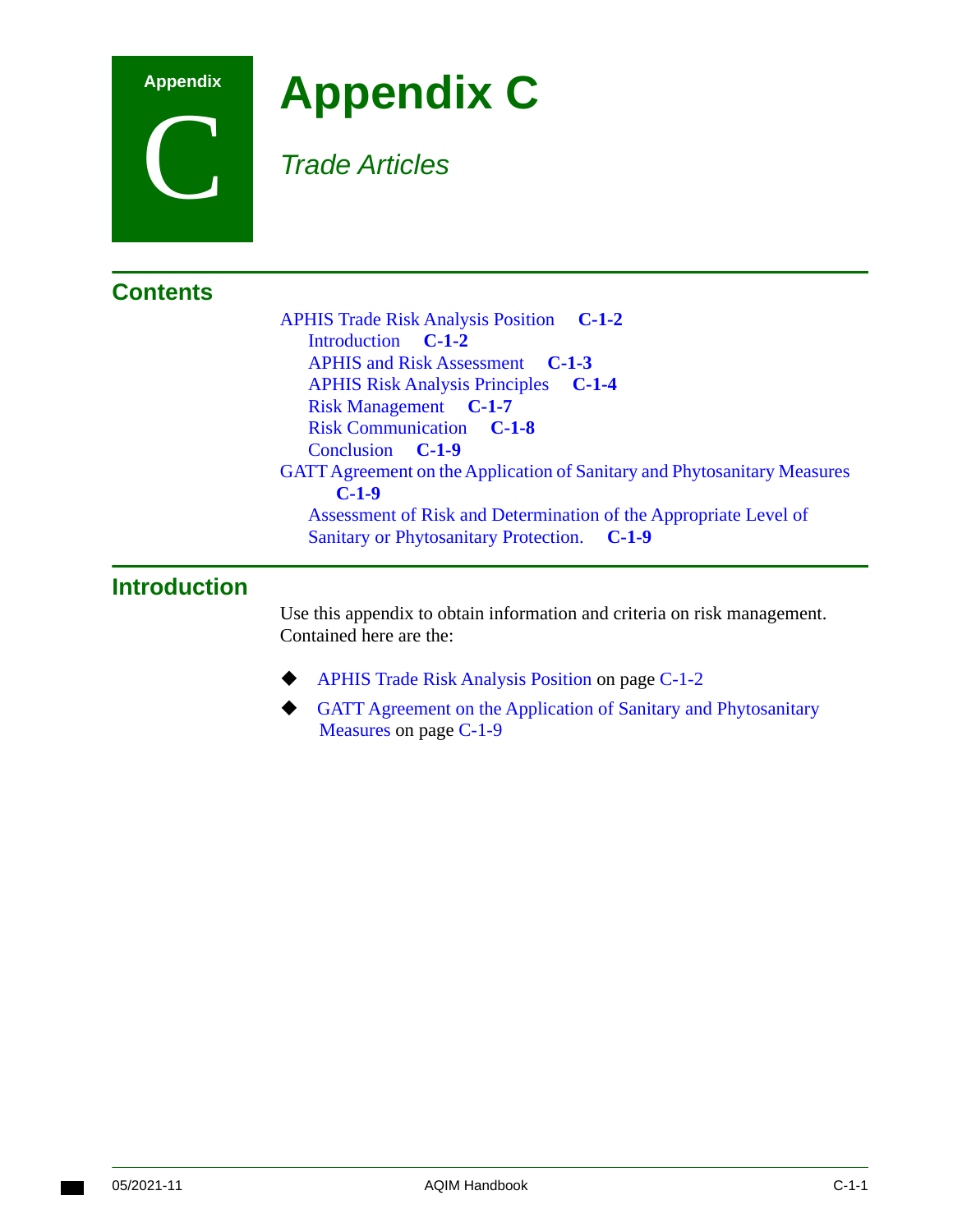# Appendix C

*Trade Articles*

## Contents

APHIS Trade Risk Analysis Position **C-1-2**
- Introduction **C-1-2**
- APHIS and Risk Assessment **C-1-3**
- APHIS Risk Analysis Principles **C-1-4**
- Risk Management **C-1-7**
- Risk Communication **C-1-8**
- Conclusion **C-1-9**

GATT Agreement on the Application of Sanitary and Phytosanitary Measures **C-1-9**
- Assessment of Risk and Determination of the Appropriate Level of Sanitary or Phytosanitary Protection. **C-1-9**

## Introduction

Use this appendix to obtain information and criteria on risk management. Contained here are the:

- APHIS Trade Risk Analysis Position on page C-1-2
- GATT Agreement on the Application of Sanitary and Phytosanitary Measures on page C-1-9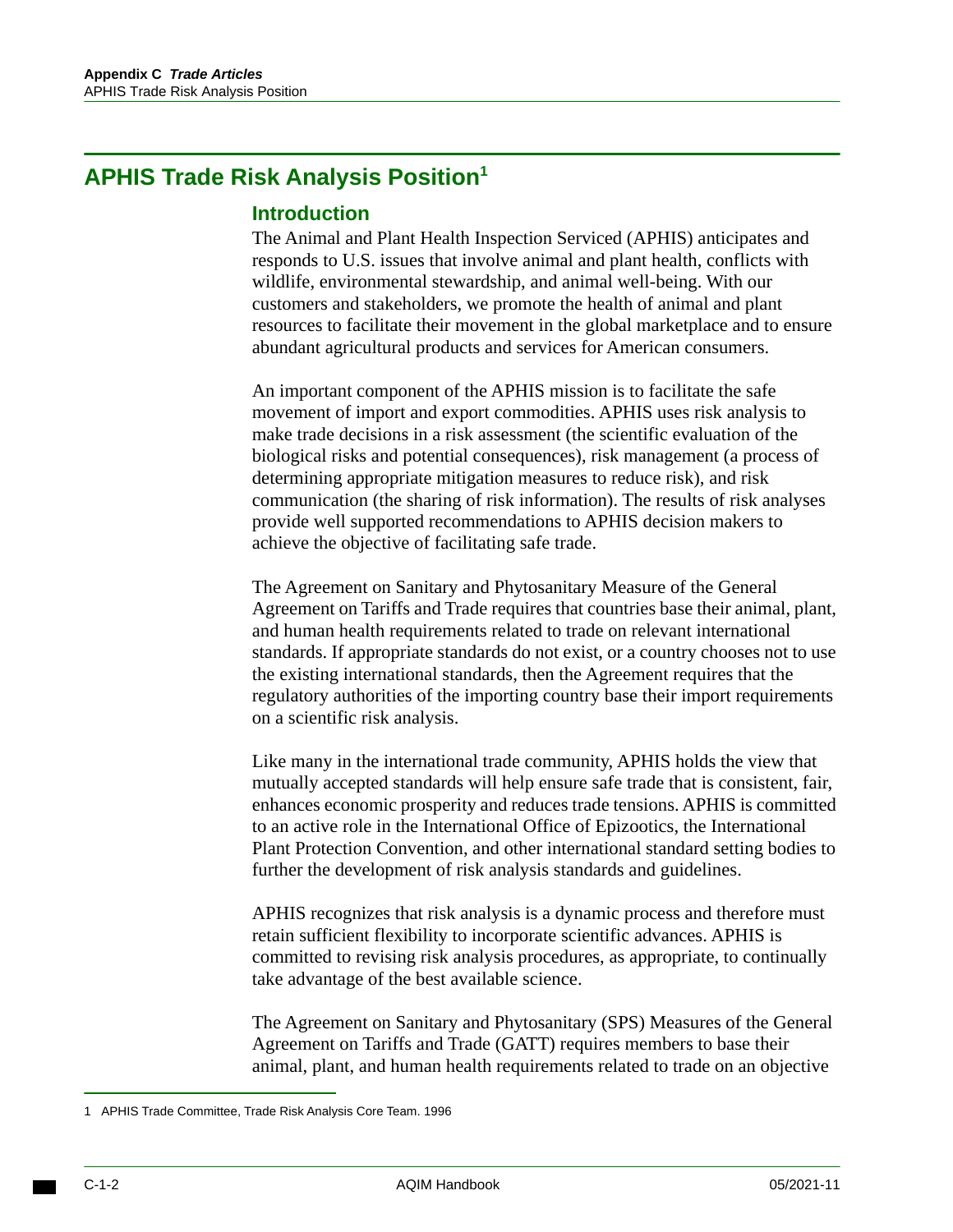## APHIS Trade Risk Analysis Position[1]

### Introduction

The Animal and Plant Health Inspection Serviced (APHIS) anticipates and responds to U.S. issues that involve animal and plant health, conflicts with wildlife, environmental stewardship, and animal well-being. With our customers and stakeholders, we promote the health of animal and plant resources to facilitate their movement in the global marketplace and to ensure abundant agricultural products and services for American consumers.

An important component of the APHIS mission is to facilitate the safe movement of import and export commodities. APHIS uses risk analysis to make trade decisions in a risk assessment (the scientific evaluation of the biological risks and potential consequences), risk management (a process of determining appropriate mitigation measures to reduce risk), and risk communication (the sharing of risk information). The results of risk analyses provide well supported recommendations to APHIS decision makers to achieve the objective of facilitating safe trade.

The Agreement on Sanitary and Phytosanitary Measure of the General Agreement on Tariffs and Trade requires that countries base their animal, plant, and human health requirements related to trade on relevant international standards. If appropriate standards do not exist, or a country chooses not to use the existing international standards, then the Agreement requires that the regulatory authorities of the importing country base their import requirements on a scientific risk analysis.

Like many in the international trade community, APHIS holds the view that mutually accepted standards will help ensure safe trade that is consistent, fair, enhances economic prosperity and reduces trade tensions. APHIS is committed to an active role in the International Office of Epizootics, the International Plant Protection Convention, and other international standard setting bodies to further the development of risk analysis standards and guidelines.

APHIS recognizes that risk analysis is a dynamic process and therefore must retain sufficient flexibility to incorporate scientific advances. APHIS is committed to revising risk analysis procedures, as appropriate, to continually take advantage of the best available science.

The Agreement on Sanitary and Phytosanitary (SPS) Measures of the General Agreement on Tariffs and Trade (GATT) requires members to base their animal, plant, and human health requirements related to trade on an objective

[1] APHIS Trade Committee, Trade Risk Analysis Core Team. 1996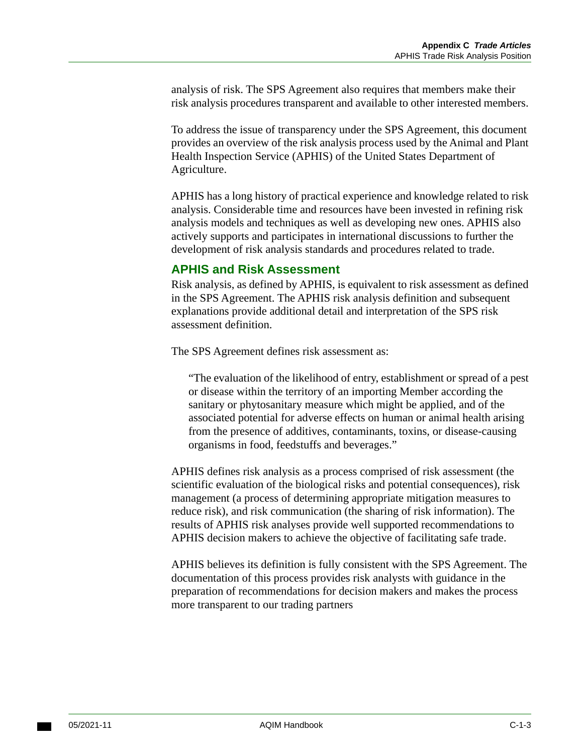analysis of risk. The SPS Agreement also requires that members make their risk analysis procedures transparent and available to other interested members.

To address the issue of transparency under the SPS Agreement, this document provides an overview of the risk analysis process used by the Animal and Plant Health Inspection Service (APHIS) of the United States Department of Agriculture.

APHIS has a long history of practical experience and knowledge related to risk analysis. Considerable time and resources have been invested in refining risk analysis models and techniques as well as developing new ones. APHIS also actively supports and participates in international discussions to further the development of risk analysis standards and procedures related to trade.

## APHIS and Risk Assessment

Risk analysis, as defined by APHIS, is equivalent to risk assessment as defined in the SPS Agreement. The APHIS risk analysis definition and subsequent explanations provide additional detail and interpretation of the SPS risk assessment definition.

The SPS Agreement defines risk assessment as:

> "The evaluation of the likelihood of entry, establishment or spread of a pest or disease within the territory of an importing Member according the sanitary or phytosanitary measure which might be applied, and of the associated potential for adverse effects on human or animal health arising from the presence of additives, contaminants, toxins, or disease-causing organisms in food, feedstuffs and beverages."

APHIS defines risk analysis as a process comprised of risk assessment (the scientific evaluation of the biological risks and potential consequences), risk management (a process of determining appropriate mitigation measures to reduce risk), and risk communication (the sharing of risk information). The results of APHIS risk analyses provide well supported recommendations to APHIS decision makers to achieve the objective of facilitating safe trade.

APHIS believes its definition is fully consistent with the SPS Agreement. The documentation of this process provides risk analysts with guidance in the preparation of recommendations for decision makers and makes the process more transparent to our trading partners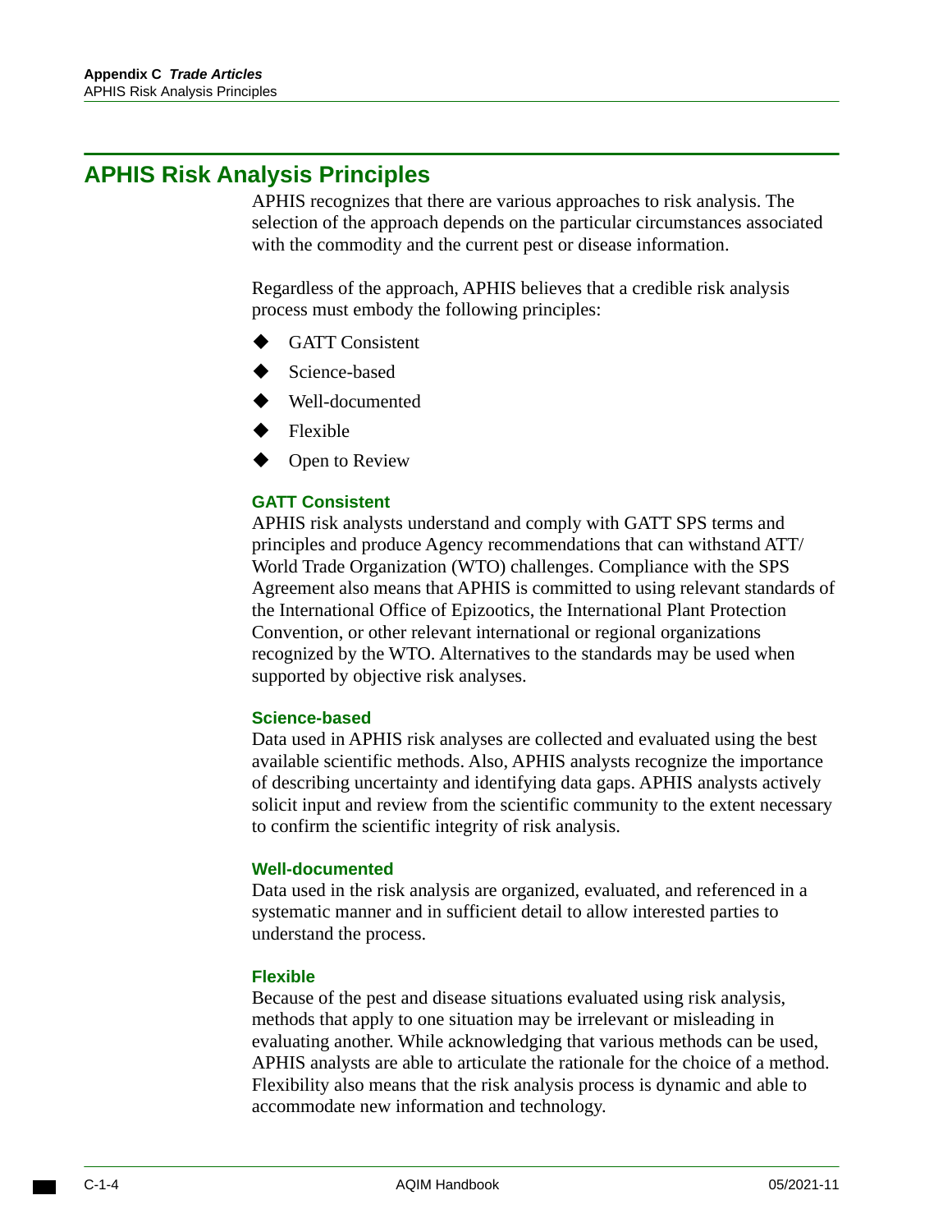## APHIS Risk Analysis Principles

APHIS recognizes that there are various approaches to risk analysis. The selection of the approach depends on the particular circumstances associated with the commodity and the current pest or disease information.

Regardless of the approach, APHIS believes that a credible risk analysis process must embody the following principles:

- GATT Consistent
- Science-based
- Well-documented
- Flexible
- Open to Review

### GATT Consistent

APHIS risk analysts understand and comply with GATT SPS terms and principles and produce Agency recommendations that can withstand ATT/ World Trade Organization (WTO) challenges. Compliance with the SPS Agreement also means that APHIS is committed to using relevant standards of the International Office of Epizootics, the International Plant Protection Convention, or other relevant international or regional organizations recognized by the WTO. Alternatives to the standards may be used when supported by objective risk analyses.

### Science-based

Data used in APHIS risk analyses are collected and evaluated using the best available scientific methods. Also, APHIS analysts recognize the importance of describing uncertainty and identifying data gaps. APHIS analysts actively solicit input and review from the scientific community to the extent necessary to confirm the scientific integrity of risk analysis.

### Well-documented

Data used in the risk analysis are organized, evaluated, and referenced in a systematic manner and in sufficient detail to allow interested parties to understand the process.

### Flexible

Because of the pest and disease situations evaluated using risk analysis, methods that apply to one situation may be irrelevant or misleading in evaluating another. While acknowledging that various methods can be used, APHIS analysts are able to articulate the rationale for the choice of a method. Flexibility also means that the risk analysis process is dynamic and able to accommodate new information and technology.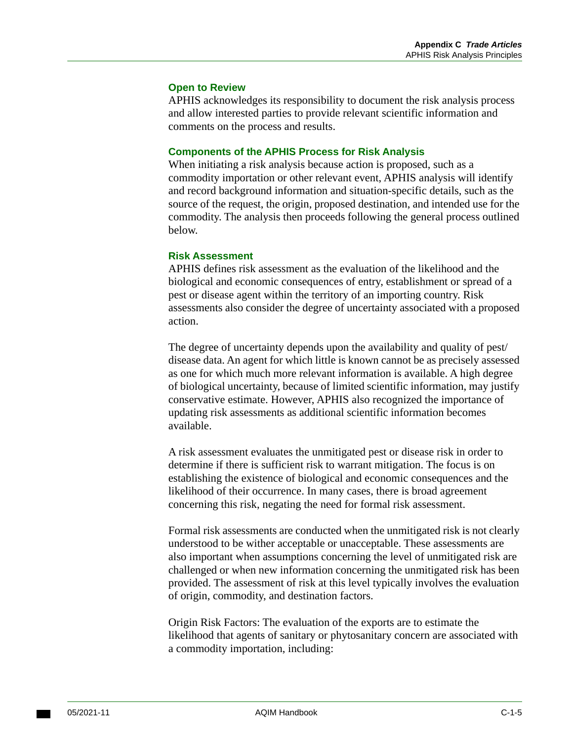### Open to Review

APHIS acknowledges its responsibility to document the risk analysis process and allow interested parties to provide relevant scientific information and comments on the process and results.

### Components of the APHIS Process for Risk Analysis

When initiating a risk analysis because action is proposed, such as a commodity importation or other relevant event, APHIS analysis will identify and record background information and situation-specific details, such as the source of the request, the origin, proposed destination, and intended use for the commodity. The analysis then proceeds following the general process outlined below.

### Risk Assessment

APHIS defines risk assessment as the evaluation of the likelihood and the biological and economic consequences of entry, establishment or spread of a pest or disease agent within the territory of an importing country. Risk assessments also consider the degree of uncertainty associated with a proposed action.

The degree of uncertainty depends upon the availability and quality of pest/disease data. An agent for which little is known cannot be as precisely assessed as one for which much more relevant information is available. A high degree of biological uncertainty, because of limited scientific information, may justify conservative estimate. However, APHIS also recognized the importance of updating risk assessments as additional scientific information becomes available.

A risk assessment evaluates the unmitigated pest or disease risk in order to determine if there is sufficient risk to warrant mitigation. The focus is on establishing the existence of biological and economic consequences and the likelihood of their occurrence. In many cases, there is broad agreement concerning this risk, negating the need for formal risk assessment.

Formal risk assessments are conducted when the unmitigated risk is not clearly understood to be wither acceptable or unacceptable. These assessments are also important when assumptions concerning the level of unmitigated risk are challenged or when new information concerning the unmitigated risk has been provided. The assessment of risk at this level typically involves the evaluation of origin, commodity, and destination factors.

Origin Risk Factors: The evaluation of the exports are to estimate the likelihood that agents of sanitary or phytosanitary concern are associated with a commodity importation, including: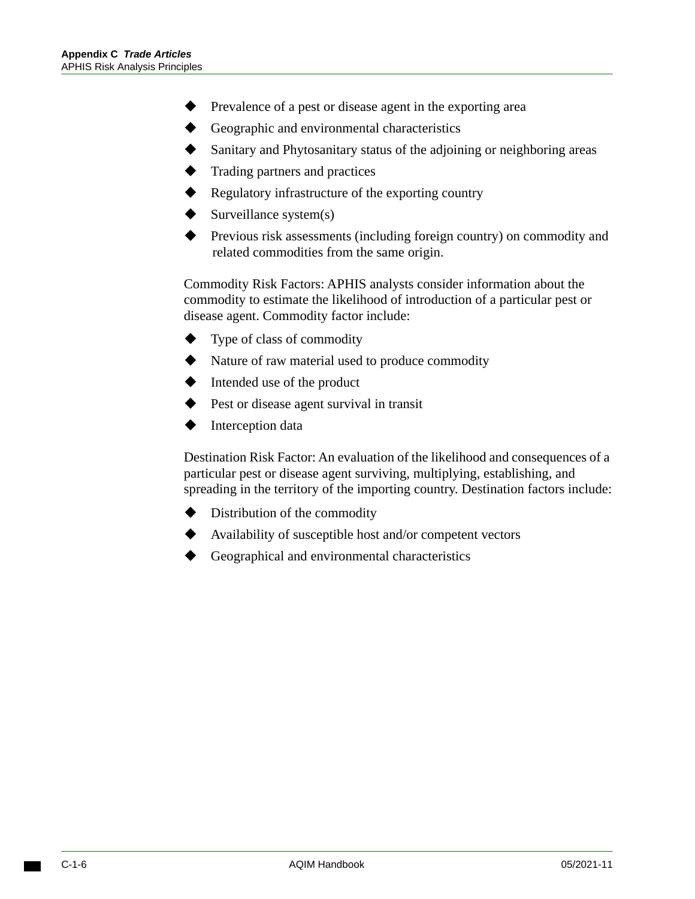- Prevalence of a pest or disease agent in the exporting area
- Geographic and environmental characteristics
- Sanitary and Phytosanitary status of the adjoining or neighboring areas
- Trading partners and practices
- Regulatory infrastructure of the exporting country
- Surveillance system(s)
- Previous risk assessments (including foreign country) on commodity and related commodities from the same origin.

Commodity Risk Factors: APHIS analysts consider information about the commodity to estimate the likelihood of introduction of a particular pest or disease agent. Commodity factor include:

- Type of class of commodity
- Nature of raw material used to produce commodity
- Intended use of the product
- Pest or disease agent survival in transit
- Interception data

Destination Risk Factor: An evaluation of the likelihood and consequences of a particular pest or disease agent surviving, multiplying, establishing, and spreading in the territory of the importing country. Destination factors include:

- Distribution of the commodity
- Availability of susceptible host and/or competent vectors
- Geographical and environmental characteristics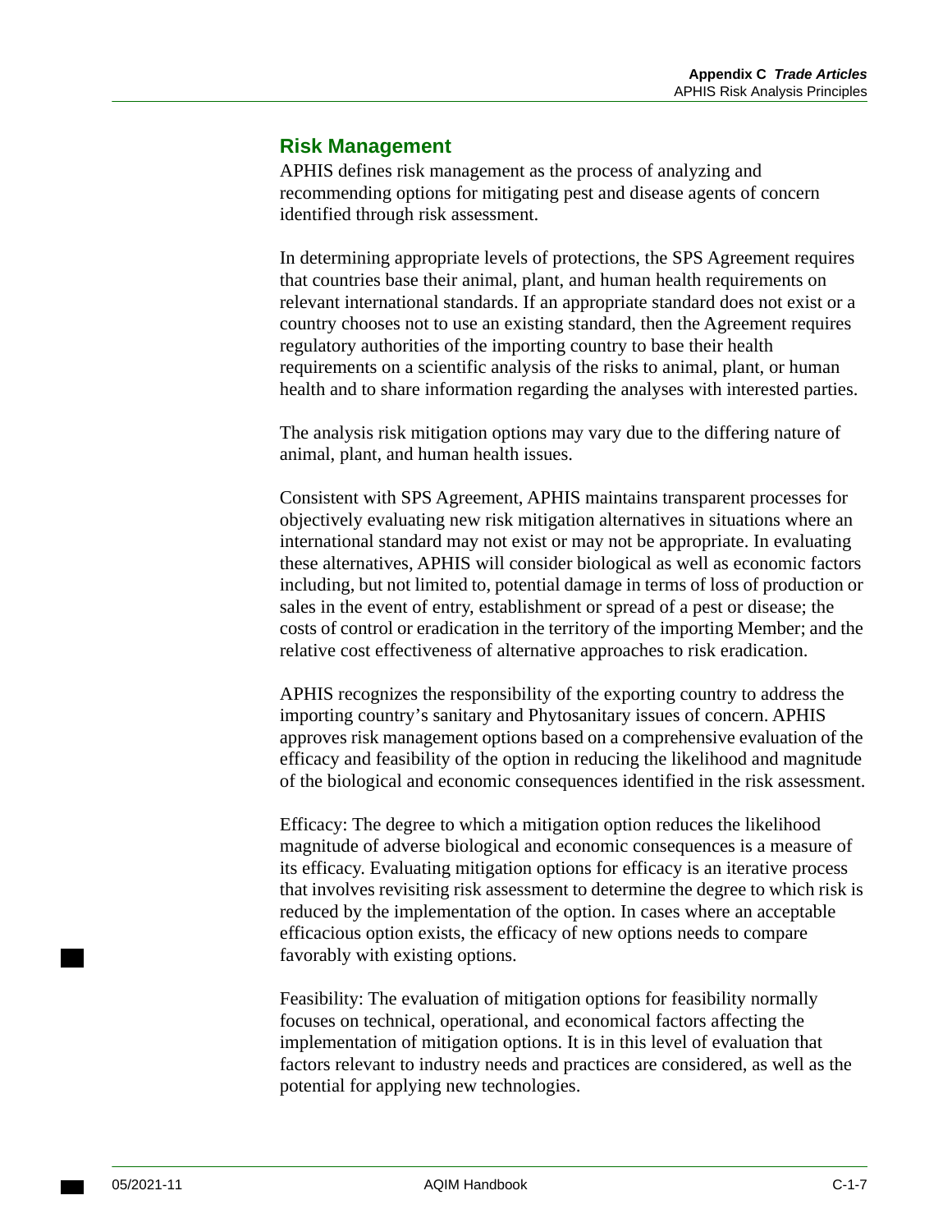## Risk Management

APHIS defines risk management as the process of analyzing and recommending options for mitigating pest and disease agents of concern identified through risk assessment.

In determining appropriate levels of protections, the SPS Agreement requires that countries base their animal, plant, and human health requirements on relevant international standards. If an appropriate standard does not exist or a country chooses not to use an existing standard, then the Agreement requires regulatory authorities of the importing country to base their health requirements on a scientific analysis of the risks to animal, plant, or human health and to share information regarding the analyses with interested parties.

The analysis risk mitigation options may vary due to the differing nature of animal, plant, and human health issues.

Consistent with SPS Agreement, APHIS maintains transparent processes for objectively evaluating new risk mitigation alternatives in situations where an international standard may not exist or may not be appropriate. In evaluating these alternatives, APHIS will consider biological as well as economic factors including, but not limited to, potential damage in terms of loss of production or sales in the event of entry, establishment or spread of a pest or disease; the costs of control or eradication in the territory of the importing Member; and the relative cost effectiveness of alternative approaches to risk eradication.

APHIS recognizes the responsibility of the exporting country to address the importing country's sanitary and Phytosanitary issues of concern. APHIS approves risk management options based on a comprehensive evaluation of the efficacy and feasibility of the option in reducing the likelihood and magnitude of the biological and economic consequences identified in the risk assessment.

Efficacy: The degree to which a mitigation option reduces the likelihood magnitude of adverse biological and economic consequences is a measure of its efficacy. Evaluating mitigation options for efficacy is an iterative process that involves revisiting risk assessment to determine the degree to which risk is reduced by the implementation of the option. In cases where an acceptable efficacious option exists, the efficacy of new options needs to compare favorably with existing options.

Feasibility: The evaluation of mitigation options for feasibility normally focuses on technical, operational, and economical factors affecting the implementation of mitigation options. It is in this level of evaluation that factors relevant to industry needs and practices are considered, as well as the potential for applying new technologies.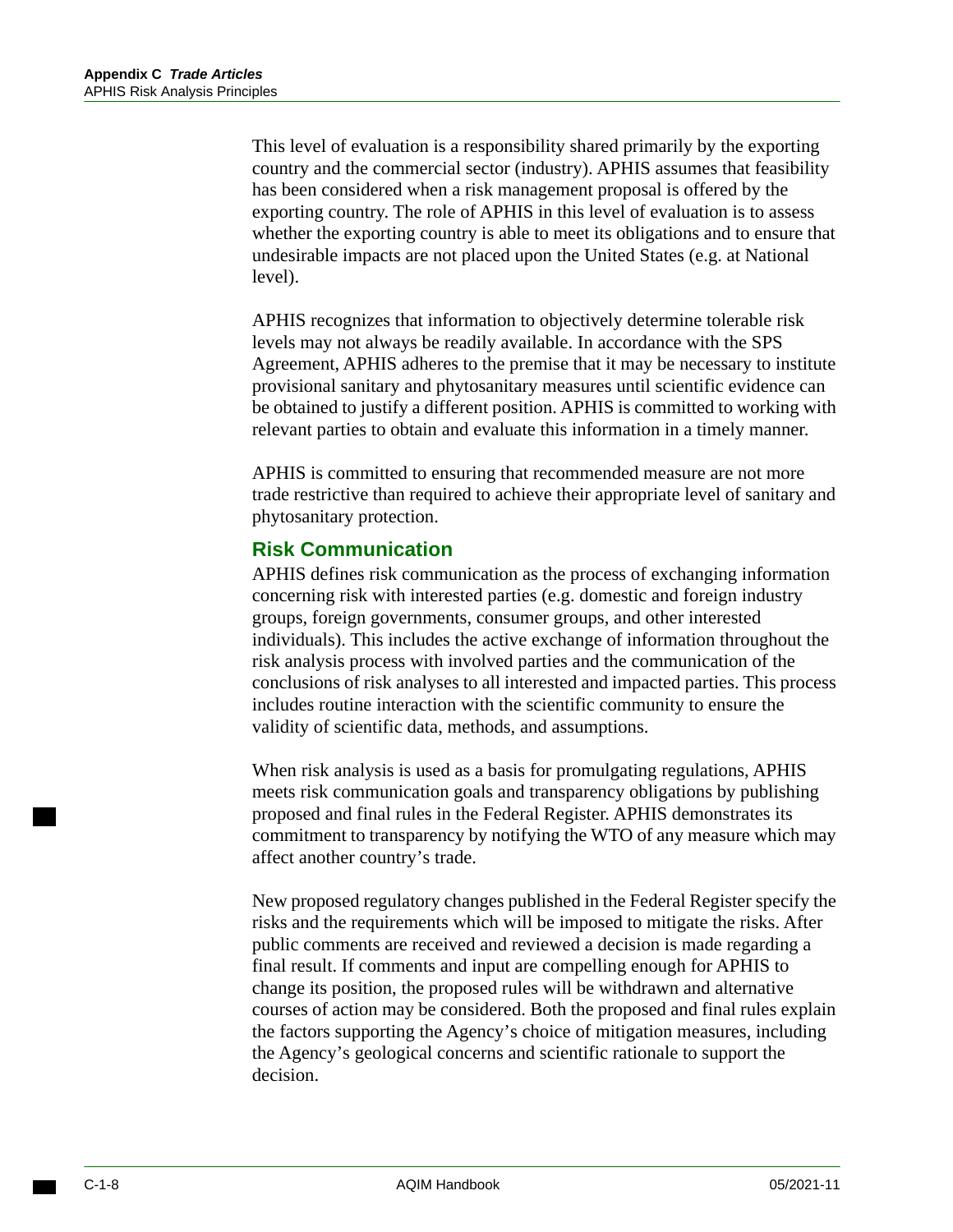This level of evaluation is a responsibility shared primarily by the exporting country and the commercial sector (industry). APHIS assumes that feasibility has been considered when a risk management proposal is offered by the exporting country. The role of APHIS in this level of evaluation is to assess whether the exporting country is able to meet its obligations and to ensure that undesirable impacts are not placed upon the United States (e.g. at National level).

APHIS recognizes that information to objectively determine tolerable risk levels may not always be readily available. In accordance with the SPS Agreement, APHIS adheres to the premise that it may be necessary to institute provisional sanitary and phytosanitary measures until scientific evidence can be obtained to justify a different position. APHIS is committed to working with relevant parties to obtain and evaluate this information in a timely manner.

APHIS is committed to ensuring that recommended measure are not more trade restrictive than required to achieve their appropriate level of sanitary and phytosanitary protection.

## Risk Communication

APHIS defines risk communication as the process of exchanging information concerning risk with interested parties (e.g. domestic and foreign industry groups, foreign governments, consumer groups, and other interested individuals). This includes the active exchange of information throughout the risk analysis process with involved parties and the communication of the conclusions of risk analyses to all interested and impacted parties. This process includes routine interaction with the scientific community to ensure the validity of scientific data, methods, and assumptions.

When risk analysis is used as a basis for promulgating regulations, APHIS meets risk communication goals and transparency obligations by publishing proposed and final rules in the Federal Register. APHIS demonstrates its commitment to transparency by notifying the WTO of any measure which may affect another country's trade.

New proposed regulatory changes published in the Federal Register specify the risks and the requirements which will be imposed to mitigate the risks. After public comments are received and reviewed a decision is made regarding a final result. If comments and input are compelling enough for APHIS to change its position, the proposed rules will be withdrawn and alternative courses of action may be considered. Both the proposed and final rules explain the factors supporting the Agency's choice of mitigation measures, including the Agency's geological concerns and scientific rationale to support the decision.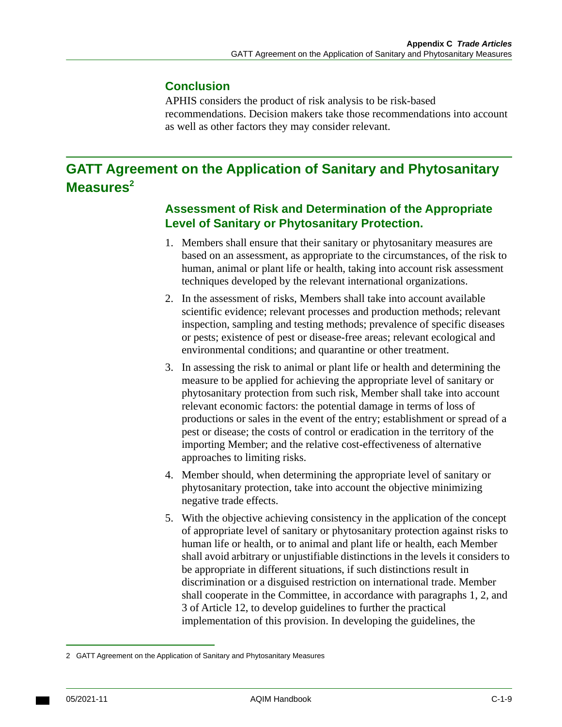### Conclusion

APHIS considers the product of risk analysis to be risk-based recommendations. Decision makers take those recommendations into account as well as other factors they may consider relevant.

## GATT Agreement on the Application of Sanitary and Phytosanitary Measures[2]

### Assessment of Risk and Determination of the Appropriate Level of Sanitary or Phytosanitary Protection.

1. Members shall ensure that their sanitary or phytosanitary measures are based on an assessment, as appropriate to the circumstances, of the risk to human, animal or plant life or health, taking into account risk assessment techniques developed by the relevant international organizations.
2. In the assessment of risks, Members shall take into account available scientific evidence; relevant processes and production methods; relevant inspection, sampling and testing methods; prevalence of specific diseases or pests; existence of pest or disease-free areas; relevant ecological and environmental conditions; and quarantine or other treatment.
3. In assessing the risk to animal or plant life or health and determining the measure to be applied for achieving the appropriate level of sanitary or phytosanitary protection from such risk, Member shall take into account relevant economic factors: the potential damage in terms of loss of productions or sales in the event of the entry; establishment or spread of a pest or disease; the costs of control or eradication in the territory of the importing Member; and the relative cost-effectiveness of alternative approaches to limiting risks.
4. Member should, when determining the appropriate level of sanitary or phytosanitary protection, take into account the objective minimizing negative trade effects.
5. With the objective achieving consistency in the application of the concept of appropriate level of sanitary or phytosanitary protection against risks to human life or health, or to animal and plant life or health, each Member shall avoid arbitrary or unjustifiable distinctions in the levels it considers to be appropriate in different situations, if such distinctions result in discrimination or a disguised restriction on international trade. Member shall cooperate in the Committee, in accordance with paragraphs 1, 2, and 3 of Article 12, to develop guidelines to further the practical implementation of this provision. In developing the guidelines, the

2 GATT Agreement on the Application of Sanitary and Phytosanitary Measures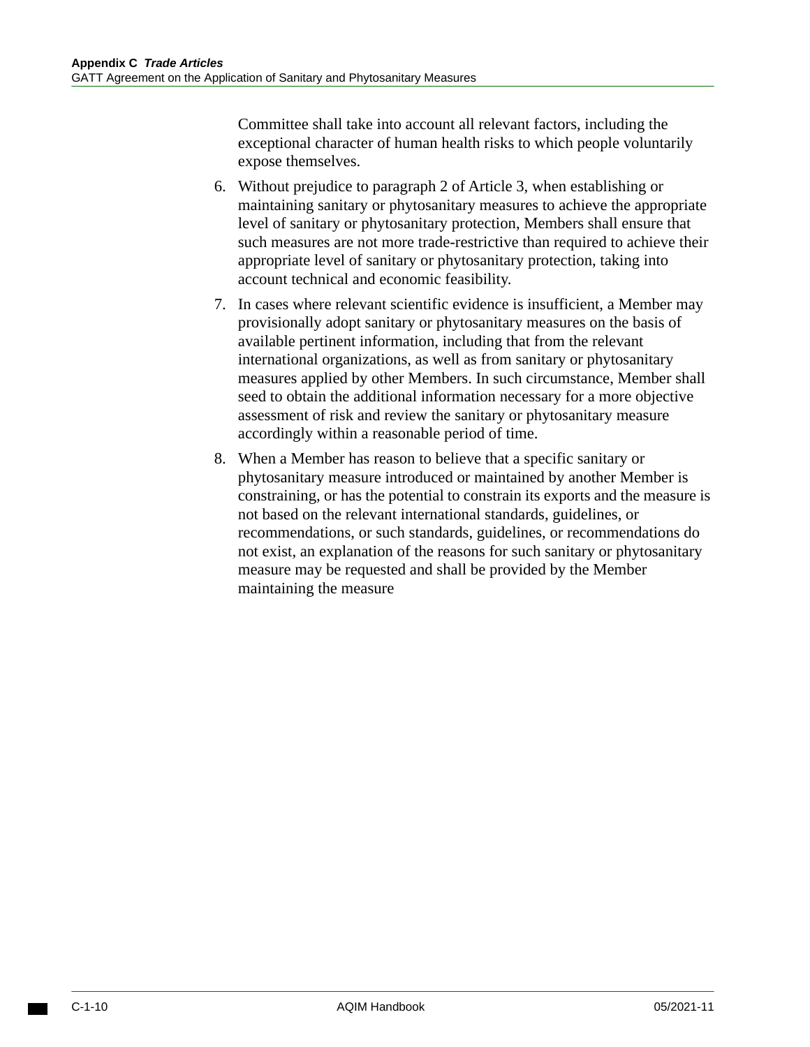Committee shall take into account all relevant factors, including the exceptional character of human health risks to which people voluntarily expose themselves.

6. Without prejudice to paragraph 2 of Article 3, when establishing or maintaining sanitary or phytosanitary measures to achieve the appropriate level of sanitary or phytosanitary protection, Members shall ensure that such measures are not more trade-restrictive than required to achieve their appropriate level of sanitary or phytosanitary protection, taking into account technical and economic feasibility.
7. In cases where relevant scientific evidence is insufficient, a Member may provisionally adopt sanitary or phytosanitary measures on the basis of available pertinent information, including that from the relevant international organizations, as well as from sanitary or phytosanitary measures applied by other Members. In such circumstance, Member shall seed to obtain the additional information necessary for a more objective assessment of risk and review the sanitary or phytosanitary measure accordingly within a reasonable period of time.
8. When a Member has reason to believe that a specific sanitary or phytosanitary measure introduced or maintained by another Member is constraining, or has the potential to constrain its exports and the measure is not based on the relevant international standards, guidelines, or recommendations, or such standards, guidelines, or recommendations do not exist, an explanation of the reasons for such sanitary or phytosanitary measure may be requested and shall be provided by the Member maintaining the measure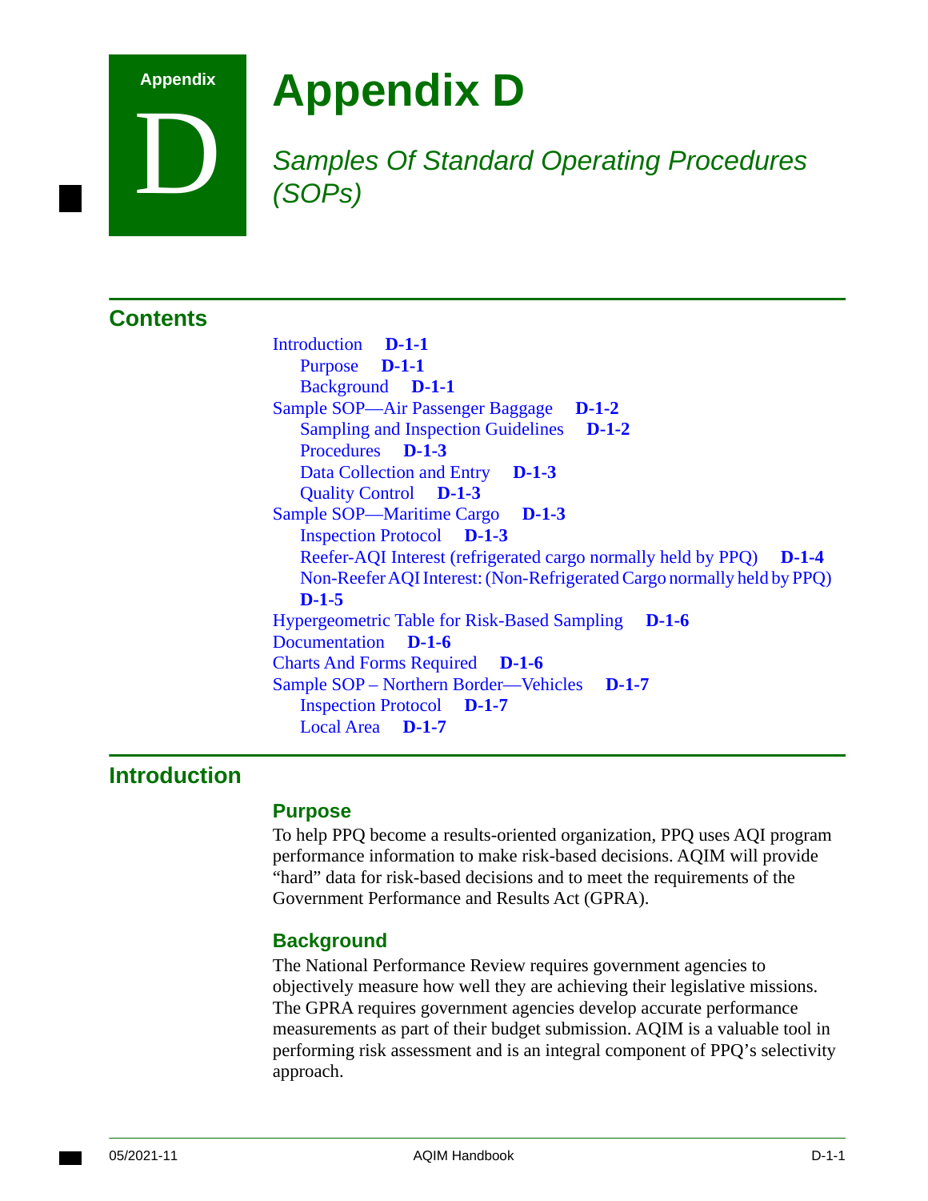# Appendix D

*Samples Of Standard Operating Procedures (SOPs)*

## Contents

Introduction D-1-1
- Purpose D-1-1
- Background D-1-1

Sample SOP—Air Passenger Baggage D-1-2
- Sampling and Inspection Guidelines D-1-2
- Procedures D-1-3
- Data Collection and Entry D-1-3
- Quality Control D-1-3

Sample SOP—Maritime Cargo D-1-3
- Inspection Protocol D-1-3
- Reefer-AQI Interest (refrigerated cargo normally held by PPQ) D-1-4
- Non-Reefer AQI Interest: (Non-Refrigerated Cargo normally held by PPQ) D-1-5

Hypergeometric Table for Risk-Based Sampling D-1-6

Documentation D-1-6

Charts And Forms Required D-1-6

Sample SOP – Northern Border—Vehicles D-1-7
- Inspection Protocol D-1-7
- Local Area D-1-7

## Introduction

### Purpose

To help PPQ become a results-oriented organization, PPQ uses AQI program performance information to make risk-based decisions. AQIM will provide "hard" data for risk-based decisions and to meet the requirements of the Government Performance and Results Act (GPRA).

### Background

The National Performance Review requires government agencies to objectively measure how well they are achieving their legislative missions. The GPRA requires government agencies develop accurate performance measurements as part of their budget submission. AQIM is a valuable tool in performing risk assessment and is an integral component of PPQ's selectivity approach.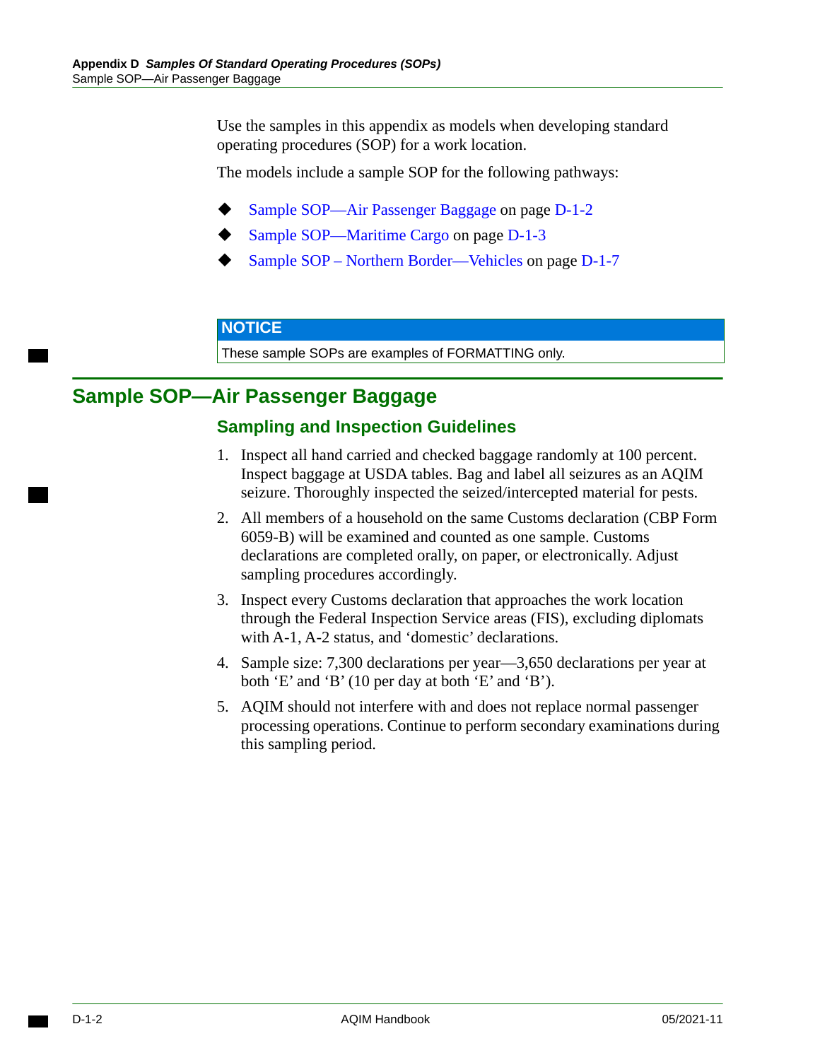Use the samples in this appendix as models when developing standard operating procedures (SOP) for a work location.

The models include a sample SOP for the following pathways:

- Sample SOP—Air Passenger Baggage on page D-1-2
- Sample SOP—Maritime Cargo on page D-1-3
- Sample SOP – Northern Border—Vehicles on page D-1-7

| NOTICE |
| --- |
| These sample SOPs are examples of FORMATTING only. |

## Sample SOP—Air Passenger Baggage

### Sampling and Inspection Guidelines

1. Inspect all hand carried and checked baggage randomly at 100 percent. Inspect baggage at USDA tables. Bag and label all seizures as an AQIM seizure. Thoroughly inspected the seized/intercepted material for pests.
2. All members of a household on the same Customs declaration (CBP Form 6059-B) will be examined and counted as one sample. Customs declarations are completed orally, on paper, or electronically. Adjust sampling procedures accordingly.
3. Inspect every Customs declaration that approaches the work location through the Federal Inspection Service areas (FIS), excluding diplomats with A-1, A-2 status, and 'domestic' declarations.
4. Sample size: 7,300 declarations per year—3,650 declarations per year at both 'E' and 'B' (10 per day at both 'E' and 'B').
5. AQIM should not interfere with and does not replace normal passenger processing operations. Continue to perform secondary examinations during this sampling period.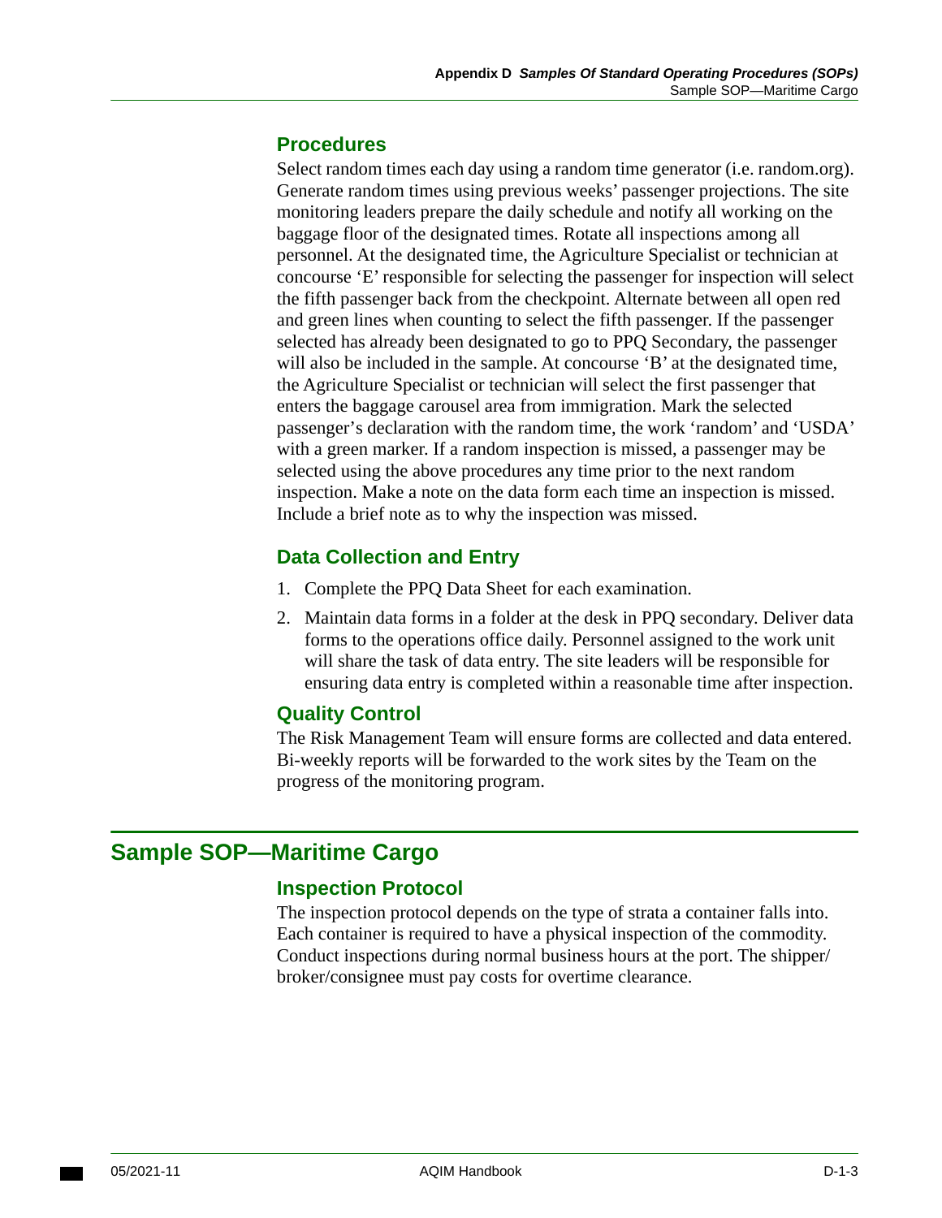### Procedures

Select random times each day using a random time generator (i.e. random.org). Generate random times using previous weeks' passenger projections. The site monitoring leaders prepare the daily schedule and notify all working on the baggage floor of the designated times. Rotate all inspections among all personnel. At the designated time, the Agriculture Specialist or technician at concourse 'E' responsible for selecting the passenger for inspection will select the fifth passenger back from the checkpoint. Alternate between all open red and green lines when counting to select the fifth passenger. If the passenger selected has already been designated to go to PPQ Secondary, the passenger will also be included in the sample. At concourse 'B' at the designated time, the Agriculture Specialist or technician will select the first passenger that enters the baggage carousel area from immigration. Mark the selected passenger's declaration with the random time, the work 'random' and 'USDA' with a green marker. If a random inspection is missed, a passenger may be selected using the above procedures any time prior to the next random inspection. Make a note on the data form each time an inspection is missed. Include a brief note as to why the inspection was missed.

### Data Collection and Entry

1. Complete the PPQ Data Sheet for each examination.
2. Maintain data forms in a folder at the desk in PPQ secondary. Deliver data forms to the operations office daily. Personnel assigned to the work unit will share the task of data entry. The site leaders will be responsible for ensuring data entry is completed within a reasonable time after inspection.

### Quality Control

The Risk Management Team will ensure forms are collected and data entered. Bi-weekly reports will be forwarded to the work sites by the Team on the progress of the monitoring program.

## Sample SOP—Maritime Cargo

### Inspection Protocol

The inspection protocol depends on the type of strata a container falls into. Each container is required to have a physical inspection of the commodity. Conduct inspections during normal business hours at the port. The shipper/ broker/consignee must pay costs for overtime clearance.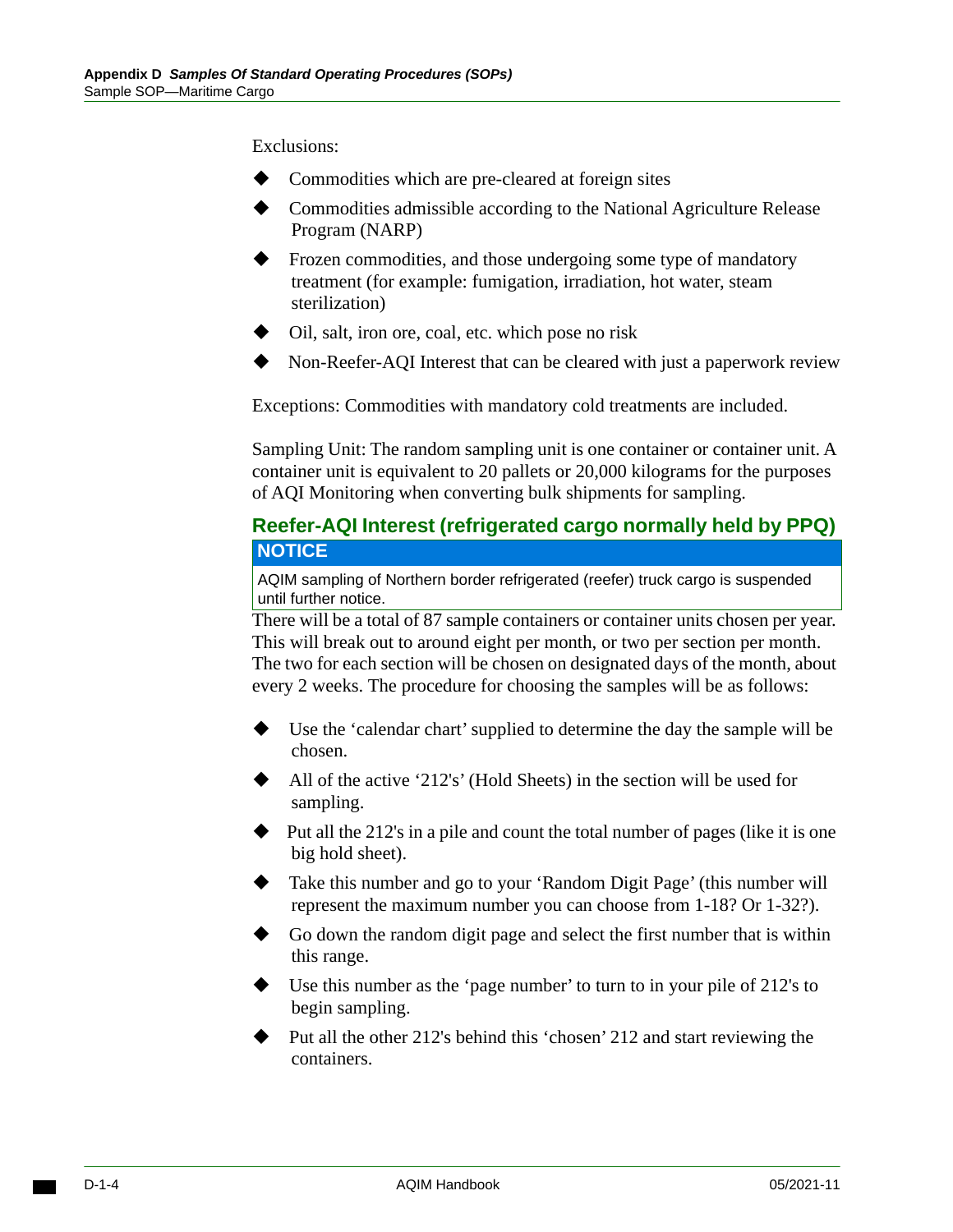Exclusions:

- Commodities which are pre-cleared at foreign sites
- Commodities admissible according to the National Agriculture Release Program (NARP)
- Frozen commodities, and those undergoing some type of mandatory treatment (for example: fumigation, irradiation, hot water, steam sterilization)
- Oil, salt, iron ore, coal, etc. which pose no risk
- Non-Reefer-AQI Interest that can be cleared with just a paperwork review

Exceptions: Commodities with mandatory cold treatments are included.

Sampling Unit: The random sampling unit is one container or container unit. A container unit is equivalent to 20 pallets or 20,000 kilograms for the purposes of AQI Monitoring when converting bulk shipments for sampling.

## Reefer-AQI Interest (refrigerated cargo normally held by PPQ)

**NOTICE**

AQIM sampling of Northern border refrigerated (reefer) truck cargo is suspended until further notice.

There will be a total of 87 sample containers or container units chosen per year. This will break out to around eight per month, or two per section per month. The two for each section will be chosen on designated days of the month, about every 2 weeks. The procedure for choosing the samples will be as follows:

- Use the 'calendar chart' supplied to determine the day the sample will be chosen.
- All of the active '212's' (Hold Sheets) in the section will be used for sampling.
- Put all the 212's in a pile and count the total number of pages (like it is one big hold sheet).
- Take this number and go to your 'Random Digit Page' (this number will represent the maximum number you can choose from 1-18? Or 1-32?).
- Go down the random digit page and select the first number that is within this range.
- Use this number as the 'page number' to turn to in your pile of 212's to begin sampling.
- Put all the other 212's behind this 'chosen' 212 and start reviewing the containers.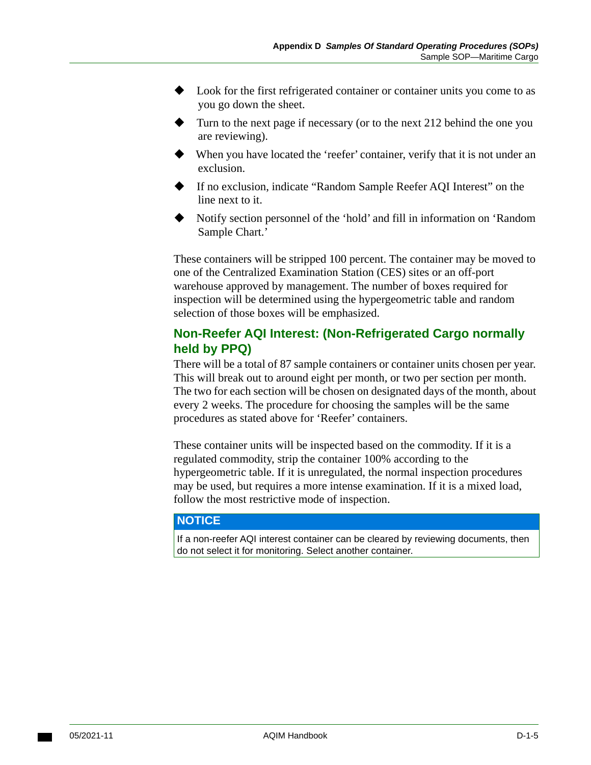- Look for the first refrigerated container or container units you come to as you go down the sheet.
- Turn to the next page if necessary (or to the next 212 behind the one you are reviewing).
- When you have located the 'reefer' container, verify that it is not under an exclusion.
- If no exclusion, indicate "Random Sample Reefer AQI Interest" on the line next to it.
- Notify section personnel of the 'hold' and fill in information on 'Random Sample Chart.'

These containers will be stripped 100 percent. The container may be moved to one of the Centralized Examination Station (CES) sites or an off-port warehouse approved by management. The number of boxes required for inspection will be determined using the hypergeometric table and random selection of those boxes will be emphasized.

### Non-Reefer AQI Interest: (Non-Refrigerated Cargo normally held by PPQ)

There will be a total of 87 sample containers or container units chosen per year. This will break out to around eight per month, or two per section per month. The two for each section will be chosen on designated days of the month, about every 2 weeks. The procedure for choosing the samples will be the same procedures as stated above for 'Reefer' containers.

These container units will be inspected based on the commodity. If it is a regulated commodity, strip the container 100% according to the hypergeometric table. If it is unregulated, the normal inspection procedures may be used, but requires a more intense examination. If it is a mixed load, follow the most restrictive mode of inspection.

**NOTICE**

If a non-reefer AQI interest container can be cleared by reviewing documents, then do not select it for monitoring. Select another container.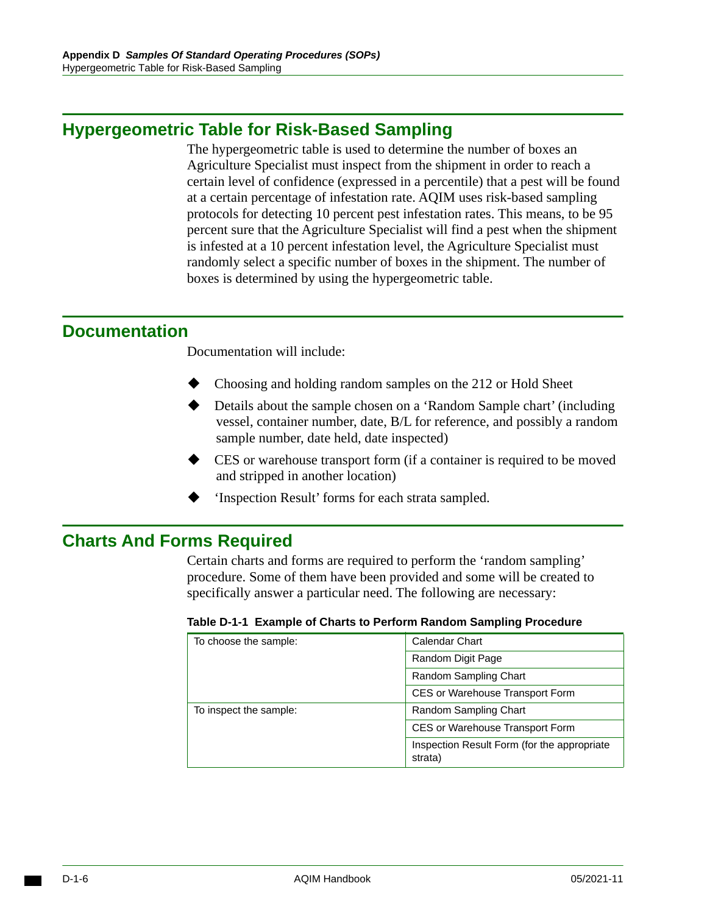## Hypergeometric Table for Risk-Based Sampling

The hypergeometric table is used to determine the number of boxes an Agriculture Specialist must inspect from the shipment in order to reach a certain level of confidence (expressed in a percentile) that a pest will be found at a certain percentage of infestation rate. AQIM uses risk-based sampling protocols for detecting 10 percent pest infestation rates. This means, to be 95 percent sure that the Agriculture Specialist will find a pest when the shipment is infested at a 10 percent infestation level, the Agriculture Specialist must randomly select a specific number of boxes in the shipment. The number of boxes is determined by using the hypergeometric table.

## Documentation

Documentation will include:

- Choosing and holding random samples on the 212 or Hold Sheet
- Details about the sample chosen on a 'Random Sample chart' (including vessel, container number, date, B/L for reference, and possibly a random sample number, date held, date inspected)
- CES or warehouse transport form (if a container is required to be moved and stripped in another location)
- 'Inspection Result' forms for each strata sampled.

## Charts And Forms Required

Certain charts and forms are required to perform the 'random sampling' procedure. Some of them have been provided and some will be created to specifically answer a particular need. The following are necessary:

**Table D-1-1 Example of Charts to Perform Random Sampling Procedure**

| | |
|---|---|
| To choose the sample: | Calendar Chart |
| | Random Digit Page |
| | Random Sampling Chart |
| | CES or Warehouse Transport Form |
| To inspect the sample: | Random Sampling Chart |
| | CES or Warehouse Transport Form |
| | Inspection Result Form (for the appropriate strata) |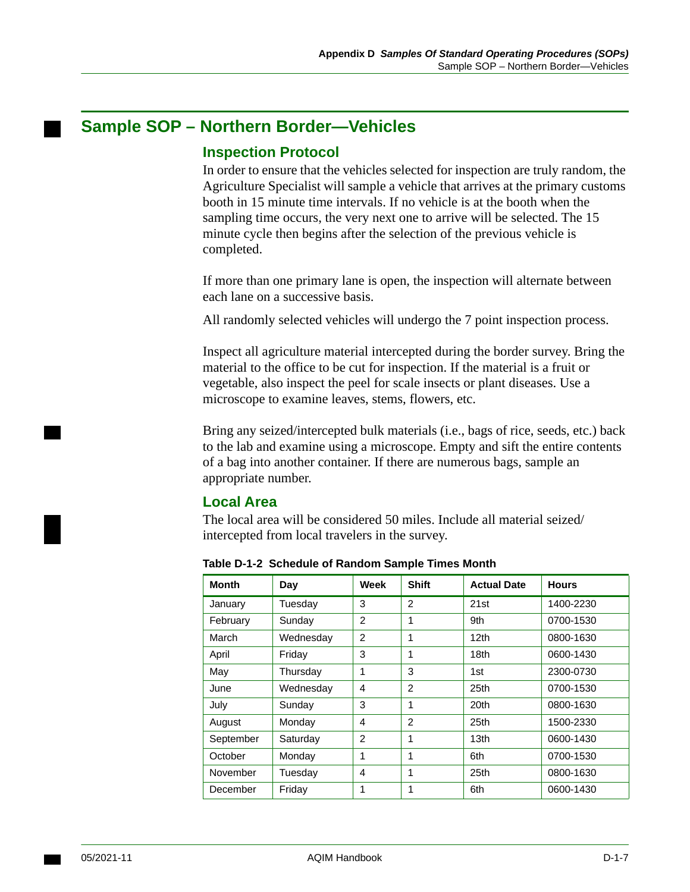## Sample SOP – Northern Border—Vehicles

### Inspection Protocol

In order to ensure that the vehicles selected for inspection are truly random, the Agriculture Specialist will sample a vehicle that arrives at the primary customs booth in 15 minute time intervals. If no vehicle is at the booth when the sampling time occurs, the very next one to arrive will be selected. The 15 minute cycle then begins after the selection of the previous vehicle is completed.

If more than one primary lane is open, the inspection will alternate between each lane on a successive basis.

All randomly selected vehicles will undergo the 7 point inspection process.

Inspect all agriculture material intercepted during the border survey. Bring the material to the office to be cut for inspection. If the material is a fruit or vegetable, also inspect the peel for scale insects or plant diseases. Use a microscope to examine leaves, stems, flowers, etc.

Bring any seized/intercepted bulk materials (i.e., bags of rice, seeds, etc.) back to the lab and examine using a microscope. Empty and sift the entire contents of a bag into another container. If there are numerous bags, sample an appropriate number.

### Local Area

The local area will be considered 50 miles. Include all material seized/intercepted from local travelers in the survey.

**Table D-1-2 Schedule of Random Sample Times Month**

| Month | Day | Week | Shift | Actual Date | Hours |
|---|---|---|---|---|---|
| January | Tuesday | 3 | 2 | 21st | 1400-2230 |
| February | Sunday | 2 | 1 | 9th | 0700-1530 |
| March | Wednesday | 2 | 1 | 12th | 0800-1630 |
| April | Friday | 3 | 1 | 18th | 0600-1430 |
| May | Thursday | 1 | 3 | 1st | 2300-0730 |
| June | Wednesday | 4 | 2 | 25th | 0700-1530 |
| July | Sunday | 3 | 1 | 20th | 0800-1630 |
| August | Monday | 4 | 2 | 25th | 1500-2330 |
| September | Saturday | 2 | 1 | 13th | 0600-1430 |
| October | Monday | 1 | 1 | 6th | 0700-1530 |
| November | Tuesday | 4 | 1 | 25th | 0800-1630 |
| December | Friday | 1 | 1 | 6th | 0600-1430 |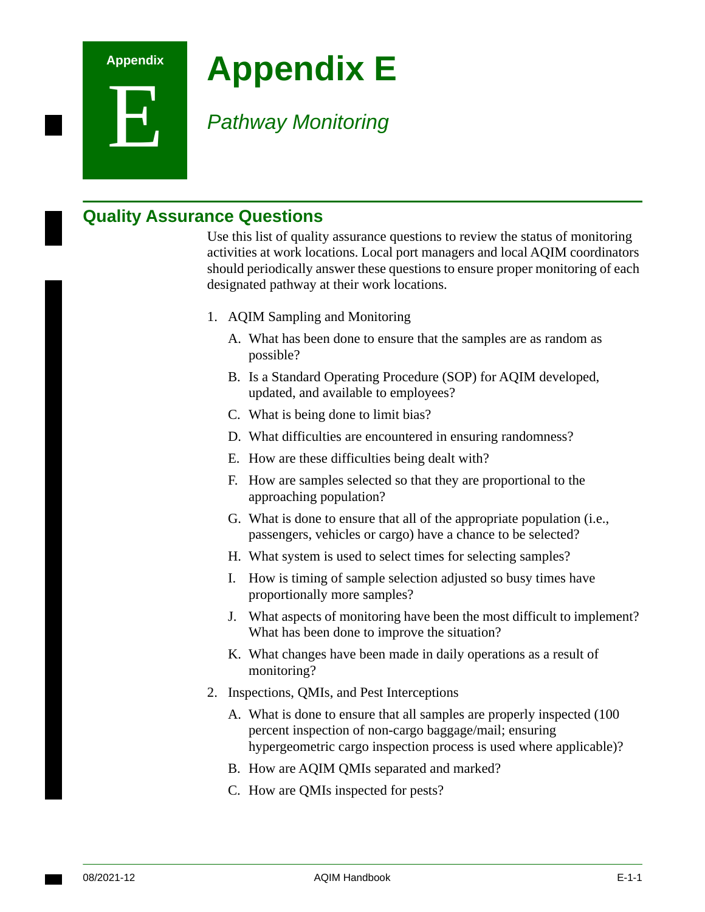# Appendix E

*Pathway Monitoring*

## Quality Assurance Questions

Use this list of quality assurance questions to review the status of monitoring activities at work locations. Local port managers and local AQIM coordinators should periodically answer these questions to ensure proper monitoring of each designated pathway at their work locations.

1. AQIM Sampling and Monitoring
   - A. What has been done to ensure that the samples are as random as possible?
   - B. Is a Standard Operating Procedure (SOP) for AQIM developed, updated, and available to employees?
   - C. What is being done to limit bias?
   - D. What difficulties are encountered in ensuring randomness?
   - E. How are these difficulties being dealt with?
   - F. How are samples selected so that they are proportional to the approaching population?
   - G. What is done to ensure that all of the appropriate population (i.e., passengers, vehicles or cargo) have a chance to be selected?
   - H. What system is used to select times for selecting samples?
   - I. How is timing of sample selection adjusted so busy times have proportionally more samples?
   - J. What aspects of monitoring have been the most difficult to implement? What has been done to improve the situation?
   - K. What changes have been made in daily operations as a result of monitoring?
2. Inspections, QMIs, and Pest Interceptions
   - A. What is done to ensure that all samples are properly inspected (100 percent inspection of non-cargo baggage/mail; ensuring hypergeometric cargo inspection process is used where applicable)?
   - B. How are AQIM QMIs separated and marked?
   - C. How are QMIs inspected for pests?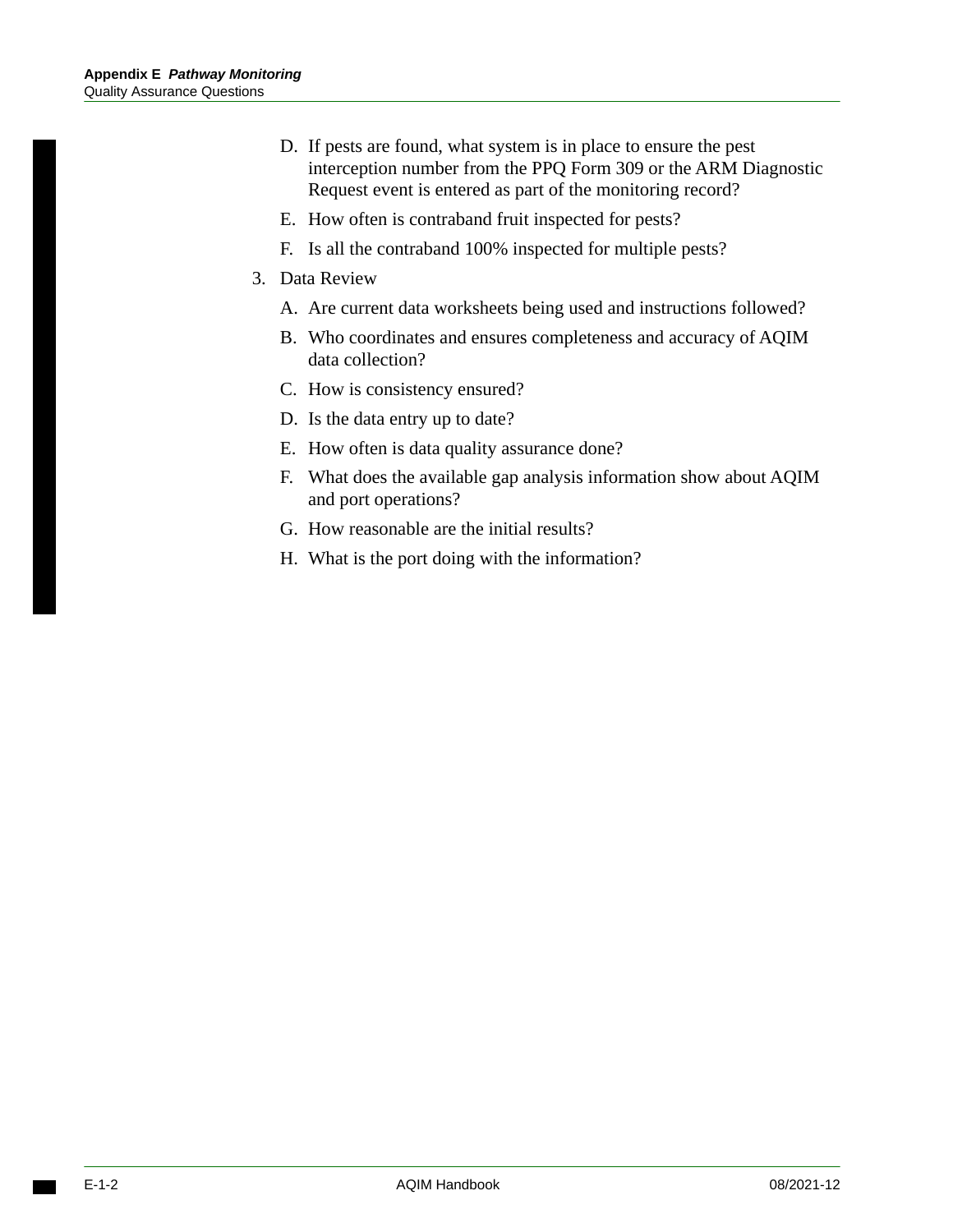D. If pests are found, what system is in place to ensure the pest interception number from the PPQ Form 309 or the ARM Diagnostic Request event is entered as part of the monitoring record?

E. How often is contraband fruit inspected for pests?

F. Is all the contraband 100% inspected for multiple pests?

3. Data Review

   A. Are current data worksheets being used and instructions followed?

   B. Who coordinates and ensures completeness and accuracy of AQIM data collection?

   C. How is consistency ensured?

   D. Is the data entry up to date?

   E. How often is data quality assurance done?

   F. What does the available gap analysis information show about AQIM and port operations?

   G. How reasonable are the initial results?

   H. What is the port doing with the information?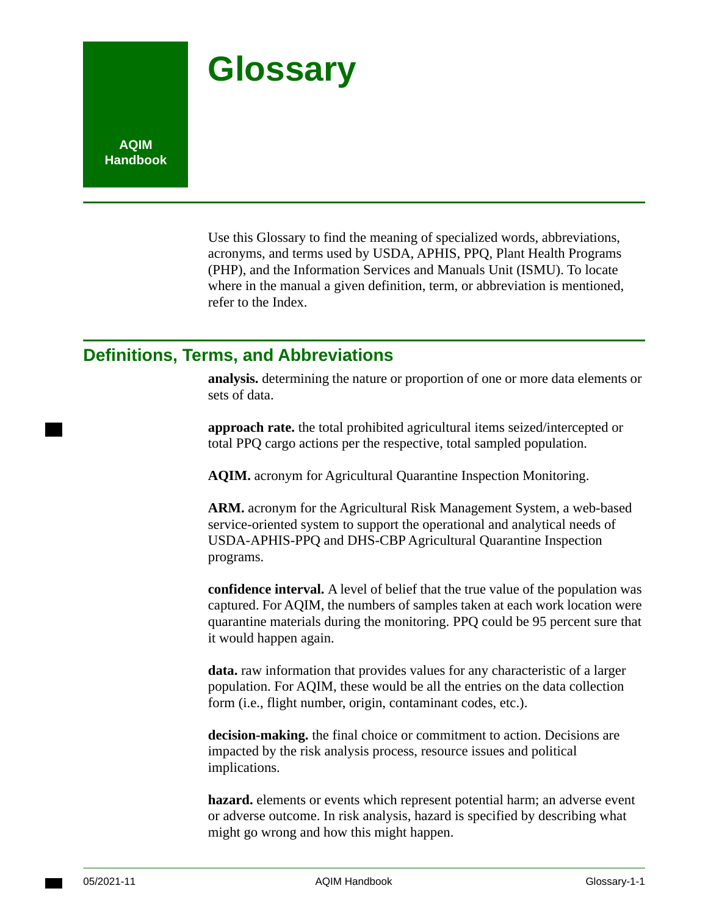# Glossary

**AQIM Handbook**

Use this Glossary to find the meaning of specialized words, abbreviations, acronyms, and terms used by USDA, APHIS, PPQ, Plant Health Programs (PHP), and the Information Services and Manuals Unit (ISMU). To locate where in the manual a given definition, term, or abbreviation is mentioned, refer to the Index.

## Definitions, Terms, and Abbreviations

**analysis.** determining the nature or proportion of one or more data elements or sets of data.

**approach rate.** the total prohibited agricultural items seized/intercepted or total PPQ cargo actions per the respective, total sampled population.

**AQIM.** acronym for Agricultural Quarantine Inspection Monitoring.

**ARM.** acronym for the Agricultural Risk Management System, a web-based service-oriented system to support the operational and analytical needs of USDA-APHIS-PPQ and DHS-CBP Agricultural Quarantine Inspection programs.

**confidence interval.** A level of belief that the true value of the population was captured. For AQIM, the numbers of samples taken at each work location were quarantine materials during the monitoring. PPQ could be 95 percent sure that it would happen again.

**data.** raw information that provides values for any characteristic of a larger population. For AQIM, these would be all the entries on the data collection form (i.e., flight number, origin, contaminant codes, etc.).

**decision-making.** the final choice or commitment to action. Decisions are impacted by the risk analysis process, resource issues and political implications.

**hazard.** elements or events which represent potential harm; an adverse event or adverse outcome. In risk analysis, hazard is specified by describing what might go wrong and how this might happen.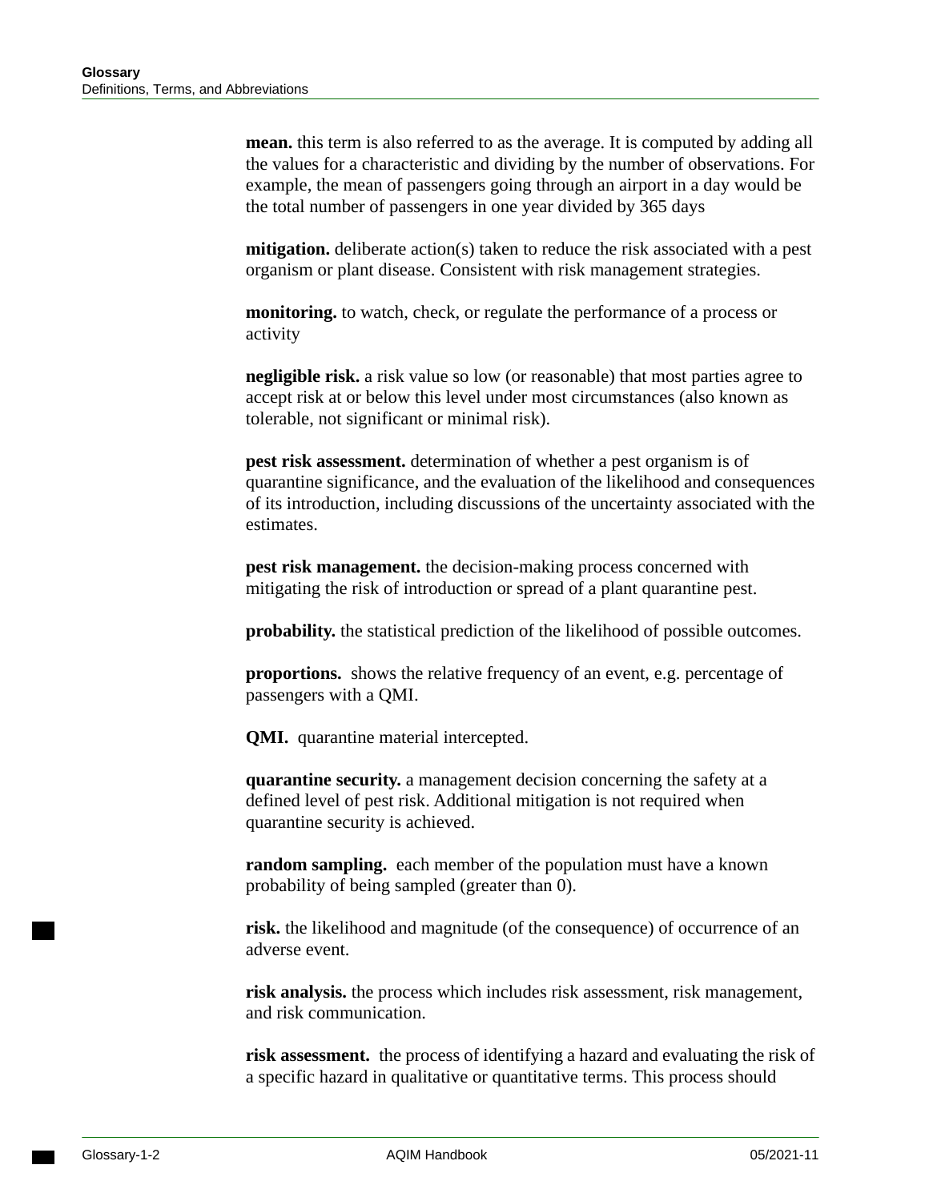**mean.** this term is also referred to as the average. It is computed by adding all the values for a characteristic and dividing by the number of observations. For example, the mean of passengers going through an airport in a day would be the total number of passengers in one year divided by 365 days

**mitigation.** deliberate action(s) taken to reduce the risk associated with a pest organism or plant disease. Consistent with risk management strategies.

**monitoring.** to watch, check, or regulate the performance of a process or activity

**negligible risk.** a risk value so low (or reasonable) that most parties agree to accept risk at or below this level under most circumstances (also known as tolerable, not significant or minimal risk).

**pest risk assessment.** determination of whether a pest organism is of quarantine significance, and the evaluation of the likelihood and consequences of its introduction, including discussions of the uncertainty associated with the estimates.

**pest risk management.** the decision-making process concerned with mitigating the risk of introduction or spread of a plant quarantine pest.

**probability.** the statistical prediction of the likelihood of possible outcomes.

**proportions.** shows the relative frequency of an event, e.g. percentage of passengers with a QMI.

**QMI.** quarantine material intercepted.

**quarantine security.** a management decision concerning the safety at a defined level of pest risk. Additional mitigation is not required when quarantine security is achieved.

**random sampling.** each member of the population must have a known probability of being sampled (greater than 0).

**risk.** the likelihood and magnitude (of the consequence) of occurrence of an adverse event.

**risk analysis.** the process which includes risk assessment, risk management, and risk communication.

**risk assessment.** the process of identifying a hazard and evaluating the risk of a specific hazard in qualitative or quantitative terms. This process should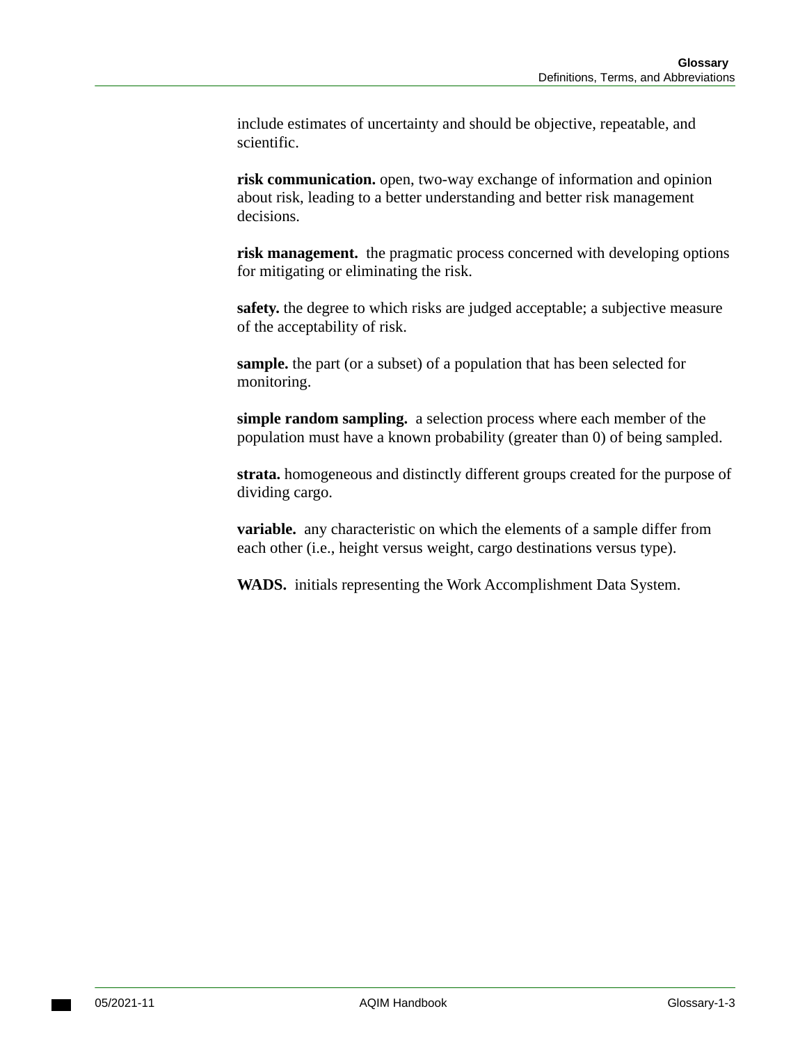include estimates of uncertainty and should be objective, repeatable, and scientific.

**risk communication.** open, two-way exchange of information and opinion about risk, leading to a better understanding and better risk management decisions.

**risk management.** the pragmatic process concerned with developing options for mitigating or eliminating the risk.

**safety.** the degree to which risks are judged acceptable; a subjective measure of the acceptability of risk.

**sample.** the part (or a subset) of a population that has been selected for monitoring.

**simple random sampling.** a selection process where each member of the population must have a known probability (greater than 0) of being sampled.

**strata.** homogeneous and distinctly different groups created for the purpose of dividing cargo.

**variable.** any characteristic on which the elements of a sample differ from each other (i.e., height versus weight, cargo destinations versus type).

**WADS.** initials representing the Work Accomplishment Data System.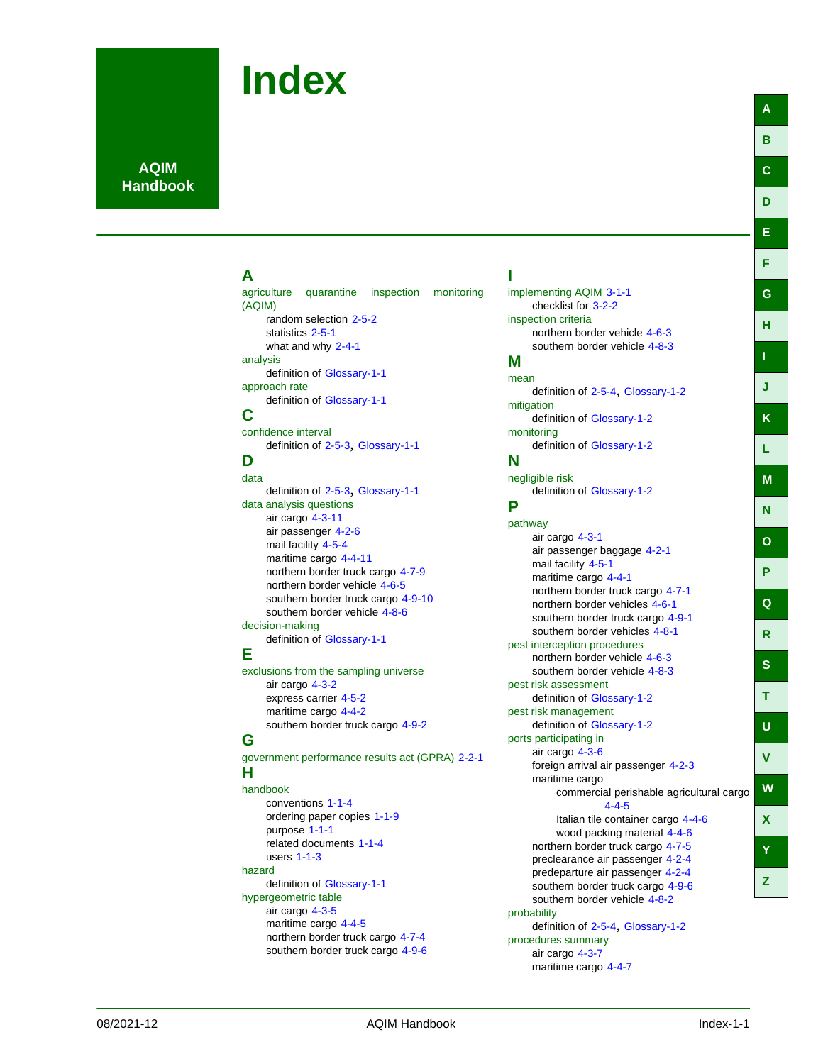# Index

AQIM Handbook

## A

agriculture quarantine inspection monitoring (AQIM)
- random selection 2-5-2
- statistics 2-5-1
- what and why 2-4-1

analysis
- definition of Glossary-1-1

approach rate
- definition of Glossary-1-1

## C

confidence interval
- definition of 2-5-3, Glossary-1-1

## D

data
- definition of 2-5-3, Glossary-1-1

data analysis questions
- air cargo 4-3-11
- air passenger 4-2-6
- mail facility 4-5-4
- maritime cargo 4-4-11
- northern border truck cargo 4-7-9
- northern border vehicle 4-6-5
- southern border truck cargo 4-9-10
- southern border vehicle 4-8-6

decision-making
- definition of Glossary-1-1

## E

exclusions from the sampling universe
- air cargo 4-3-2
- express carrier 4-5-2
- maritime cargo 4-4-2
- southern border truck cargo 4-9-2

## G

government performance results act (GPRA) 2-2-1

## H

handbook
- conventions 1-1-4
- ordering paper copies 1-1-9
- purpose 1-1-1
- related documents 1-1-4
- users 1-1-3

hazard
- definition of Glossary-1-1

hypergeometric table
- air cargo 4-3-5
- maritime cargo 4-4-5
- northern border truck cargo 4-7-4
- southern border truck cargo 4-9-6

## I

implementing AQIM 3-1-1
- checklist for 3-2-2

inspection criteria
- northern border vehicle 4-6-3
- southern border vehicle 4-8-3

## M

mean
- definition of 2-5-4, Glossary-1-2

mitigation
- definition of Glossary-1-2

monitoring
- definition of Glossary-1-2

## N

negligible risk
- definition of Glossary-1-2

## P

pathway
- air cargo 4-3-1
- air passenger baggage 4-2-1
- mail facility 4-5-1
- maritime cargo 4-4-1
- northern border truck cargo 4-7-1
- northern border vehicles 4-6-1
- southern border truck cargo 4-9-1
- southern border vehicles 4-8-1

pest interception procedures
- northern border vehicle 4-6-3
- southern border vehicle 4-8-3

pest risk assessment
- definition of Glossary-1-2

pest risk management
- definition of Glossary-1-2

ports participating in
- air cargo 4-3-6
- foreign arrival air passenger 4-2-3
- maritime cargo
  - commercial perishable agricultural cargo 4-4-5
  - Italian tile container cargo 4-4-6
  - wood packing material 4-4-6
- northern border truck cargo 4-7-5
- preclearance air passenger 4-2-4
- predeparture air passenger 4-2-4
- southern border truck cargo 4-9-6
- southern border vehicle 4-8-2

probability
- definition of 2-5-4, Glossary-1-2

procedures summary
- air cargo 4-3-7
- maritime cargo 4-4-7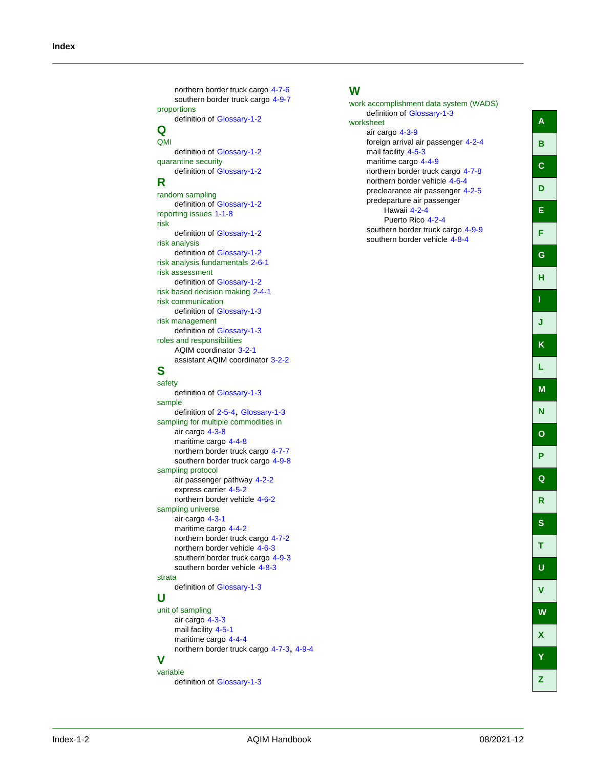northern border truck cargo 4-7-6
southern border truck cargo 4-9-7

proportions
- definition of Glossary-1-2

## Q

QMI
- definition of Glossary-1-2

quarantine security
- definition of Glossary-1-2

## R

random sampling
- definition of Glossary-1-2

reporting issues 1-1-8

risk
- definition of Glossary-1-2

risk analysis
- definition of Glossary-1-2

risk analysis fundamentals 2-6-1

risk assessment
- definition of Glossary-1-2

risk based decision making 2-4-1

risk communication
- definition of Glossary-1-3

risk management
- definition of Glossary-1-3

roles and responsibilities
- AQIM coordinator 3-2-1
- assistant AQIM coordinator 3-2-2

## S

safety
- definition of Glossary-1-3

sample
- definition of 2-5-4, Glossary-1-3

sampling for multiple commodities in
- air cargo 4-3-8
- maritime cargo 4-4-8
- northern border truck cargo 4-7-7
- southern border truck cargo 4-9-8

sampling protocol
- air passenger pathway 4-2-2
- express carrier 4-5-2
- northern border vehicle 4-6-2

sampling universe
- air cargo 4-3-1
- maritime cargo 4-4-2
- northern border truck cargo 4-7-2
- northern border vehicle 4-6-3
- southern border truck cargo 4-9-3
- southern border vehicle 4-8-3

strata
- definition of Glossary-1-3

## U

unit of sampling
- air cargo 4-3-3
- mail facility 4-5-1
- maritime cargo 4-4-4
- northern border truck cargo 4-7-3, 4-9-4

## V

variable
- definition of Glossary-1-3

## W

work accomplishment data system (WADS)
- definition of Glossary-1-3

worksheet
- air cargo 4-3-9
- foreign arrival air passenger 4-2-4
- mail facility 4-5-3
- maritime cargo 4-4-9
- northern border truck cargo 4-7-8
- northern border vehicle 4-6-4
- preclearance air passenger 4-2-5
- predeparture air passenger
  - Hawaii 4-2-4
  - Puerto Rico 4-2-4
- southern border truck cargo 4-9-9
- southern border vehicle 4-8-4